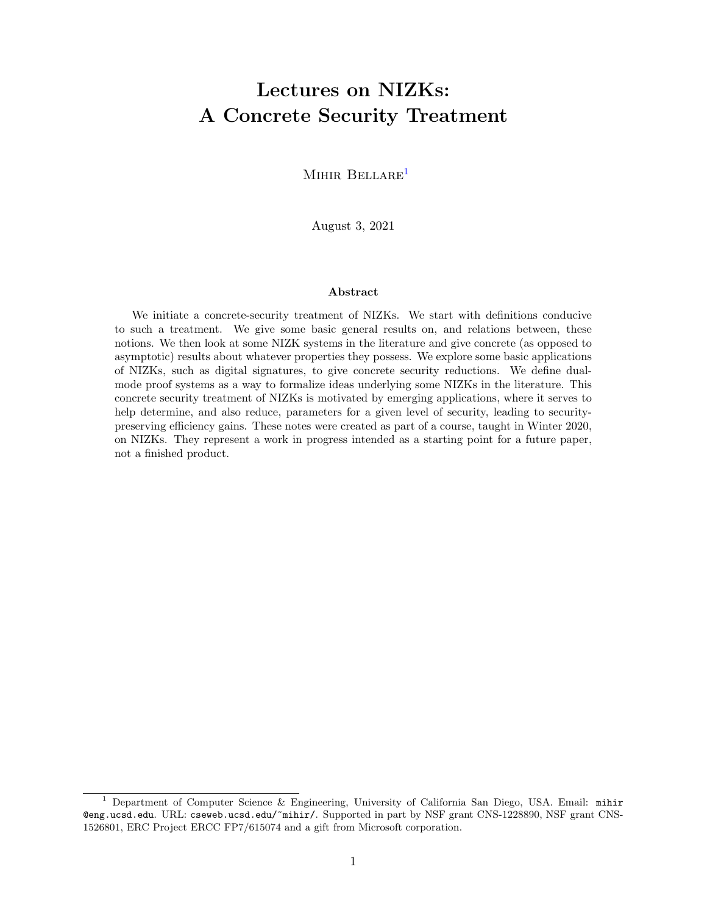# Lectures on NIZKs: A Concrete Security Treatment

Mihir Bellare[1]

August 3, 2021

### Abstract

We initiate a concrete-security treatment of NIZKs. We start with definitions conducive to such a treatment. We give some basic general results on, and relations between, these notions. We then look at some NIZK systems in the literature and give concrete (as opposed to asymptotic) results about whatever properties they possess. We explore some basic applications of NIZKs, such as digital signatures, to give concrete security reductions. We define dual-mode proof systems as a way to formalize ideas underlying some NIZKs in the literature. This concrete security treatment of NIZKs is motivated by emerging applications, where it serves to help determine, and also reduce, parameters for a given level of security, leading to security-preserving efficiency gains. These notes were created as part of a course, taught in Winter 2020, on NIZKs. They represent a work in progress intended as a starting point for a future paper, not a finished product.

---

[1] Department of Computer Science & Engineering, University of California San Diego, USA. Email: `mihir@eng.ucsd.edu`. URL: `cseweb.ucsd.edu/~mihir/`. Supported in part by NSF grant CNS-1228890, NSF grant CNS-1526801, ERC Project ERCC FP7/615074 and a gift from Microsoft corporation.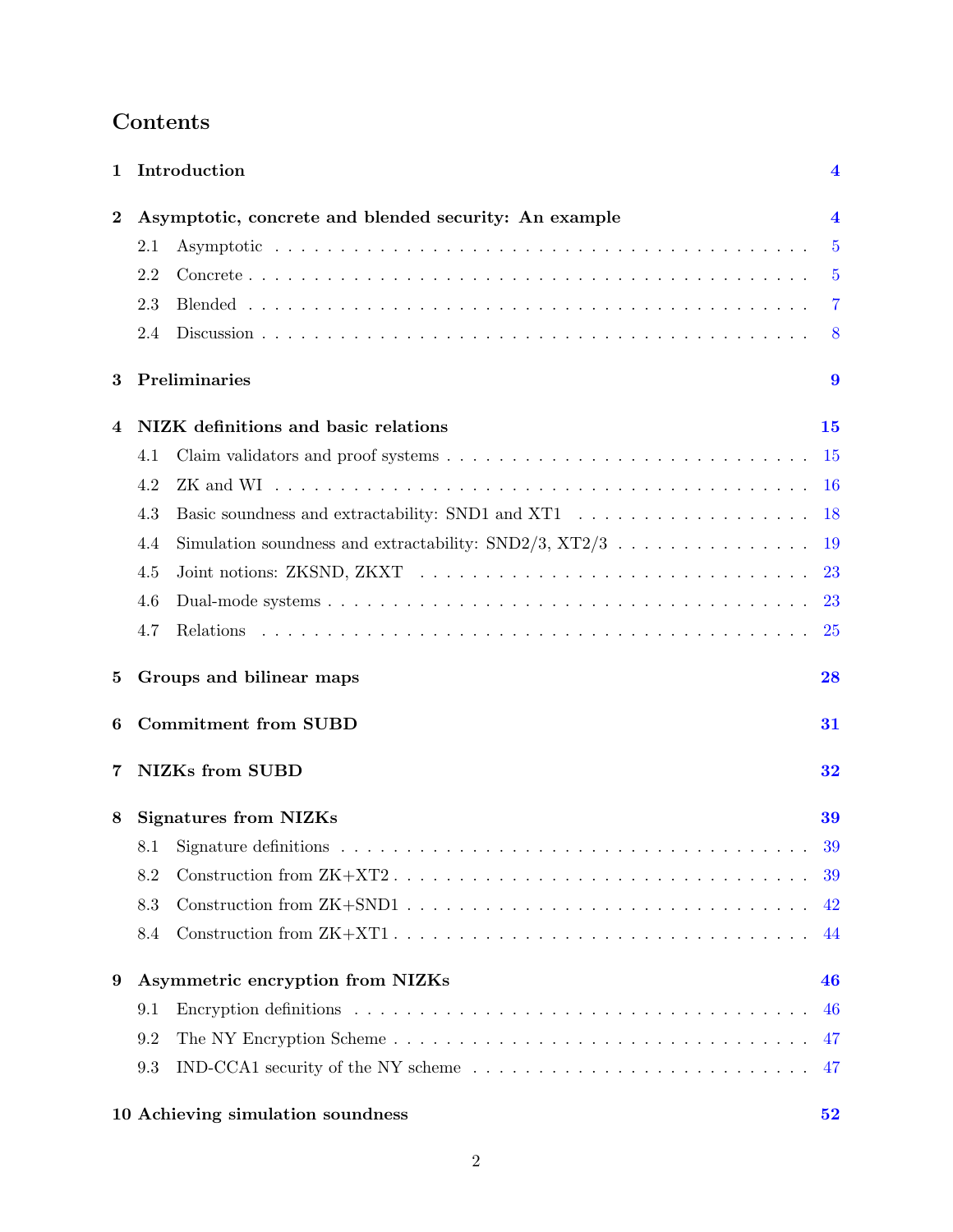# Contents

**1 Introduction** **4**

**2 Asymptotic, concrete and blended security: An example** **4**

- 2.1 Asymptotic . . . 5
- 2.2 Concrete . . . 5
- 2.3 Blended . . . 7
- 2.4 Discussion . . . 8

**3 Preliminaries** **9**

**4 NIZK definitions and basic relations** **15**

- 4.1 Claim validators and proof systems . . . 15
- 4.2 ZK and WI . . . 16
- 4.3 Basic soundness and extractability: SND1 and XT1 . . . 18
- 4.4 Simulation soundness and extractability: SND2/3, XT2/3 . . . 19
- 4.5 Joint notions: ZKSND, ZKXT . . . 23
- 4.6 Dual-mode systems . . . 23
- 4.7 Relations . . . 25

**5 Groups and bilinear maps** **28**

**6 Commitment from SUBD** **31**

**7 NIZKs from SUBD** **32**

**8 Signatures from NIZKs** **39**

- 8.1 Signature definitions . . . 39
- 8.2 Construction from ZK+XT2 . . . 39
- 8.3 Construction from ZK+SND1 . . . 42
- 8.4 Construction from ZK+XT1 . . . 44

**9 Asymmetric encryption from NIZKs** **46**

- 9.1 Encryption definitions . . . 46
- 9.2 The NY Encryption Scheme . . . 47
- 9.3 IND-CCA1 security of the NY scheme . . . 47

**10 Achieving simulation soundness** **52**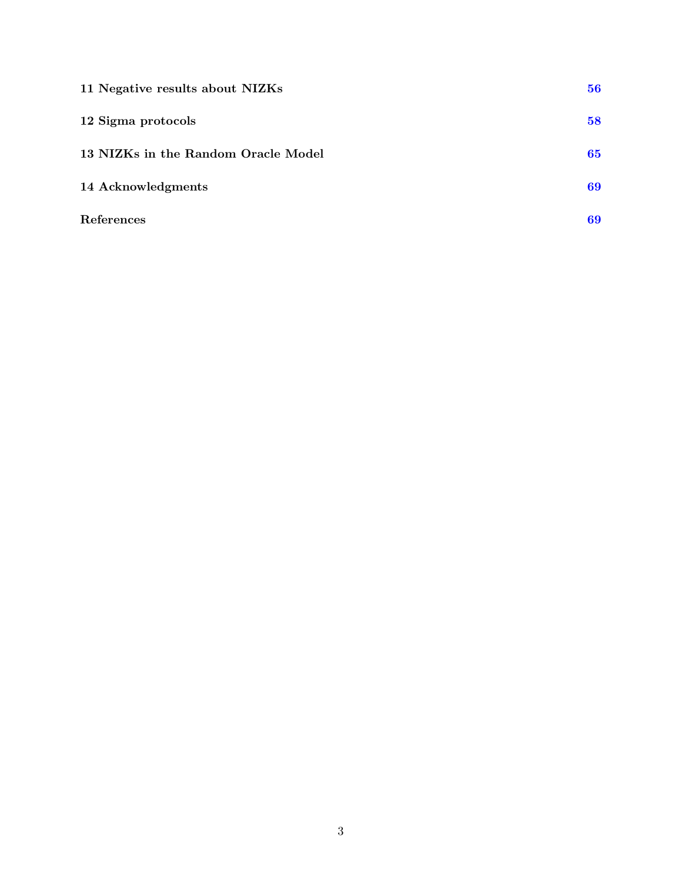**11 Negative results about NIZKs** 56

**12 Sigma protocols** 58

**13 NIZKs in the Random Oracle Model** 65

**14 Acknowledgments** 69

**References** 69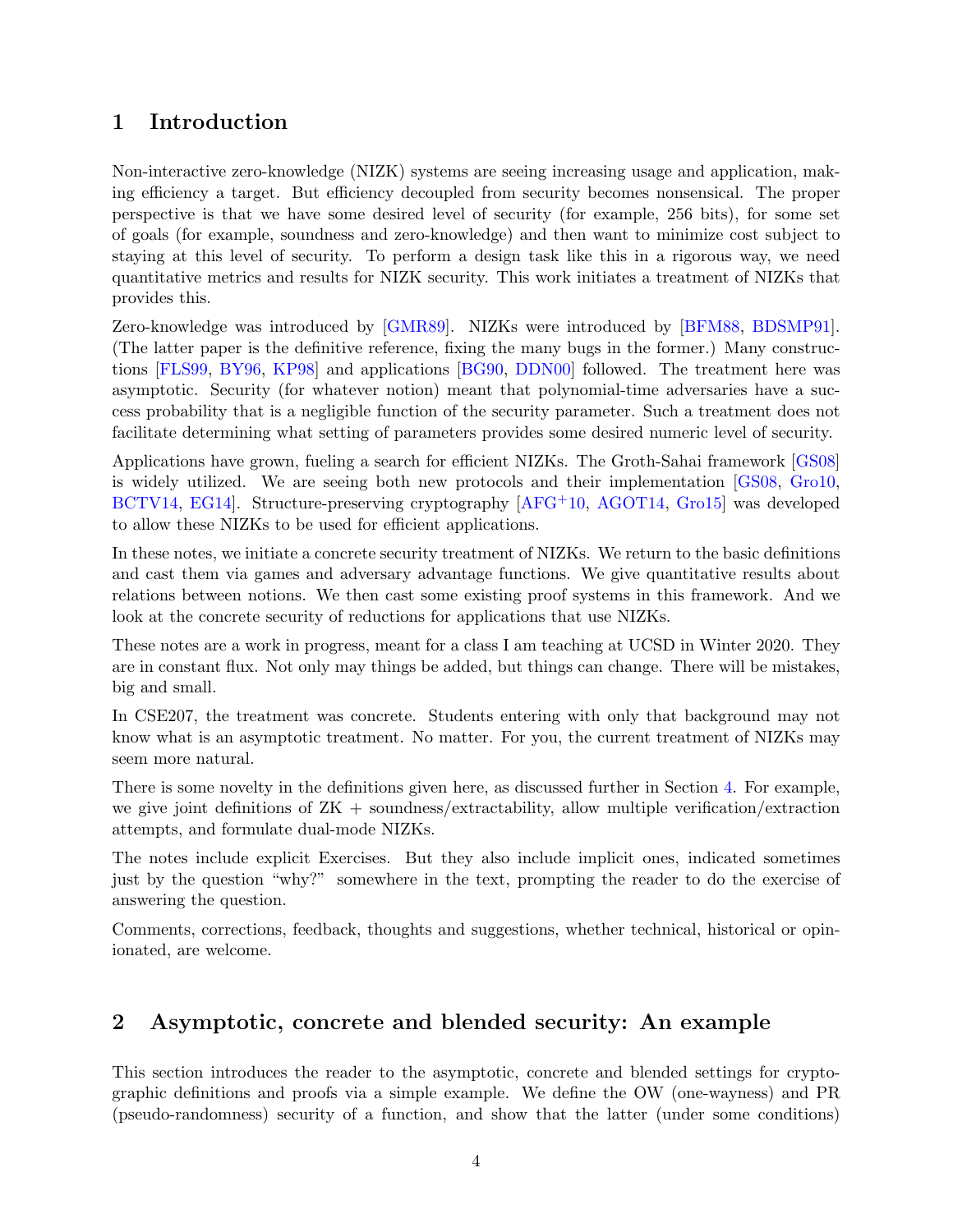## 1 Introduction

Non-interactive zero-knowledge (NIZK) systems are seeing increasing usage and application, making efficiency a target. But efficiency decoupled from security becomes nonsensical. The proper perspective is that we have some desired level of security (for example, 256 bits), for some set of goals (for example, soundness and zero-knowledge) and then want to minimize cost subject to staying at this level of security. To perform a design task like this in a rigorous way, we need quantitative metrics and results for NIZK security. This work initiates a treatment of NIZKs that provides this.

Zero-knowledge was introduced by [GMR89]. NIZKs were introduced by [BFM88, BDSMP91]. (The latter paper is the definitive reference, fixing the many bugs in the former.) Many constructions [FLS99, BY96, KP98] and applications [BG90, DDN00] followed. The treatment here was asymptotic. Security (for whatever notion) meant that polynomial-time adversaries have a success probability that is a negligible function of the security parameter. Such a treatment does not facilitate determining what setting of parameters provides some desired numeric level of security.

Applications have grown, fueling a search for efficient NIZKs. The Groth-Sahai framework [GS08] is widely utilized. We are seeing both new protocols and their implementation [GS08, Gro10, BCTV14, EG14]. Structure-preserving cryptography [AFG+10, AGOT14, Gro15] was developed to allow these NIZKs to be used for efficient applications.

In these notes, we initiate a concrete security treatment of NIZKs. We return to the basic definitions and cast them via games and adversary advantage functions. We give quantitative results about relations between notions. We then cast some existing proof systems in this framework. And we look at the concrete security of reductions for applications that use NIZKs.

These notes are a work in progress, meant for a class I am teaching at UCSD in Winter 2020. They are in constant flux. Not only may things be added, but things can change. There will be mistakes, big and small.

In CSE207, the treatment was concrete. Students entering with only that background may not know what is an asymptotic treatment. No matter. For you, the current treatment of NIZKs may seem more natural.

There is some novelty in the definitions given here, as discussed further in Section 4. For example, we give joint definitions of ZK + soundness/extractability, allow multiple verification/extraction attempts, and formulate dual-mode NIZKs.

The notes include explicit Exercises. But they also include implicit ones, indicated sometimes just by the question "why?" somewhere in the text, prompting the reader to do the exercise of answering the question.

Comments, corrections, feedback, thoughts and suggestions, whether technical, historical or opinionated, are welcome.

## 2 Asymptotic, concrete and blended security: An example

This section introduces the reader to the asymptotic, concrete and blended settings for cryptographic definitions and proofs via a simple example. We define the OW (one-wayness) and PR (pseudo-randomness) security of a function, and show that the latter (under some conditions)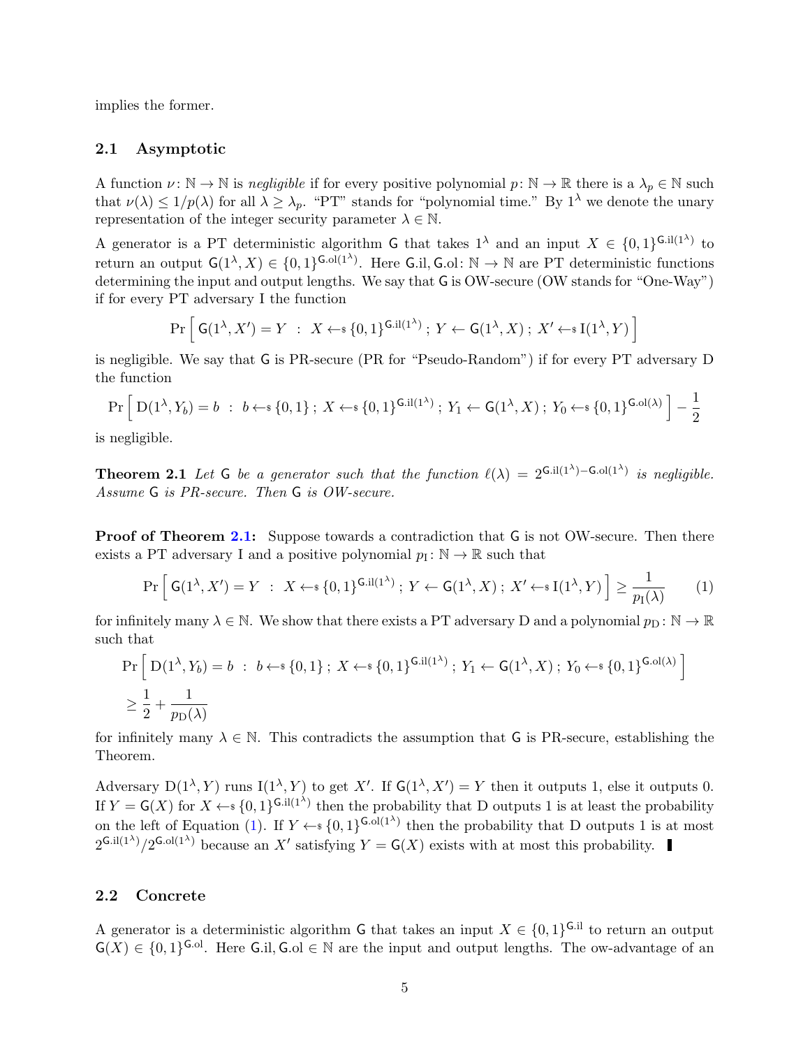implies the former.

### 2.1 Asymptotic

A function $\nu\colon \mathbb{N} \to \mathbb{N}$ is *negligible* if for every positive polynomial $p\colon \mathbb{N} \to \mathbb{R}$ there is a $\lambda_p \in \mathbb{N}$ such that $\nu(\lambda) \leq 1/p(\lambda)$ for all $\lambda \geq \lambda_p$. "PT" stands for "polynomial time." By $1^\lambda$ we denote the unary representation of the integer security parameter $\lambda \in \mathbb{N}$.

A generator is a PT deterministic algorithm $\mathsf{G}$ that takes $1^\lambda$ and an input $X \in \{0,1\}^{\mathsf{G}.\mathrm{il}(1^\lambda)}$ to return an output $\mathsf{G}(1^\lambda, X) \in \{0,1\}^{\mathsf{G}.\mathrm{ol}(1^\lambda)}$. Here $\mathsf{G}.\mathrm{il}, \mathsf{G}.\mathrm{ol}\colon \mathbb{N} \to \mathbb{N}$ are PT deterministic functions determining the input and output lengths. We say that $\mathsf{G}$ is OW-secure (OW stands for "One-Way") if for every PT adversary I the function

$$\Pr\left[\, \mathsf{G}(1^\lambda, X') = Y \;:\; X \leftarrow\!\!\$\, \{0,1\}^{\mathsf{G}.\mathrm{il}(1^\lambda)} \,;\, Y \leftarrow \mathsf{G}(1^\lambda, X) \,;\, X' \leftarrow\!\!\$\, \mathrm{I}(1^\lambda, Y) \,\right]$$

is negligible. We say that $\mathsf{G}$ is PR-secure (PR for "Pseudo-Random") if for every PT adversary D the function

$$\Pr\left[\, \mathrm{D}(1^\lambda, Y_b) = b \;:\; b \leftarrow\!\!\$\, \{0,1\} \,;\, X \leftarrow\!\!\$\, \{0,1\}^{\mathsf{G}.\mathrm{il}(1^\lambda)} \,;\, Y_1 \leftarrow \mathsf{G}(1^\lambda, X) \,;\, Y_0 \leftarrow\!\!\$\, \{0,1\}^{\mathsf{G}.\mathrm{ol}(\lambda)} \,\right] - \frac{1}{2}$$

is negligible.

**Theorem 2.1** *Let $\mathsf{G}$ be a generator such that the function $\ell(\lambda) = 2^{\mathsf{G}.\mathrm{il}(1^\lambda) - \mathsf{G}.\mathrm{ol}(1^\lambda)}$ is negligible. Assume $\mathsf{G}$ is PR-secure. Then $\mathsf{G}$ is OW-secure.*

**Proof of Theorem 2.1:** Suppose towards a contradiction that $\mathsf{G}$ is not OW-secure. Then there exists a PT adversary I and a positive polynomial $p_{\mathrm{I}}\colon \mathbb{N} \to \mathbb{R}$ such that

$$\Pr\left[\, \mathsf{G}(1^\lambda, X') = Y \;:\; X \leftarrow\!\!\$\, \{0,1\}^{\mathsf{G}.\mathrm{il}(1^\lambda)} \,;\, Y \leftarrow \mathsf{G}(1^\lambda, X) \,;\, X' \leftarrow\!\!\$\, \mathrm{I}(1^\lambda, Y) \,\right] \geq \frac{1}{p_{\mathrm{I}}(\lambda)} \tag{1}$$

for infinitely many $\lambda \in \mathbb{N}$. We show that there exists a PT adversary D and a polynomial $p_{\mathrm{D}}\colon \mathbb{N} \to \mathbb{R}$ such that

$$\Pr\left[\, \mathrm{D}(1^\lambda, Y_b) = b \;:\; b \leftarrow\!\!\$\, \{0,1\} \,;\, X \leftarrow\!\!\$\, \{0,1\}^{\mathsf{G}.\mathrm{il}(1^\lambda)} \,;\, Y_1 \leftarrow \mathsf{G}(1^\lambda, X) \,;\, Y_0 \leftarrow\!\!\$\, \{0,1\}^{\mathsf{G}.\mathrm{ol}(\lambda)} \,\right]$$
$$\geq \frac{1}{2} + \frac{1}{p_{\mathrm{D}}(\lambda)}$$

for infinitely many $\lambda \in \mathbb{N}$. This contradicts the assumption that $\mathsf{G}$ is PR-secure, establishing the Theorem.

Adversary $\mathrm{D}(1^\lambda, Y)$ runs $\mathrm{I}(1^\lambda, Y)$ to get $X'$. If $\mathsf{G}(1^\lambda, X') = Y$ then it outputs 1, else it outputs 0. If $Y = \mathsf{G}(X)$ for $X \leftarrow\!\!\$\, \{0,1\}^{\mathsf{G}.\mathrm{il}(1^\lambda)}$ then the probability that D outputs 1 is at least the probability on the left of Equation (1). If $Y \leftarrow\!\!\$\, \{0,1\}^{\mathsf{G}.\mathrm{ol}(1^\lambda)}$ then the probability that D outputs 1 is at most $2^{\mathsf{G}.\mathrm{il}(1^\lambda)}/2^{\mathsf{G}.\mathrm{ol}(1^\lambda)}$ because an $X'$ satisfying $Y = \mathsf{G}(X)$ exists with at most this probability. ∎

### 2.2 Concrete

A generator is a deterministic algorithm $\mathsf{G}$ that takes an input $X \in \{0,1\}^{\mathsf{G}.\mathrm{il}}$ to return an output $\mathsf{G}(X) \in \{0,1\}^{\mathsf{G}.\mathrm{ol}}$. Here $\mathsf{G}.\mathrm{il}, \mathsf{G}.\mathrm{ol} \in \mathbb{N}$ are the input and output lengths. The ow-advantage of an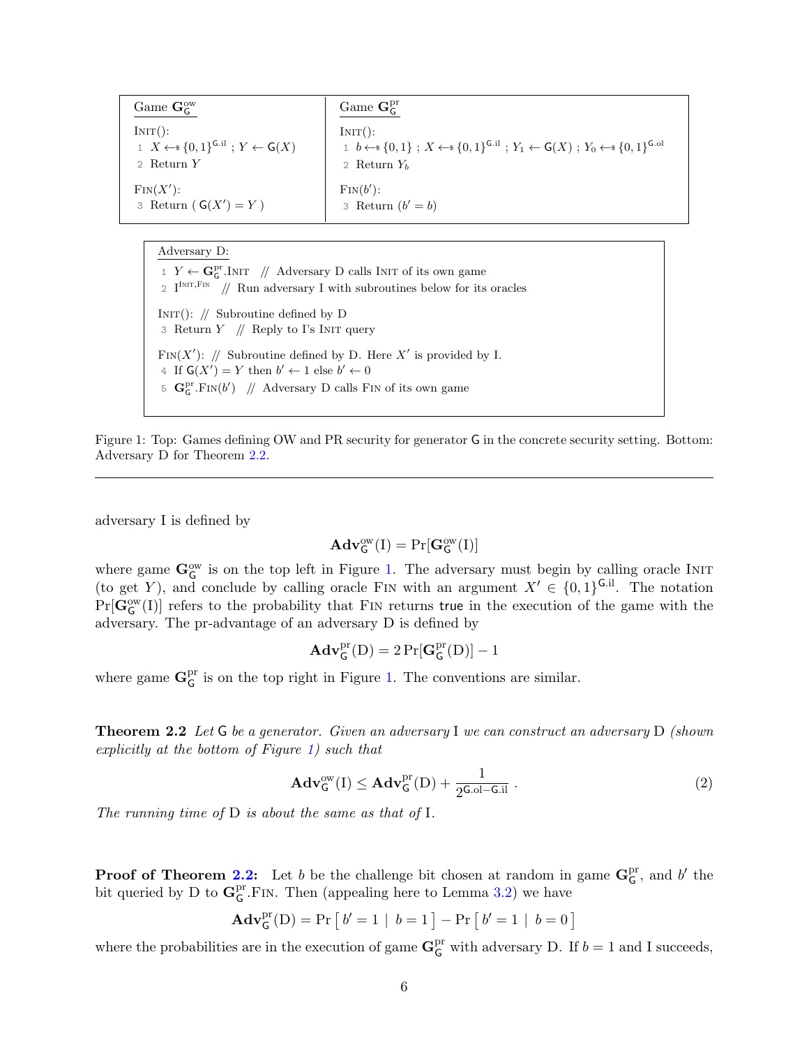| Game $\mathbf{G}^{\mathrm{ow}}_{\mathsf{G}}$ | Game $\mathbf{G}^{\mathrm{pr}}_{\mathsf{G}}$ |
|---|---|
| INIT(): | INIT(): |
| 1 $X \leftarrow\!\!\$\; \{0,1\}^{\mathsf{G.il}}$ ; $Y \leftarrow \mathsf{G}(X)$ | 1 $b \leftarrow\!\!\$\; \{0,1\}$ ; $X \leftarrow\!\!\$\; \{0,1\}^{\mathsf{G.il}}$ ; $Y_1 \leftarrow \mathsf{G}(X)$ ; $Y_0 \leftarrow\!\!\$\; \{0,1\}^{\mathsf{G.ol}}$ |
| 2 Return $Y$ | 2 Return $Y_b$ |
| FIN($X'$): | FIN($b'$): |
| 3 Return ( $\mathsf{G}(X') = Y$ ) | 3 Return ($b' = b$) |

```
Adversary D:
 1 Y ← G^pr_G.INIT   // Adversary D calls INIT of its own game
 2 I^{INIT,FIN}   // Run adversary I with subroutines below for its oracles

INIT(): // Subroutine defined by D
 3 Return Y   // Reply to I's INIT query

FIN(X'): // Subroutine defined by D. Here X' is provided by I.
 4 If G(X') = Y then b' ← 1 else b' ← 0
 5 G^pr_G.FIN(b')   // Adversary D calls FIN of its own game
```

Figure 1: Top: Games defining OW and PR security for generator $\mathsf{G}$ in the concrete security setting. Bottom: Adversary D for Theorem 2.2.

---

adversary I is defined by

$$\mathbf{Adv}^{\mathrm{ow}}_{\mathsf{G}}(\mathrm{I}) = \Pr[\mathbf{G}^{\mathrm{ow}}_{\mathsf{G}}(\mathrm{I})]$$

where game $\mathbf{G}^{\mathrm{ow}}_{\mathsf{G}}$ is on the top left in Figure 1. The adversary must begin by calling oracle INIT (to get $Y$), and conclude by calling oracle FIN with an argument $X' \in \{0,1\}^{\mathsf{G.il}}$. The notation $\Pr[\mathbf{G}^{\mathrm{ow}}_{\mathsf{G}}(\mathrm{I})]$ refers to the probability that FIN returns `true` in the execution of the game with the adversary. The pr-advantage of an adversary D is defined by

$$\mathbf{Adv}^{\mathrm{pr}}_{\mathsf{G}}(\mathrm{D}) = 2\Pr[\mathbf{G}^{\mathrm{pr}}_{\mathsf{G}}(\mathrm{D})] - 1$$

where game $\mathbf{G}^{\mathrm{pr}}_{\mathsf{G}}$ is on the top right in Figure 1. The conventions are similar.

**Theorem 2.2** *Let* $\mathsf{G}$ *be a generator. Given an adversary* I *we can construct an adversary* D *(shown explicitly at the bottom of Figure 1) such that*

$$\mathbf{Adv}^{\mathrm{ow}}_{\mathsf{G}}(\mathrm{I}) \leq \mathbf{Adv}^{\mathrm{pr}}_{\mathsf{G}}(\mathrm{D}) + \frac{1}{2^{\mathsf{G.ol}-\mathsf{G.il}}} \,. \tag{2}$$

*The running time of* D *is about the same as that of* I.

**Proof of Theorem 2.2:** Let $b$ be the challenge bit chosen at random in game $\mathbf{G}^{\mathrm{pr}}_{\mathsf{G}}$, and $b'$ the bit queried by D to $\mathbf{G}^{\mathrm{pr}}_{\mathsf{G}}$.FIN. Then (appealing here to Lemma 3.2) we have

$$\mathbf{Adv}^{\mathrm{pr}}_{\mathsf{G}}(\mathrm{D}) = \Pr\left[\, b' = 1 \mid b = 1 \,\right] - \Pr\left[\, b' = 1 \mid b = 0 \,\right]$$

where the probabilities are in the execution of game $\mathbf{G}^{\mathrm{pr}}_{\mathsf{G}}$ with adversary D. If $b = 1$ and I succeeds,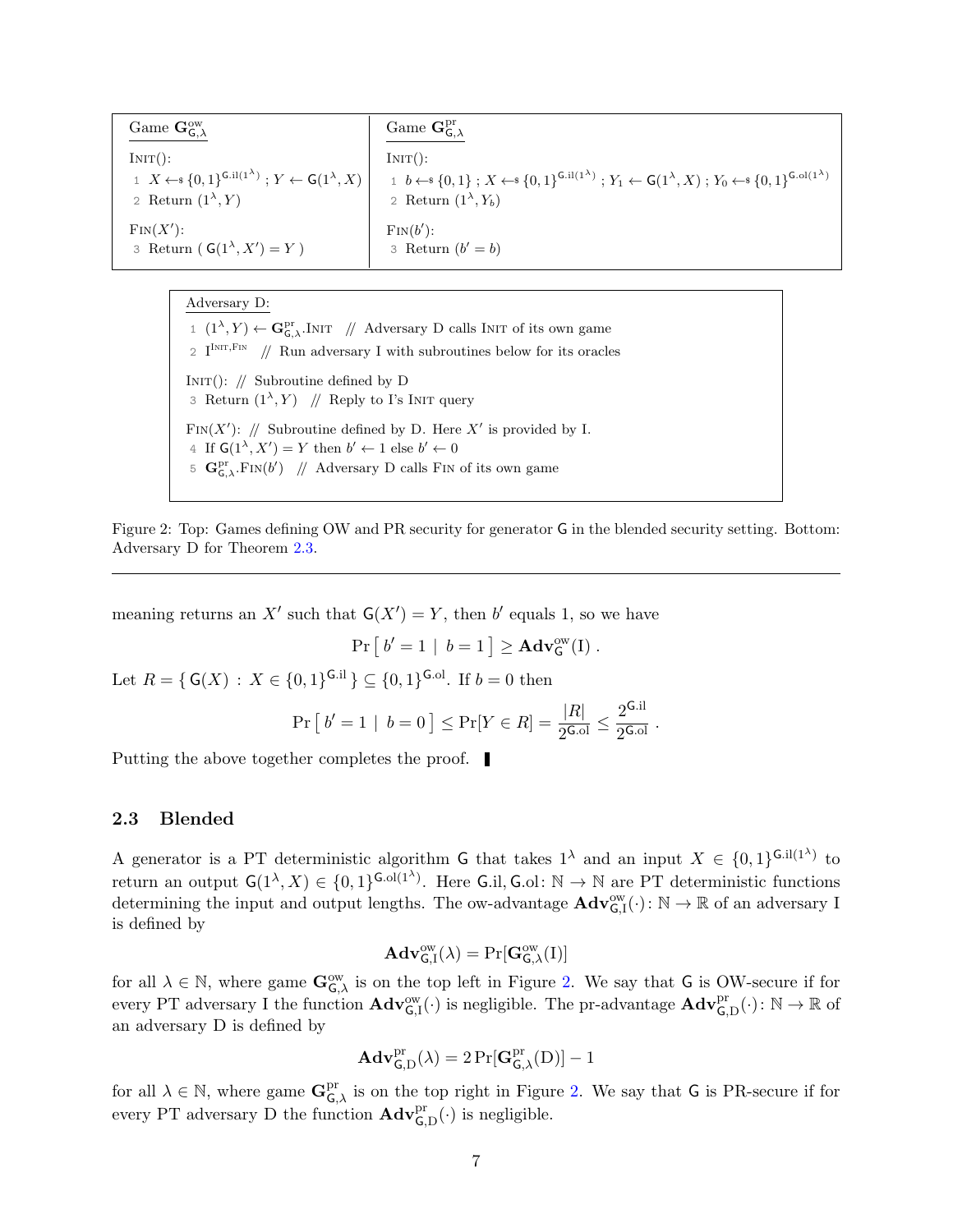| Game $\mathbf{G}^{\mathrm{ow}}_{\mathsf{G},\lambda}$ | Game $\mathbf{G}^{\mathrm{pr}}_{\mathsf{G},\lambda}$ |
|---|---|
| INIT(): | INIT(): |
| 1 $X \leftarrow\$ \{0,1\}^{\mathsf{G.il}(1^\lambda)}$ ; $Y \leftarrow \mathsf{G}(1^\lambda, X)$ | 1 $b \leftarrow\$ \{0,1\}$ ; $X \leftarrow\$ \{0,1\}^{\mathsf{G.il}(1^\lambda)}$ ; $Y_1 \leftarrow \mathsf{G}(1^\lambda, X)$ ; $Y_0 \leftarrow\$ \{0,1\}^{\mathsf{G.ol}(1^\lambda)}$ |
| 2 Return $(1^\lambda, Y)$ | 2 Return $(1^\lambda, Y_b)$ |
| FIN($X'$): | FIN($b'$): |
| 3 Return ( $\mathsf{G}(1^\lambda, X') = Y$ ) | 3 Return $(b' = b)$ |

```
Adversary D:
1  (1^λ, Y) ← G^pr_{G,λ}.INIT   // Adversary D calls INIT of its own game
2  I^{INIT,FIN}   // Run adversary I with subroutines below for its oracles

INIT(): // Subroutine defined by D
3  Return (1^λ, Y)   // Reply to I's INIT query

FIN(X'): // Subroutine defined by D. Here X' is provided by I.
4  If G(1^λ, X') = Y then b' ← 1 else b' ← 0
5  G^pr_{G,λ}.FIN(b')   // Adversary D calls FIN of its own game
```

Figure 2: Top: Games defining OW and PR security for generator $\mathsf{G}$ in the blended security setting. Bottom: Adversary D for Theorem 2.3.

meaning returns an $X'$ such that $\mathsf{G}(X') = Y$, then $b'$ equals 1, so we have

$$\Pr\left[\, b' = 1 \mid b = 1 \,\right] \geq \mathbf{Adv}^{\mathrm{ow}}_{\mathsf{G}}(\mathrm{I}) \, .$$

Let $R = \{\, \mathsf{G}(X) \,:\, X \in \{0,1\}^{\mathsf{G.il}} \,\} \subseteq \{0,1\}^{\mathsf{G.ol}}$. If $b = 0$ then

$$\Pr\left[\, b' = 1 \mid b = 0 \,\right] \leq \Pr[Y \in R] = \frac{|R|}{2^{\mathsf{G.ol}}} \leq \frac{2^{\mathsf{G.il}}}{2^{\mathsf{G.ol}}} \, .$$

Putting the above together completes the proof. ∎

### 2.3 Blended

A generator is a PT deterministic algorithm $\mathsf{G}$ that takes $1^\lambda$ and an input $X \in \{0,1\}^{\mathsf{G.il}(1^\lambda)}$ to return an output $\mathsf{G}(1^\lambda, X) \in \{0,1\}^{\mathsf{G.ol}(1^\lambda)}$. Here $\mathsf{G.il}, \mathsf{G.ol}\colon \mathbb{N} \to \mathbb{N}$ are PT deterministic functions determining the input and output lengths. The ow-advantage $\mathbf{Adv}^{\mathrm{ow}}_{\mathsf{G},\mathrm{I}}(\cdot)\colon \mathbb{N} \to \mathbb{R}$ of an adversary I is defined by

$$\mathbf{Adv}^{\mathrm{ow}}_{\mathsf{G},\mathrm{I}}(\lambda) = \Pr[\mathbf{G}^{\mathrm{ow}}_{\mathsf{G},\lambda}(\mathrm{I})]$$

for all $\lambda \in \mathbb{N}$, where game $\mathbf{G}^{\mathrm{ow}}_{\mathsf{G},\lambda}$ is on the top left in Figure 2. We say that $\mathsf{G}$ is OW-secure if for every PT adversary I the function $\mathbf{Adv}^{\mathrm{ow}}_{\mathsf{G},\mathrm{I}}(\cdot)$ is negligible. The pr-advantage $\mathbf{Adv}^{\mathrm{pr}}_{\mathsf{G},\mathrm{D}}(\cdot)\colon \mathbb{N} \to \mathbb{R}$ of an adversary D is defined by

$$\mathbf{Adv}^{\mathrm{pr}}_{\mathsf{G},\mathrm{D}}(\lambda) = 2\Pr[\mathbf{G}^{\mathrm{pr}}_{\mathsf{G},\lambda}(\mathrm{D})] - 1$$

for all $\lambda \in \mathbb{N}$, where game $\mathbf{G}^{\mathrm{pr}}_{\mathsf{G},\lambda}$ is on the top right in Figure 2. We say that $\mathsf{G}$ is PR-secure if for every PT adversary D the function $\mathbf{Adv}^{\mathrm{pr}}_{\mathsf{G},\mathrm{D}}(\cdot)$ is negligible.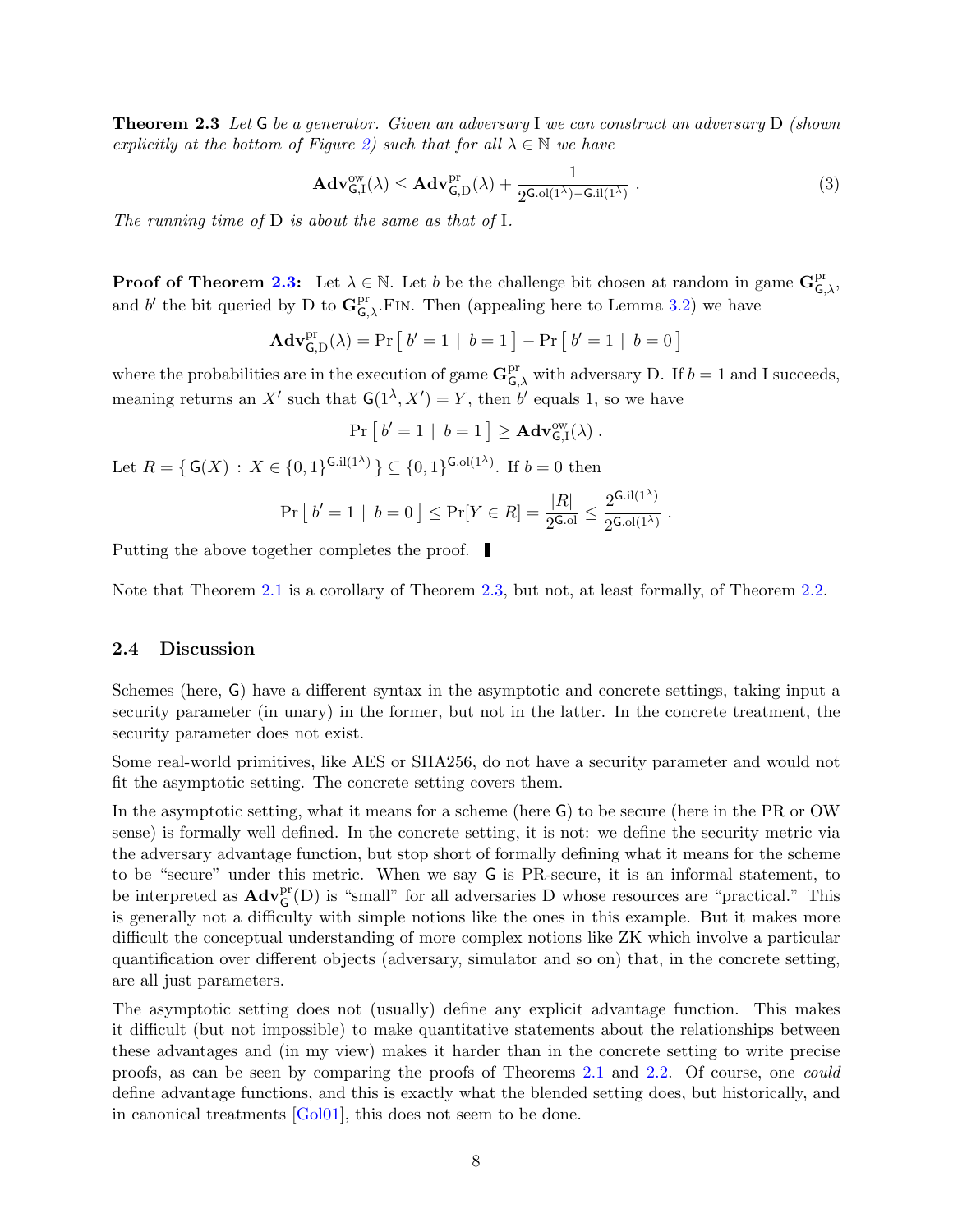**Theorem 2.3** *Let* $\mathsf{G}$ *be a generator. Given an adversary* $\mathrm{I}$ *we can construct an adversary* $\mathrm{D}$ *(shown explicitly at the bottom of Figure 2) such that for all* $\lambda \in \mathbb{N}$ *we have*

$$\mathbf{Adv}^{\mathrm{ow}}_{\mathsf{G},\mathrm{I}}(\lambda) \leq \mathbf{Adv}^{\mathrm{pr}}_{\mathsf{G},\mathrm{D}}(\lambda) + \frac{1}{2^{\mathsf{G}.\mathrm{ol}(1^\lambda) - \mathsf{G}.\mathrm{il}(1^\lambda)}} \ . \tag{3}$$

*The running time of* $\mathrm{D}$ *is about the same as that of* $\mathrm{I}$.

**Proof of Theorem 2.3:** Let $\lambda \in \mathbb{N}$. Let $b$ be the challenge bit chosen at random in game $\mathbf{G}^{\mathrm{pr}}_{\mathsf{G},\lambda}$, and $b'$ the bit queried by $\mathrm{D}$ to $\mathbf{G}^{\mathrm{pr}}_{\mathsf{G},\lambda}.\textsc{Fin}$. Then (appealing here to Lemma 3.2) we have

$$\mathbf{Adv}^{\mathrm{pr}}_{\mathsf{G},\mathrm{D}}(\lambda) = \Pr\left[\, b' = 1 \mid b = 1 \,\right] - \Pr\left[\, b' = 1 \mid b = 0 \,\right]$$

where the probabilities are in the execution of game $\mathbf{G}^{\mathrm{pr}}_{\mathsf{G},\lambda}$ with adversary $\mathrm{D}$. If $b = 1$ and $\mathrm{I}$ succeeds, meaning returns an $X'$ such that $\mathsf{G}(1^\lambda, X') = Y$, then $b'$ equals 1, so we have

$$\Pr\left[\, b' = 1 \mid b = 1 \,\right] \geq \mathbf{Adv}^{\mathrm{ow}}_{\mathsf{G},\mathrm{I}}(\lambda) \ .$$

Let $R = \{\, \mathsf{G}(X) : X \in \{0,1\}^{\mathsf{G}.\mathrm{il}(1^\lambda)} \,\} \subseteq \{0,1\}^{\mathsf{G}.\mathrm{ol}(1^\lambda)}$. If $b = 0$ then

$$\Pr\left[\, b' = 1 \mid b = 0 \,\right] \leq \Pr[Y \in R] = \frac{|R|}{2^{\mathsf{G}.\mathrm{ol}}} \leq \frac{2^{\mathsf{G}.\mathrm{il}(1^\lambda)}}{2^{\mathsf{G}.\mathrm{ol}(1^\lambda)}} \ .$$

Putting the above together completes the proof. ∎

Note that Theorem 2.1 is a corollary of Theorem 2.3, but not, at least formally, of Theorem 2.2.

## 2.4 Discussion

Schemes (here, $\mathsf{G}$) have a different syntax in the asymptotic and concrete settings, taking input a security parameter (in unary) in the former, but not in the latter. In the concrete treatment, the security parameter does not exist.

Some real-world primitives, like AES or SHA256, do not have a security parameter and would not fit the asymptotic setting. The concrete setting covers them.

In the asymptotic setting, what it means for a scheme (here $\mathsf{G}$) to be secure (here in the PR or OW sense) is formally well defined. In the concrete setting, it is not: we define the security metric via the adversary advantage function, but stop short of formally defining what it means for the scheme to be "secure" under this metric. When we say $\mathsf{G}$ is PR-secure, it is an informal statement, to be interpreted as $\mathbf{Adv}^{\mathrm{pr}}_{\mathsf{G}}(\mathrm{D})$ is "small" for all adversaries $\mathrm{D}$ whose resources are "practical." This is generally not a difficulty with simple notions like the ones in this example. But it makes more difficult the conceptual understanding of more complex notions like ZK which involve a particular quantification over different objects (adversary, simulator and so on) that, in the concrete setting, are all just parameters.

The asymptotic setting does not (usually) define any explicit advantage function. This makes it difficult (but not impossible) to make quantitative statements about the relationships between these advantages and (in my view) makes it harder than in the concrete setting to write precise proofs, as can be seen by comparing the proofs of Theorems 2.1 and 2.2. Of course, one *could* define advantage functions, and this is exactly what the blended setting does, but historically, and in canonical treatments [Gol01], this does not seem to be done.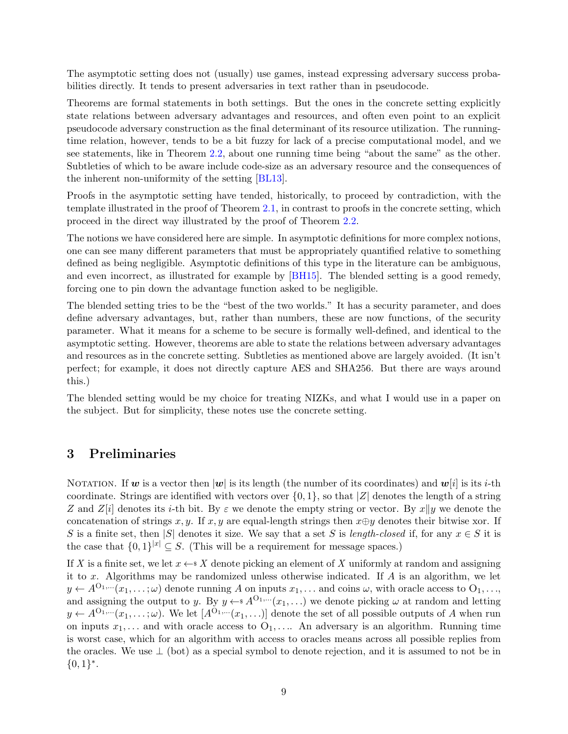The asymptotic setting does not (usually) use games, instead expressing adversary success probabilities directly. It tends to present adversaries in text rather than in pseudocode.

Theorems are formal statements in both settings. But the ones in the concrete setting explicitly state relations between adversary advantages and resources, and often even point to an explicit pseudocode adversary construction as the final determinant of its resource utilization. The running-time relation, however, tends to be a bit fuzzy for lack of a precise computational model, and we see statements, like in Theorem 2.2, about one running time being "about the same" as the other. Subtleties of which to be aware include code-size as an adversary resource and the consequences of the inherent non-uniformity of the setting [BL13].

Proofs in the asymptotic setting have tended, historically, to proceed by contradiction, with the template illustrated in the proof of Theorem 2.1, in contrast to proofs in the concrete setting, which proceed in the direct way illustrated by the proof of Theorem 2.2.

The notions we have considered here are simple. In asymptotic definitions for more complex notions, one can see many different parameters that must be appropriately quantified relative to something defined as being negligible. Asymptotic definitions of this type in the literature can be ambiguous, and even incorrect, as illustrated for example by [BH15]. The blended setting is a good remedy, forcing one to pin down the advantage function asked to be negligible.

The blended setting tries to be the "best of the two worlds." It has a security parameter, and does define adversary advantages, but, rather than numbers, these are now functions, of the security parameter. What it means for a scheme to be secure is formally well-defined, and identical to the asymptotic setting. However, theorems are able to state the relations between adversary advantages and resources as in the concrete setting. Subtleties as mentioned above are largely avoided. (It isn't perfect; for example, it does not directly capture AES and SHA256. But there are ways around this.)

The blended setting would be my choice for treating NIZKs, and what I would use in a paper on the subject. But for simplicity, these notes use the concrete setting.

## 3 Preliminaries

Notation. If $\boldsymbol{w}$ is a vector then $|\boldsymbol{w}|$ is its length (the number of its coordinates) and $\boldsymbol{w}[i]$ is its $i$-th coordinate. Strings are identified with vectors over $\{0,1\}$, so that $|Z|$ denotes the length of a string $Z$ and $Z[i]$ denotes its $i$-th bit. By $\varepsilon$ we denote the empty string or vector. By $x \| y$ we denote the concatenation of strings $x, y$. If $x, y$ are equal-length strings then $x \oplus y$ denotes their bitwise xor. If $S$ is a finite set, then $|S|$ denotes it size. We say that a set $S$ is *length-closed* if, for any $x \in S$ it is the case that $\{0,1\}^{|x|} \subseteq S$. (This will be a requirement for message spaces.)

If $X$ is a finite set, we let $x \leftarrow\!\!\$\; X$ denote picking an element of $X$ uniformly at random and assigning it to $x$. Algorithms may be randomized unless otherwise indicated. If $A$ is an algorithm, we let $y \leftarrow A^{\mathrm{O}_1,\cdots}(x_1,\ldots;\omega)$ denote running $A$ on inputs $x_1,\ldots$ and coins $\omega$, with oracle access to $\mathrm{O}_1,\ldots$, and assigning the output to $y$. By $y \leftarrow\!\!\$\; A^{\mathrm{O}_1,\cdots}(x_1,\ldots)$ we denote picking $\omega$ at random and letting $y \leftarrow A^{\mathrm{O}_1,\cdots}(x_1,\ldots;\omega)$. We let $[A^{\mathrm{O}_1,\cdots}(x_1,\ldots)]$ denote the set of all possible outputs of $A$ when run on inputs $x_1,\ldots$ and with oracle access to $\mathrm{O}_1,\ldots$. An adversary is an algorithm. Running time is worst case, which for an algorithm with access to oracles means across all possible replies from the oracles. We use $\perp$ (bot) as a special symbol to denote rejection, and it is assumed to not be in $\{0,1\}^*$.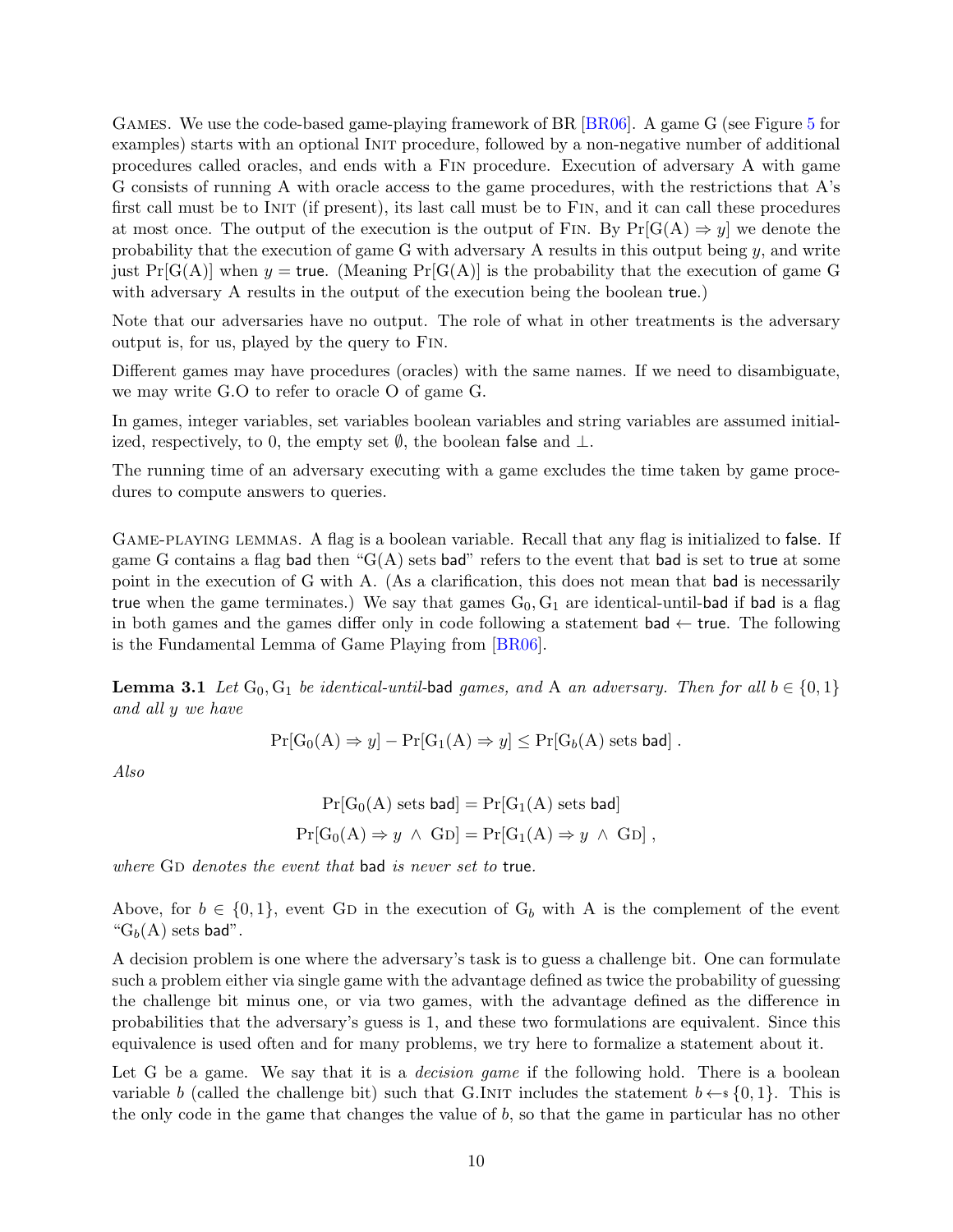Games. We use the code-based game-playing framework of BR [BR06]. A game G (see Figure 5 for examples) starts with an optional Init procedure, followed by a non-negative number of additional procedures called oracles, and ends with a Fin procedure. Execution of adversary A with game G consists of running A with oracle access to the game procedures, with the restrictions that A's first call must be to Init (if present), its last call must be to Fin, and it can call these procedures at most once. The output of the execution is the output of Fin. By $\Pr[G(A) \Rightarrow y]$ we denote the probability that the execution of game G with adversary A results in this output being $y$, and write just $\Pr[G(A)]$ when $y = \mathsf{true}$. (Meaning $\Pr[G(A)]$ is the probability that the execution of game G with adversary A results in the output of the execution being the boolean true.)

Note that our adversaries have no output. The role of what in other treatments is the adversary output is, for us, played by the query to Fin.

Different games may have procedures (oracles) with the same names. If we need to disambiguate, we may write G.O to refer to oracle O of game G.

In games, integer variables, set variables boolean variables and string variables are assumed initialized, respectively, to 0, the empty set $\emptyset$, the boolean false and $\perp$.

The running time of an adversary executing with a game excludes the time taken by game procedures to compute answers to queries.

Game-playing lemmas. A flag is a boolean variable. Recall that any flag is initialized to false. If game G contains a flag bad then "G(A) sets bad" refers to the event that bad is set to true at some point in the execution of G with A. (As a clarification, this does not mean that bad is necessarily true when the game terminates.) We say that games $G_0, G_1$ are identical-until-bad if bad is a flag in both games and the games differ only in code following a statement $\mathsf{bad} \leftarrow \mathsf{true}$. The following is the Fundamental Lemma of Game Playing from [BR06].

**Lemma 3.1** *Let $G_0, G_1$ be identical-until-bad games, and A an adversary. Then for all $b \in \{0,1\}$ and all $y$ we have*

$$\Pr[G_0(A) \Rightarrow y] - \Pr[G_1(A) \Rightarrow y] \leq \Pr[G_b(A) \text{ sets } \mathsf{bad}] .$$

*Also*

$$\Pr[G_0(A) \text{ sets } \mathsf{bad}] = \Pr[G_1(A) \text{ sets } \mathsf{bad}]$$

$$\Pr[G_0(A) \Rightarrow y \ \wedge \ \mathrm{GD}] = \Pr[G_1(A) \Rightarrow y \ \wedge \ \mathrm{GD}] ,$$

*where GD denotes the event that bad is never set to true.*

Above, for $b \in \{0,1\}$, event GD in the execution of $G_b$ with A is the complement of the event "$G_b(A)$ sets bad".

A decision problem is one where the adversary's task is to guess a challenge bit. One can formulate such a problem either via single game with the advantage defined as twice the probability of guessing the challenge bit minus one, or via two games, with the advantage defined as the difference in probabilities that the adversary's guess is 1, and these two formulations are equivalent. Since this equivalence is used often and for many problems, we try here to formalize a statement about it.

Let G be a game. We say that it is a *decision game* if the following hold. There is a boolean variable $b$ (called the challenge bit) such that G.Init includes the statement $b \leftarrow\!\!\$ \{0,1\}$. This is the only code in the game that changes the value of $b$, so that the game in particular has no other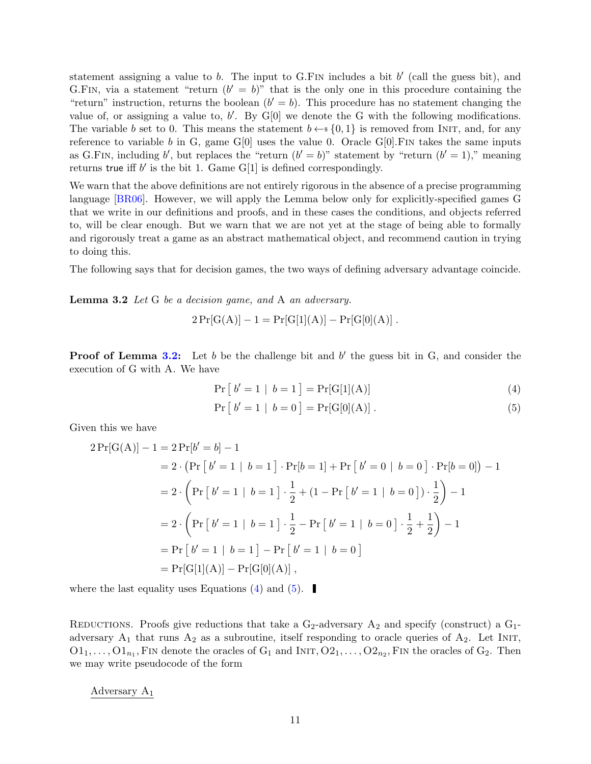statement assigning a value to $b$. The input to G.FIN includes a bit $b'$ (call the guess bit), and G.FIN, via a statement "return $(b' = b)$" that is the only one in this procedure containing the "return" instruction, returns the boolean $(b' = b)$. This procedure has no statement changing the value of, or assigning a value to, $b'$. By G[0] we denote the G with the following modifications. The variable $b$ set to 0. This means the statement $b \leftarrow\$ \{0,1\}$ is removed from INIT, and, for any reference to variable $b$ in G, game G[0] uses the value 0. Oracle G[0].FIN takes the same inputs as G.FIN, including $b'$, but replaces the "return $(b' = b)$" statement by "return $(b' = 1)$," meaning returns true iff $b'$ is the bit 1. Game G[1] is defined correspondingly.

We warn that the above definitions are not entirely rigorous in the absence of a precise programming language [BR06]. However, we will apply the Lemma below only for explicitly-specified games G that we write in our definitions and proofs, and in these cases the conditions, and objects referred to, will be clear enough. But we warn that we are not yet at the stage of being able to formally and rigorously treat a game as an abstract mathematical object, and recommend caution in trying to doing this.

The following says that for decision games, the two ways of defining adversary advantage coincide.

**Lemma 3.2** *Let* G *be a decision game, and* A *an adversary.*

$$2\Pr[\mathrm{G}(\mathrm{A})] - 1 = \Pr[\mathrm{G}[1](\mathrm{A})] - \Pr[\mathrm{G}[0](\mathrm{A})] \, .$$

**Proof of Lemma 3.2:** Let $b$ be the challenge bit and $b'$ the guess bit in G, and consider the execution of G with A. We have

$$\Pr\left[\, b' = 1 \mid b = 1 \,\right] = \Pr[\mathrm{G}[1](\mathrm{A})] \tag{4}$$

$$\Pr\left[\, b' = 1 \mid b = 0 \,\right] = \Pr[\mathrm{G}[0](\mathrm{A})] \, . \tag{5}$$

Given this we have

$$\begin{aligned}
2\Pr[\mathrm{G}(\mathrm{A})] - 1 &= 2\Pr[b' = b] - 1 \\
&= 2 \cdot \left(\Pr\left[\, b' = 1 \mid b = 1 \,\right] \cdot \Pr[b = 1] + \Pr\left[\, b' = 0 \mid b = 0 \,\right] \cdot \Pr[b = 0]\right) - 1 \\
&= 2 \cdot \left(\Pr\left[\, b' = 1 \mid b = 1 \,\right] \cdot \frac{1}{2} + \left(1 - \Pr\left[\, b' = 1 \mid b = 0 \,\right]\right) \cdot \frac{1}{2}\right) - 1 \\
&= 2 \cdot \left(\Pr\left[\, b' = 1 \mid b = 1 \,\right] \cdot \frac{1}{2} - \Pr\left[\, b' = 1 \mid b = 0 \,\right] \cdot \frac{1}{2} + \frac{1}{2}\right) - 1 \\
&= \Pr\left[\, b' = 1 \mid b = 1 \,\right] - \Pr\left[\, b' = 1 \mid b = 0 \,\right] \\
&= \Pr[\mathrm{G}[1](\mathrm{A})] - \Pr[\mathrm{G}[0](\mathrm{A})] \, ,
\end{aligned}$$

where the last equality uses Equations (4) and (5). ∎

REDUCTIONS. Proofs give reductions that take a $\mathrm{G}_2$-adversary $\mathrm{A}_2$ and specify (construct) a $\mathrm{G}_1$-adversary $\mathrm{A}_1$ that runs $\mathrm{A}_2$ as a subroutine, itself responding to oracle queries of $\mathrm{A}_2$. Let INIT, $\mathrm{O1}_1, \ldots, \mathrm{O1}_{n_1}$, FIN denote the oracles of $\mathrm{G}_1$ and INIT, $\mathrm{O2}_1, \ldots, \mathrm{O2}_{n_2}$, FIN the oracles of $\mathrm{G}_2$. Then we may write pseudocode of the form

Adversary $\mathrm{A}_1$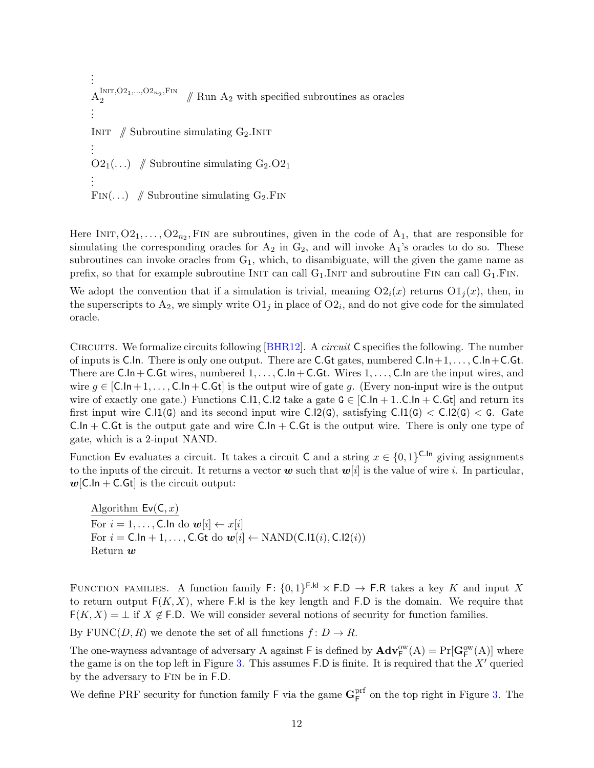$\vdots$

$A_2^{\text{INIT},\text{O2}_1,\ldots,\text{O2}_{n_2},\text{FIN}}$ // Run $A_2$ with specified subroutines as oracles

$\vdots$

INIT // Subroutine simulating $G_2$.INIT

$\vdots$

$\text{O2}_1(\ldots)$ // Subroutine simulating $G_2.\text{O2}_1$

$\vdots$

FIN$(\ldots)$ // Subroutine simulating $G_2$.FIN

Here INIT, $\text{O2}_1, \ldots, \text{O2}_{n_2}$, FIN are subroutines, given in the code of $A_1$, that are responsible for simulating the corresponding oracles for $A_2$ in $G_2$, and will invoke $A_1$'s oracles to do so. These subroutines can invoke oracles from $G_1$, which, to disambiguate, will the given the game name as prefix, so that for example subroutine INIT can call $G_1$.INIT and subroutine FIN can call $G_1$.FIN.

We adopt the convention that if a simulation is trivial, meaning $\text{O2}_i(x)$ returns $\text{O1}_j(x)$, then, in the superscripts to $A_2$, we simply write $\text{O1}_j$ in place of $\text{O2}_i$, and do not give code for the simulated oracle.

CIRCUITS. We formalize circuits following [BHR12]. A *circuit* $\mathsf{C}$ specifies the following. The number of inputs is $\mathsf{C.In}$. There is only one output. There are $\mathsf{C.Gt}$ gates, numbered $\mathsf{C.In}+1, \ldots, \mathsf{C.In}+\mathsf{C.Gt}$. There are $\mathsf{C.In}+\mathsf{C.Gt}$ wires, numbered $1, \ldots, \mathsf{C.In}+\mathsf{C.Gt}$. Wires $1, \ldots, \mathsf{C.In}$ are the input wires, and wire $g \in [\mathsf{C.In}+1, \ldots, \mathsf{C.In}+\mathsf{C.Gt}]$ is the output wire of gate $g$. (Every non-input wire is the output wire of exactly one gate.) Functions $\mathsf{C.I1}, \mathsf{C.I2}$ take a gate $\mathtt{G} \in [\mathsf{C.In}+1..\mathsf{C.In}+\mathsf{C.Gt}]$ and return its first input wire $\mathsf{C.I1}(\mathtt{G})$ and its second input wire $\mathsf{C.I2}(\mathtt{G})$, satisfying $\mathsf{C.I1}(\mathtt{G}) < \mathsf{C.I2}(\mathtt{G}) < \mathtt{G}$. Gate $\mathsf{C.In}+\mathsf{C.Gt}$ is the output gate and wire $\mathsf{C.In}+\mathsf{C.Gt}$ is the output wire. There is only one type of gate, which is a 2-input NAND.

Function $\mathsf{Ev}$ evaluates a circuit. It takes a circuit $\mathsf{C}$ and a string $x \in \{0,1\}^{\mathsf{C.In}}$ giving assignments to the inputs of the circuit. It returns a vector $\boldsymbol{w}$ such that $\boldsymbol{w}[i]$ is the value of wire $i$. In particular, $\boldsymbol{w}[\mathsf{C.In}+\mathsf{C.Gt}]$ is the circuit output:

```
Algorithm Ev(C, x)
For i = 1, ..., C.In do w[i] ← x[i]
For i = C.In + 1, ..., C.Gt do w[i] ← NAND(C.I1(i), C.I2(i))
Return w
```

FUNCTION FAMILIES. A function family $\mathsf{F}\colon \{0,1\}^{\mathsf{F.kl}} \times \mathsf{F.D} \to \mathsf{F.R}$ takes a key $K$ and input $X$ to return output $\mathsf{F}(K,X)$, where $\mathsf{F.kl}$ is the key length and $\mathsf{F.D}$ is the domain. We require that $\mathsf{F}(K,X) = \bot$ if $X \notin \mathsf{F.D}$. We will consider several notions of security for function families.

By $\text{FUNC}(D,R)$ we denote the set of all functions $f\colon D \to R$.

The one-wayness advantage of adversary A against $\mathsf{F}$ is defined by $\mathbf{Adv}^{\text{ow}}_{\mathsf{F}}(\text{A}) = \Pr[\mathbf{G}^{\text{ow}}_{\mathsf{F}}(\text{A})]$ where the game is on the top left in Figure 3. This assumes $\mathsf{F.D}$ is finite. It is required that the $X'$ queried by the adversary to FIN be in $\mathsf{F.D}$.

We define PRF security for function family $\mathsf{F}$ via the game $\mathbf{G}^{\text{prf}}_{\mathsf{F}}$ on the top right in Figure 3. The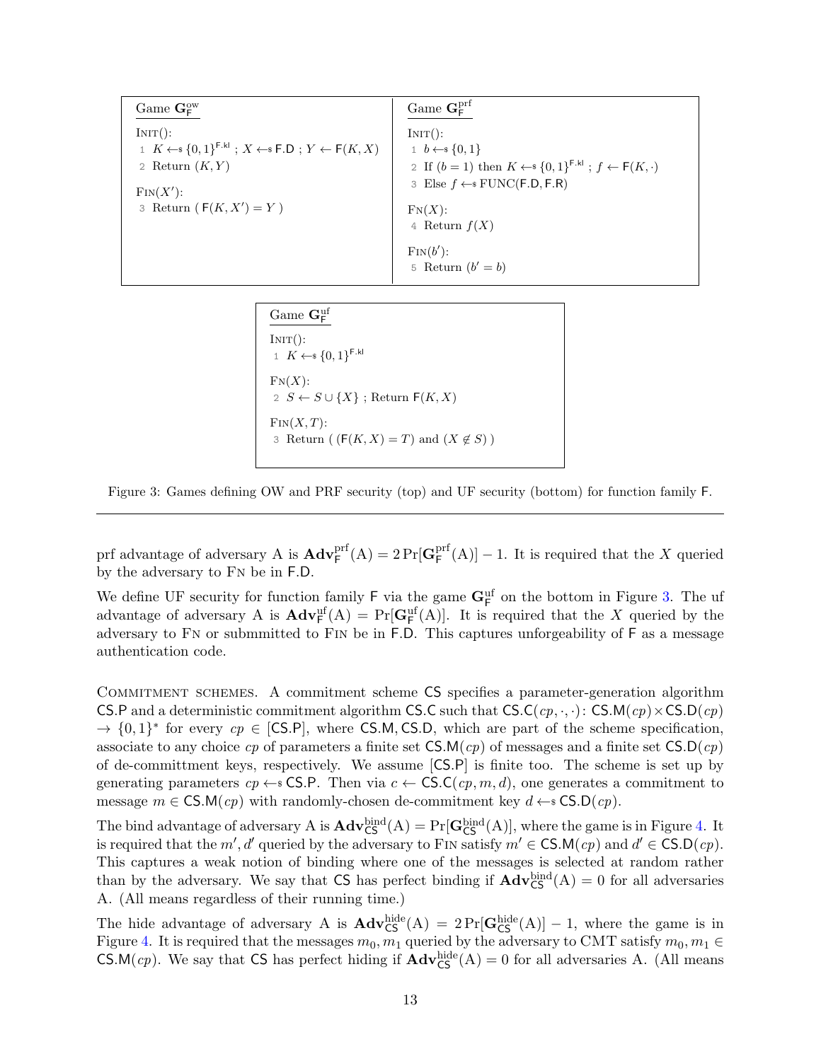**Game $\mathbf{G}^{\mathrm{ow}}_{\mathsf{F}}$**

```
INIT():
1  K ←$ {0,1}^{F.kl} ; X ←$ F.D ; Y ← F(K, X)
2  Return (K, Y)

FIN(X'):
3  Return ( F(K, X') = Y )
```

**Game $\mathbf{G}^{\mathrm{prf}}_{\mathsf{F}}$**

```
INIT():
1  b ←$ {0,1}
2  If (b = 1) then K ←$ {0,1}^{F.kl} ; f ← F(K, ·)
3  Else f ←$ FUNC(F.D, F.R)

FN(X):
4  Return f(X)

FIN(b'):
5  Return (b' = b)
```

**Game $\mathbf{G}^{\mathrm{uf}}_{\mathsf{F}}$**

```
INIT():
1  K ←$ {0,1}^{F.kl}

FN(X):
2  S ← S ∪ {X} ; Return F(K, X)

FIN(X, T):
3  Return ( (F(K, X) = T) and (X ∉ S) )
```

Figure 3: Games defining OW and PRF security (top) and UF security (bottom) for function family $\mathsf{F}$.

---

prf advantage of adversary A is $\mathbf{Adv}^{\mathrm{prf}}_{\mathsf{F}}(\mathrm{A}) = 2\Pr[\mathbf{G}^{\mathrm{prf}}_{\mathsf{F}}(\mathrm{A})] - 1$. It is required that the $X$ queried by the adversary to FN be in $\mathsf{F.D}$.

We define UF security for function family $\mathsf{F}$ via the game $\mathbf{G}^{\mathrm{uf}}_{\mathsf{F}}$ on the bottom in Figure 3. The uf advantage of adversary A is $\mathbf{Adv}^{\mathrm{uf}}_{\mathsf{F}}(\mathrm{A}) = \Pr[\mathbf{G}^{\mathrm{uf}}_{\mathsf{F}}(\mathrm{A})]$. It is required that the $X$ queried by the adversary to FN or submmitted to FIN be in $\mathsf{F.D}$. This captures unforgeability of $\mathsf{F}$ as a message authentication code.

COMMITMENT SCHEMES. A commitment scheme $\mathsf{CS}$ specifies a parameter-generation algorithm $\mathsf{CS.P}$ and a deterministic commitment algorithm $\mathsf{CS.C}$ such that $\mathsf{CS.C}(cp,\cdot,\cdot)\colon \mathsf{CS.M}(cp)\times\mathsf{CS.D}(cp) \to \{0,1\}^*$ for every $cp \in [\mathsf{CS.P}]$, where $\mathsf{CS.M}, \mathsf{CS.D}$, which are part of the scheme specification, associate to any choice $cp$ of parameters a finite set $\mathsf{CS.M}(cp)$ of messages and a finite set $\mathsf{CS.D}(cp)$ of de-committment keys, respectively. We assume $[\mathsf{CS.P}]$ is finite too. The scheme is set up by generating parameters $cp \leftarrow\!\!\$\ \mathsf{CS.P}$. Then via $c \leftarrow \mathsf{CS.C}(cp, m, d)$, one generates a commitment to message $m \in \mathsf{CS.M}(cp)$ with randomly-chosen de-commitment key $d \leftarrow\!\!\$\ \mathsf{CS.D}(cp)$.

The bind advantage of adversary A is $\mathbf{Adv}^{\mathrm{bind}}_{\mathsf{CS}}(\mathrm{A}) = \Pr[\mathbf{G}^{\mathrm{bind}}_{\mathsf{CS}}(\mathrm{A})]$, where the game is in Figure 4. It is required that the $m', d'$ queried by the adversary to FIN satisfy $m' \in \mathsf{CS.M}(cp)$ and $d' \in \mathsf{CS.D}(cp)$. This captures a weak notion of binding where one of the messages is selected at random rather than by the adversary. We say that $\mathsf{CS}$ has perfect binding if $\mathbf{Adv}^{\mathrm{bind}}_{\mathsf{CS}}(\mathrm{A}) = 0$ for all adversaries A. (All means regardless of their running time.)

The hide advantage of adversary A is $\mathbf{Adv}^{\mathrm{hide}}_{\mathsf{CS}}(\mathrm{A}) = 2\Pr[\mathbf{G}^{\mathrm{hide}}_{\mathsf{CS}}(\mathrm{A})] - 1$, where the game is in Figure 4. It is required that the messages $m_0, m_1$ queried by the adversary to CMT satisfy $m_0, m_1 \in \mathsf{CS.M}(cp)$. We say that $\mathsf{CS}$ has perfect hiding if $\mathbf{Adv}^{\mathrm{hide}}_{\mathsf{CS}}(\mathrm{A}) = 0$ for all adversaries A. (All means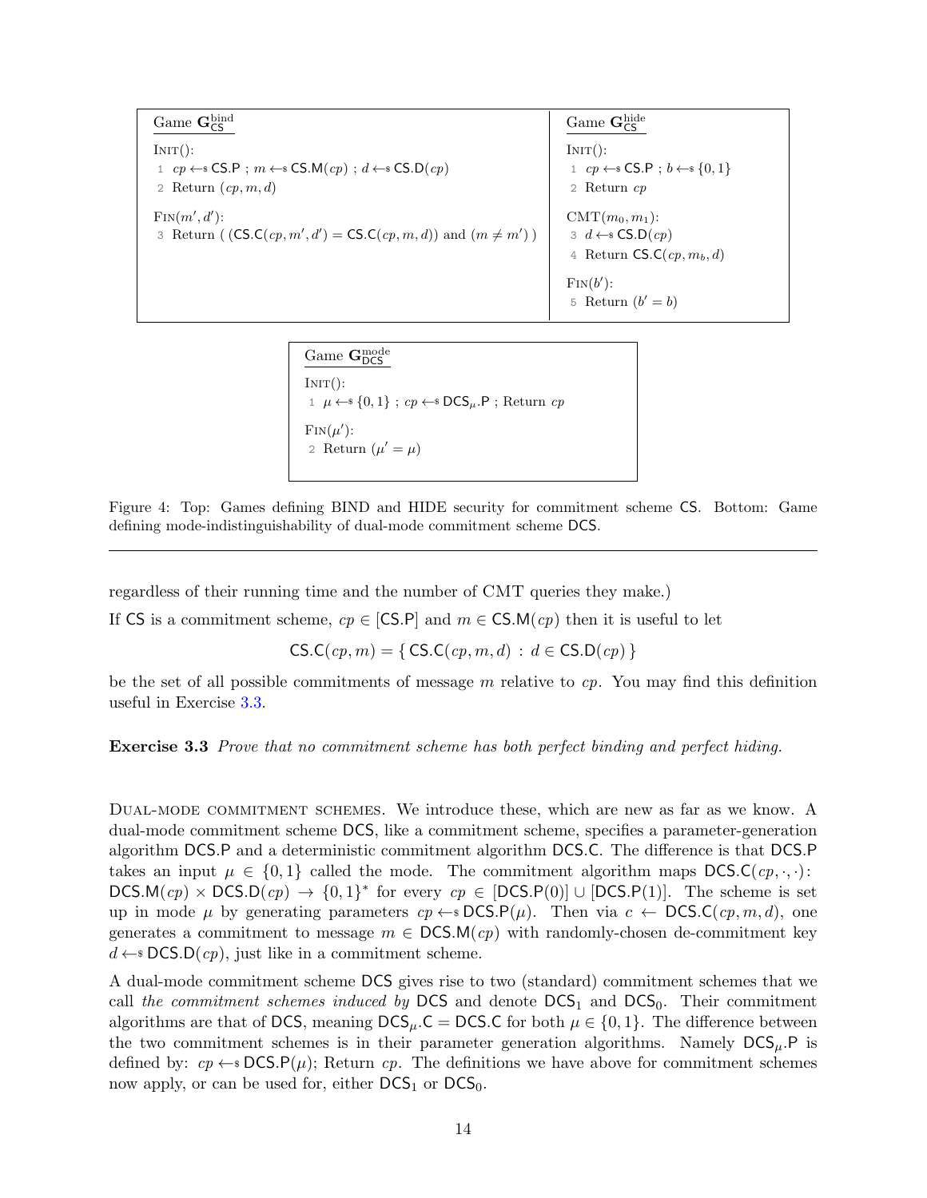**Game $\mathbf{G}^{\rm bind}_{\mathsf{CS}}$**

INIT():
1 $cp \leftarrow\$ \mathsf{CS.P}$ ; $m \leftarrow\$ \mathsf{CS.M}(cp)$ ; $d \leftarrow\$ \mathsf{CS.D}(cp)$
2 Return $(cp, m, d)$

FIN$(m', d')$:
3 Return ( $(\mathsf{CS.C}(cp, m', d') = \mathsf{CS.C}(cp, m, d))$ and $(m \neq m')$ )

**Game $\mathbf{G}^{\rm hide}_{\mathsf{CS}}$**

INIT():
1 $cp \leftarrow\$ \mathsf{CS.P}$ ; $b \leftarrow\$ \{0,1\}$
2 Return $cp$

CMT$(m_0, m_1)$:
3 $d \leftarrow\$ \mathsf{CS.D}(cp)$
4 Return $\mathsf{CS.C}(cp, m_b, d)$

FIN$(b')$:
5 Return $(b' = b)$

**Game $\mathbf{G}^{\rm mode}_{\mathsf{DCS}}$**

INIT():
1 $\mu \leftarrow\$ \{0,1\}$ ; $cp \leftarrow\$ \mathsf{DCS}_{\mu}.\mathsf{P}$ ; Return $cp$

FIN$(\mu')$:
2 Return $(\mu' = \mu)$

Figure 4: Top: Games defining BIND and HIDE security for commitment scheme $\mathsf{CS}$. Bottom: Game defining mode-indistinguishability of dual-mode commitment scheme $\mathsf{DCS}$.

---

regardless of their running time and the number of CMT queries they make.)

If $\mathsf{CS}$ is a commitment scheme, $cp \in [\mathsf{CS.P}]$ and $m \in \mathsf{CS.M}(cp)$ then it is useful to let

$$\mathsf{CS.C}(cp, m) = \{\, \mathsf{CS.C}(cp, m, d) \,:\, d \in \mathsf{CS.D}(cp) \,\}$$

be the set of all possible commitments of message $m$ relative to $cp$. You may find this definition useful in Exercise 3.3.

**Exercise 3.3** *Prove that no commitment scheme has both perfect binding and perfect hiding.*

DUAL-MODE COMMITMENT SCHEMES. We introduce these, which are new as far as we know. A dual-mode commitment scheme $\mathsf{DCS}$, like a commitment scheme, specifies a parameter-generation algorithm $\mathsf{DCS.P}$ and a deterministic commitment algorithm $\mathsf{DCS.C}$. The difference is that $\mathsf{DCS.P}$ takes an input $\mu \in \{0,1\}$ called the mode. The commitment algorithm maps $\mathsf{DCS.C}(cp, \cdot, \cdot)$: $\mathsf{DCS.M}(cp) \times \mathsf{DCS.D}(cp) \rightarrow \{0,1\}^*$ for every $cp \in [\mathsf{DCS.P}(0)] \cup [\mathsf{DCS.P}(1)]$. The scheme is set up in mode $\mu$ by generating parameters $cp \leftarrow\$ \mathsf{DCS.P}(\mu)$. Then via $c \leftarrow \mathsf{DCS.C}(cp, m, d)$, one generates a commitment to message $m \in \mathsf{DCS.M}(cp)$ with randomly-chosen de-commitment key $d \leftarrow\$ \mathsf{DCS.D}(cp)$, just like in a commitment scheme.

A dual-mode commitment scheme $\mathsf{DCS}$ gives rise to two (standard) commitment schemes that we call *the commitment schemes induced by* $\mathsf{DCS}$ and denote $\mathsf{DCS}_1$ and $\mathsf{DCS}_0$. Their commitment algorithms are that of $\mathsf{DCS}$, meaning $\mathsf{DCS}_{\mu}.\mathsf{C} = \mathsf{DCS.C}$ for both $\mu \in \{0,1\}$. The difference between the two commitment schemes is in their parameter generation algorithms. Namely $\mathsf{DCS}_{\mu}.\mathsf{P}$ is defined by: $cp \leftarrow\$ \mathsf{DCS.P}(\mu)$; Return $cp$. The definitions we have above for commitment schemes now apply, or can be used for, either $\mathsf{DCS}_1$ or $\mathsf{DCS}_0$.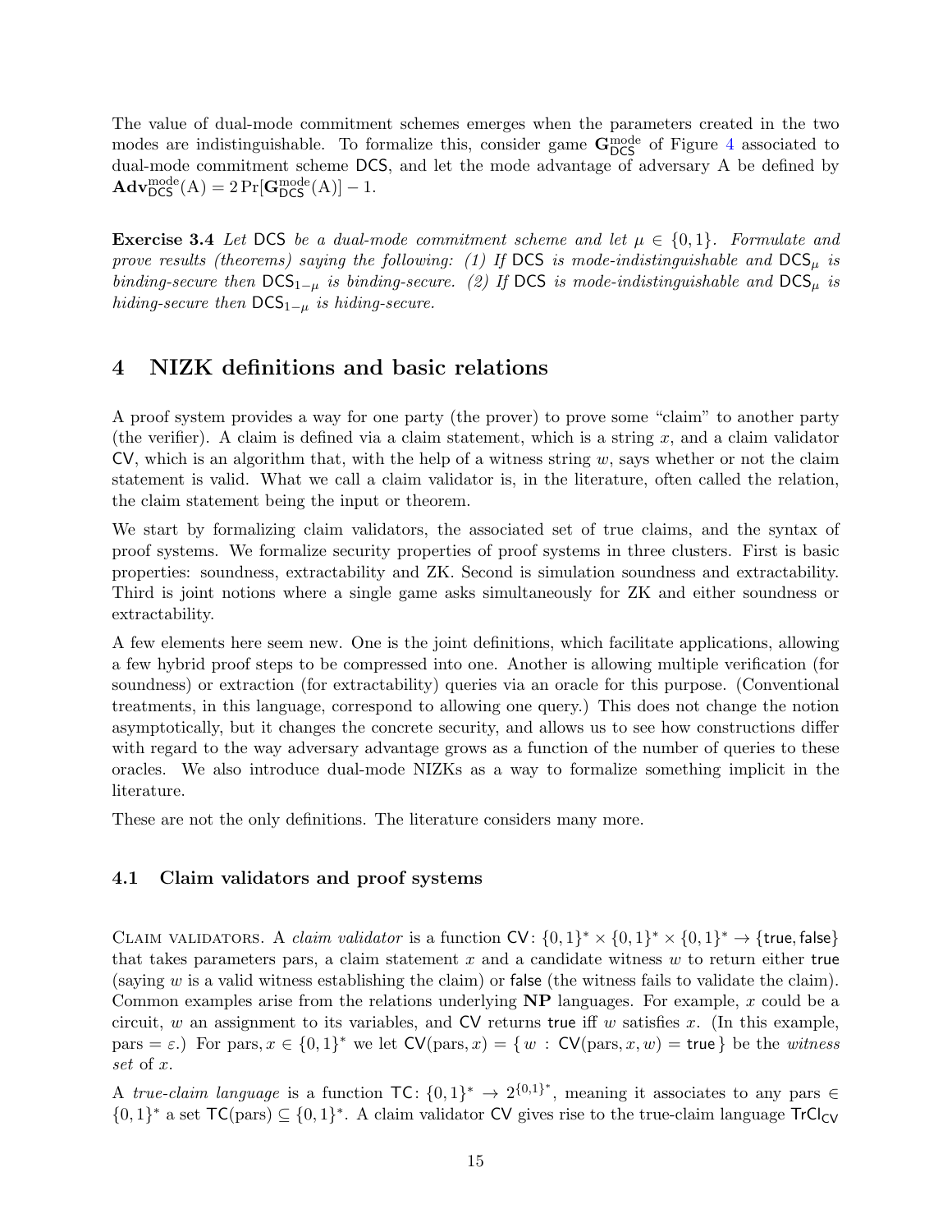The value of dual-mode commitment schemes emerges when the parameters created in the two modes are indistinguishable. To formalize this, consider game $\mathbf{G}^{\mathrm{mode}}_{\mathsf{DCS}}$ of Figure 4 associated to dual-mode commitment scheme $\mathsf{DCS}$, and let the mode advantage of adversary A be defined by $\mathbf{Adv}^{\mathrm{mode}}_{\mathsf{DCS}}(\mathrm{A}) = 2\Pr[\mathbf{G}^{\mathrm{mode}}_{\mathsf{DCS}}(\mathrm{A})] - 1$.

**Exercise 3.4** *Let* $\mathsf{DCS}$ *be a dual-mode commitment scheme and let* $\mu \in \{0,1\}$*. Formulate and prove results (theorems) saying the following: (1) If* $\mathsf{DCS}$ *is mode-indistinguishable and* $\mathsf{DCS}_{\mu}$ *is binding-secure then* $\mathsf{DCS}_{1-\mu}$ *is binding-secure. (2) If* $\mathsf{DCS}$ *is mode-indistinguishable and* $\mathsf{DCS}_{\mu}$ *is hiding-secure then* $\mathsf{DCS}_{1-\mu}$ *is hiding-secure.*

# 4 NIZK definitions and basic relations

A proof system provides a way for one party (the prover) to prove some "claim" to another party (the verifier). A claim is defined via a claim statement, which is a string $x$, and a claim validator $\mathsf{CV}$, which is an algorithm that, with the help of a witness string $w$, says whether or not the claim statement is valid. What we call a claim validator is, in the literature, often called the relation, the claim statement being the input or theorem.

We start by formalizing claim validators, the associated set of true claims, and the syntax of proof systems. We formalize security properties of proof systems in three clusters. First is basic properties: soundness, extractability and ZK. Second is simulation soundness and extractability. Third is joint notions where a single game asks simultaneously for ZK and either soundness or extractability.

A few elements here seem new. One is the joint definitions, which facilitate applications, allowing a few hybrid proof steps to be compressed into one. Another is allowing multiple verification (for soundness) or extraction (for extractability) queries via an oracle for this purpose. (Conventional treatments, in this language, correspond to allowing one query.) This does not change the notion asymptotically, but it changes the concrete security, and allows us to see how constructions differ with regard to the way adversary advantage grows as a function of the number of queries to these oracles. We also introduce dual-mode NIZKs as a way to formalize something implicit in the literature.

These are not the only definitions. The literature considers many more.

## 4.1 Claim validators and proof systems

CLAIM VALIDATORS. A *claim validator* is a function $\mathsf{CV}\colon \{0,1\}^* \times \{0,1\}^* \times \{0,1\}^* \to \{\mathsf{true}, \mathsf{false}\}$ that takes parameters pars, a claim statement $x$ and a candidate witness $w$ to return either $\mathsf{true}$ (saying $w$ is a valid witness establishing the claim) or $\mathsf{false}$ (the witness fails to validate the claim). Common examples arise from the relations underlying $\mathbf{NP}$ languages. For example, $x$ could be a circuit, $w$ an assignment to its variables, and $\mathsf{CV}$ returns $\mathsf{true}$ iff $w$ satisfies $x$. (In this example, $\mathrm{pars} = \varepsilon$.) For $\mathrm{pars}, x \in \{0,1\}^*$ we let $\mathsf{CV}(\mathrm{pars}, x) = \{\, w : \mathsf{CV}(\mathrm{pars}, x, w) = \mathsf{true} \,\}$ be the *witness set* of $x$.

A *true-claim language* is a function $\mathsf{TC}\colon \{0,1\}^* \to 2^{\{0,1\}^*}$, meaning it associates to any $\mathrm{pars} \in \{0,1\}^*$ a set $\mathsf{TC}(\mathrm{pars}) \subseteq \{0,1\}^*$. A claim validator $\mathsf{CV}$ gives rise to the true-claim language $\mathsf{TrCl}_{\mathsf{CV}}$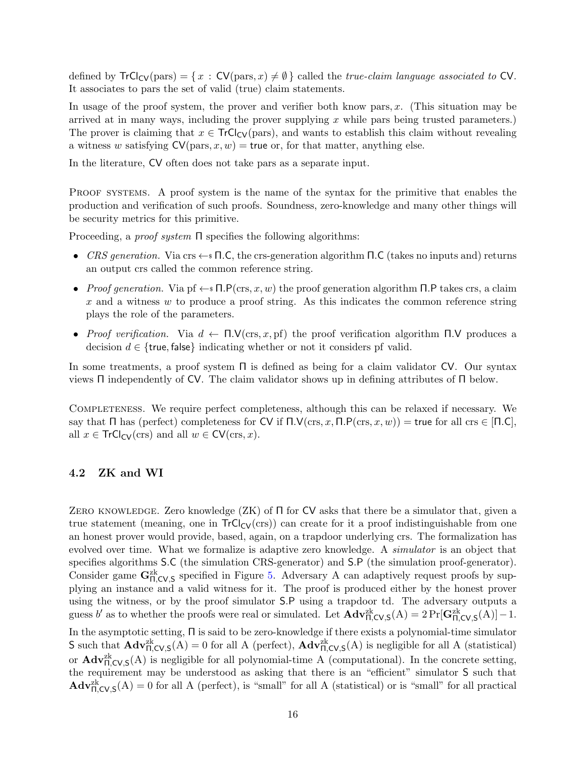defined by $\mathsf{TrCl}_{\mathsf{CV}}(\text{pars}) = \{\, x : \mathsf{CV}(\text{pars}, x) \neq \emptyset \,\}$ called the *true-claim language associated to* $\mathsf{CV}$. It associates to pars the set of valid (true) claim statements.

In usage of the proof system, the prover and verifier both know pars, $x$. (This situation may be arrived at in many ways, including the prover supplying $x$ while pars being trusted parameters.) The prover is claiming that $x \in \mathsf{TrCl}_{\mathsf{CV}}(\text{pars})$, and wants to establish this claim without revealing a witness $w$ satisfying $\mathsf{CV}(\text{pars}, x, w) = \mathsf{true}$ or, for that matter, anything else.

In the literature, $\mathsf{CV}$ often does not take pars as a separate input.

Proof systems. A proof system is the name of the syntax for the primitive that enables the production and verification of such proofs. Soundness, zero-knowledge and many other things will be security metrics for this primitive.

Proceeding, a *proof system* $\Pi$ specifies the following algorithms:

- *CRS generation.* Via $\text{crs} \leftarrow\!\!\$\; \Pi.\mathsf{C}$, the crs-generation algorithm $\Pi.\mathsf{C}$ (takes no inputs and) returns an output crs called the common reference string.
- *Proof generation.* Via $\text{pf} \leftarrow\!\!\$\; \Pi.\mathsf{P}(\text{crs}, x, w)$ the proof generation algorithm $\Pi.\mathsf{P}$ takes crs, a claim $x$ and a witness $w$ to produce a proof string. As this indicates the common reference string plays the role of the parameters.
- *Proof verification.* Via $d \leftarrow \Pi.\mathsf{V}(\text{crs}, x, \text{pf})$ the proof verification algorithm $\Pi.\mathsf{V}$ produces a decision $d \in \{\mathsf{true}, \mathsf{false}\}$ indicating whether or not it considers pf valid.

In some treatments, a proof system $\Pi$ is defined as being for a claim validator $\mathsf{CV}$. Our syntax views $\Pi$ independently of $\mathsf{CV}$. The claim validator shows up in defining attributes of $\Pi$ below.

Completeness. We require perfect completeness, although this can be relaxed if necessary. We say that $\Pi$ has (perfect) completeness for $\mathsf{CV}$ if $\Pi.\mathsf{V}(\text{crs}, x, \Pi.\mathsf{P}(\text{crs}, x, w)) = \mathsf{true}$ for all $\text{crs} \in [\Pi.\mathsf{C}]$, all $x \in \mathsf{TrCl}_{\mathsf{CV}}(\text{crs})$ and all $w \in \mathsf{CV}(\text{crs}, x)$.

### 4.2 ZK and WI

Zero knowledge. Zero knowledge (ZK) of $\Pi$ for $\mathsf{CV}$ asks that there be a simulator that, given a true statement (meaning, one in $\mathsf{TrCl}_{\mathsf{CV}}(\text{crs})$) can create for it a proof indistinguishable from one an honest prover would provide, based, again, on a trapdoor underlying crs. The formalization has evolved over time. What we formalize is adaptive zero knowledge. A *simulator* is an object that specifies algorithms $\mathsf{S.C}$ (the simulation CRS-generator) and $\mathsf{S.P}$ (the simulation proof-generator). Consider game $\mathbf{G}^{\text{zk}}_{\Pi,\mathsf{CV},\mathsf{S}}$ specified in Figure 5. Adversary A can adaptively request proofs by supplying an instance and a valid witness for it. The proof is produced either by the honest prover using the witness, or by the proof simulator $\mathsf{S.P}$ using a trapdoor td. The adversary outputs a guess $b'$ as to whether the proofs were real or simulated. Let $\mathbf{Adv}^{\text{zk}}_{\Pi,\mathsf{CV},\mathsf{S}}(\mathrm{A}) = 2\Pr[\mathbf{G}^{\text{zk}}_{\Pi,\mathsf{CV},\mathsf{S}}(\mathrm{A})] - 1$.

In the asymptotic setting, $\Pi$ is said to be zero-knowledge if there exists a polynomial-time simulator $\mathsf{S}$ such that $\mathbf{Adv}^{\text{zk}}_{\Pi,\mathsf{CV},\mathsf{S}}(\mathrm{A}) = 0$ for all A (perfect), $\mathbf{Adv}^{\text{zk}}_{\Pi,\mathsf{CV},\mathsf{S}}(\mathrm{A})$ is negligible for all A (statistical) or $\mathbf{Adv}^{\text{zk}}_{\Pi,\mathsf{CV},\mathsf{S}}(\mathrm{A})$ is negligible for all polynomial-time A (computational). In the concrete setting, the requirement may be understood as asking that there is an "efficient" simulator $\mathsf{S}$ such that $\mathbf{Adv}^{\text{zk}}_{\Pi,\mathsf{CV},\mathsf{S}}(\mathrm{A}) = 0$ for all A (perfect), is "small" for all A (statistical) or is "small" for all practical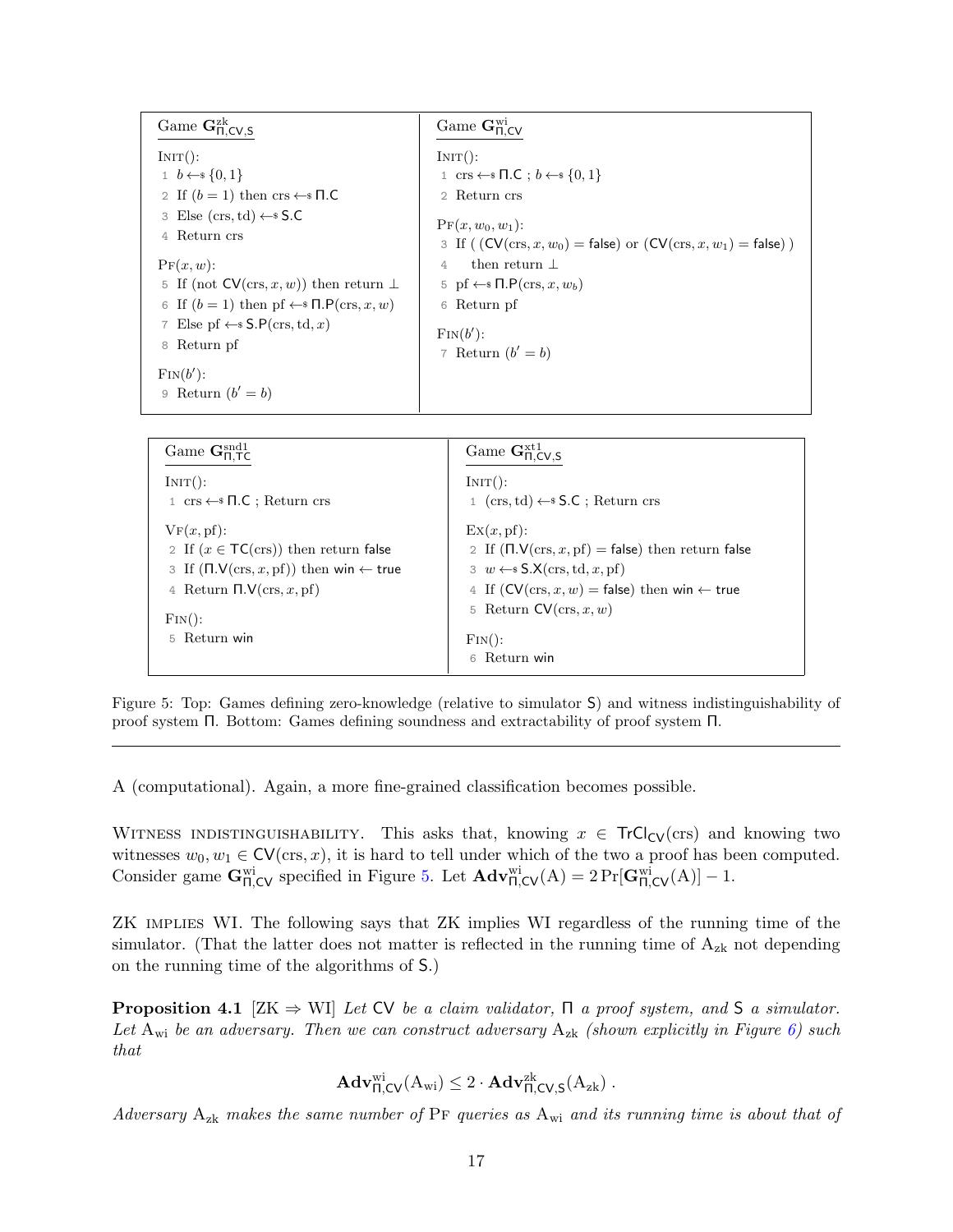| Game $\mathbf{G}^{\mathrm{zk}}_{\Pi,\mathsf{CV},\mathsf{S}}$ | Game $\mathbf{G}^{\mathrm{wi}}_{\Pi,\mathsf{CV}}$ |
|---|---|
| INIT(): | INIT(): |
| 1 $b \leftarrow\!\!\$\ \{0,1\}$ | 1 $\mathrm{crs} \leftarrow\!\!\$\ \Pi.\mathsf{C}$ ; $b \leftarrow\!\!\$\ \{0,1\}$ |
| 2 If $(b = 1)$ then $\mathrm{crs} \leftarrow\!\!\$\ \Pi.\mathsf{C}$ | 2 Return crs |
| 3 Else $(\mathrm{crs}, \mathrm{td}) \leftarrow\!\!\$\ \mathsf{S.C}$ | PF$(x, w_0, w_1)$: |
| 4 Return crs | 3 If ( $(\mathsf{CV}(\mathrm{crs}, x, w_0) = \mathsf{false})$ or $(\mathsf{CV}(\mathrm{crs}, x, w_1) = \mathsf{false})$ ) |
| PF$(x, w)$: | 4 then return $\bot$ |
| 5 If (not $\mathsf{CV}(\mathrm{crs}, x, w)$) then return $\bot$ | 5 $\mathrm{pf} \leftarrow\!\!\$\ \Pi.\mathsf{P}(\mathrm{crs}, x, w_b)$ |
| 6 If $(b = 1)$ then $\mathrm{pf} \leftarrow\!\!\$\ \Pi.\mathsf{P}(\mathrm{crs}, x, w)$ | 6 Return pf |
| 7 Else $\mathrm{pf} \leftarrow\!\!\$\ \mathsf{S.P}(\mathrm{crs}, \mathrm{td}, x)$ | FIN$(b')$: |
| 8 Return pf | 7 Return $(b' = b)$ |
| FIN$(b')$: | |
| 9 Return $(b' = b)$ | |

| Game $\mathbf{G}^{\mathrm{snd1}}_{\Pi,\mathsf{TC}}$ | Game $\mathbf{G}^{\mathrm{xt1}}_{\Pi,\mathsf{CV},\mathsf{S}}$ |
|---|---|
| INIT(): | INIT(): |
| 1 $\mathrm{crs} \leftarrow\!\!\$\ \Pi.\mathsf{C}$ ; Return crs | 1 $(\mathrm{crs}, \mathrm{td}) \leftarrow\!\!\$\ \mathsf{S.C}$ ; Return crs |
| VF$(x, \mathrm{pf})$: | EX$(x, \mathrm{pf})$: |
| 2 If $(x \in \mathsf{TC}(\mathrm{crs}))$ then return false | 2 If $(\Pi.\mathsf{V}(\mathrm{crs}, x, \mathrm{pf}) = \mathsf{false})$ then return false |
| 3 If $(\Pi.\mathsf{V}(\mathrm{crs}, x, \mathrm{pf}))$ then win $\leftarrow$ true | 3 $w \leftarrow\!\!\$\ \mathsf{S.X}(\mathrm{crs}, \mathrm{td}, x, \mathrm{pf})$ |
| 4 Return $\Pi.\mathsf{V}(\mathrm{crs}, x, \mathrm{pf})$ | 4 If $(\mathsf{CV}(\mathrm{crs}, x, w) = \mathsf{false})$ then win $\leftarrow$ true |
| FIN(): | 5 Return $\mathsf{CV}(\mathrm{crs}, x, w)$ |
| 5 Return win | FIN(): |
| | 6 Return win |

Figure 5: Top: Games defining zero-knowledge (relative to simulator $\mathsf{S}$) and witness indistinguishability of proof system $\Pi$. Bottom: Games defining soundness and extractability of proof system $\Pi$.

---

A (computational). Again, a more fine-grained classification becomes possible.

WITNESS INDISTINGUISHABILITY. This asks that, knowing $x \in \mathsf{TrCl}_{\mathsf{CV}}(\mathrm{crs})$ and knowing two witnesses $w_0, w_1 \in \mathsf{CV}(\mathrm{crs}, x)$, it is hard to tell under which of the two a proof has been computed. Consider game $\mathbf{G}^{\mathrm{wi}}_{\Pi,\mathsf{CV}}$ specified in Figure 5. Let $\mathbf{Adv}^{\mathrm{wi}}_{\Pi,\mathsf{CV}}(\mathrm{A}) = 2\Pr[\mathbf{G}^{\mathrm{wi}}_{\Pi,\mathsf{CV}}(\mathrm{A})] - 1$.

ZK IMPLIES WI. The following says that ZK implies WI regardless of the running time of the simulator. (That the latter does not matter is reflected in the running time of $\mathrm{A}_{\mathrm{zk}}$ not depending on the running time of the algorithms of $\mathsf{S}$.)

**Proposition 4.1** [ZK $\Rightarrow$ WI] *Let $\mathsf{CV}$ be a claim validator, $\Pi$ a proof system, and $\mathsf{S}$ a simulator. Let $\mathrm{A}_{\mathrm{wi}}$ be an adversary. Then we can construct adversary $\mathrm{A}_{\mathrm{zk}}$ (shown explicitly in Figure 6) such that*

$$\mathbf{Adv}^{\mathrm{wi}}_{\Pi,\mathsf{CV}}(\mathrm{A}_{\mathrm{wi}}) \leq 2 \cdot \mathbf{Adv}^{\mathrm{zk}}_{\Pi,\mathsf{CV},\mathsf{S}}(\mathrm{A}_{\mathrm{zk}}) .$$

*Adversary $\mathrm{A}_{\mathrm{zk}}$ makes the same number of* PF *queries as $\mathrm{A}_{\mathrm{wi}}$ and its running time is about that of*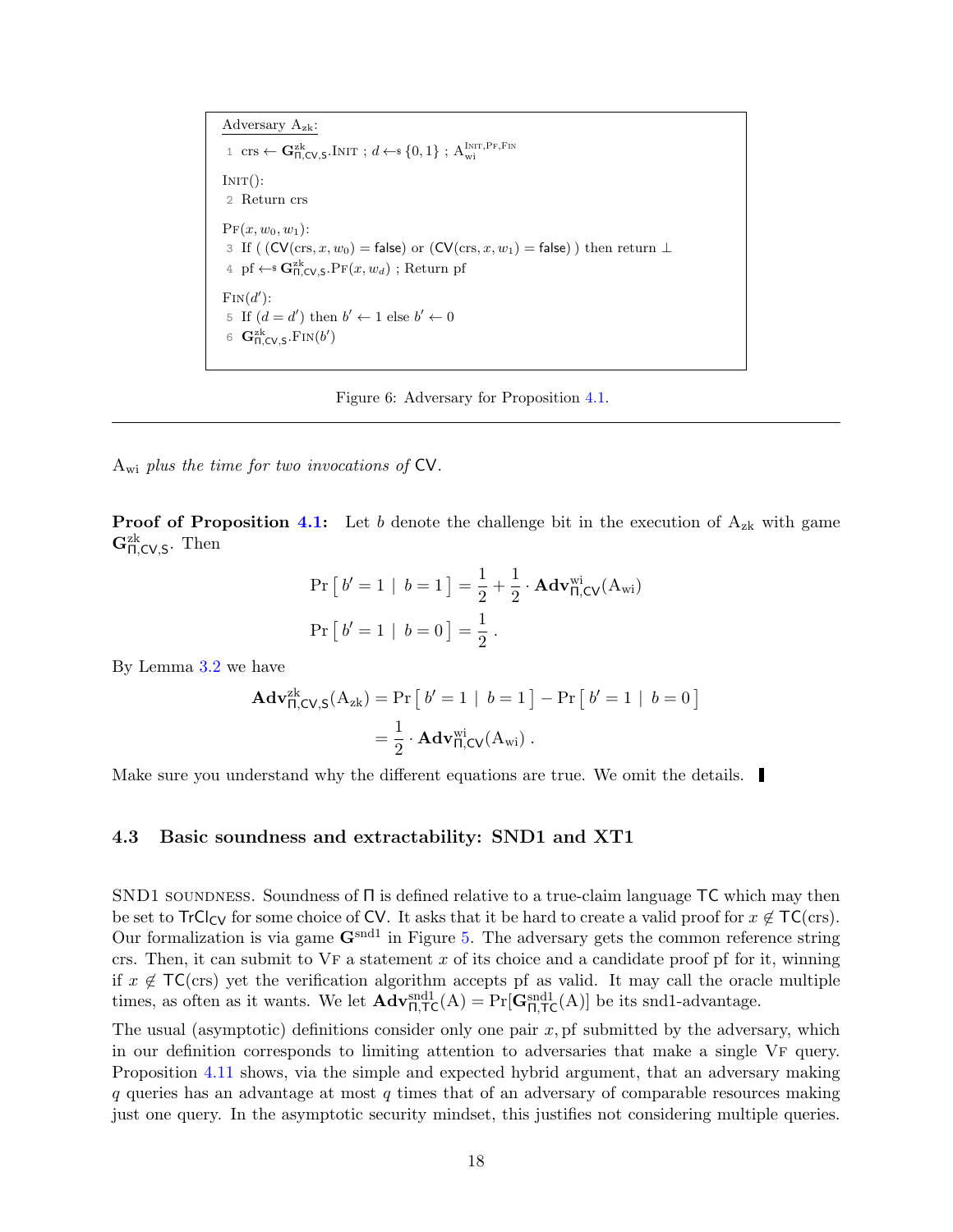```
Adversary A_zk:
1  crs ← G^zk_{Π,CV,S}.INIT ; d ←$ {0,1} ; A_wi^{INIT,PF,FIN}

INIT():
2  Return crs

PF(x, w_0, w_1):
3  If ( (CV(crs, x, w_0) = false) or (CV(crs, x, w_1) = false) ) then return ⊥
4  pf ←$ G^zk_{Π,CV,S}.PF(x, w_d) ; Return pf

FIN(d'):
5  If (d = d') then b' ← 1 else b' ← 0
6  G^zk_{Π,CV,S}.FIN(b')
```

Figure 6: Adversary for Proposition 4.1.

---

$A_{wi}$ *plus the time for two invocations of* $\mathsf{CV}$.

**Proof of Proposition 4.1:** Let $b$ denote the challenge bit in the execution of $A_{zk}$ with game $\mathbf{G}^{zk}_{\Pi,\mathsf{CV},\mathsf{S}}$. Then

$$\Pr\left[\, b' = 1 \mid b = 1 \,\right] = \frac{1}{2} + \frac{1}{2} \cdot \mathbf{Adv}^{wi}_{\Pi,\mathsf{CV}}(A_{wi})$$

$$\Pr\left[\, b' = 1 \mid b = 0 \,\right] = \frac{1}{2}\,.$$

By Lemma 3.2 we have

$$\mathbf{Adv}^{zk}_{\Pi,\mathsf{CV},\mathsf{S}}(A_{zk}) = \Pr\left[\, b' = 1 \mid b = 1 \,\right] - \Pr\left[\, b' = 1 \mid b = 0 \,\right]$$
$$= \frac{1}{2} \cdot \mathbf{Adv}^{wi}_{\Pi,\mathsf{CV}}(A_{wi})\,.$$

Make sure you understand why the different equations are true. We omit the details. ∎

### 4.3 Basic soundness and extractability: SND1 and XT1

SND1 SOUNDNESS. Soundness of $\Pi$ is defined relative to a true-claim language $\mathsf{TC}$ which may then be set to $\mathsf{TrCl}_{\mathsf{CV}}$ for some choice of $\mathsf{CV}$. It asks that it be hard to create a valid proof for $x \notin \mathsf{TC}(\mathrm{crs})$. Our formalization is via game $\mathbf{G}^{snd1}$ in Figure 5. The adversary gets the common reference string crs. Then, it can submit to VF a statement $x$ of its choice and a candidate proof pf for it, winning if $x \notin \mathsf{TC}(\mathrm{crs})$ yet the verification algorithm accepts pf as valid. It may call the oracle multiple times, as often as it wants. We let $\mathbf{Adv}^{snd1}_{\Pi,\mathsf{TC}}(A) = \Pr[\mathbf{G}^{snd1}_{\Pi,\mathsf{TC}}(A)]$ be its snd1-advantage.

The usual (asymptotic) definitions consider only one pair $x$, pf submitted by the adversary, which in our definition corresponds to limiting attention to adversaries that make a single VF query. Proposition 4.11 shows, via the simple and expected hybrid argument, that an adversary making $q$ queries has an advantage at most $q$ times that of an adversary of comparable resources making just one query. In the asymptotic security mindset, this justifies not considering multiple queries.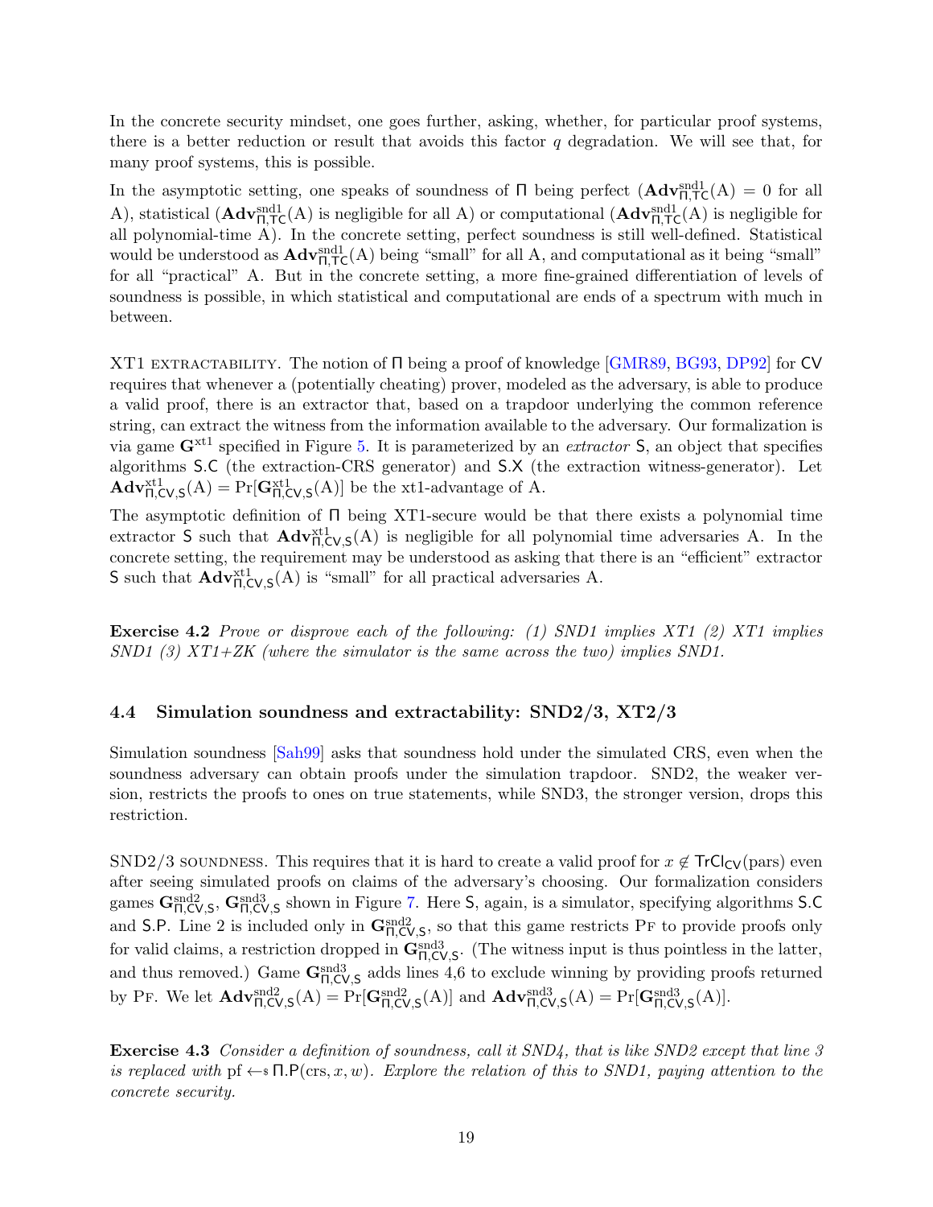In the concrete security mindset, one goes further, asking, whether, for particular proof systems, there is a better reduction or result that avoids this factor $q$ degradation. We will see that, for many proof systems, this is possible.

In the asymptotic setting, one speaks of soundness of $\Pi$ being perfect ($\mathbf{Adv}^{\mathrm{snd1}}_{\Pi,\mathsf{TC}}(\mathrm{A}) = 0$ for all A), statistical ($\mathbf{Adv}^{\mathrm{snd1}}_{\Pi,\mathsf{TC}}(\mathrm{A})$ is negligible for all A) or computational ($\mathbf{Adv}^{\mathrm{snd1}}_{\Pi,\mathsf{TC}}(\mathrm{A})$ is negligible for all polynomial-time A). In the concrete setting, perfect soundness is still well-defined. Statistical would be understood as $\mathbf{Adv}^{\mathrm{snd1}}_{\Pi,\mathsf{TC}}(\mathrm{A})$ being "small" for all A, and computational as it being "small" for all "practical" A. But in the concrete setting, a more fine-grained differentiation of levels of soundness is possible, in which statistical and computational are ends of a spectrum with much in between.

XT1 EXTRACTABILITY. The notion of $\Pi$ being a proof of knowledge [GMR89, BG93, DP92] for $\mathsf{CV}$ requires that whenever a (potentially cheating) prover, modeled as the adversary, is able to produce a valid proof, there is an extractor that, based on a trapdoor underlying the common reference string, can extract the witness from the information available to the adversary. Our formalization is via game $\mathbf{G}^{\mathrm{xt1}}$ specified in Figure 5. It is parameterized by an *extractor* $\mathsf{S}$, an object that specifies algorithms $\mathsf{S.C}$ (the extraction-CRS generator) and $\mathsf{S.X}$ (the extraction witness-generator). Let $\mathbf{Adv}^{\mathrm{xt1}}_{\Pi,\mathsf{CV},\mathsf{S}}(\mathrm{A}) = \Pr[\mathbf{G}^{\mathrm{xt1}}_{\Pi,\mathsf{CV},\mathsf{S}}(\mathrm{A})]$ be the xt1-advantage of A.

The asymptotic definition of $\Pi$ being XT1-secure would be that there exists a polynomial time extractor $\mathsf{S}$ such that $\mathbf{Adv}^{\mathrm{xt1}}_{\Pi,\mathsf{CV},\mathsf{S}}(\mathrm{A})$ is negligible for all polynomial time adversaries A. In the concrete setting, the requirement may be understood as asking that there is an "efficient" extractor $\mathsf{S}$ such that $\mathbf{Adv}^{\mathrm{xt1}}_{\Pi,\mathsf{CV},\mathsf{S}}(\mathrm{A})$ is "small" for all practical adversaries A.

**Exercise 4.2** *Prove or disprove each of the following: (1) SND1 implies XT1 (2) XT1 implies SND1 (3) XT1+ZK (where the simulator is the same across the two) implies SND1.*

### 4.4 Simulation soundness and extractability: SND2/3, XT2/3

Simulation soundness [Sah99] asks that soundness hold under the simulated CRS, even when the soundness adversary can obtain proofs under the simulation trapdoor. SND2, the weaker version, restricts the proofs to ones on true statements, while SND3, the stronger version, drops this restriction.

SND2/3 SOUNDNESS. This requires that it is hard to create a valid proof for $x \notin \mathsf{TrCl}_{\mathsf{CV}}(\mathrm{pars})$ even after seeing simulated proofs on claims of the adversary's choosing. Our formalization considers games $\mathbf{G}^{\mathrm{snd2}}_{\Pi,\mathsf{CV},\mathsf{S}}$, $\mathbf{G}^{\mathrm{snd3}}_{\Pi,\mathsf{CV},\mathsf{S}}$ shown in Figure 7. Here $\mathsf{S}$, again, is a simulator, specifying algorithms $\mathsf{S.C}$ and $\mathsf{S.P}$. Line 2 is included only in $\mathbf{G}^{\mathrm{snd2}}_{\Pi,\mathsf{CV},\mathsf{S}}$, so that this game restricts PF to provide proofs only for valid claims, a restriction dropped in $\mathbf{G}^{\mathrm{snd3}}_{\Pi,\mathsf{CV},\mathsf{S}}$. (The witness input is thus pointless in the latter, and thus removed.) Game $\mathbf{G}^{\mathrm{snd3}}_{\Pi,\mathsf{CV},\mathsf{S}}$ adds lines 4,6 to exclude winning by providing proofs returned by PF. We let $\mathbf{Adv}^{\mathrm{snd2}}_{\Pi,\mathsf{CV},\mathsf{S}}(\mathrm{A}) = \Pr[\mathbf{G}^{\mathrm{snd2}}_{\Pi,\mathsf{CV},\mathsf{S}}(\mathrm{A})]$ and $\mathbf{Adv}^{\mathrm{snd3}}_{\Pi,\mathsf{CV},\mathsf{S}}(\mathrm{A}) = \Pr[\mathbf{G}^{\mathrm{snd3}}_{\Pi,\mathsf{CV},\mathsf{S}}(\mathrm{A})]$.

**Exercise 4.3** *Consider a definition of soundness, call it SND4, that is like SND2 except that line 3 is replaced with* $\mathrm{pf} \leftarrow\$\ \Pi.\mathsf{P}(\mathrm{crs}, x, w)$. *Explore the relation of this to SND1, paying attention to the concrete security.*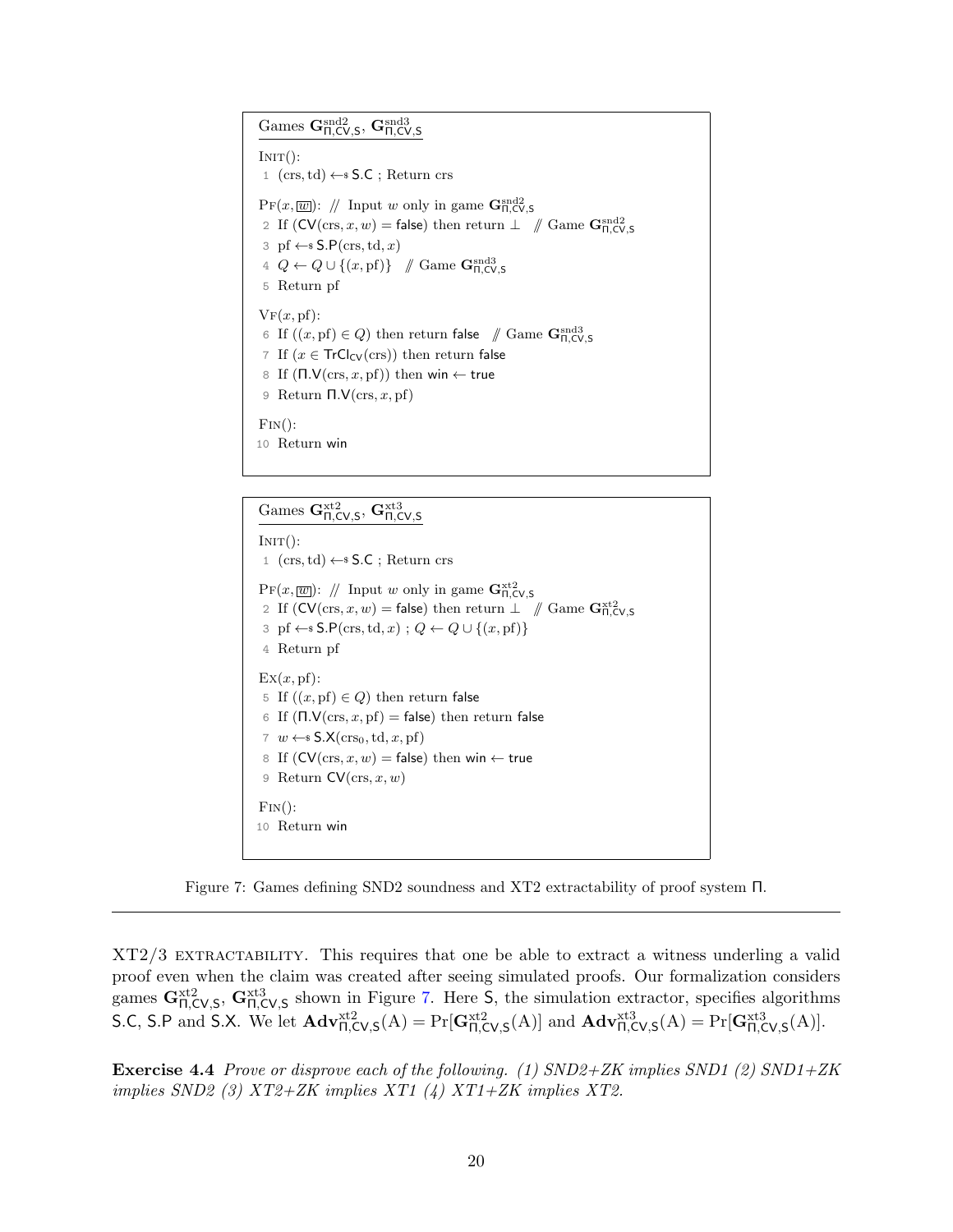```
Games G^snd2_{Π,CV,S}, G^snd3_{Π,CV,S}

Init():
 1  (crs, td) ←$ S.C ; Return crs

Pf(x, [w]):  // Input w only in game G^snd2_{Π,CV,S}
 2  If (CV(crs, x, w) = false) then return ⊥   // Game G^snd2_{Π,CV,S}
 3  pf ←$ S.P(crs, td, x)
 4  Q ← Q ∪ {(x, pf)}   // Game G^snd3_{Π,CV,S}
 5  Return pf

Vf(x, pf):
 6  If ((x, pf) ∈ Q) then return false   // Game G^snd3_{Π,CV,S}
 7  If (x ∈ TrCl_CV(crs)) then return false
 8  If (Π.V(crs, x, pf)) then win ← true
 9  Return Π.V(crs, x, pf)

Fin():
10  Return win
```

```
Games G^xt2_{Π,CV,S}, G^xt3_{Π,CV,S}

Init():
 1  (crs, td) ←$ S.C ; Return crs

Pf(x, [w]):  // Input w only in game G^xt2_{Π,CV,S}
 2  If (CV(crs, x, w) = false) then return ⊥   // Game G^xt2_{Π,CV,S}
 3  pf ←$ S.P(crs, td, x) ; Q ← Q ∪ {(x, pf)}
 4  Return pf

Ex(x, pf):
 5  If ((x, pf) ∈ Q) then return false
 6  If (Π.V(crs, x, pf) = false) then return false
 7  w ←$ S.X(crs_0, td, x, pf)
 8  If (CV(crs, x, w) = false) then win ← true
 9  Return CV(crs, x, w)

Fin():
10  Return win
```

Figure 7: Games defining SND2 soundness and XT2 extractability of proof system $\Pi$.

XT2/3 EXTRACTABILITY. This requires that one be able to extract a witness underling a valid proof even when the claim was created after seeing simulated proofs. Our formalization considers games $\mathbf{G}^{\mathrm{xt2}}_{\Pi,\mathsf{CV},\mathsf{S}}$, $\mathbf{G}^{\mathrm{xt3}}_{\Pi,\mathsf{CV},\mathsf{S}}$ shown in Figure 7. Here $\mathsf{S}$, the simulation extractor, specifies algorithms $\mathsf{S.C}$, $\mathsf{S.P}$ and $\mathsf{S.X}$. We let $\mathbf{Adv}^{\mathrm{xt2}}_{\Pi,\mathsf{CV},\mathsf{S}}(\mathrm{A}) = \Pr[\mathbf{G}^{\mathrm{xt2}}_{\Pi,\mathsf{CV},\mathsf{S}}(\mathrm{A})]$ and $\mathbf{Adv}^{\mathrm{xt3}}_{\Pi,\mathsf{CV},\mathsf{S}}(\mathrm{A}) = \Pr[\mathbf{G}^{\mathrm{xt3}}_{\Pi,\mathsf{CV},\mathsf{S}}(\mathrm{A})]$.

**Exercise 4.4** *Prove or disprove each of the following. (1) SND2+ZK implies SND1 (2) SND1+ZK implies SND2 (3) XT2+ZK implies XT1 (4) XT1+ZK implies XT2.*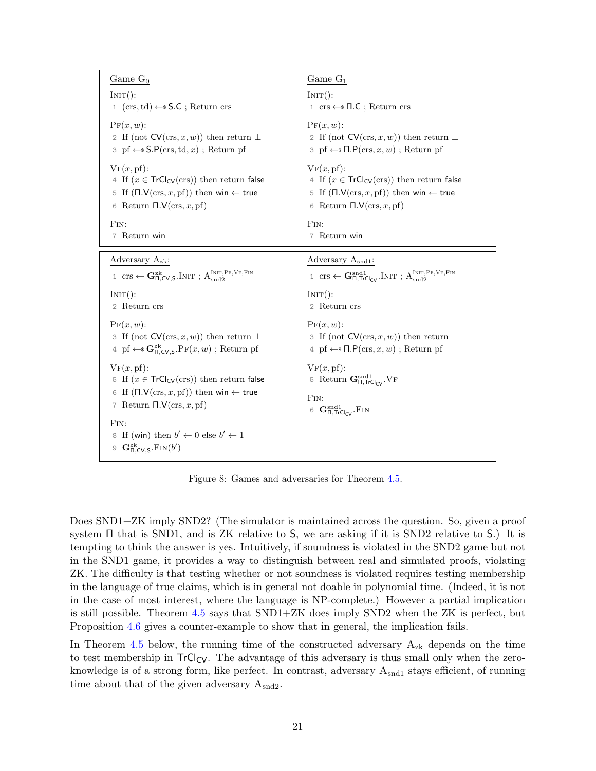Game $G_0$

INIT():

1 $(\text{crs}, \text{td}) \leftarrow\!\!\$\ \mathsf{S.C}$ ; Return crs

PF$(x, w)$:

2 If (not $\mathsf{CV}(\text{crs}, x, w)$) then return $\perp$

3 $\text{pf} \leftarrow\!\!\$\ \mathsf{S.P}(\text{crs}, \text{td}, x)$ ; Return pf

VF$(x, \text{pf})$:

4 If $(x \in \mathsf{TrCl}_{\mathsf{CV}}(\text{crs}))$ then return false

5 If $(\Pi.\mathsf{V}(\text{crs}, x, \text{pf}))$ then win $\leftarrow$ true

6 Return $\Pi.\mathsf{V}(\text{crs}, x, \text{pf})$

FIN:

7 Return win

Game $G_1$

INIT():

1 $\text{crs} \leftarrow\!\!\$\ \Pi.\mathsf{C}$ ; Return crs

PF$(x, w)$:

2 If (not $\mathsf{CV}(\text{crs}, x, w)$) then return $\perp$

3 $\text{pf} \leftarrow\!\!\$\ \Pi.\mathsf{P}(\text{crs}, x, w)$ ; Return pf

VF$(x, \text{pf})$:

4 If $(x \in \mathsf{TrCl}_{\mathsf{CV}}(\text{crs}))$ then return false

5 If $(\Pi.\mathsf{V}(\text{crs}, x, \text{pf}))$ then win $\leftarrow$ true

6 Return $\Pi.\mathsf{V}(\text{crs}, x, \text{pf})$

FIN:

7 Return win

Adversary $A_{\text{zk}}$:

1 $\text{crs} \leftarrow \mathbf{G}^{\text{zk}}_{\Pi,\mathsf{CV},\mathsf{S}}.\text{INIT}$ ; $A_{\text{snd2}}^{\text{INIT},\text{PF},\text{VF},\text{FIN}}$

INIT():

2 Return crs

PF$(x, w)$:

3 If (not $\mathsf{CV}(\text{crs}, x, w)$) then return $\perp$

4 $\text{pf} \leftarrow\!\!\$\ \mathbf{G}^{\text{zk}}_{\Pi,\mathsf{CV},\mathsf{S}}.\text{PF}(x, w)$ ; Return pf

VF$(x, \text{pf})$:

5 If $(x \in \mathsf{TrCl}_{\mathsf{CV}}(\text{crs}))$ then return false

6 If $(\Pi.\mathsf{V}(\text{crs}, x, \text{pf}))$ then win $\leftarrow$ true

7 Return $\Pi.\mathsf{V}(\text{crs}, x, \text{pf})$

FIN:

8 If (win) then $b' \leftarrow 0$ else $b' \leftarrow 1$

9 $\mathbf{G}^{\text{zk}}_{\Pi,\mathsf{CV},\mathsf{S}}.\text{FIN}(b')$

Adversary $A_{\text{snd1}}$:

1 $\text{crs} \leftarrow \mathbf{G}^{\text{snd1}}_{\Pi,\mathsf{TrCl}_{\mathsf{CV}}}.\text{INIT}$ ; $A_{\text{snd2}}^{\text{INIT},\text{PF},\text{VF},\text{FIN}}$

INIT():

2 Return crs

PF$(x, w)$:

3 If (not $\mathsf{CV}(\text{crs}, x, w)$) then return $\perp$

4 $\text{pf} \leftarrow\!\!\$\ \Pi.\mathsf{P}(\text{crs}, x, w)$ ; Return pf

VF$(x, \text{pf})$:

5 Return $\mathbf{G}^{\text{snd1}}_{\Pi,\mathsf{TrCl}_{\mathsf{CV}}}.\text{VF}$

FIN:

6 $\mathbf{G}^{\text{snd1}}_{\Pi,\mathsf{TrCl}_{\mathsf{CV}}}.\text{FIN}$

Figure 8: Games and adversaries for Theorem 4.5.

---

Does SND1+ZK imply SND2? (The simulator is maintained across the question. So, given a proof system $\Pi$ that is SND1, and is ZK relative to $\mathsf{S}$, we are asking if it is SND2 relative to $\mathsf{S}$.) It is tempting to think the answer is yes. Intuitively, if soundness is violated in the SND2 game but not in the SND1 game, it provides a way to distinguish between real and simulated proofs, violating ZK. The difficulty is that testing whether or not soundness is violated requires testing membership in the language of true claims, which is in general not doable in polynomial time. (Indeed, it is not in the case of most interest, where the language is NP-complete.) However a partial implication is still possible. Theorem 4.5 says that SND1+ZK does imply SND2 when the ZK is perfect, but Proposition 4.6 gives a counter-example to show that in general, the implication fails.

In Theorem 4.5 below, the running time of the constructed adversary $A_{\text{zk}}$ depends on the time to test membership in $\mathsf{TrCl}_{\mathsf{CV}}$. The advantage of this adversary is thus small only when the zero-knowledge is of a strong form, like perfect. In contrast, adversary $A_{\text{snd1}}$ stays efficient, of running time about that of the given adversary $A_{\text{snd2}}$.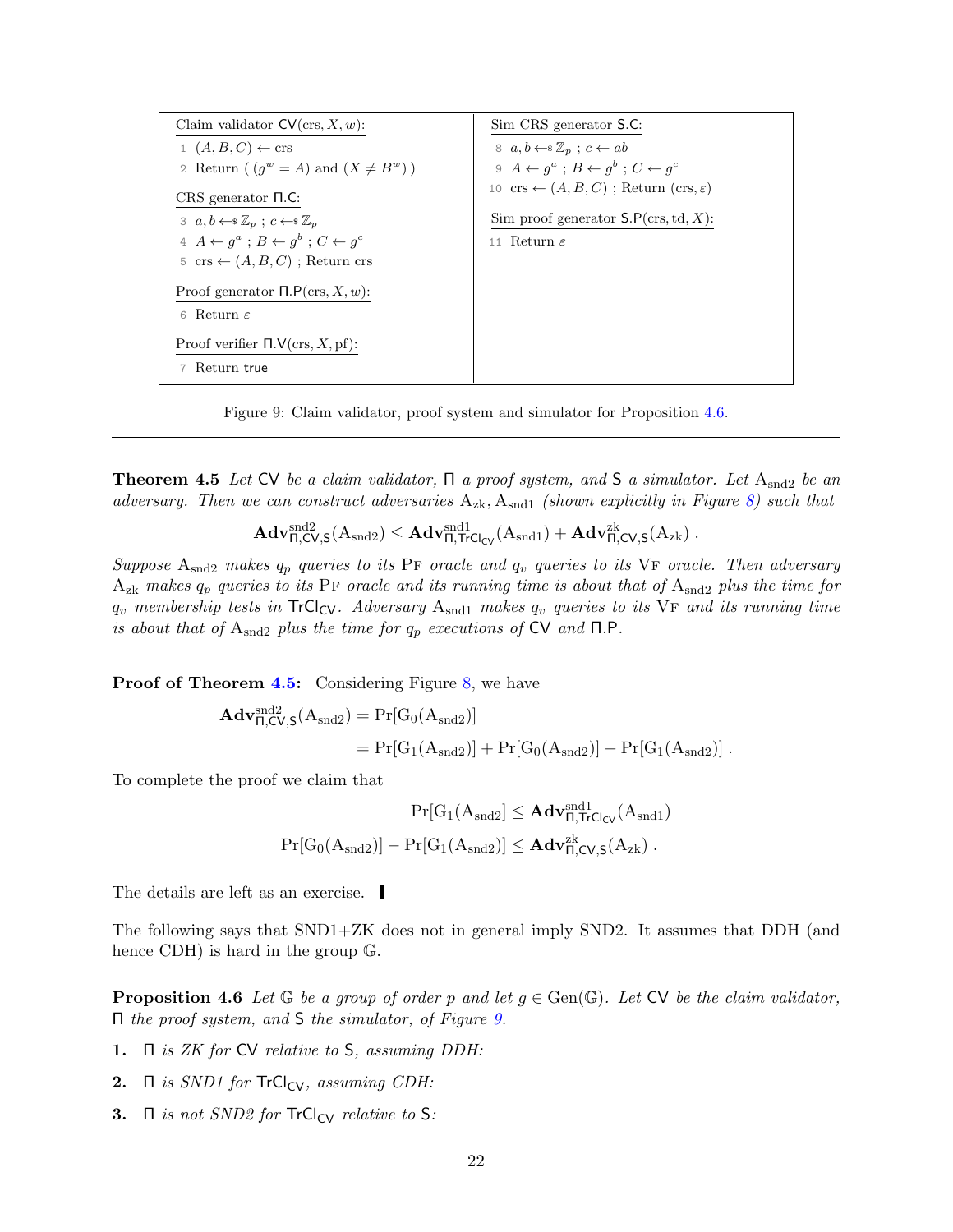```
Claim validator CV(crs, X, w):
1  (A, B, C) ← crs
2  Return ( (g^w = A) and (X ≠ B^w) )

CRS generator Π.C:
3  a, b ←$ Z_p ; c ←$ Z_p
4  A ← g^a ; B ← g^b ; C ← g^c
5  crs ← (A, B, C) ; Return crs

Proof generator Π.P(crs, X, w):
6  Return ε

Proof verifier Π.V(crs, X, pf):
7  Return true
```

```
Sim CRS generator S.C:
8  a, b ←$ Z_p ; c ← ab
9  A ← g^a ; B ← g^b ; C ← g^c
10 crs ← (A, B, C) ; Return (crs, ε)

Sim proof generator S.P(crs, td, X):
11 Return ε
```

Figure 9: Claim validator, proof system and simulator for Proposition 4.6.

---

**Theorem 4.5** *Let* $\mathsf{CV}$ *be a claim validator,* $\Pi$ *a proof system, and* $\mathsf{S}$ *a simulator. Let* $\mathrm{A}_{\mathrm{snd2}}$ *be an adversary. Then we can construct adversaries* $\mathrm{A}_{\mathrm{zk}}, \mathrm{A}_{\mathrm{snd1}}$ *(shown explicitly in Figure 8) such that*

$$\mathbf{Adv}^{\mathrm{snd2}}_{\Pi,\mathsf{CV},\mathsf{S}}(\mathrm{A}_{\mathrm{snd2}}) \le \mathbf{Adv}^{\mathrm{snd1}}_{\Pi,\mathsf{TrCl}_{\mathsf{CV}}}(\mathrm{A}_{\mathrm{snd1}}) + \mathbf{Adv}^{\mathrm{zk}}_{\Pi,\mathsf{CV},\mathsf{S}}(\mathrm{A}_{\mathrm{zk}}) \,.$$

*Suppose* $\mathrm{A}_{\mathrm{snd2}}$ *makes* $q_p$ *queries to its* $\mathrm{P}\mathrm{F}$ *oracle and* $q_v$ *queries to its* $\mathrm{V}\mathrm{F}$ *oracle. Then adversary* $\mathrm{A}_{\mathrm{zk}}$ *makes* $q_p$ *queries to its* $\mathrm{P}\mathrm{F}$ *oracle and its running time is about that of* $\mathrm{A}_{\mathrm{snd2}}$ *plus the time for* $q_v$ *membership tests in* $\mathsf{TrCl}_{\mathsf{CV}}$*. Adversary* $\mathrm{A}_{\mathrm{snd1}}$ *makes* $q_v$ *queries to its* $\mathrm{V}\mathrm{F}$ *and its running time is about that of* $\mathrm{A}_{\mathrm{snd2}}$ *plus the time for* $q_p$ *executions of* $\mathsf{CV}$ *and* $\Pi.\mathsf{P}$*.*

**Proof of Theorem 4.5:** Considering Figure 8, we have

$$\begin{aligned}
\mathbf{Adv}^{\mathrm{snd2}}_{\Pi,\mathsf{CV},\mathsf{S}}(\mathrm{A}_{\mathrm{snd2}}) &= \Pr[\mathrm{G}_0(\mathrm{A}_{\mathrm{snd2}})] \\
&= \Pr[\mathrm{G}_1(\mathrm{A}_{\mathrm{snd2}})] + \Pr[\mathrm{G}_0(\mathrm{A}_{\mathrm{snd2}})] - \Pr[\mathrm{G}_1(\mathrm{A}_{\mathrm{snd2}})] \,.
\end{aligned}$$

To complete the proof we claim that

$$\begin{aligned}
\Pr[\mathrm{G}_1(\mathrm{A}_{\mathrm{snd2}})] &\le \mathbf{Adv}^{\mathrm{snd1}}_{\Pi,\mathsf{TrCl}_{\mathsf{CV}}}(\mathrm{A}_{\mathrm{snd1}}) \\
\Pr[\mathrm{G}_0(\mathrm{A}_{\mathrm{snd2}})] - \Pr[\mathrm{G}_1(\mathrm{A}_{\mathrm{snd2}})] &\le \mathbf{Adv}^{\mathrm{zk}}_{\Pi,\mathsf{CV},\mathsf{S}}(\mathrm{A}_{\mathrm{zk}}) \,.
\end{aligned}$$

The details are left as an exercise. ∎

The following says that SND1+ZK does not in general imply SND2. It assumes that DDH (and hence CDH) is hard in the group $\mathbb{G}$.

**Proposition 4.6** *Let* $\mathbb{G}$ *be a group of order* $p$ *and let* $g \in \mathrm{Gen}(\mathbb{G})$*. Let* $\mathsf{CV}$ *be the claim validator,* $\Pi$ *the proof system, and* $\mathsf{S}$ *the simulator, of Figure 9.*

**1.** $\Pi$ *is ZK for* $\mathsf{CV}$ *relative to* $\mathsf{S}$*, assuming DDH:*

**2.** $\Pi$ *is SND1 for* $\mathsf{TrCl}_{\mathsf{CV}}$*, assuming CDH:*

**3.** $\Pi$ *is not SND2 for* $\mathsf{TrCl}_{\mathsf{CV}}$ *relative to* $\mathsf{S}$*:*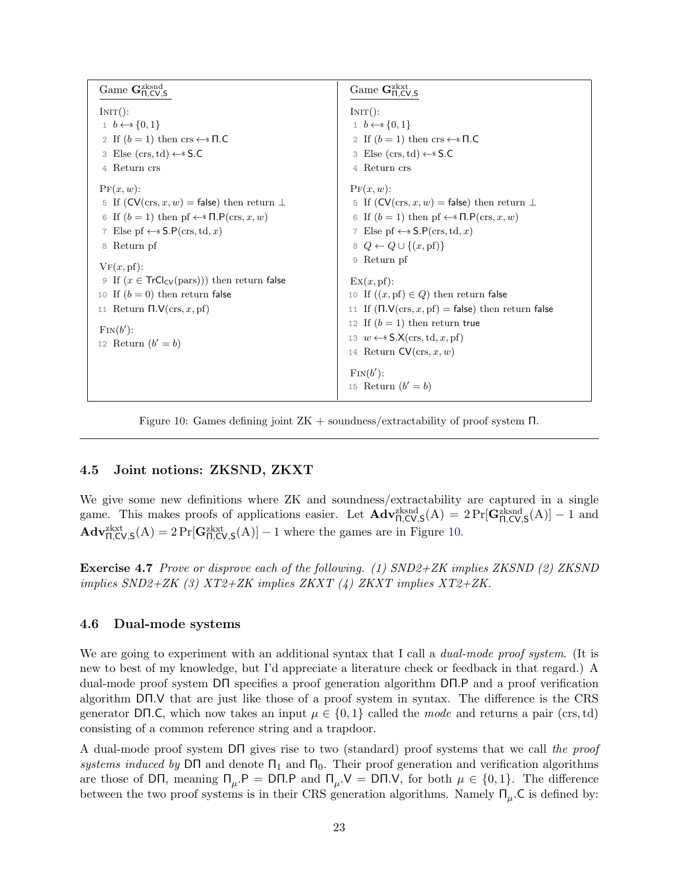**Game $\mathbf{G}^{\mathrm{zksnd}}_{\mathsf{\Pi},\mathsf{CV},\mathsf{S}}$**

```
INIT():
 1  b ←$ {0,1}
 2  If (b = 1) then crs ←$ Π.C
 3  Else (crs, td) ←$ S.C
 4  Return crs

PF(x, w):
 5  If (CV(crs, x, w) = false) then return ⊥
 6  If (b = 1) then pf ←$ Π.P(crs, x, w)
 7  Else pf ←$ S.P(crs, td, x)
 8  Return pf

VF(x, pf):
 9  If (x ∈ TrCl_CV(pars))) then return false
10  If (b = 0) then return false
11  Return Π.V(crs, x, pf)

FIN(b'):
12  Return (b' = b)
```

**Game $\mathbf{G}^{\mathrm{zkxt}}_{\mathsf{\Pi},\mathsf{CV},\mathsf{S}}$**

```
INIT():
 1  b ←$ {0,1}
 2  If (b = 1) then crs ←$ Π.C
 3  Else (crs, td) ←$ S.C
 4  Return crs

PF(x, w):
 5  If (CV(crs, x, w) = false) then return ⊥
 6  If (b = 1) then pf ←$ Π.P(crs, x, w)
 7  Else pf ←$ S.P(crs, td, x)
 8  Q ← Q ∪ {(x, pf)}
 9  Return pf

EX(x, pf):
10  If ((x, pf) ∈ Q) then return false
11  If (Π.V(crs, x, pf) = false) then return false
12  If (b = 1) then return true
13  w ←$ S.X(crs, td, x, pf)
14  Return CV(crs, x, w)

FIN(b'):
15  Return (b' = b)
```

Figure 10: Games defining joint ZK + soundness/extractability of proof system $\mathsf{\Pi}$.

### 4.5 Joint notions: ZKSND, ZKXT

We give some new definitions where ZK and soundness/extractability are captured in a single game. This makes proofs of applications easier. Let $\mathbf{Adv}^{\mathrm{zksnd}}_{\mathsf{\Pi},\mathsf{CV},\mathsf{S}}(\mathrm{A}) = 2\Pr[\mathbf{G}^{\mathrm{zksnd}}_{\mathsf{\Pi},\mathsf{CV},\mathsf{S}}(\mathrm{A})] - 1$ and $\mathbf{Adv}^{\mathrm{zkxt}}_{\mathsf{\Pi},\mathsf{CV},\mathsf{S}}(\mathrm{A}) = 2\Pr[\mathbf{G}^{\mathrm{zkxt}}_{\mathsf{\Pi},\mathsf{CV},\mathsf{S}}(\mathrm{A})] - 1$ where the games are in Figure 10.

**Exercise 4.7** *Prove or disprove each of the following. (1) SND2+ZK implies ZKSND (2) ZKSND implies SND2+ZK (3) XT2+ZK implies ZKXT (4) ZKXT implies XT2+ZK.*

### 4.6 Dual-mode systems

We are going to experiment with an additional syntax that I call a *dual-mode proof system*. (It is new to best of my knowledge, but I'd appreciate a literature check or feedback in that regard.) A dual-mode proof system $\mathsf{D\Pi}$ specifies a proof generation algorithm $\mathsf{D\Pi.P}$ and a proof verification algorithm $\mathsf{D\Pi.V}$ that are just like those of a proof system in syntax. The difference is the CRS generator $\mathsf{D\Pi.C}$, which now takes an input $\mu \in \{0,1\}$ called the *mode* and returns a pair $(\mathrm{crs}, \mathrm{td})$ consisting of a common reference string and a trapdoor.

A dual-mode proof system $\mathsf{D\Pi}$ gives rise to two (standard) proof systems that we call *the proof systems induced by* $\mathsf{D\Pi}$ and denote $\mathsf{\Pi}_1$ and $\mathsf{\Pi}_0$. Their proof generation and verification algorithms are those of $\mathsf{D\Pi}$, meaning $\mathsf{\Pi}_\mu.\mathsf{P} = \mathsf{D\Pi.P}$ and $\mathsf{\Pi}_\mu.\mathsf{V} = \mathsf{D\Pi.V}$, for both $\mu \in \{0,1\}$. The difference between the two proof systems is in their CRS generation algorithms. Namely $\mathsf{\Pi}_\mu.\mathsf{C}$ is defined by: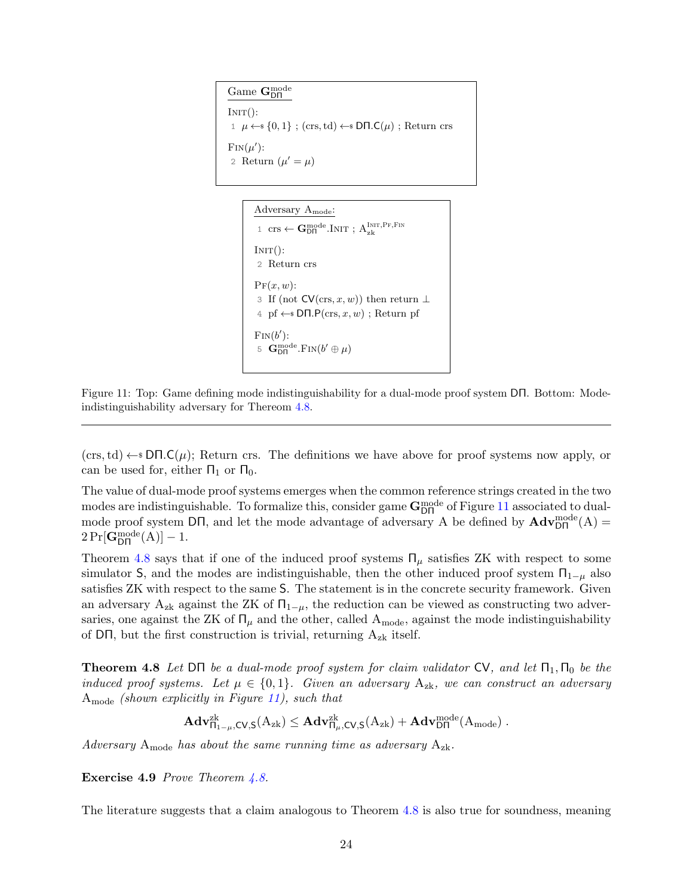```
Game G^mode_DΠ

Init():
1  μ ←$ {0,1} ; (crs, td) ←$ DΠ.C(μ) ; Return crs

Fin(μ'):
2  Return (μ' = μ)
```

```
Adversary A_mode:
1  crs ← G^mode_DΠ.Init ; A_zk^{Init,Pf,Fin}

Init():
2  Return crs

Pf(x, w):
3  If (not CV(crs, x, w)) then return ⊥
4  pf ←$ DΠ.P(crs, x, w) ; Return pf

Fin(b'):
5  G^mode_DΠ.Fin(b' ⊕ μ)
```

Figure 11: Top: Game defining mode indistinguishability for a dual-mode proof system $\mathsf{D\Pi}$. Bottom: Mode-indistinguishability adversary for Thereom 4.8.

---

$(\mathrm{crs}, \mathrm{td}) \leftarrow\!\!\$\ \mathsf{D\Pi.C}(\mu)$; Return crs. The definitions we have above for proof systems now apply, or can be used for, either $\Pi_1$ or $\Pi_0$.

The value of dual-mode proof systems emerges when the common reference strings created in the two modes are indistinguishable. To formalize this, consider game $\mathbf{G}^{\mathrm{mode}}_{\mathsf{D\Pi}}$ of Figure 11 associated to dual-mode proof system $\mathsf{D\Pi}$, and let the mode advantage of adversary A be defined by $\mathbf{Adv}^{\mathrm{mode}}_{\mathsf{D\Pi}}(\mathrm{A}) = 2\Pr[\mathbf{G}^{\mathrm{mode}}_{\mathsf{D\Pi}}(\mathrm{A})] - 1$.

Theorem 4.8 says that if one of the induced proof systems $\Pi_\mu$ satisfies ZK with respect to some simulator $\mathsf{S}$, and the modes are indistinguishable, then the other induced proof system $\Pi_{1-\mu}$ also satisfies ZK with respect to the same $\mathsf{S}$. The statement is in the concrete security framework. Given an adversary $\mathrm{A}_{\mathrm{zk}}$ against the ZK of $\Pi_{1-\mu}$, the reduction can be viewed as constructing two adversaries, one against the ZK of $\Pi_\mu$ and the other, called $\mathrm{A}_{\mathrm{mode}}$, against the mode indistinguishability of $\mathsf{D\Pi}$, but the first construction is trivial, returning $\mathrm{A}_{\mathrm{zk}}$ itself.

**Theorem 4.8** *Let $\mathsf{D\Pi}$ be a dual-mode proof system for claim validator $\mathsf{CV}$, and let $\Pi_1, \Pi_0$ be the induced proof systems. Let $\mu \in \{0,1\}$. Given an adversary $\mathrm{A}_{\mathrm{zk}}$, we can construct an adversary $\mathrm{A}_{\mathrm{mode}}$ (shown explicitly in Figure 11), such that*

$$\mathbf{Adv}^{\mathrm{zk}}_{\Pi_{1-\mu},\mathsf{CV},\mathsf{S}}(\mathrm{A}_{\mathrm{zk}}) \leq \mathbf{Adv}^{\mathrm{zk}}_{\Pi_\mu,\mathsf{CV},\mathsf{S}}(\mathrm{A}_{\mathrm{zk}}) + \mathbf{Adv}^{\mathrm{mode}}_{\mathsf{D\Pi}}(\mathrm{A}_{\mathrm{mode}})\ .$$

*Adversary $\mathrm{A}_{\mathrm{mode}}$ has about the same running time as adversary $\mathrm{A}_{\mathrm{zk}}$.*

**Exercise 4.9** *Prove Theorem 4.8.*

The literature suggests that a claim analogous to Theorem 4.8 is also true for soundness, meaning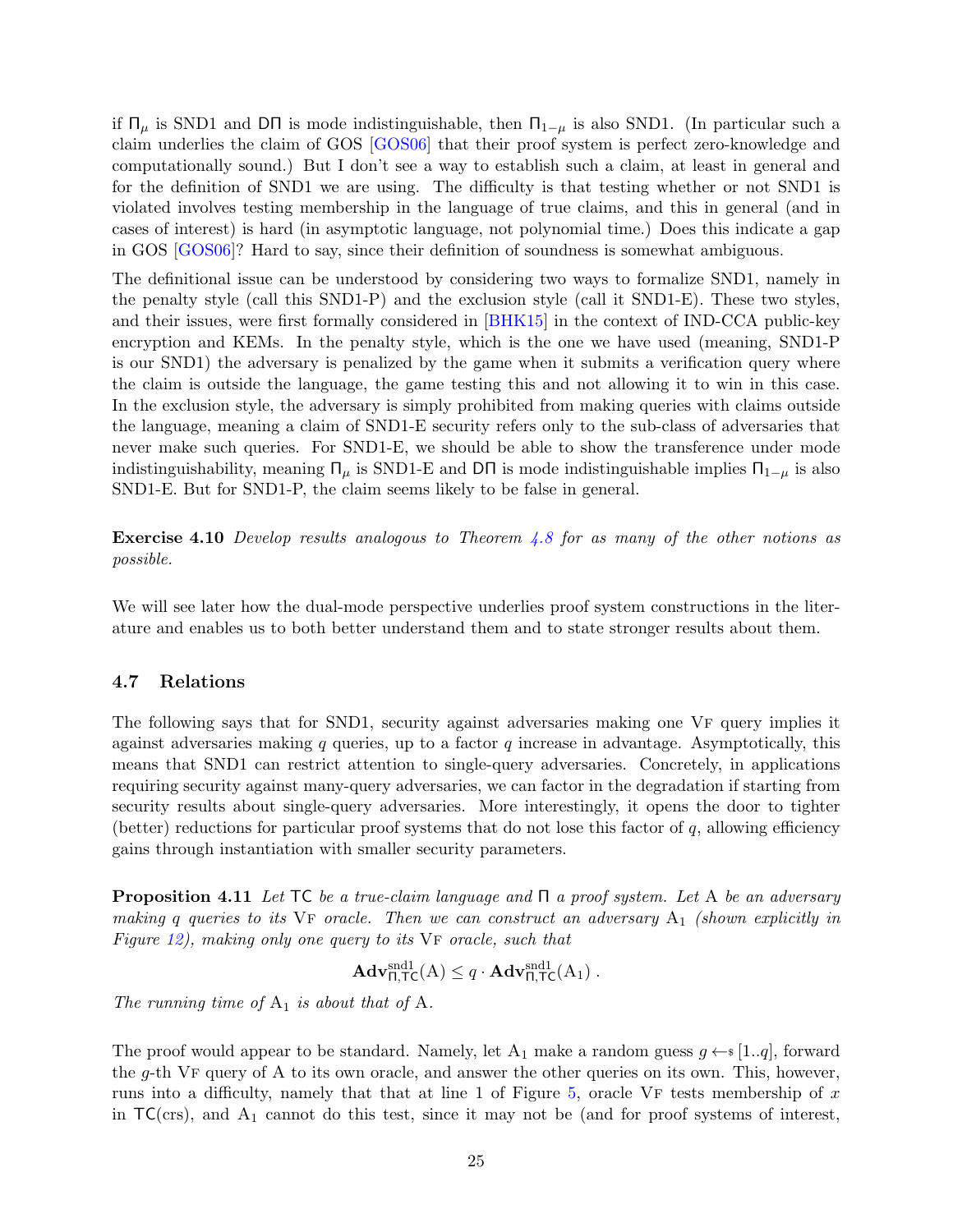if $\mathsf{\Pi}_\mu$ is SND1 and $\mathsf{D\Pi}$ is mode indistinguishable, then $\mathsf{\Pi}_{1-\mu}$ is also SND1. (In particular such a claim underlies the claim of GOS [GOS06] that their proof system is perfect zero-knowledge and computationally sound.) But I don't see a way to establish such a claim, at least in general and for the definition of SND1 we are using. The difficulty is that testing whether or not SND1 is violated involves testing membership in the language of true claims, and this in general (and in cases of interest) is hard (in asymptotic language, not polynomial time.) Does this indicate a gap in GOS [GOS06]? Hard to say, since their definition of soundness is somewhat ambiguous.

The definitional issue can be understood by considering two ways to formalize SND1, namely in the penalty style (call this SND1-P) and the exclusion style (call it SND1-E). These two styles, and their issues, were first formally considered in [BHK15] in the context of IND-CCA public-key encryption and KEMs. In the penalty style, which is the one we have used (meaning, SND1-P is our SND1) the adversary is penalized by the game when it submits a verification query where the claim is outside the language, the game testing this and not allowing it to win in this case. In the exclusion style, the adversary is simply prohibited from making queries with claims outside the language, meaning a claim of SND1-E security refers only to the sub-class of adversaries that never make such queries. For SND1-E, we should be able to show the transference under mode indistinguishability, meaning $\mathsf{\Pi}_\mu$ is SND1-E and $\mathsf{D\Pi}$ is mode indistinguishable implies $\mathsf{\Pi}_{1-\mu}$ is also SND1-E. But for SND1-P, the claim seems likely to be false in general.

**Exercise 4.10** *Develop results analogous to Theorem 4.8 for as many of the other notions as possible.*

We will see later how the dual-mode perspective underlies proof system constructions in the literature and enables us to both better understand them and to state stronger results about them.

## 4.7 Relations

The following says that for SND1, security against adversaries making one VF query implies it against adversaries making $q$ queries, up to a factor $q$ increase in advantage. Asymptotically, this means that SND1 can restrict attention to single-query adversaries. Concretely, in applications requiring security against many-query adversaries, we can factor in the degradation if starting from security results about single-query adversaries. More interestingly, it opens the door to tighter (better) reductions for particular proof systems that do not lose this factor of $q$, allowing efficiency gains through instantiation with smaller security parameters.

**Proposition 4.11** *Let $\mathsf{TC}$ be a true-claim language and $\mathsf{\Pi}$ a proof system. Let $\mathcal{A}$ be an adversary making $q$ queries to its* VF *oracle. Then we can construct an adversary $\mathcal{A}_1$ (shown explicitly in Figure 12), making only one query to its* VF *oracle, such that*

$$\mathbf{Adv}^{\mathrm{snd1}}_{\mathsf{\Pi},\mathsf{TC}}(\mathcal{A}) \leq q \cdot \mathbf{Adv}^{\mathrm{snd1}}_{\mathsf{\Pi},\mathsf{TC}}(\mathcal{A}_1) \, .$$

*The running time of $\mathcal{A}_1$ is about that of $\mathcal{A}$.*

The proof would appear to be standard. Namely, let $\mathcal{A}_1$ make a random guess $g \leftarrow\$ [1..q]$, forward the $g$-th VF query of $\mathcal{A}$ to its own oracle, and answer the other queries on its own. This, however, runs into a difficulty, namely that that at line 1 of Figure 5, oracle VF tests membership of $x$ in $\mathsf{TC}(\mathrm{crs})$, and $\mathcal{A}_1$ cannot do this test, since it may not be (and for proof systems of interest,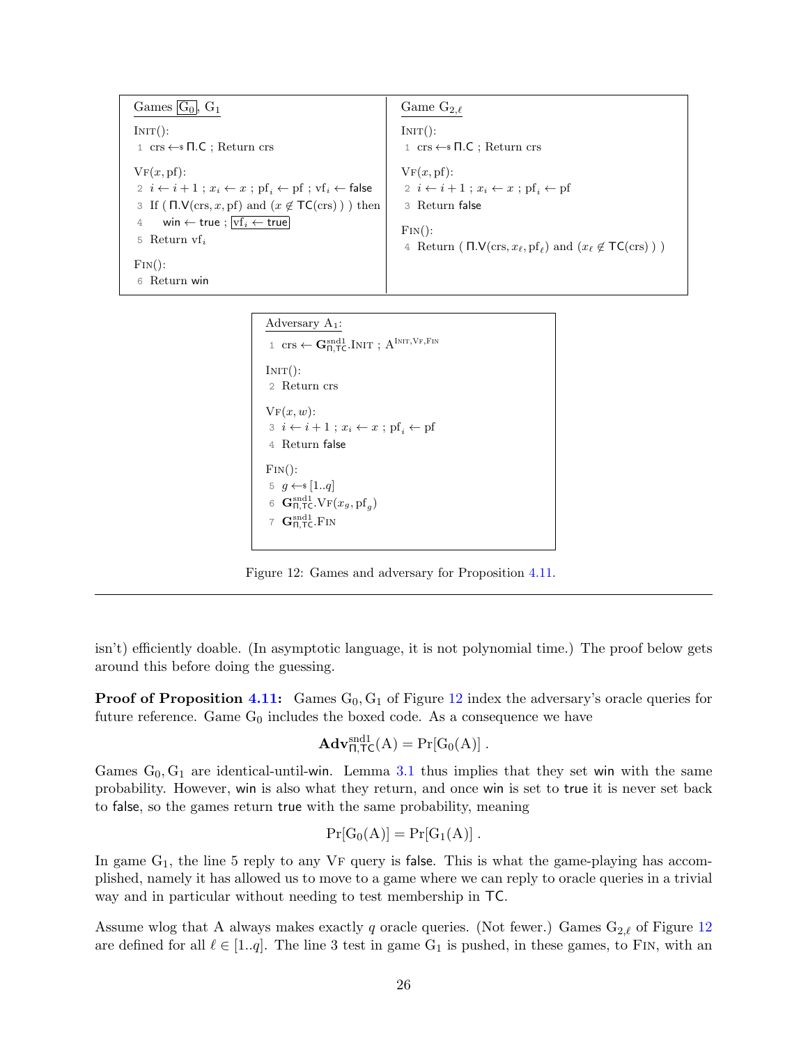```
Games [G0], G1

Init():
1  crs ←$ Π.C ; Return crs

Vf(x, pf):
2  i ← i + 1 ; x_i ← x ; pf_i ← pf ; vf_i ← false
3  If ( Π.V(crs, x, pf) and (x ∉ TC(crs)) ) then
4     win ← true ; [vf_i ← true]
5  Return vf_i

Fin():
6  Return win
```

```
Game G_{2,ℓ}

Init():
1  crs ←$ Π.C ; Return crs

Vf(x, pf):
2  i ← i + 1 ; x_i ← x ; pf_i ← pf
3  Return false

Fin():
4  Return ( Π.V(crs, x_ℓ, pf_ℓ) and (x_ℓ ∉ TC(crs)) )
```

```
Adversary A_1:
1  crs ← G^{snd1}_{Π,TC}.Init ; A^{Init,Vf,Fin}

Init():
2  Return crs

Vf(x, w):
3  i ← i + 1 ; x_i ← x ; pf_i ← pf
4  Return false

Fin():
5  g ←$ [1..q]
6  G^{snd1}_{Π,TC}.Vf(x_g, pf_g)
7  G^{snd1}_{Π,TC}.Fin
```

Figure 12: Games and adversary for Proposition 4.11.

---

isn't) efficiently doable. (In asymptotic language, it is not polynomial time.) The proof below gets around this before doing the guessing.

**Proof of Proposition 4.11:** Games $G_0, G_1$ of Figure 12 index the adversary's oracle queries for future reference. Game $G_0$ includes the boxed code. As a consequence we have

$$\mathbf{Adv}^{\mathrm{snd1}}_{\Pi,\mathsf{TC}}(A) = \Pr[G_0(A)] \; .$$

Games $G_0, G_1$ are identical-until-win. Lemma 3.1 thus implies that they set win with the same probability. However, win is also what they return, and once win is set to true it is never set back to false, so the games return true with the same probability, meaning

$$\Pr[G_0(A)] = \Pr[G_1(A)] \; .$$

In game $G_1$, the line 5 reply to any VF query is false. This is what the game-playing has accomplished, namely it has allowed us to move to a game where we can reply to oracle queries in a trivial way and in particular without needing to test membership in $\mathsf{TC}$.

Assume wlog that A always makes exactly $q$ oracle queries. (Not fewer.) Games $G_{2,\ell}$ of Figure 12 are defined for all $\ell \in [1..q]$. The line 3 test in game $G_1$ is pushed, in these games, to FIN, with an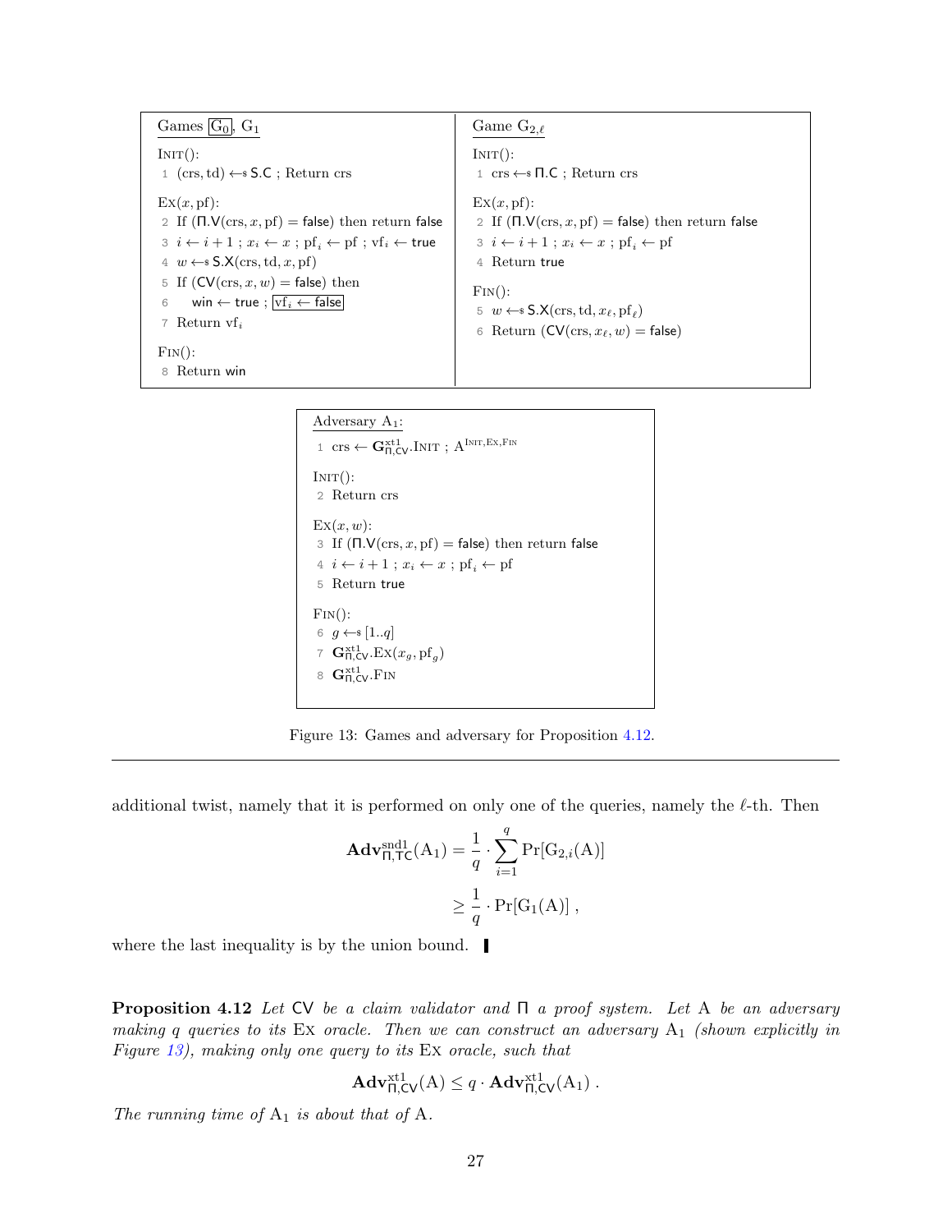```
Games [G_0], G_1

Init():
 1  (crs, td) <-$ S.C ; Return crs

Ex(x, pf):
 2  If (Π.V(crs, x, pf) = false) then return false
 3  i <- i + 1 ; x_i <- x ; pf_i <- pf ; vf_i <- true
 4  w <-$ S.X(crs, td, x, pf)
 5  If (CV(crs, x, w) = false) then
 6     win <- true ; [vf_i <- false]
 7  Return vf_i

Fin():
 8  Return win
```

```
Game G_{2,ℓ}

Init():
 1  crs <-$ Π.C ; Return crs

Ex(x, pf):
 2  If (Π.V(crs, x, pf) = false) then return false
 3  i <- i + 1 ; x_i <- x ; pf_i <- pf
 4  Return true

Fin():
 5  w <-$ S.X(crs, td, x_ℓ, pf_ℓ)
 6  Return (CV(crs, x_ℓ, w) = false)
```

```
Adversary A_1:
 1  crs <- G^{xt1}_{Π,CV}.Init ; A^{Init,Ex,Fin}

Init():
 2  Return crs

Ex(x, w):
 3  If (Π.V(crs, x, pf) = false) then return false
 4  i <- i + 1 ; x_i <- x ; pf_i <- pf
 5  Return true

Fin():
 6  g <-$ [1..q]
 7  G^{xt1}_{Π,CV}.Ex(x_g, pf_g)
 8  G^{xt1}_{Π,CV}.Fin
```

Figure 13: Games and adversary for Proposition 4.12.

---

additional twist, namely that it is performed on only one of the queries, namely the $\ell$-th. Then

$$\begin{aligned}
\mathbf{Adv}^{\mathrm{snd1}}_{\Pi,\mathsf{TC}}(\mathrm{A}_1) &= \frac{1}{q} \cdot \sum_{i=1}^{q} \Pr[\mathrm{G}_{2,i}(\mathrm{A})] \\
&\geq \frac{1}{q} \cdot \Pr[\mathrm{G}_1(\mathrm{A})] \, ,
\end{aligned}$$

where the last inequality is by the union bound. ∎

**Proposition 4.12** *Let* $\mathsf{CV}$ *be a claim validator and* $\Pi$ *a proof system. Let* A *be an adversary making* $q$ *queries to its* Ex *oracle. Then we can construct an adversary* $\mathrm{A}_1$ *(shown explicitly in Figure 13), making only one query to its* Ex *oracle, such that*

$$\mathbf{Adv}^{\mathrm{xt1}}_{\Pi,\mathsf{CV}}(\mathrm{A}) \leq q \cdot \mathbf{Adv}^{\mathrm{xt1}}_{\Pi,\mathsf{CV}}(\mathrm{A}_1) \, .$$

*The running time of* $\mathrm{A}_1$ *is about that of* A.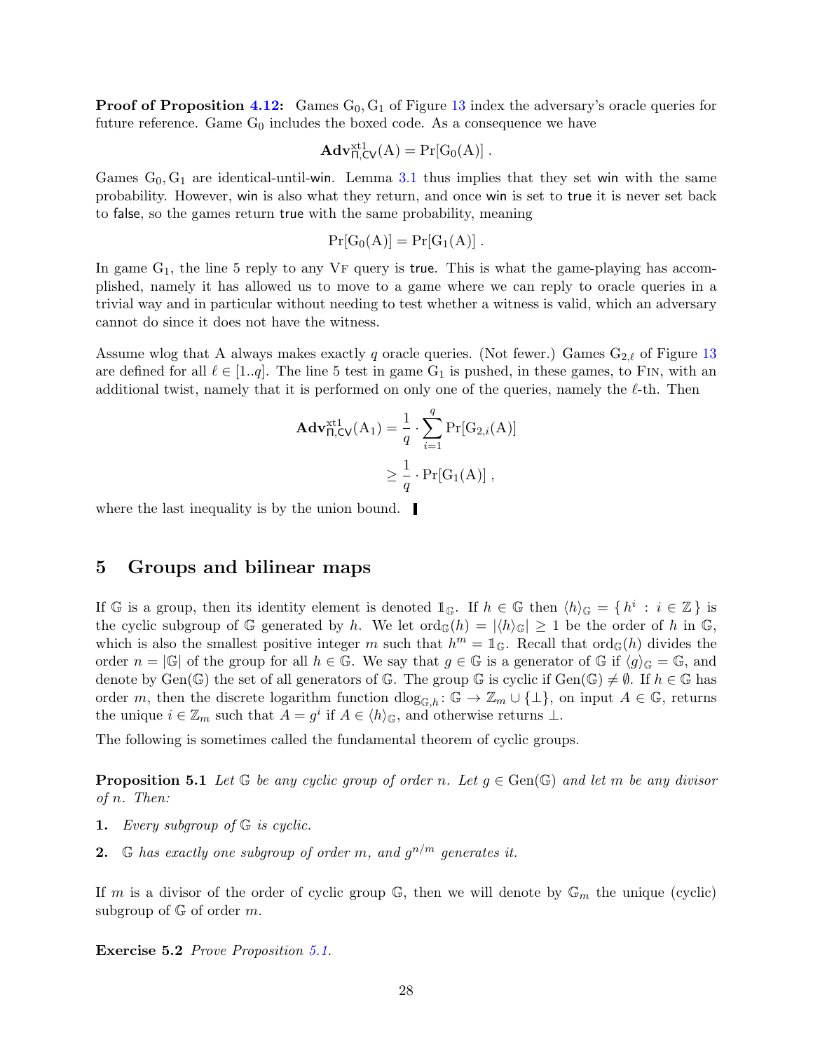**Proof of Proposition 4.12:** Games $\mathrm{G}_0, \mathrm{G}_1$ of Figure 13 index the adversary's oracle queries for future reference. Game $\mathrm{G}_0$ includes the boxed code. As a consequence we have

$$\mathbf{Adv}^{\mathrm{xt1}}_{\Pi,\mathsf{CV}}(\mathrm{A}) = \Pr[\mathrm{G}_0(\mathrm{A})] \, .$$

Games $\mathrm{G}_0, \mathrm{G}_1$ are identical-until-$\mathsf{win}$. Lemma 3.1 thus implies that they set $\mathsf{win}$ with the same probability. However, $\mathsf{win}$ is also what they return, and once $\mathsf{win}$ is set to $\mathsf{true}$ it is never set back to $\mathsf{false}$, so the games return $\mathsf{true}$ with the same probability, meaning

$$\Pr[\mathrm{G}_0(\mathrm{A})] = \Pr[\mathrm{G}_1(\mathrm{A})] \, .$$

In game $\mathrm{G}_1$, the line 5 reply to any $\textsc{Vf}$ query is $\mathsf{true}$. This is what the game-playing has accomplished, namely it has allowed us to move to a game where we can reply to oracle queries in a trivial way and in particular without needing to test whether a witness is valid, which an adversary cannot do since it does not have the witness.

Assume wlog that A always makes exactly $q$ oracle queries. (Not fewer.) Games $\mathrm{G}_{2,\ell}$ of Figure 13 are defined for all $\ell \in [1..q]$. The line 5 test in game $\mathrm{G}_1$ is pushed, in these games, to $\textsc{Fin}$, with an additional twist, namely that it is performed on only one of the queries, namely the $\ell$-th. Then

$$\begin{aligned}
\mathbf{Adv}^{\mathrm{xt1}}_{\Pi,\mathsf{CV}}(\mathrm{A}_1) &= \frac{1}{q} \cdot \sum_{i=1}^{q} \Pr[\mathrm{G}_{2,i}(\mathrm{A})] \\
&\geq \frac{1}{q} \cdot \Pr[\mathrm{G}_1(\mathrm{A})] \, ,
\end{aligned}$$

where the last inequality is by the union bound. ∎

## 5 Groups and bilinear maps

If $\mathbb{G}$ is a group, then its identity element is denoted $\mathbb{1}_{\mathbb{G}}$. If $h \in \mathbb{G}$ then $\langle h \rangle_{\mathbb{G}} = \{\, h^i : i \in \mathbb{Z} \,\}$ is the cyclic subgroup of $\mathbb{G}$ generated by $h$. We let $\mathrm{ord}_{\mathbb{G}}(h) = |\langle h \rangle_{\mathbb{G}}| \geq 1$ be the order of $h$ in $\mathbb{G}$, which is also the smallest positive integer $m$ such that $h^m = \mathbb{1}_{\mathbb{G}}$. Recall that $\mathrm{ord}_{\mathbb{G}}(h)$ divides the order $n = |\mathbb{G}|$ of the group for all $h \in \mathbb{G}$. We say that $g \in \mathbb{G}$ is a generator of $\mathbb{G}$ if $\langle g \rangle_{\mathbb{G}} = \mathbb{G}$, and denote by $\mathrm{Gen}(\mathbb{G})$ the set of all generators of $\mathbb{G}$. The group $\mathbb{G}$ is cyclic if $\mathrm{Gen}(\mathbb{G}) \neq \emptyset$. If $h \in \mathbb{G}$ has order $m$, then the discrete logarithm function $\mathrm{dlog}_{\mathbb{G},h} \colon \mathbb{G} \to \mathbb{Z}_m \cup \{\bot\}$, on input $A \in \mathbb{G}$, returns the unique $i \in \mathbb{Z}_m$ such that $A = g^i$ if $A \in \langle h \rangle_{\mathbb{G}}$, and otherwise returns $\bot$.

The following is sometimes called the fundamental theorem of cyclic groups.

**Proposition 5.1** *Let $\mathbb{G}$ be any cyclic group of order $n$. Let $g \in \mathrm{Gen}(\mathbb{G})$ and let $m$ be any divisor of $n$. Then:*

**1.** *Every subgroup of $\mathbb{G}$ is cyclic.*

**2.** *$\mathbb{G}$ has exactly one subgroup of order $m$, and $g^{n/m}$ generates it.*

If $m$ is a divisor of the order of cyclic group $\mathbb{G}$, then we will denote by $\mathbb{G}_m$ the unique (cyclic) subgroup of $\mathbb{G}$ of order $m$.

**Exercise 5.2** *Prove Proposition 5.1.*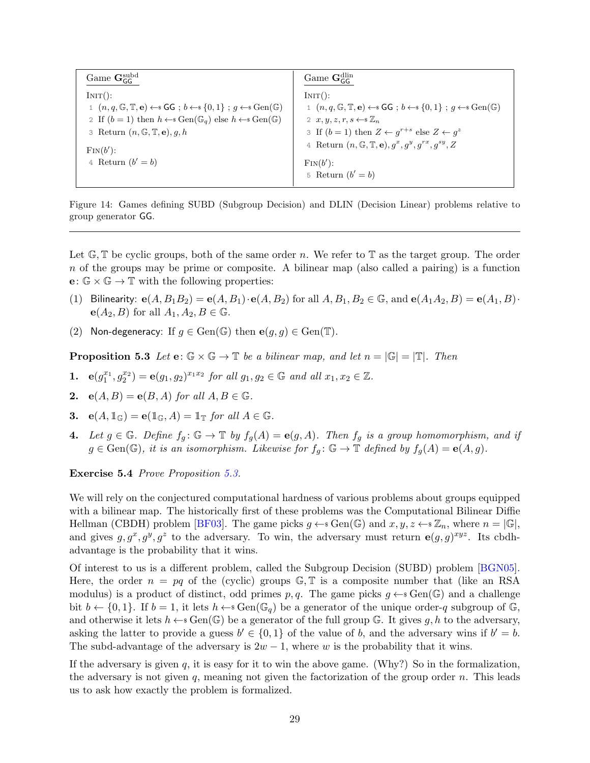| Game $\mathbf{G}^{\rm subd}_{\sf GG}$ | Game $\mathbf{G}^{\rm dlin}_{\sf GG}$ |
|---|---|
| INIT(): | INIT(): |
| 1 $(n, q, \mathbb{G}, \mathbb{T}, \mathbf{e}) \leftarrow\$ \; {\sf GG}$ ; $b \leftarrow\$ \; \{0,1\}$ ; $g \leftarrow\$ \; {\rm Gen}(\mathbb{G})$ | 1 $(n, q, \mathbb{G}, \mathbb{T}, \mathbf{e}) \leftarrow\$ \; {\sf GG}$ ; $b \leftarrow\$ \; \{0,1\}$ ; $g \leftarrow\$ \; {\rm Gen}(\mathbb{G})$ |
| 2 If $(b = 1)$ then $h \leftarrow\$ \; {\rm Gen}(\mathbb{G}_q)$ else $h \leftarrow\$ \; {\rm Gen}(\mathbb{G})$ | 2 $x, y, z, r, s \leftarrow\$ \; \mathbb{Z}_n$ |
| 3 Return $(n, \mathbb{G}, \mathbb{T}, \mathbf{e}), g, h$ | 3 If $(b = 1)$ then $Z \leftarrow g^{r+s}$ else $Z \leftarrow g^z$ |
| FIN($b'$): | 4 Return $(n, \mathbb{G}, \mathbb{T}, \mathbf{e}), g^x, g^y, g^{rx}, g^{sy}, Z$ |
| 4 Return $(b' = b)$ | FIN($b'$): |
| | 5 Return $(b' = b)$ |

Figure 14: Games defining SUBD (Subgroup Decision) and DLIN (Decision Linear) problems relative to group generator GG.

Let $\mathbb{G}, \mathbb{T}$ be cyclic groups, both of the same order $n$. We refer to $\mathbb{T}$ as the target group. The order $n$ of the groups may be prime or composite. A bilinear map (also called a pairing) is a function $\mathbf{e}\colon \mathbb{G} \times \mathbb{G} \to \mathbb{T}$ with the following properties:

(1) Bilinearity: $\mathbf{e}(A, B_1B_2) = \mathbf{e}(A, B_1) \cdot \mathbf{e}(A, B_2)$ for all $A, B_1, B_2 \in \mathbb{G}$, and $\mathbf{e}(A_1A_2, B) = \mathbf{e}(A_1, B) \cdot \mathbf{e}(A_2, B)$ for all $A_1, A_2, B \in \mathbb{G}$.

(2) Non-degeneracy: If $g \in {\rm Gen}(\mathbb{G})$ then $\mathbf{e}(g, g) \in {\rm Gen}(\mathbb{T})$.

**Proposition 5.3** *Let $\mathbf{e}\colon \mathbb{G} \times \mathbb{G} \to \mathbb{T}$ be a bilinear map, and let $n = |\mathbb{G}| = |\mathbb{T}|$. Then*

**1.** $\mathbf{e}(g_1^{x_1}, g_2^{x_2}) = \mathbf{e}(g_1, g_2)^{x_1x_2}$ *for all $g_1, g_2 \in \mathbb{G}$ and all $x_1, x_2 \in \mathbb{Z}$.*

**2.** $\mathbf{e}(A, B) = \mathbf{e}(B, A)$ *for all $A, B \in \mathbb{G}$.*

**3.** $\mathbf{e}(A, \mathbb{1}_{\mathbb{G}}) = \mathbf{e}(\mathbb{1}_{\mathbb{G}}, A) = \mathbb{1}_{\mathbb{T}}$ *for all $A \in \mathbb{G}$.*

**4.** *Let $g \in \mathbb{G}$. Define $f_g\colon \mathbb{G} \to \mathbb{T}$ by $f_g(A) = \mathbf{e}(g, A)$. Then $f_g$ is a group homomorphism, and if $g \in {\rm Gen}(\mathbb{G})$, it is an isomorphism. Likewise for $f_g\colon \mathbb{G} \to \mathbb{T}$ defined by $f_g(A) = \mathbf{e}(A, g)$.*

**Exercise 5.4** *Prove Proposition 5.3.*

We will rely on the conjectured computational hardness of various problems about groups equipped with a bilinear map. The historically first of these problems was the Computational Bilinear Diffie Hellman (CBDH) problem [BF03]. The game picks $g \leftarrow\$ \; {\rm Gen}(\mathbb{G})$ and $x, y, z \leftarrow\$ \; \mathbb{Z}_n$, where $n = |\mathbb{G}|$, and gives $g, g^x, g^y, g^z$ to the adversary. To win, the adversary must return $\mathbf{e}(g, g)^{xyz}$. Its cbdh-advantage is the probability that it wins.

Of interest to us is a different problem, called the Subgroup Decision (SUBD) problem [BGN05]. Here, the order $n = pq$ of the (cyclic) groups $\mathbb{G}, \mathbb{T}$ is a composite number that (like an RSA modulus) is a product of distinct, odd primes $p, q$. The game picks $g \leftarrow\$ \; {\rm Gen}(\mathbb{G})$ and a challenge bit $b \leftarrow \{0, 1\}$. If $b = 1$, it lets $h \leftarrow\$ \; {\rm Gen}(\mathbb{G}_q)$ be a generator of the unique order-$q$ subgroup of $\mathbb{G}$, and otherwise it lets $h \leftarrow\$ \; {\rm Gen}(\mathbb{G})$ be a generator of the full group $\mathbb{G}$. It gives $g, h$ to the adversary, asking the latter to provide a guess $b' \in \{0, 1\}$ of the value of $b$, and the adversary wins if $b' = b$. The subd-advantage of the adversary is $2w - 1$, where $w$ is the probability that it wins.

If the adversary is given $q$, it is easy for it to win the above game. (Why?) So in the formalization, the adversary is not given $q$, meaning not given the factorization of the group order $n$. This leads us to ask how exactly the problem is formalized.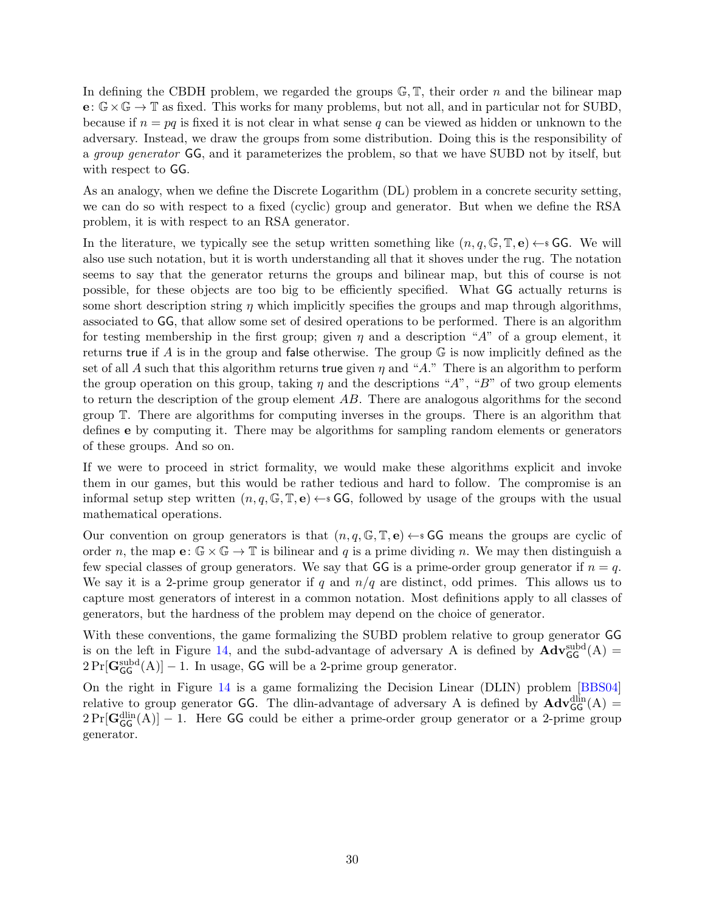In defining the CBDH problem, we regarded the groups $\mathbb{G}, \mathbb{T}$, their order $n$ and the bilinear map $\mathbf{e}\colon \mathbb{G} \times \mathbb{G} \to \mathbb{T}$ as fixed. This works for many problems, but not all, and in particular not for SUBD, because if $n = pq$ is fixed it is not clear in what sense $q$ can be viewed as hidden or unknown to the adversary. Instead, we draw the groups from some distribution. Doing this is the responsibility of a *group generator* $\mathsf{GG}$, and it parameterizes the problem, so that we have SUBD not by itself, but with respect to $\mathsf{GG}$.

As an analogy, when we define the Discrete Logarithm (DL) problem in a concrete security setting, we can do so with respect to a fixed (cyclic) group and generator. But when we define the RSA problem, it is with respect to an RSA generator.

In the literature, we typically see the setup written something like $(n, q, \mathbb{G}, \mathbb{T}, \mathbf{e}) \leftarrow\!\!\$\, \mathsf{GG}$. We will also use such notation, but it is worth understanding all that it shoves under the rug. The notation seems to say that the generator returns the groups and bilinear map, but this of course is not possible, for these objects are too big to be efficiently specified. What $\mathsf{GG}$ actually returns is some short description string $\eta$ which implicitly specifies the groups and map through algorithms, associated to $\mathsf{GG}$, that allow some set of desired operations to be performed. There is an algorithm for testing membership in the first group; given $\eta$ and a description "$A$" of a group element, it returns $\mathsf{true}$ if $A$ is in the group and $\mathsf{false}$ otherwise. The group $\mathbb{G}$ is now implicitly defined as the set of all $A$ such that this algorithm returns $\mathsf{true}$ given $\eta$ and "$A$." There is an algorithm to perform the group operation on this group, taking $\eta$ and the descriptions "$A$", "$B$" of two group elements to return the description of the group element $AB$. There are analogous algorithms for the second group $\mathbb{T}$. There are algorithms for computing inverses in the groups. There is an algorithm that defines $\mathbf{e}$ by computing it. There may be algorithms for sampling random elements or generators of these groups. And so on.

If we were to proceed in strict formality, we would make these algorithms explicit and invoke them in our games, but this would be rather tedious and hard to follow. The compromise is an informal setup step written $(n, q, \mathbb{G}, \mathbb{T}, \mathbf{e}) \leftarrow\!\!\$\, \mathsf{GG}$, followed by usage of the groups with the usual mathematical operations.

Our convention on group generators is that $(n, q, \mathbb{G}, \mathbb{T}, \mathbf{e}) \leftarrow\!\!\$\, \mathsf{GG}$ means the groups are cyclic of order $n$, the map $\mathbf{e}\colon \mathbb{G} \times \mathbb{G} \to \mathbb{T}$ is bilinear and $q$ is a prime dividing $n$. We may then distinguish a few special classes of group generators. We say that $\mathsf{GG}$ is a prime-order group generator if $n = q$. We say it is a 2-prime group generator if $q$ and $n/q$ are distinct, odd primes. This allows us to capture most generators of interest in a common notation. Most definitions apply to all classes of generators, but the hardness of the problem may depend on the choice of generator.

With these conventions, the game formalizing the SUBD problem relative to group generator $\mathsf{GG}$ is on the left in Figure 14, and the subd-advantage of adversary A is defined by $\mathbf{Adv}^{\mathrm{subd}}_{\mathsf{GG}}(\mathrm{A}) = 2\Pr[\mathbf{G}^{\mathrm{subd}}_{\mathsf{GG}}(\mathrm{A})] - 1$. In usage, $\mathsf{GG}$ will be a 2-prime group generator.

On the right in Figure 14 is a game formalizing the Decision Linear (DLIN) problem [BBS04] relative to group generator $\mathsf{GG}$. The dlin-advantage of adversary A is defined by $\mathbf{Adv}^{\mathrm{dlin}}_{\mathsf{GG}}(\mathrm{A}) = 2\Pr[\mathbf{G}^{\mathrm{dlin}}_{\mathsf{GG}}(\mathrm{A})] - 1$. Here $\mathsf{GG}$ could be either a prime-order group generator or a 2-prime group generator.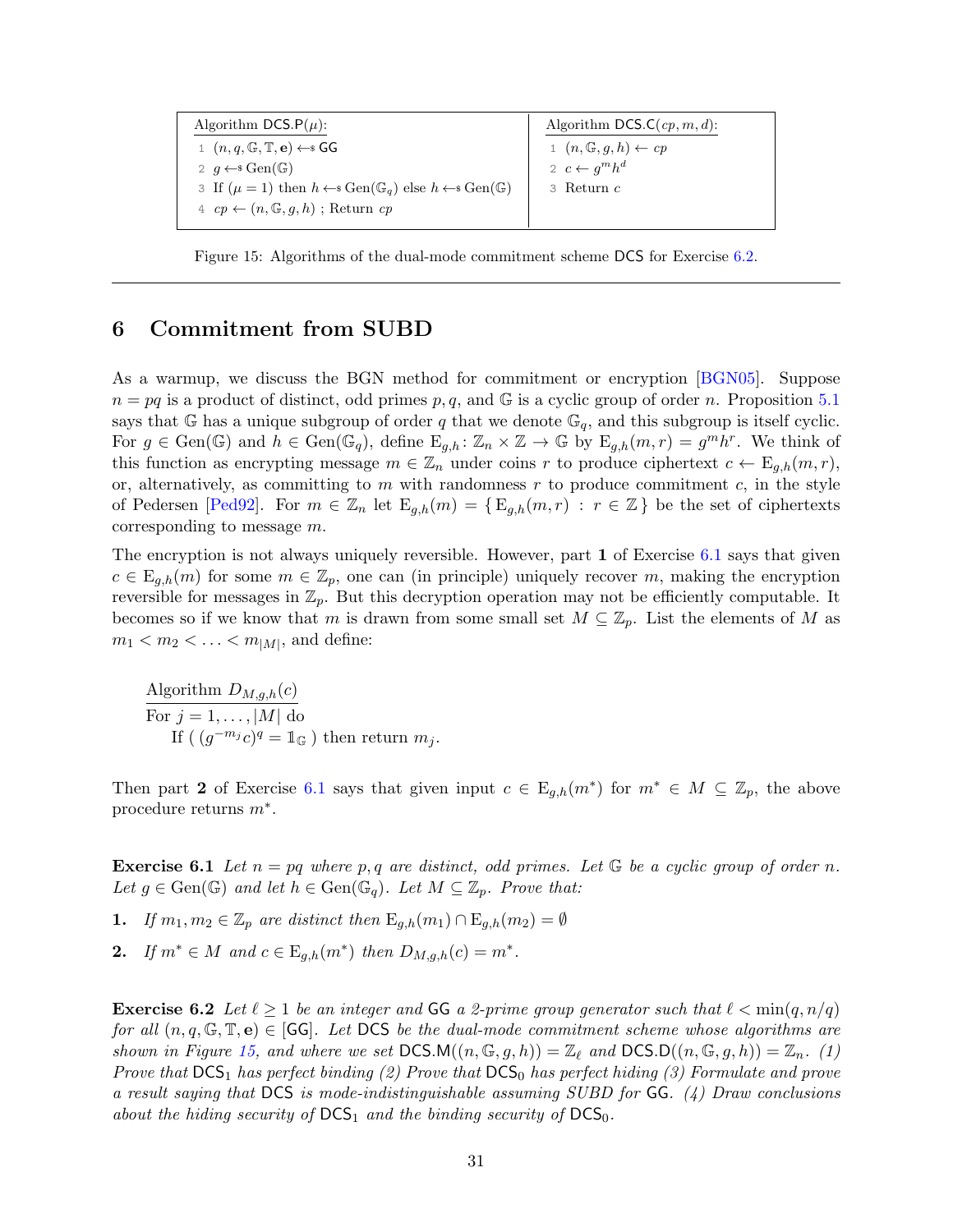| Algorithm $\mathsf{DCS.P}(\mu)$: | Algorithm $\mathsf{DCS.C}(cp, m, d)$: |
| --- | --- |
| 1 $(n, q, \mathbb{G}, \mathbb{T}, \mathbf{e}) \leftarrow\$ \; \mathsf{GG}$ | 1 $(n, \mathbb{G}, g, h) \leftarrow cp$ |
| 2 $g \leftarrow\$ \; \mathrm{Gen}(\mathbb{G})$ | 2 $c \leftarrow g^m h^d$ |
| 3 If $(\mu = 1)$ then $h \leftarrow\$ \; \mathrm{Gen}(\mathbb{G}_q)$ else $h \leftarrow\$ \; \mathrm{Gen}(\mathbb{G})$ | 3 Return $c$ |
| 4 $cp \leftarrow (n, \mathbb{G}, g, h)$ ; Return $cp$ | |

Figure 15: Algorithms of the dual-mode commitment scheme DCS for Exercise 6.2.

# 6 Commitment from SUBD

As a warmup, we discuss the BGN method for commitment or encryption [BGN05]. Suppose $n = pq$ is a product of distinct, odd primes $p, q$, and $\mathbb{G}$ is a cyclic group of order $n$. Proposition 5.1 says that $\mathbb{G}$ has a unique subgroup of order $q$ that we denote $\mathbb{G}_q$, and this subgroup is itself cyclic. For $g \in \mathrm{Gen}(\mathbb{G})$ and $h \in \mathrm{Gen}(\mathbb{G}_q)$, define $\mathrm{E}_{g,h} \colon \mathbb{Z}_n \times \mathbb{Z} \to \mathbb{G}$ by $\mathrm{E}_{g,h}(m, r) = g^m h^r$. We think of this function as encrypting message $m \in \mathbb{Z}_n$ under coins $r$ to produce ciphertext $c \leftarrow \mathrm{E}_{g,h}(m, r)$, or, alternatively, as committing to $m$ with randomness $r$ to produce commitment $c$, in the style of Pedersen [Ped92]. For $m \in \mathbb{Z}_n$ let $\mathrm{E}_{g,h}(m) = \{\, \mathrm{E}_{g,h}(m, r) \;:\; r \in \mathbb{Z}\,\}$ be the set of ciphertexts corresponding to message $m$.

The encryption is not always uniquely reversible. However, part **1** of Exercise 6.1 says that given $c \in \mathrm{E}_{g,h}(m)$ for some $m \in \mathbb{Z}_p$, one can (in principle) uniquely recover $m$, making the encryption reversible for messages in $\mathbb{Z}_p$. But this decryption operation may not be efficiently computable. It becomes so if we know that $m$ is drawn from some small set $M \subseteq \mathbb{Z}_p$. List the elements of $M$ as $m_1 < m_2 < \ldots < m_{|M|}$, and define:

Algorithm $D_{M,g,h}(c)$
For $j = 1, \ldots, |M|$ do
    If ( $(g^{-m_j} c)^q = \mathbb{1}_{\mathbb{G}}$ ) then return $m_j$.

Then part **2** of Exercise 6.1 says that given input $c \in \mathrm{E}_{g,h}(m^*)$ for $m^* \in M \subseteq \mathbb{Z}_p$, the above procedure returns $m^*$.

**Exercise 6.1** *Let $n = pq$ where $p, q$ are distinct, odd primes. Let $\mathbb{G}$ be a cyclic group of order $n$. Let $g \in \mathrm{Gen}(\mathbb{G})$ and let $h \in \mathrm{Gen}(\mathbb{G}_q)$. Let $M \subseteq \mathbb{Z}_p$. Prove that:*

**1.** *If $m_1, m_2 \in \mathbb{Z}_p$ are distinct then $\mathrm{E}_{g,h}(m_1) \cap \mathrm{E}_{g,h}(m_2) = \emptyset$*

**2.** *If $m^* \in M$ and $c \in \mathrm{E}_{g,h}(m^*)$ then $D_{M,g,h}(c) = m^*$.*

**Exercise 6.2** *Let $\ell \geq 1$ be an integer and $\mathsf{GG}$ a 2-prime group generator such that $\ell < \min(q, n/q)$ for all $(n, q, \mathbb{G}, \mathbb{T}, \mathbf{e}) \in [\mathsf{GG}]$. Let $\mathsf{DCS}$ be the dual-mode commitment scheme whose algorithms are shown in Figure 15, and where we set $\mathsf{DCS.M}((n, \mathbb{G}, g, h)) = \mathbb{Z}_\ell$ and $\mathsf{DCS.D}((n, \mathbb{G}, g, h)) = \mathbb{Z}_n$. (1) Prove that $\mathsf{DCS}_1$ has perfect binding (2) Prove that $\mathsf{DCS}_0$ has perfect hiding (3) Formulate and prove a result saying that $\mathsf{DCS}$ is mode-indistinguishable assuming SUBD for $\mathsf{GG}$. (4) Draw conclusions about the hiding security of $\mathsf{DCS}_1$ and the binding security of $\mathsf{DCS}_0$.*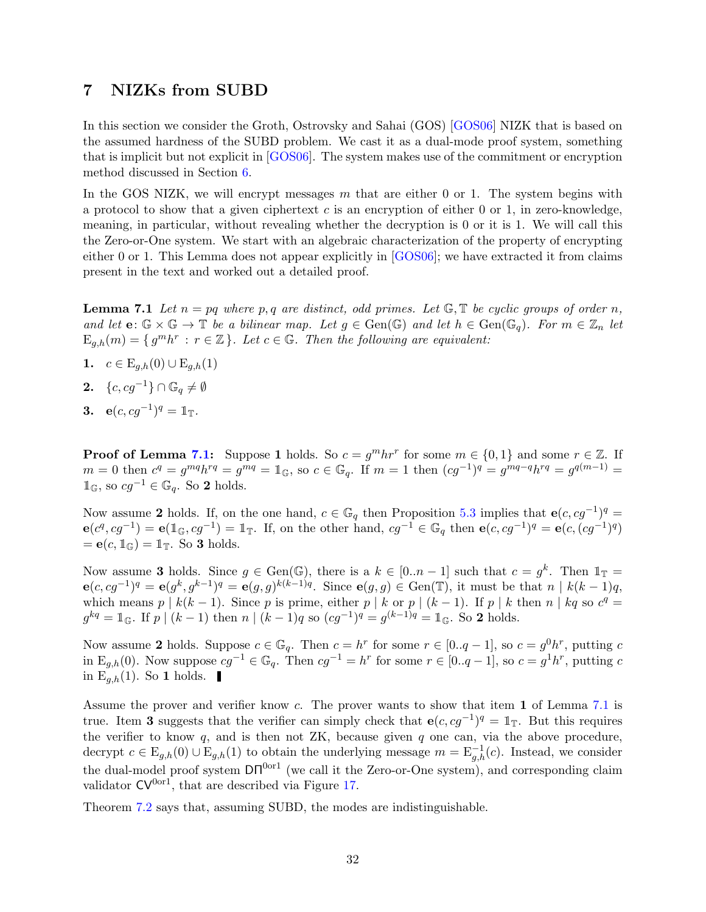## 7 NIZKs from SUBD

In this section we consider the Groth, Ostrovsky and Sahai (GOS) [GOS06] NIZK that is based on the assumed hardness of the SUBD problem. We cast it as a dual-mode proof system, something that is implicit but not explicit in [GOS06]. The system makes use of the commitment or encryption method discussed in Section 6.

In the GOS NIZK, we will encrypt messages $m$ that are either 0 or 1. The system begins with a protocol to show that a given ciphertext $c$ is an encryption of either 0 or 1, in zero-knowledge, meaning, in particular, without revealing whether the decryption is 0 or it is 1. We will call this the Zero-or-One system. We start with an algebraic characterization of the property of encrypting either 0 or 1. This Lemma does not appear explicitly in [GOS06]; we have extracted it from claims present in the text and worked out a detailed proof.

**Lemma 7.1** *Let $n = pq$ where $p, q$ are distinct, odd primes. Let $\mathbb{G}, \mathbb{T}$ be cyclic groups of order $n$, and let $\mathbf{e}\colon \mathbb{G} \times \mathbb{G} \to \mathbb{T}$ be a bilinear map. Let $g \in \mathrm{Gen}(\mathbb{G})$ and let $h \in \mathrm{Gen}(\mathbb{G}_q)$. For $m \in \mathbb{Z}_n$ let $\mathrm{E}_{g,h}(m) = \{\, g^m h^r : r \in \mathbb{Z} \,\}$. Let $c \in \mathbb{G}$. Then the following are equivalent:*

**1.** $c \in \mathrm{E}_{g,h}(0) \cup \mathrm{E}_{g,h}(1)$

**2.** $\{c, cg^{-1}\} \cap \mathbb{G}_q \neq \emptyset$

**3.** $\mathbf{e}(c, cg^{-1})^q = \mathbb{1}_{\mathbb{T}}$.

**Proof of Lemma 7.1:** Suppose **1** holds. So $c = g^m hr^r$ for some $m \in \{0, 1\}$ and some $r \in \mathbb{Z}$. If $m = 0$ then $c^q = g^{mq} h^{rq} = g^{mq} = \mathbb{1}_{\mathbb{G}}$, so $c \in \mathbb{G}_q$. If $m = 1$ then $(cg^{-1})^q = g^{mq-q} h^{rq} = g^{q(m-1)} = \mathbb{1}_{\mathbb{G}}$, so $cg^{-1} \in \mathbb{G}_q$. So **2** holds.

Now assume **2** holds. If, on the one hand, $c \in \mathbb{G}_q$ then Proposition 5.3 implies that $\mathbf{e}(c, cg^{-1})^q = \mathbf{e}(c^q, cg^{-1}) = \mathbf{e}(\mathbb{1}_{\mathbb{G}}, cg^{-1}) = \mathbb{1}_{\mathbb{T}}$. If, on the other hand, $cg^{-1} \in \mathbb{G}_q$ then $\mathbf{e}(c, cg^{-1})^q = \mathbf{e}(c, (cg^{-1})^q)$ $= \mathbf{e}(c, \mathbb{1}_{\mathbb{G}}) = \mathbb{1}_{\mathbb{T}}$. So **3** holds.

Now assume **3** holds. Since $g \in \mathrm{Gen}(\mathbb{G})$, there is a $k \in [0..n-1]$ such that $c = g^k$. Then $\mathbb{1}_{\mathbb{T}} = \mathbf{e}(c, cg^{-1})^q = \mathbf{e}(g^k, g^{k-1})^q = \mathbf{e}(g, g)^{k(k-1)q}$. Since $\mathbf{e}(g, g) \in \mathrm{Gen}(\mathbb{T})$, it must be that $n \mid k(k-1)q$, which means $p \mid k(k-1)$. Since $p$ is prime, either $p \mid k$ or $p \mid (k-1)$. If $p \mid k$ then $n \mid kq$ so $c^q = g^{kq} = \mathbb{1}_{\mathbb{G}}$. If $p \mid (k-1)$ then $n \mid (k-1)q$ so $(cg^{-1})^q = g^{(k-1)q} = \mathbb{1}_{\mathbb{G}}$. So **2** holds.

Now assume **2** holds. Suppose $c \in \mathbb{G}_q$. Then $c = h^r$ for some $r \in [0..q-1]$, so $c = g^0 h^r$, putting $c$ in $\mathrm{E}_{g,h}(0)$. Now suppose $cg^{-1} \in \mathbb{G}_q$. Then $cg^{-1} = h^r$ for some $r \in [0..q-1]$, so $c = g^1 h^r$, putting $c$ in $\mathrm{E}_{g,h}(1)$. So **1** holds. ∎

Assume the prover and verifier know $c$. The prover wants to show that item **1** of Lemma 7.1 is true. Item **3** suggests that the verifier can simply check that $\mathbf{e}(c, cg^{-1})^q = \mathbb{1}_{\mathbb{T}}$. But this requires the verifier to know $q$, and is then not ZK, because given $q$ one can, via the above procedure, decrypt $c \in \mathrm{E}_{g,h}(0) \cup \mathrm{E}_{g,h}(1)$ to obtain the underlying message $m = \mathrm{E}^{-1}_{g,h}(c)$. Instead, we consider the dual-model proof system $\mathsf{D\Pi}^{0\mathrm{or}1}$ (we call it the Zero-or-One system), and corresponding claim validator $\mathsf{CV}^{0\mathrm{or}1}$, that are described via Figure 17.

Theorem 7.2 says that, assuming SUBD, the modes are indistinguishable.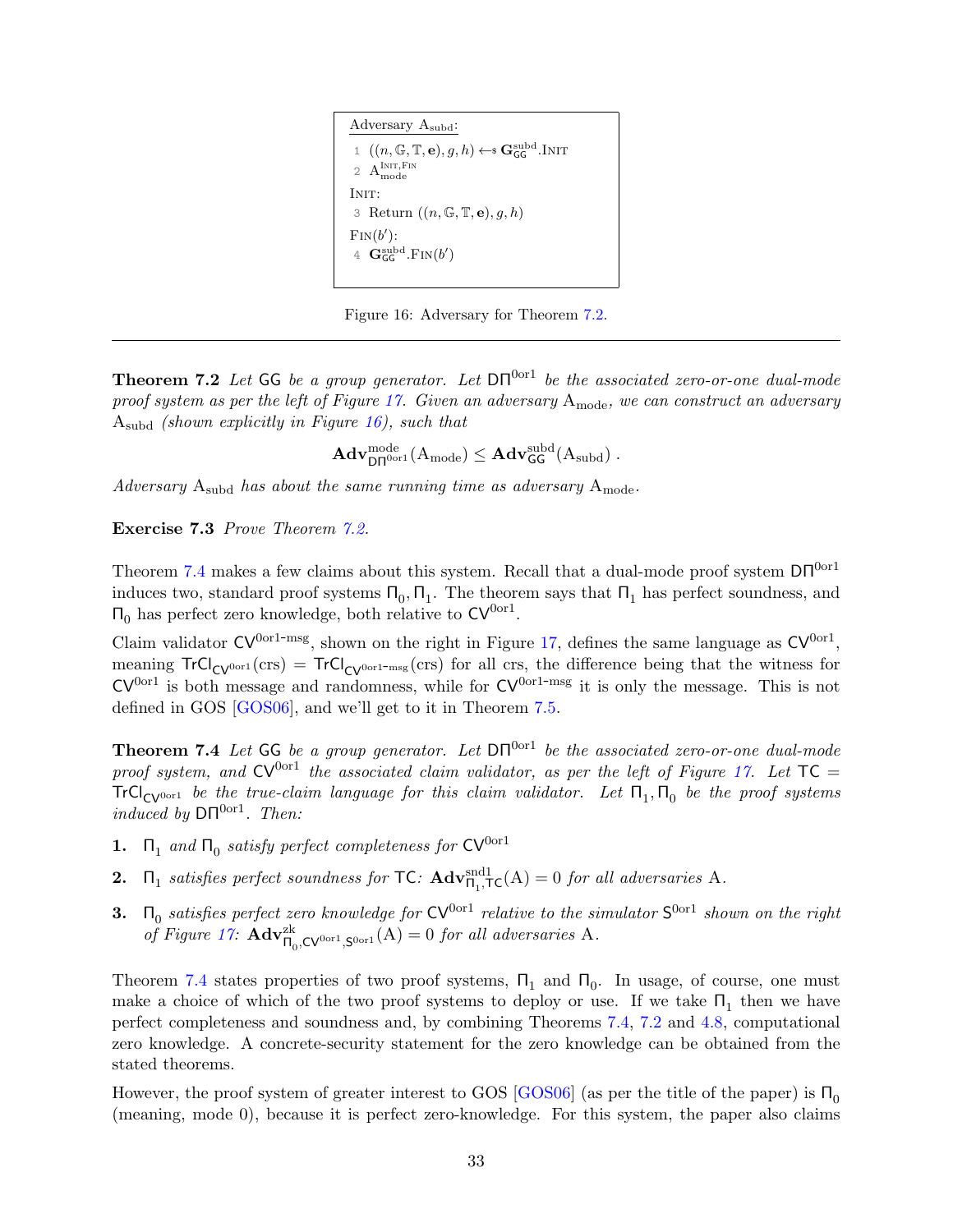```
Adversary A_subd:
1  ((n, 𝔾, 𝕋, e), g, h) ←$ G_GG^subd.INIT
2  A_mode^{INIT,FIN}
INIT:
3  Return ((n, 𝔾, 𝕋, e), g, h)
FIN(b'):
4  G_GG^subd.FIN(b')
```

Figure 16: Adversary for Theorem 7.2.

---

**Theorem 7.2** *Let* $\mathsf{GG}$ *be a group generator. Let* $\mathsf{D\Pi}^{0\text{or}1}$ *be the associated zero-or-one dual-mode proof system as per the left of Figure 17. Given an adversary* $\mathrm{A}_{\mathrm{mode}}$*, we can construct an adversary* $\mathrm{A}_{\mathrm{subd}}$ *(shown explicitly in Figure 16), such that*

$$\mathbf{Adv}^{\mathrm{mode}}_{\mathsf{D\Pi}^{0\mathrm{or}1}}(\mathrm{A}_{\mathrm{mode}}) \leq \mathbf{Adv}^{\mathrm{subd}}_{\mathsf{GG}}(\mathrm{A}_{\mathrm{subd}}) \; .$$

*Adversary* $\mathrm{A}_{\mathrm{subd}}$ *has about the same running time as adversary* $\mathrm{A}_{\mathrm{mode}}$*.*

**Exercise 7.3** *Prove Theorem 7.2.*

Theorem 7.4 makes a few claims about this system. Recall that a dual-mode proof system $\mathsf{D\Pi}^{0\text{or}1}$ induces two, standard proof systems $\Pi_0, \Pi_1$. The theorem says that $\Pi_1$ has perfect soundness, and $\Pi_0$ has perfect zero knowledge, both relative to $\mathsf{CV}^{0\text{or}1}$.

Claim validator $\mathsf{CV}^{0\text{or}1\text{-msg}}$, shown on the right in Figure 17, defines the same language as $\mathsf{CV}^{0\text{or}1}$, meaning $\mathsf{TrCl}_{\mathsf{CV}^{0\text{or}1}}(\text{crs}) = \mathsf{TrCl}_{\mathsf{CV}^{0\text{or}1\text{-msg}}}(\text{crs})$ for all crs, the difference being that the witness for $\mathsf{CV}^{0\text{or}1}$ is both message and randomness, while for $\mathsf{CV}^{0\text{or}1\text{-msg}}$ it is only the message. This is not defined in GOS [GOS06], and we'll get to it in Theorem 7.5.

**Theorem 7.4** *Let* $\mathsf{GG}$ *be a group generator. Let* $\mathsf{D\Pi}^{0\text{or}1}$ *be the associated zero-or-one dual-mode proof system, and* $\mathsf{CV}^{0\text{or}1}$ *the associated claim validator, as per the left of Figure 17. Let* $\mathsf{TC} = \mathsf{TrCl}_{\mathsf{CV}^{0\text{or}1}}$ *be the true-claim language for this claim validator. Let* $\Pi_1, \Pi_0$ *be the proof systems induced by* $\mathsf{D\Pi}^{0\text{or}1}$*. Then:*

1. $\Pi_1$ *and* $\Pi_0$ *satisfy perfect completeness for* $\mathsf{CV}^{0\text{or}1}$
2. $\Pi_1$ *satisfies perfect soundness for* $\mathsf{TC}$*:* $\mathbf{Adv}^{\mathrm{snd1}}_{\Pi_1,\mathsf{TC}}(\mathrm{A}) = 0$ *for all adversaries* $\mathrm{A}$*.*
3. $\Pi_0$ *satisfies perfect zero knowledge for* $\mathsf{CV}^{0\text{or}1}$ *relative to the simulator* $\mathsf{S}^{0\text{or}1}$ *shown on the right of Figure 17:* $\mathbf{Adv}^{\mathrm{zk}}_{\Pi_0,\mathsf{CV}^{0\mathrm{or}1},\mathsf{S}^{0\mathrm{or}1}}(\mathrm{A}) = 0$ *for all adversaries* $\mathrm{A}$*.*

Theorem 7.4 states properties of two proof systems, $\Pi_1$ and $\Pi_0$. In usage, of course, one must make a choice of which of the two proof systems to deploy or use. If we take $\Pi_1$ then we have perfect completeness and soundness and, by combining Theorems 7.4, 7.2 and 4.8, computational zero knowledge. A concrete-security statement for the zero knowledge can be obtained from the stated theorems.

However, the proof system of greater interest to GOS [GOS06] (as per the title of the paper) is $\Pi_0$ (meaning, mode 0), because it is perfect zero-knowledge. For this system, the paper also claims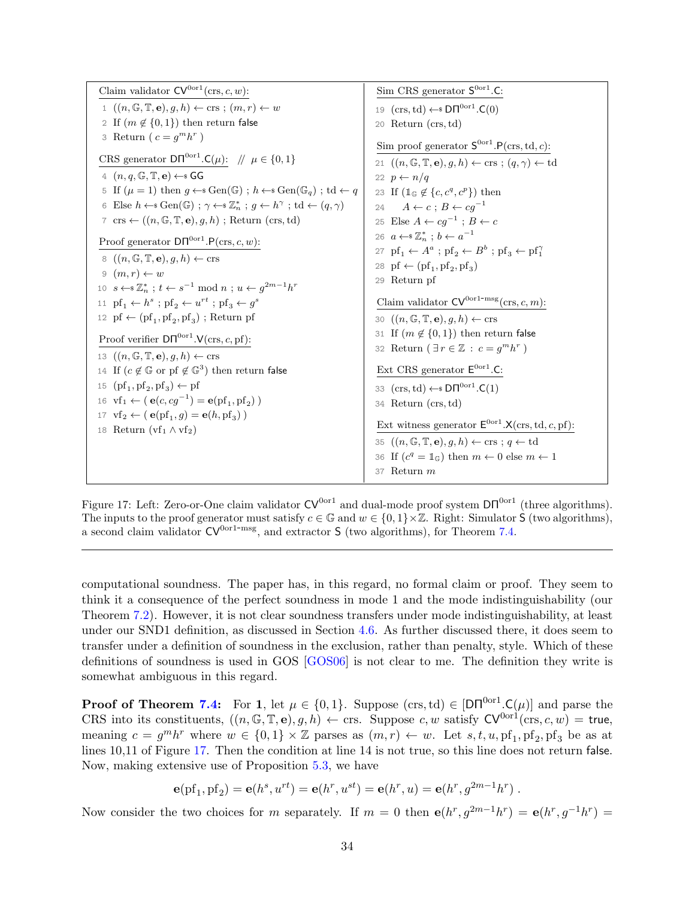```
Claim validator CV^{0or1}(crs, c, w):
 1  ((n, G, T, e), g, h) ← crs ; (m, r) ← w
 2  If (m ∉ {0,1}) then return false
 3  Return ( c = g^m h^r )

CRS generator DΠ^{0or1}.C(μ):   // μ ∈ {0,1}
 4  (n, q, G, T, e) ←$ GG
 5  If (μ = 1) then g ←$ Gen(G) ; h ←$ Gen(G_q) ; td ← q
 6  Else h ←$ Gen(G) ; γ ←$ Z_n^* ; g ← h^γ ; td ← (q, γ)
 7  crs ← ((n, G, T, e), g, h) ; Return (crs, td)

Proof generator DΠ^{0or1}.P(crs, c, w):
 8  ((n, G, T, e), g, h) ← crs
 9  (m, r) ← w
10  s ←$ Z_n^* ; t ← s^{-1} mod n ; u ← g^{2m-1} h^r
11  pf_1 ← h^s ; pf_2 ← u^{rt} ; pf_3 ← g^s
12  pf ← (pf_1, pf_2, pf_3) ; Return pf

Proof verifier DΠ^{0or1}.V(crs, c, pf):
13  ((n, G, T, e), g, h) ← crs
14  If (c ∉ G or pf ∉ G^3) then return false
15  (pf_1, pf_2, pf_3) ← pf
16  vf_1 ← ( e(c, cg^{-1}) = e(pf_1, pf_2) )
17  vf_2 ← ( e(pf_1, g) = e(h, pf_3) )
18  Return (vf_1 ∧ vf_2)

Sim CRS generator S^{0or1}.C:
19  (crs, td) ←$ DΠ^{0or1}.C(0)
20  Return (crs, td)

Sim proof generator S^{0or1}.P(crs, td, c):
21  ((n, G, T, e), g, h) ← crs ; (q, γ) ← td
22  p ← n/q
23  If (1_G ∉ {c, c^q, c^p}) then
24      A ← c ; B ← cg^{-1}
25  Else A ← cg^{-1} ; B ← c
26  a ←$ Z_n^* ; b ← a^{-1}
27  pf_1 ← A^a ; pf_2 ← B^b ; pf_3 ← pf_1^γ
28  pf ← (pf_1, pf_2, pf_3)
29  Return pf

Claim validator CV^{0or1-msg}(crs, c, m):
30  ((n, G, T, e), g, h) ← crs
31  If (m ∉ {0,1}) then return false
32  Return ( ∃ r ∈ Z : c = g^m h^r )

Ext CRS generator E^{0or1}.C:
33  (crs, td) ←$ DΠ^{0or1}.C(1)
34  Return (crs, td)

Ext witness generator E^{0or1}.X(crs, td, c, pf):
35  ((n, G, T, e), g, h) ← crs ; q ← td
36  If (c^q = 1_G) then m ← 0 else m ← 1
37  Return m
```

Figure 17: Left: Zero-or-One claim validator $\mathsf{CV}^{0\text{or}1}$ and dual-mode proof system $\mathsf{D\Pi}^{0\text{or}1}$ (three algorithms). The inputs to the proof generator must satisfy $c \in \mathbb{G}$ and $w \in \{0,1\} \times \mathbb{Z}$. Right: Simulator $\mathsf{S}$ (two algorithms), a second claim validator $\mathsf{CV}^{0\text{or}1\text{-msg}}$, and extractor $\mathsf{S}$ (two algorithms), for Theorem 7.4.

---

computational soundness. The paper has, in this regard, no formal claim or proof. They seem to think it a consequence of the perfect soundness in mode 1 and the mode indistinguishability (our Theorem 7.2). However, it is not clear soundness transfers under mode indistinguishability, at least under our SND1 definition, as discussed in Section 4.6. As further discussed there, it does seem to transfer under a definition of soundness in the exclusion, rather than penalty, style. Which of these definitions of soundness is used in GOS [GOS06] is not clear to me. The definition they write is somewhat ambiguous in this regard.

**Proof of Theorem 7.4:** For **1**, let $\mu \in \{0,1\}$. Suppose $(\text{crs}, \text{td}) \in [\mathsf{D\Pi}^{0\text{or}1}.\mathsf{C}(\mu)]$ and parse the CRS into its constituents, $((n, \mathbb{G}, \mathbb{T}, \mathbf{e}), g, h) \leftarrow \text{crs}$. Suppose $c, w$ satisfy $\mathsf{CV}^{0\text{or}1}(\text{crs}, c, w) = \mathsf{true}$, meaning $c = g^m h^r$ where $w \in \{0,1\} \times \mathbb{Z}$ parses as $(m, r) \leftarrow w$. Let $s, t, u, \text{pf}_1, \text{pf}_2, \text{pf}_3$ be as at lines 10,11 of Figure 17. Then the condition at line 14 is not true, so this line does not return $\mathsf{false}$. Now, making extensive use of Proposition 5.3, we have

$$\mathbf{e}(\text{pf}_1, \text{pf}_2) = \mathbf{e}(h^s, u^{rt}) = \mathbf{e}(h^r, u^{st}) = \mathbf{e}(h^r, u) = \mathbf{e}(h^r, g^{2m-1}h^r) \; .$$

Now consider the two choices for $m$ separately. If $m = 0$ then $\mathbf{e}(h^r, g^{2m-1}h^r) = \mathbf{e}(h^r, g^{-1}h^r) =$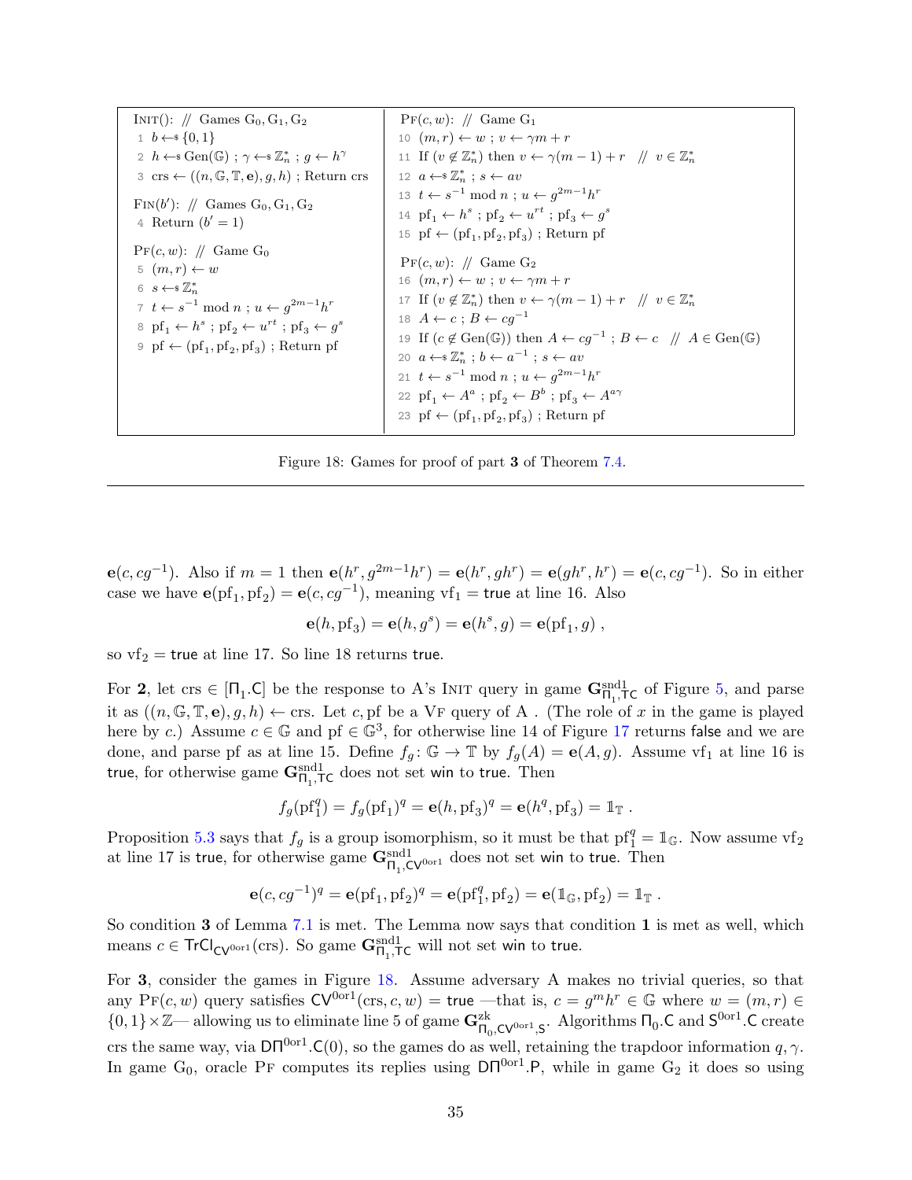```
INIT(): // Games G0, G1, G2
 1  b ←$ {0,1}
 2  h ←$ Gen(𝔾) ; γ ←$ ℤ*_n ; g ← h^γ
 3  crs ← ((n, 𝔾, 𝕋, e), g, h) ; Return crs

FIN(b'): // Games G0, G1, G2
 4  Return (b' = 1)

PF(c, w): // Game G0
 5  (m, r) ← w
 6  s ←$ ℤ*_n
 7  t ← s^{-1} mod n ; u ← g^{2m-1} h^r
 8  pf1 ← h^s ; pf2 ← u^{rt} ; pf3 ← g^s
 9  pf ← (pf1, pf2, pf3) ; Return pf

PF(c, w): // Game G1
10  (m, r) ← w ; v ← γm + r
11  If (v ∉ ℤ*_n) then v ← γ(m − 1) + r   // v ∈ ℤ*_n
12  a ←$ ℤ*_n ; s ← av
13  t ← s^{-1} mod n ; u ← g^{2m-1} h^r
14  pf1 ← h^s ; pf2 ← u^{rt} ; pf3 ← g^s
15  pf ← (pf1, pf2, pf3) ; Return pf

PF(c, w): // Game G2
16  (m, r) ← w ; v ← γm + r
17  If (v ∉ ℤ*_n) then v ← γ(m − 1) + r   // v ∈ ℤ*_n
18  A ← c ; B ← cg^{-1}
19  If (c ∉ Gen(𝔾)) then A ← cg^{-1} ; B ← c   // A ∈ Gen(𝔾)
20  a ←$ ℤ*_n ; b ← a^{-1} ; s ← av
21  t ← s^{-1} mod n ; u ← g^{2m-1} h^r
22  pf1 ← A^a ; pf2 ← B^b ; pf3 ← A^{aγ}
23  pf ← (pf1, pf2, pf3) ; Return pf
```

Figure 18: Games for proof of part **3** of Theorem 7.4.

---

$\mathbf{e}(c, cg^{-1})$. Also if $m = 1$ then $\mathbf{e}(h^r, g^{2m-1}h^r) = \mathbf{e}(h^r, gh^r) = \mathbf{e}(gh^r, h^r) = \mathbf{e}(c, cg^{-1})$. So in either case we have $\mathbf{e}(\mathrm{pf}_1, \mathrm{pf}_2) = \mathbf{e}(c, cg^{-1})$, meaning $\mathrm{vf}_1 = \mathsf{true}$ at line 16. Also

$$\mathbf{e}(h, \mathrm{pf}_3) = \mathbf{e}(h, g^s) = \mathbf{e}(h^s, g) = \mathbf{e}(\mathrm{pf}_1, g) ,$$

so $\mathrm{vf}_2 = \mathsf{true}$ at line 17. So line 18 returns $\mathsf{true}$.

For **2**, let $\mathrm{crs} \in [\Pi_1.\mathsf{C}]$ be the response to A's INIT query in game $\mathbf{G}^{\mathrm{snd1}}_{\Pi_1,\mathsf{TC}}$ of Figure 5, and parse it as $((n, \mathbb{G}, \mathbb{T}, \mathbf{e}), g, h) \leftarrow \mathrm{crs}$. Let $c, \mathrm{pf}$ be a VF query of A . (The role of $x$ in the game is played here by $c$.) Assume $c \in \mathbb{G}$ and $\mathrm{pf} \in \mathbb{G}^3$, for otherwise line 14 of Figure 17 returns $\mathsf{false}$ and we are done, and parse pf as at line 15. Define $f_g \colon \mathbb{G} \to \mathbb{T}$ by $f_g(A) = \mathbf{e}(A, g)$. Assume $\mathrm{vf}_1$ at line 16 is $\mathsf{true}$, for otherwise game $\mathbf{G}^{\mathrm{snd1}}_{\Pi_1,\mathsf{TC}}$ does not set $\mathsf{win}$ to $\mathsf{true}$. Then

$$f_g(\mathrm{pf}_1^q) = f_g(\mathrm{pf}_1)^q = \mathbf{e}(h, \mathrm{pf}_3)^q = \mathbf{e}(h^q, \mathrm{pf}_3) = \mathbb{1}_{\mathbb{T}} .$$

Proposition 5.3 says that $f_g$ is a group isomorphism, so it must be that $\mathrm{pf}_1^q = \mathbb{1}_{\mathbb{G}}$. Now assume $\mathrm{vf}_2$ at line 17 is $\mathsf{true}$, for otherwise game $\mathbf{G}^{\mathrm{snd1}}_{\Pi_1,\mathsf{CV}^{0\mathrm{or}1}}$ does not set $\mathsf{win}$ to $\mathsf{true}$. Then

$$\mathbf{e}(c, cg^{-1})^q = \mathbf{e}(\mathrm{pf}_1, \mathrm{pf}_2)^q = \mathbf{e}(\mathrm{pf}_1^q, \mathrm{pf}_2) = \mathbf{e}(\mathbb{1}_{\mathbb{G}}, \mathrm{pf}_2) = \mathbb{1}_{\mathbb{T}} .$$

So condition **3** of Lemma 7.1 is met. The Lemma now says that condition **1** is met as well, which means $c \in \mathsf{TrCl}_{\mathsf{CV}^{0\mathrm{or}1}}(\mathrm{crs})$. So game $\mathbf{G}^{\mathrm{snd1}}_{\Pi_1,\mathsf{TC}}$ will not set $\mathsf{win}$ to $\mathsf{true}$.

For **3**, consider the games in Figure 18. Assume adversary A makes no trivial queries, so that any $\mathrm{PF}(c, w)$ query satisfies $\mathsf{CV}^{0\mathrm{or}1}(\mathrm{crs}, c, w) = \mathsf{true}$ —that is, $c = g^m h^r \in \mathbb{G}$ where $w = (m, r) \in \{0,1\} \times \mathbb{Z}$— allowing us to eliminate line 5 of game $\mathbf{G}^{\mathrm{zk}}_{\Pi_0,\mathsf{CV}^{0\mathrm{or}1},\mathsf{S}}$. Algorithms $\Pi_0.\mathsf{C}$ and $\mathsf{S}^{0\mathrm{or}1}.\mathsf{C}$ create crs the same way, via $\mathsf{D\Pi}^{0\mathrm{or}1}.\mathsf{C}(0)$, so the games do as well, retaining the trapdoor information $q, \gamma$. In game $\mathrm{G}_0$, oracle PF computes its replies using $\mathsf{D\Pi}^{0\mathrm{or}1}.\mathsf{P}$, while in game $\mathrm{G}_2$ it does so using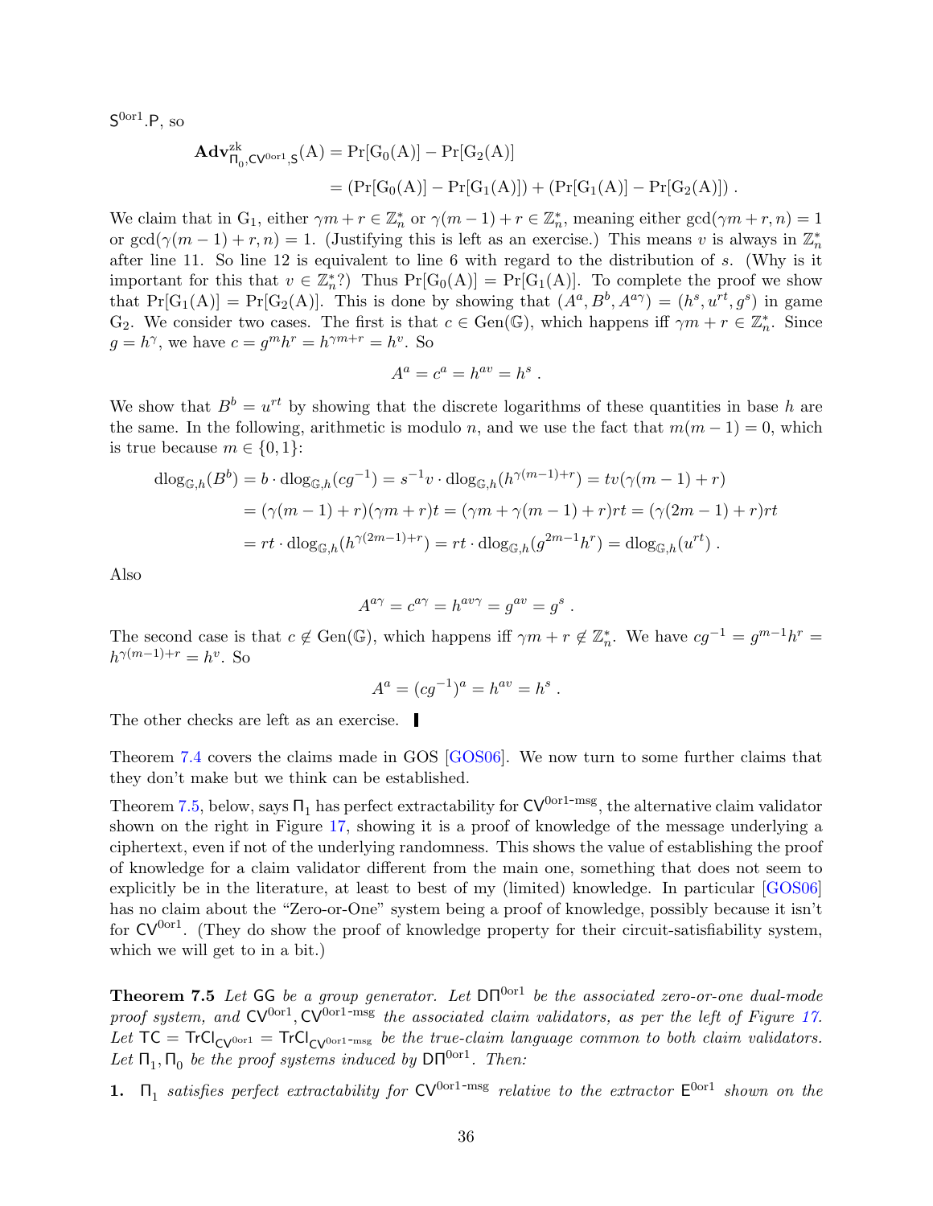$\mathsf{S}^{0\mathrm{or}1}.\mathsf{P}$, so

$$\mathbf{Adv}^{\mathrm{zk}}_{\Pi_0,\mathsf{CV}^{0\mathrm{or}1},\mathsf{S}}(\mathrm{A}) = \Pr[\mathrm{G}_0(\mathrm{A})] - \Pr[\mathrm{G}_2(\mathrm{A})]$$

$$= (\Pr[\mathrm{G}_0(\mathrm{A})] - \Pr[\mathrm{G}_1(\mathrm{A})]) + (\Pr[\mathrm{G}_1(\mathrm{A})] - \Pr[\mathrm{G}_2(\mathrm{A})]) \; .$$

We claim that in $\mathrm{G}_1$, either $\gamma m + r \in \mathbb{Z}_n^*$ or $\gamma(m-1)+r \in \mathbb{Z}_n^*$, meaning either $\gcd(\gamma m + r, n) = 1$ or $\gcd(\gamma(m-1)+r, n) = 1$. (Justifying this is left as an exercise.) This means $v$ is always in $\mathbb{Z}_n^*$ after line 11. So line 12 is equivalent to line 6 with regard to the distribution of $s$. (Why is it important for this that $v \in \mathbb{Z}_n^*$?) Thus $\Pr[\mathrm{G}_0(\mathrm{A})] = \Pr[\mathrm{G}_1(\mathrm{A})]$. To complete the proof we show that $\Pr[\mathrm{G}_1(\mathrm{A})] = \Pr[\mathrm{G}_2(\mathrm{A})]$. This is done by showing that $(A^a, B^b, A^{a\gamma}) = (h^s, u^{rt}, g^s)$ in game $\mathrm{G}_2$. We consider two cases. The first is that $c \in \mathrm{Gen}(\mathbb{G})$, which happens iff $\gamma m + r \in \mathbb{Z}_n^*$. Since $g = h^\gamma$, we have $c = g^m h^r = h^{\gamma m + r} = h^v$. So

$$A^a = c^a = h^{av} = h^s \; .$$

We show that $B^b = u^{rt}$ by showing that the discrete logarithms of these quantities in base $h$ are the same. In the following, arithmetic is modulo $n$, and we use the fact that $m(m-1) = 0$, which is true because $m \in \{0,1\}$:

$$\begin{aligned}
\mathrm{dlog}_{\mathbb{G},h}(B^b) &= b \cdot \mathrm{dlog}_{\mathbb{G},h}(cg^{-1}) = s^{-1}v \cdot \mathrm{dlog}_{\mathbb{G},h}(h^{\gamma(m-1)+r}) = tv(\gamma(m-1)+r) \\
&= (\gamma(m-1)+r)(\gamma m + r)t = (\gamma m + \gamma(m-1) + r)rt = (\gamma(2m-1)+r)rt \\
&= rt \cdot \mathrm{dlog}_{\mathbb{G},h}(h^{\gamma(2m-1)+r}) = rt \cdot \mathrm{dlog}_{\mathbb{G},h}(g^{2m-1}h^r) = \mathrm{dlog}_{\mathbb{G},h}(u^{rt}) \; .
\end{aligned}$$

Also

$$A^{a\gamma} = c^{a\gamma} = h^{av\gamma} = g^{av} = g^s \; .$$

The second case is that $c \notin \mathrm{Gen}(\mathbb{G})$, which happens iff $\gamma m + r \notin \mathbb{Z}_n^*$. We have $cg^{-1} = g^{m-1}h^r = h^{\gamma(m-1)+r} = h^v$. So

$$A^a = (cg^{-1})^a = h^{av} = h^s \; .$$

The other checks are left as an exercise. ▌

Theorem 7.4 covers the claims made in GOS [GOS06]. We now turn to some further claims that they don't make but we think can be established.

Theorem 7.5, below, says $\Pi_1$ has perfect extractability for $\mathsf{CV}^{0\mathrm{or}1\text{-msg}}$, the alternative claim validator shown on the right in Figure 17, showing it is a proof of knowledge of the message underlying a ciphertext, even if not of the underlying randomness. This shows the value of establishing the proof of knowledge for a claim validator different from the main one, something that does not seem to explicitly be in the literature, at least to best of my (limited) knowledge. In particular [GOS06] has no claim about the "Zero-or-One" system being a proof of knowledge, possibly because it isn't for $\mathsf{CV}^{0\mathrm{or}1}$. (They do show the proof of knowledge property for their circuit-satisfiability system, which we will get to in a bit.)

**Theorem 7.5** *Let* $\mathsf{GG}$ *be a group generator. Let* $\mathsf{D\Pi}^{0\mathrm{or}1}$ *be the associated zero-or-one dual-mode proof system, and* $\mathsf{CV}^{0\mathrm{or}1}, \mathsf{CV}^{0\mathrm{or}1\text{-msg}}$ *the associated claim validators, as per the left of Figure 17. Let* $\mathsf{TC} = \mathsf{TrCl}_{\mathsf{CV}^{0\mathrm{or}1}} = \mathsf{TrCl}_{\mathsf{CV}^{0\mathrm{or}1\text{-msg}}}$ *be the true-claim language common to both claim validators. Let* $\Pi_1, \Pi_0$ *be the proof systems induced by* $\mathsf{D\Pi}^{0\mathrm{or}1}$*. Then:*

**1.** $\Pi_1$ *satisfies perfect extractability for* $\mathsf{CV}^{0\mathrm{or}1\text{-msg}}$ *relative to the extractor* $\mathsf{E}^{0\mathrm{or}1}$ *shown on the*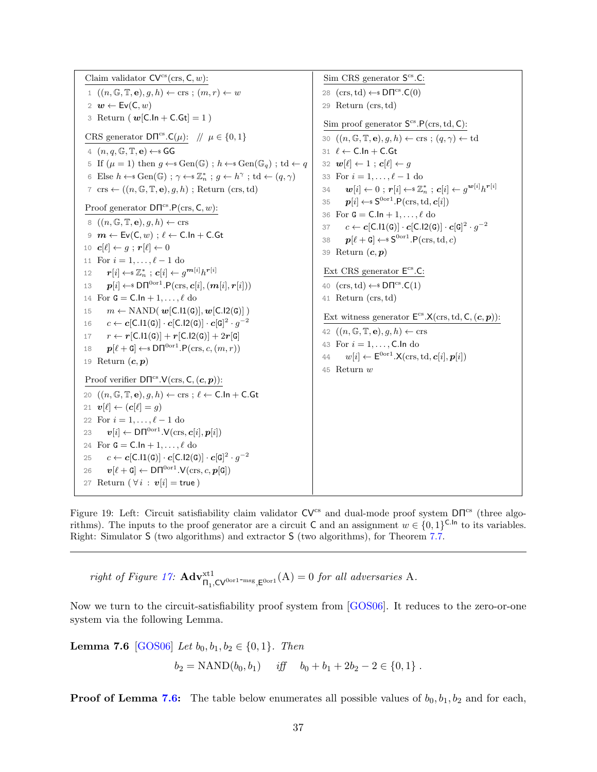```
Claim validator CV^cs(crs, C, w):
 1  ((n, G, T, e), g, h) ← crs ; (m, r) ← w
 2  w ← Ev(C, w)
 3  Return ( w[C.In + C.Gt] = 1 )

CRS generator DΠ^cs.C(μ):   // μ ∈ {0,1}
 4  (n, q, G, T, e) ←$ GG
 5  If (μ = 1) then g ←$ Gen(G) ; h ←$ Gen(G_q) ; td ← q
 6  Else h ←$ Gen(G) ; γ ←$ Z*_n ; g ← h^γ ; td ← (q, γ)
 7  crs ← ((n, G, T, e), g, h) ; Return (crs, td)

Proof generator DΠ^cs.P(crs, C, w):
 8  ((n, G, T, e), g, h) ← crs
 9  m ← Ev(C, w) ; ℓ ← C.In + C.Gt
10  c[ℓ] ← g ; r[ℓ] ← 0
11  For i = 1, ..., ℓ − 1 do
12      r[i] ←$ Z*_n ; c[i] ← g^{m[i]} h^{r[i]}
13      p[i] ←$ DΠ^0or1.P(crs, c[i], (m[i], r[i]))
14  For G = C.In + 1, ..., ℓ do
15      m ← NAND( w[C.I1(G)], w[C.I2(G)] )
16      c ← c[C.I1(G)] · c[C.I2(G)] · c[G]^2 · g^{-2}
17      r ← r[C.I1(G)] + r[C.I2(G)] + 2r[G]
18      p[ℓ + G] ←$ DΠ^0or1.P(crs, c, (m, r))
19  Return (c, p)

Proof verifier DΠ^cs.V(crs, C, (c, p)):
20  ((n, G, T, e), g, h) ← crs ; ℓ ← C.In + C.Gt
21  v[ℓ] ← (c[ℓ] = g)
22  For i = 1, ..., ℓ − 1 do
23      v[i] ← DΠ^0or1.V(crs, c[i], p[i])
24  For G = C.In + 1, ..., ℓ do
25      c ← c[C.I1(G)] · c[C.I2(G)] · c[G]^2 · g^{-2}
26      v[ℓ + G] ← DΠ^0or1.V(crs, c, p[G])
27  Return ( ∀ i : v[i] = true )

Sim CRS generator S^cs.C:
28  (crs, td) ←$ DΠ^cs.C(0)
29  Return (crs, td)

Sim proof generator S^cs.P(crs, td, C):
30  ((n, G, T, e), g, h) ← crs ; (q, γ) ← td
31  ℓ ← C.In + C.Gt
32  w[ℓ] ← 1 ; c[ℓ] ← g
33  For i = 1, ..., ℓ − 1 do
34      w[i] ← 0 ; r[i] ←$ Z*_n ; c[i] ← g^{w[i]} h^{r[i]}
35      p[i] ←$ S^0or1.P(crs, td, c[i])
36  For G = C.In + 1, ..., ℓ do
37      c ← c[C.I1(G)] · c[C.I2(G)] · c[G]^2 · g^{-2}
38      p[ℓ + G] ←$ S^0or1.P(crs, td, c)
39  Return (c, p)

Ext CRS generator E^cs.C:
40  (crs, td) ←$ DΠ^cs.C(1)
41  Return (crs, td)

Ext witness generator E^cs.X(crs, td, C, (c, p)):
42  ((n, G, T, e), g, h) ← crs
43  For i = 1, ..., C.In do
44      w[i] ← E^0or1.X(crs, td, c[i], p[i])
45  Return w
```

Figure 19: Left: Circuit satisfiability claim validator $\mathsf{CV}^{\mathrm{cs}}$ and dual-mode proof system $\mathsf{D\Pi}^{\mathrm{cs}}$ (three algorithms). The inputs to the proof generator are a circuit $\mathsf{C}$ and an assignment $w \in \{0,1\}^{\mathsf{C.In}}$ to its variables. Right: Simulator $\mathsf{S}$ (two algorithms) and extractor $\mathsf{S}$ (two algorithms), for Theorem 7.7.

---

*right of Figure 17:* $\mathbf{Adv}^{\mathrm{xt1}}_{\Pi_1,\mathsf{CV}^{\mathrm{0or1\text{-}msg}},\mathsf{E}^{\mathrm{0or1}}}(\mathrm{A}) = 0$ *for all adversaries* A.

Now we turn to the circuit-satisfiability proof system from [GOS06]. It reduces to the zero-or-one system via the following Lemma.

**Lemma 7.6** [GOS06] *Let* $b_0, b_1, b_2 \in \{0,1\}$*. Then*

$$b_2 = \mathrm{NAND}(b_0, b_1) \quad \textit{iff} \quad b_0 + b_1 + 2b_2 - 2 \in \{0,1\}\,.$$

**Proof of Lemma 7.6:** The table below enumerates all possible values of $b_0, b_1, b_2$ and for each,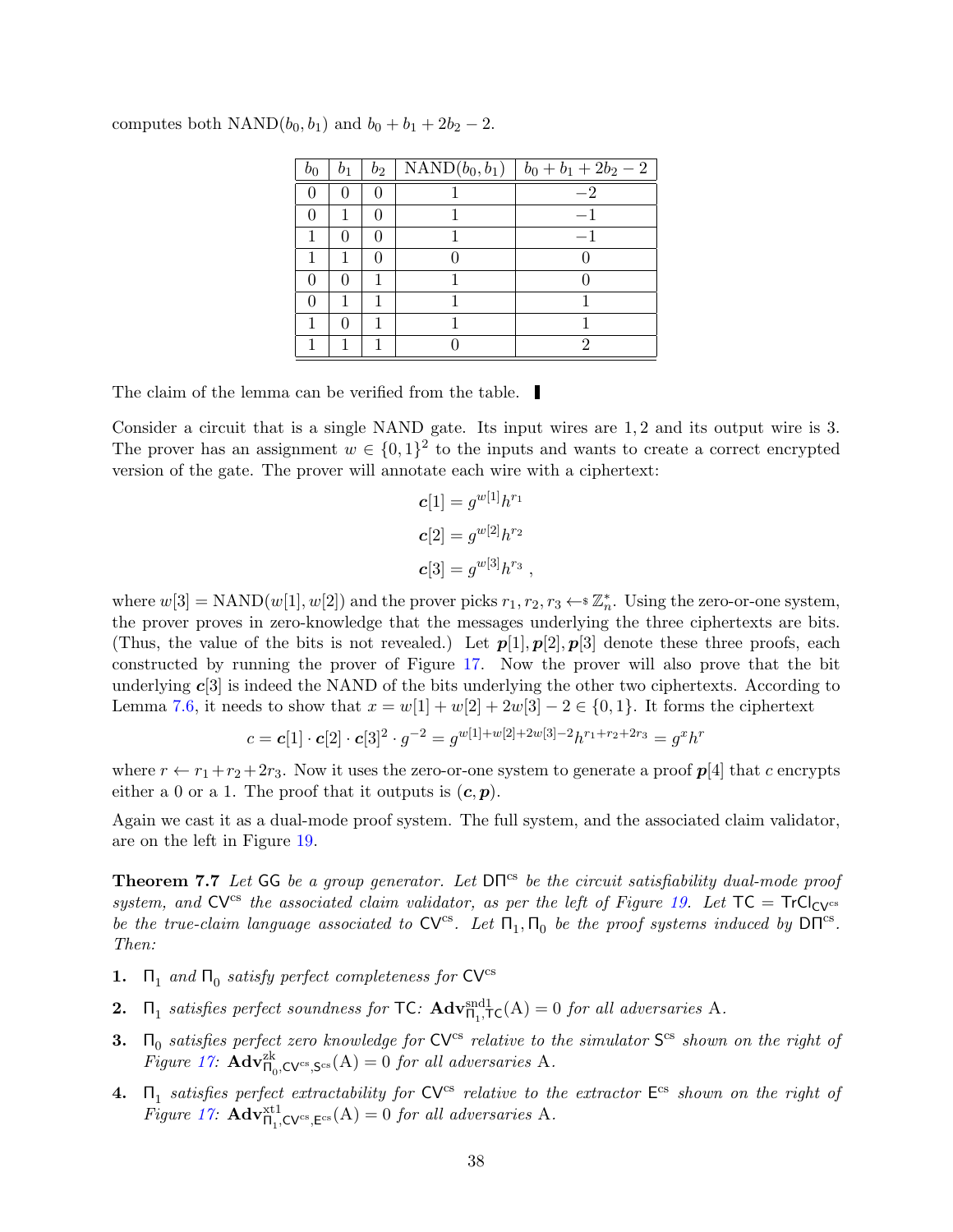computes both $\mathrm{NAND}(b_0, b_1)$ and $b_0 + b_1 + 2b_2 - 2$.

| $b_0$ | $b_1$ | $b_2$ | $\mathrm{NAND}(b_0, b_1)$ | $b_0 + b_1 + 2b_2 - 2$ |
|---|---|---|---|---|
| 0 | 0 | 0 | 1 | $-2$ |
| 0 | 1 | 0 | 1 | $-1$ |
| 1 | 0 | 0 | 1 | $-1$ |
| 1 | 1 | 0 | 0 | 0 |
| 0 | 0 | 1 | 1 | 0 |
| 0 | 1 | 1 | 1 | 1 |
| 1 | 0 | 1 | 1 | 1 |
| 1 | 1 | 1 | 0 | 2 |

The claim of the lemma can be verified from the table. ∎

Consider a circuit that is a single NAND gate. Its input wires are 1, 2 and its output wire is 3. The prover has an assignment $w \in \{0, 1\}^2$ to the inputs and wants to create a correct encrypted version of the gate. The prover will annotate each wire with a ciphertext:

$$\boldsymbol{c}[1] = g^{w[1]} h^{r_1}$$

$$\boldsymbol{c}[2] = g^{w[2]} h^{r_2}$$

$$\boldsymbol{c}[3] = g^{w[3]} h^{r_3} \ ,$$

where $w[3] = \mathrm{NAND}(w[1], w[2])$ and the prover picks $r_1, r_2, r_3 \leftarrow\!\!\$\ \mathbb{Z}_n^*$. Using the zero-or-one system, the prover proves in zero-knowledge that the messages underlying the three ciphertexts are bits. (Thus, the value of the bits is not revealed.) Let $\boldsymbol{p}[1], \boldsymbol{p}[2], \boldsymbol{p}[3]$ denote these three proofs, each constructed by running the prover of Figure 17. Now the prover will also prove that the bit underlying $\boldsymbol{c}[3]$ is indeed the NAND of the bits underlying the other two ciphertexts. According to Lemma 7.6, it needs to show that $x = w[1] + w[2] + 2w[3] - 2 \in \{0, 1\}$. It forms the ciphertext

$$c = \boldsymbol{c}[1] \cdot \boldsymbol{c}[2] \cdot \boldsymbol{c}[3]^2 \cdot g^{-2} = g^{w[1]+w[2]+2w[3]-2} h^{r_1+r_2+2r_3} = g^x h^r$$

where $r \leftarrow r_1 + r_2 + 2r_3$. Now it uses the zero-or-one system to generate a proof $\boldsymbol{p}[4]$ that $c$ encrypts either a 0 or a 1. The proof that it outputs is $(\boldsymbol{c}, \boldsymbol{p})$.

Again we cast it as a dual-mode proof system. The full system, and the associated claim validator, are on the left in Figure 19.

**Theorem 7.7** *Let* $\mathsf{GG}$ *be a group generator. Let* $\mathsf{D\Pi}^{\mathrm{cs}}$ *be the circuit satisfiability dual-mode proof system, and* $\mathsf{CV}^{\mathrm{cs}}$ *the associated claim validator, as per the left of Figure 19. Let* $\mathsf{TC} = \mathsf{TrCl}_{\mathsf{CV}^{\mathrm{cs}}}$ *be the true-claim language associated to* $\mathsf{CV}^{\mathrm{cs}}$*. Let* $\Pi_1, \Pi_0$ *be the proof systems induced by* $\mathsf{D\Pi}^{\mathrm{cs}}$*. Then:*

1. $\Pi_1$ *and* $\Pi_0$ *satisfy perfect completeness for* $\mathsf{CV}^{\mathrm{cs}}$
2. $\Pi_1$ *satisfies perfect soundness for* $\mathsf{TC}$*:* $\mathbf{Adv}^{\mathrm{snd1}}_{\Pi_1,\mathsf{TC}}(\mathrm{A}) = 0$ *for all adversaries* A*.*
3. $\Pi_0$ *satisfies perfect zero knowledge for* $\mathsf{CV}^{\mathrm{cs}}$ *relative to the simulator* $\mathsf{S}^{\mathrm{cs}}$ *shown on the right of Figure 17:* $\mathbf{Adv}^{\mathrm{zk}}_{\Pi_0,\mathsf{CV}^{\mathrm{cs}},\mathsf{S}^{\mathrm{cs}}}(\mathrm{A}) = 0$ *for all adversaries* A*.*
4. $\Pi_1$ *satisfies perfect extractability for* $\mathsf{CV}^{\mathrm{cs}}$ *relative to the extractor* $\mathsf{E}^{\mathrm{cs}}$ *shown on the right of Figure 17:* $\mathbf{Adv}^{\mathrm{xt1}}_{\Pi_1,\mathsf{CV}^{\mathrm{cs}},\mathsf{E}^{\mathrm{cs}}}(\mathrm{A}) = 0$ *for all adversaries* A*.*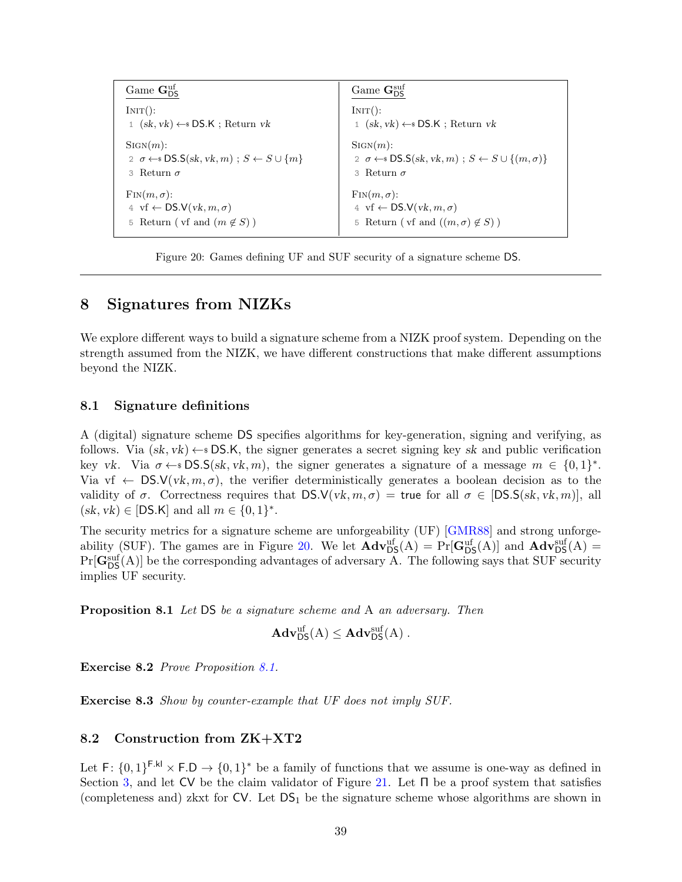| Game $\mathbf{G}^{\mathrm{uf}}_{\mathsf{DS}}$ | Game $\mathbf{G}^{\mathrm{suf}}_{\mathsf{DS}}$ |
|---|---|
| INIT(): | INIT(): |
| 1 $(sk, vk) \leftarrow\$ \mathsf{DS.K}$ ; Return $vk$ | 1 $(sk, vk) \leftarrow\$ \mathsf{DS.K}$ ; Return $vk$ |
| SIGN($m$): | SIGN($m$): |
| 2 $\sigma \leftarrow\$ \mathsf{DS.S}(sk, vk, m)$ ; $S \leftarrow S \cup \{m\}$ | 2 $\sigma \leftarrow\$ \mathsf{DS.S}(sk, vk, m)$ ; $S \leftarrow S \cup \{(m, \sigma)\}$ |
| 3 Return $\sigma$ | 3 Return $\sigma$ |
| FIN($m, \sigma$): | FIN($m, \sigma$): |
| 4 vf $\leftarrow \mathsf{DS.V}(vk, m, \sigma)$ | 4 vf $\leftarrow \mathsf{DS.V}(vk, m, \sigma)$ |
| 5 Return ( vf and $(m \notin S)$ ) | 5 Return ( vf and $((m, \sigma) \notin S)$ ) |

Figure 20: Games defining UF and SUF security of a signature scheme DS.

## 8 Signatures from NIZKs

We explore different ways to build a signature scheme from a NIZK proof system. Depending on the strength assumed from the NIZK, we have different constructions that make different assumptions beyond the NIZK.

### 8.1 Signature definitions

A (digital) signature scheme DS specifies algorithms for key-generation, signing and verifying, as follows. Via $(sk, vk) \leftarrow\$ \mathsf{DS.K}$, the signer generates a secret signing key $sk$ and public verification key $vk$. Via $\sigma \leftarrow\$ \mathsf{DS.S}(sk, vk, m)$, the signer generates a signature of a message $m \in \{0,1\}^*$. Via vf $\leftarrow \mathsf{DS.V}(vk, m, \sigma)$, the verifier deterministically generates a boolean decision as to the validity of $\sigma$. Correctness requires that $\mathsf{DS.V}(vk, m, \sigma) = \mathsf{true}$ for all $\sigma \in [\mathsf{DS.S}(sk, vk, m)]$, all $(sk, vk) \in [\mathsf{DS.K}]$ and all $m \in \{0,1\}^*$.

The security metrics for a signature scheme are unforgeability (UF) [GMR88] and strong unforgeability (SUF). The games are in Figure 20. We let $\mathbf{Adv}^{\mathrm{uf}}_{\mathsf{DS}}(\mathrm{A}) = \Pr[\mathbf{G}^{\mathrm{uf}}_{\mathsf{DS}}(\mathrm{A})]$ and $\mathbf{Adv}^{\mathrm{suf}}_{\mathsf{DS}}(\mathrm{A}) = \Pr[\mathbf{G}^{\mathrm{suf}}_{\mathsf{DS}}(\mathrm{A})]$ be the corresponding advantages of adversary A. The following says that SUF security implies UF security.

**Proposition 8.1** *Let* DS *be a signature scheme and* A *an adversary. Then*

$$\mathbf{Adv}^{\mathrm{uf}}_{\mathsf{DS}}(\mathrm{A}) \leq \mathbf{Adv}^{\mathrm{suf}}_{\mathsf{DS}}(\mathrm{A}) \; .$$

**Exercise 8.2** *Prove Proposition 8.1.*

**Exercise 8.3** *Show by counter-example that UF does not imply SUF.*

### 8.2 Construction from ZK+XT2

Let $\mathsf{F}\colon \{0,1\}^{\mathsf{F.kl}} \times \mathsf{F.D} \to \{0,1\}^*$ be a family of functions that we assume is one-way as defined in Section 3, and let CV be the claim validator of Figure 21. Let $\Pi$ be a proof system that satisfies (completeness and) zkxt for CV. Let $\mathsf{DS}_1$ be the signature scheme whose algorithms are shown in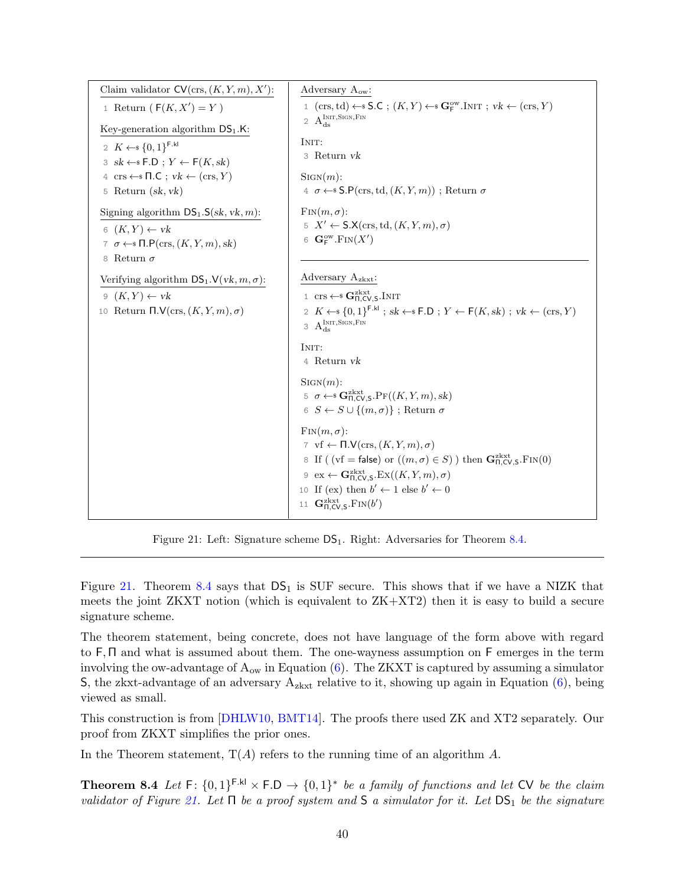Claim validator $\mathsf{CV}(\mathrm{crs}, (K, Y, m), X')$:

```
1  Return ( F(K, X') = Y )
```

Key-generation algorithm $\mathsf{DS}_1.\mathsf{K}$:

```
2  K ←$ {0,1}^{F.kl}
3  sk ←$ F.D ; Y ← F(K, sk)
4  crs ←$ Π.C ; vk ← (crs, Y)
5  Return (sk, vk)
```

Signing algorithm $\mathsf{DS}_1.\mathsf{S}(sk, vk, m)$:

```
6  (K, Y) ← vk
7  σ ←$ Π.P(crs, (K, Y, m), sk)
8  Return σ
```

Verifying algorithm $\mathsf{DS}_1.\mathsf{V}(vk, m, \sigma)$:

```
9  (K, Y) ← vk
10 Return Π.V(crs, (K, Y, m), σ)
```

Adversary $\mathrm{A}_{\mathrm{ow}}$:

```
1  (crs, td) ←$ S.C ; (K, Y) ←$ G_F^ow.Init ; vk ← (crs, Y)
2  A_ds^{Init,Sign,Fin}
```

Init:

```
3  Return vk
```

Sign($m$):

```
4  σ ←$ S.P(crs, td, (K, Y, m)) ; Return σ
```

Fin($m, \sigma$):

```
5  X' ← S.X(crs, td, (K, Y, m), σ)
6  G_F^ow.Fin(X')
```

Adversary $\mathrm{A}_{\mathrm{zkxt}}$:

```
1  crs ←$ G_{Π,CV,S}^zkxt.Init
2  K ←$ {0,1}^{F.kl} ; sk ←$ F.D ; Y ← F(K, sk) ; vk ← (crs, Y)
3  A_ds^{Init,Sign,Fin}
```

Init:

```
4  Return vk
```

Sign($m$):

```
5  σ ←$ G_{Π,CV,S}^zkxt.Pf((K, Y, m), sk)
6  S ← S ∪ {(m, σ)} ; Return σ
```

Fin($m, \sigma$):

```
7  vf ← Π.V(crs, (K, Y, m), σ)
8  If ( (vf = false) or ((m, σ) ∈ S) ) then G_{Π,CV,S}^zkxt.Fin(0)
9  ex ← G_{Π,CV,S}^zkxt.Ex((K, Y, m), σ)
10 If (ex) then b' ← 1 else b' ← 0
11 G_{Π,CV,S}^zkxt.Fin(b')
```

Figure 21: Left: Signature scheme $\mathsf{DS}_1$. Right: Adversaries for Theorem 8.4.

---

Figure 21. Theorem 8.4 says that $\mathsf{DS}_1$ is SUF secure. This shows that if we have a NIZK that meets the joint ZKXT notion (which is equivalent to ZK+XT2) then it is easy to build a secure signature scheme.

The theorem statement, being concrete, does not have language of the form above with regard to $\mathsf{F}, \Pi$ and what is assumed about them. The one-wayness assumption on $\mathsf{F}$ emerges in the term involving the ow-advantage of $\mathrm{A}_{\mathrm{ow}}$ in Equation (6). The ZKXT is captured by assuming a simulator $\mathsf{S}$, the zkxt-advantage of an adversary $\mathrm{A}_{\mathrm{zkxt}}$ relative to it, showing up again in Equation (6), being viewed as small.

This construction is from [DHLW10, BMT14]. The proofs there used ZK and XT2 separately. Our proof from ZKXT simplifies the prior ones.

In the Theorem statement, $\mathrm{T}(A)$ refers to the running time of an algorithm $A$.

**Theorem 8.4** *Let $\mathsf{F}\colon \{0,1\}^{\mathsf{F.kl}} \times \mathsf{F.D} \to \{0,1\}^*$ be a family of functions and let $\mathsf{CV}$ be the claim validator of Figure 21. Let $\Pi$ be a proof system and $\mathsf{S}$ a simulator for it. Let $\mathsf{DS}_1$ be the signature*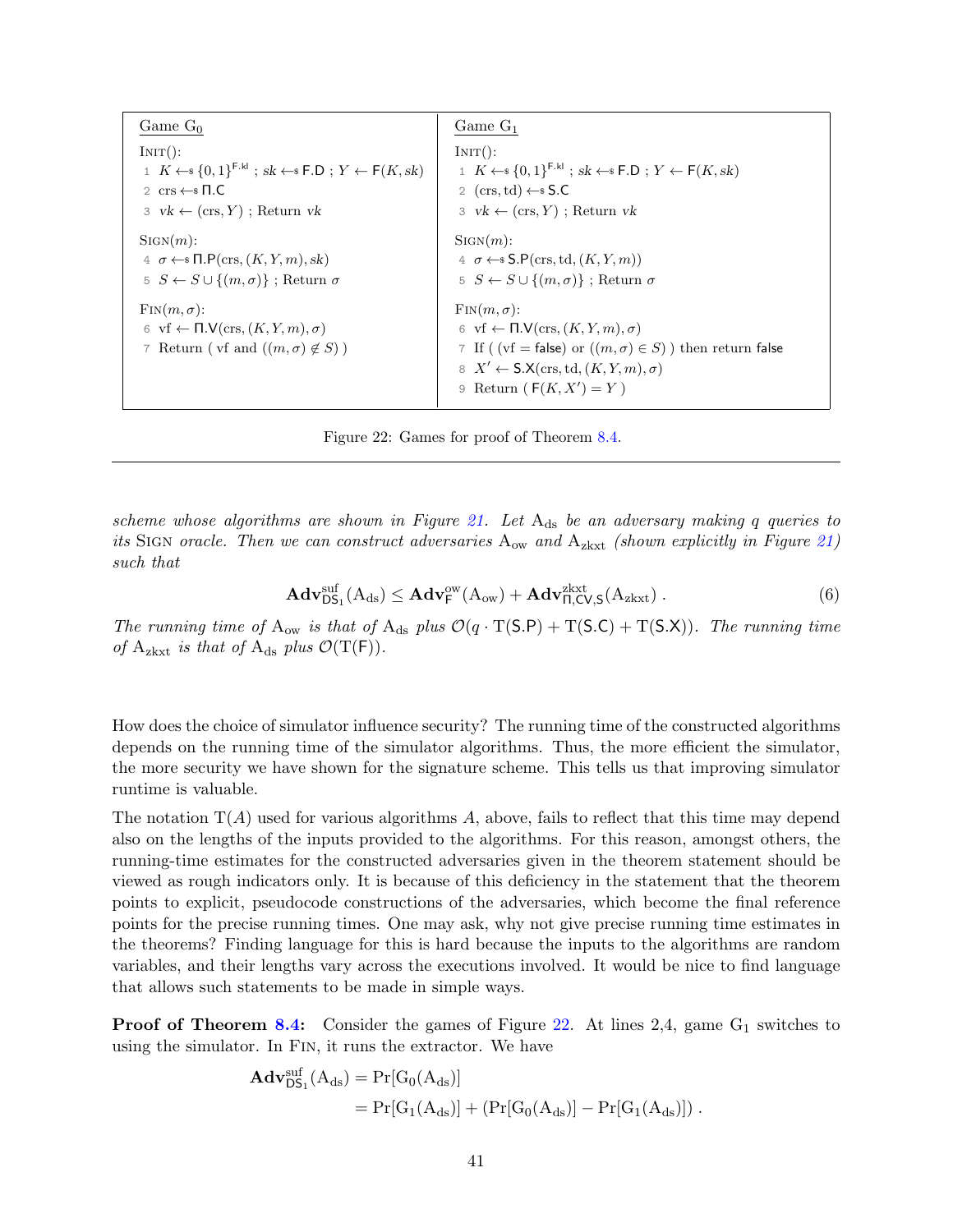| Game $\mathrm{G}_0$ | Game $\mathrm{G}_1$ |
|---|---|
| $\textsc{Init}()$: | $\textsc{Init}()$: |
| 1 $K \leftarrow\!\!\$ \{0,1\}^{\mathsf{F.kl}}$ ; $sk \leftarrow\!\!\$ \mathsf{F.D}$ ; $Y \leftarrow \mathsf{F}(K, sk)$ | 1 $K \leftarrow\!\!\$ \{0,1\}^{\mathsf{F.kl}}$ ; $sk \leftarrow\!\!\$ \mathsf{F.D}$ ; $Y \leftarrow \mathsf{F}(K, sk)$ |
| 2 $\mathrm{crs} \leftarrow\!\!\$ \mathsf{\Pi.C}$ | 2 $(\mathrm{crs}, \mathrm{td}) \leftarrow\!\!\$ \mathsf{S.C}$ |
| 3 $vk \leftarrow (\mathrm{crs}, Y)$ ; Return $vk$ | 3 $vk \leftarrow (\mathrm{crs}, Y)$ ; Return $vk$ |
| $\textsc{Sign}(m)$: | $\textsc{Sign}(m)$: |
| 4 $\sigma \leftarrow\!\!\$ \mathsf{\Pi.P}(\mathrm{crs}, (K, Y, m), sk)$ | 4 $\sigma \leftarrow\!\!\$ \mathsf{S.P}(\mathrm{crs}, \mathrm{td}, (K, Y, m))$ |
| 5 $S \leftarrow S \cup \{(m, \sigma)\}$ ; Return $\sigma$ | 5 $S \leftarrow S \cup \{(m, \sigma)\}$ ; Return $\sigma$ |
| $\textsc{Fin}(m, \sigma)$: | $\textsc{Fin}(m, \sigma)$: |
| 6 $\mathrm{vf} \leftarrow \mathsf{\Pi.V}(\mathrm{crs}, (K, Y, m), \sigma)$ | 6 $\mathrm{vf} \leftarrow \mathsf{\Pi.V}(\mathrm{crs}, (K, Y, m), \sigma)$ |
| 7 Return ( vf and $((m, \sigma) \notin S)$ ) | 7 If ( ($\mathrm{vf} = \mathsf{false}$) or ($(m, \sigma) \in S$) ) then return $\mathsf{false}$ |
| | 8 $X' \leftarrow \mathsf{S.X}(\mathrm{crs}, \mathrm{td}, (K, Y, m), \sigma)$ |
| | 9 Return ( $\mathsf{F}(K, X') = Y$ ) |

Figure 22: Games for proof of Theorem 8.4.

*scheme whose algorithms are shown in Figure 21. Let $\mathrm{A}_{\mathrm{ds}}$ be an adversary making $q$ queries to its* Sign *oracle. Then we can construct adversaries $\mathrm{A}_{\mathrm{ow}}$ and $\mathrm{A}_{\mathrm{zkxt}}$ (shown explicitly in Figure 21) such that*

$$\mathbf{Adv}^{\mathrm{suf}}_{\mathsf{DS}_1}(\mathrm{A}_{\mathrm{ds}}) \leq \mathbf{Adv}^{\mathrm{ow}}_{\mathsf{F}}(\mathrm{A}_{\mathrm{ow}}) + \mathbf{Adv}^{\mathrm{zkxt}}_{\mathsf{\Pi},\mathsf{CV},\mathsf{S}}(\mathrm{A}_{\mathrm{zkxt}}) \,. \tag{6}$$

*The running time of $\mathrm{A}_{\mathrm{ow}}$ is that of $\mathrm{A}_{\mathrm{ds}}$ plus $\mathcal{O}(q \cdot \mathrm{T}(\mathsf{S.P}) + \mathrm{T}(\mathsf{S.C}) + \mathrm{T}(\mathsf{S.X}))$. The running time of $\mathrm{A}_{\mathrm{zkxt}}$ is that of $\mathrm{A}_{\mathrm{ds}}$ plus $\mathcal{O}(\mathrm{T}(\mathsf{F}))$.*

How does the choice of simulator influence security? The running time of the constructed algorithms depends on the running time of the simulator algorithms. Thus, the more efficient the simulator, the more security we have shown for the signature scheme. This tells us that improving simulator runtime is valuable.

The notation $\mathrm{T}(A)$ used for various algorithms $A$, above, fails to reflect that this time may depend also on the lengths of the inputs provided to the algorithms. For this reason, amongst others, the running-time estimates for the constructed adversaries given in the theorem statement should be viewed as rough indicators only. It is because of this deficiency in the statement that the theorem points to explicit, pseudocode constructions of the adversaries, which become the final reference points for the precise running times. One may ask, why not give precise running time estimates in the theorems? Finding language for this is hard because the inputs to the algorithms are random variables, and their lengths vary across the executions involved. It would be nice to find language that allows such statements to be made in simple ways.

**Proof of Theorem 8.4:** Consider the games of Figure 22. At lines 2,4, game $\mathrm{G}_1$ switches to using the simulator. In Fin, it runs the extractor. We have

$$\begin{aligned}
\mathbf{Adv}^{\mathrm{suf}}_{\mathsf{DS}_1}(\mathrm{A}_{\mathrm{ds}}) &= \Pr[\mathrm{G}_0(\mathrm{A}_{\mathrm{ds}})] \\
&= \Pr[\mathrm{G}_1(\mathrm{A}_{\mathrm{ds}})] + (\Pr[\mathrm{G}_0(\mathrm{A}_{\mathrm{ds}})] - \Pr[\mathrm{G}_1(\mathrm{A}_{\mathrm{ds}})]) \,.
\end{aligned}$$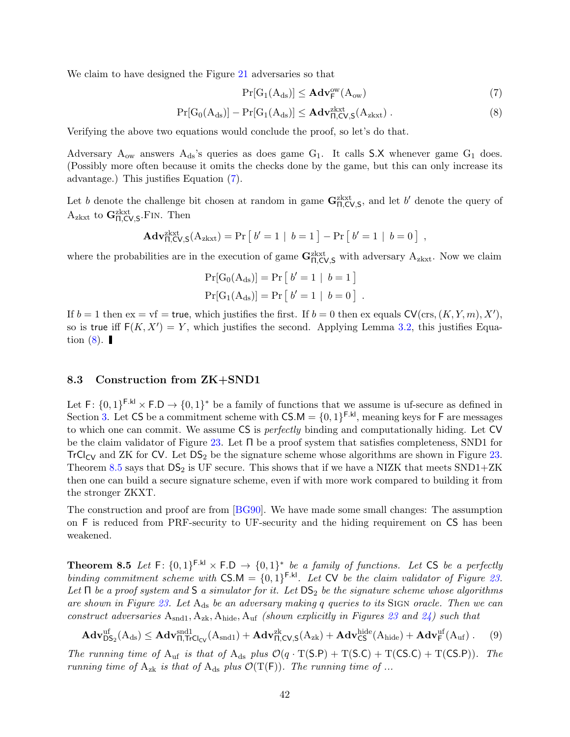We claim to have designed the Figure 21 adversaries so that

$$\Pr[\mathrm{G}_1(\mathrm{A}_{\mathrm{ds}})] \le \mathbf{Adv}^{\mathrm{ow}}_{\mathsf{F}}(\mathrm{A}_{\mathrm{ow}}) \tag{7}$$

$$\Pr[\mathrm{G}_0(\mathrm{A}_{\mathrm{ds}})] - \Pr[\mathrm{G}_1(\mathrm{A}_{\mathrm{ds}})] \le \mathbf{Adv}^{\mathrm{zkxt}}_{\Pi,\mathsf{CV},\mathsf{S}}(\mathrm{A}_{\mathrm{zkxt}}) . \tag{8}$$

Verifying the above two equations would conclude the proof, so let's do that.

Adversary $\mathrm{A}_{\mathrm{ow}}$ answers $\mathrm{A}_{\mathrm{ds}}$'s queries as does game $\mathrm{G}_1$. It calls $\mathsf{S.X}$ whenever game $\mathrm{G}_1$ does. (Possibly more often because it omits the checks done by the game, but this can only increase its advantage.) This justifies Equation (7).

Let $b$ denote the challenge bit chosen at random in game $\mathbf{G}^{\mathrm{zkxt}}_{\Pi,\mathsf{CV},\mathsf{S}}$, and let $b'$ denote the query of $\mathrm{A}_{\mathrm{zkxt}}$ to $\mathbf{G}^{\mathrm{zkxt}}_{\Pi,\mathsf{CV},\mathsf{S}}$.FIN. Then

$$\mathbf{Adv}^{\mathrm{zkxt}}_{\Pi,\mathsf{CV},\mathsf{S}}(\mathrm{A}_{\mathrm{zkxt}}) = \Pr\left[\, b' = 1 \mid b = 1 \,\right] - \Pr\left[\, b' = 1 \mid b = 0 \,\right] ,$$

where the probabilities are in the execution of game $\mathbf{G}^{\mathrm{zkxt}}_{\Pi,\mathsf{CV},\mathsf{S}}$ with adversary $\mathrm{A}_{\mathrm{zkxt}}$. Now we claim

$$\Pr[\mathrm{G}_0(\mathrm{A}_{\mathrm{ds}})] = \Pr\left[\, b' = 1 \mid b = 1 \,\right]$$
$$\Pr[\mathrm{G}_1(\mathrm{A}_{\mathrm{ds}})] = \Pr\left[\, b' = 1 \mid b = 0 \,\right] .$$

If $b = 1$ then ex = vf = true, which justifies the first. If $b = 0$ then ex equals $\mathsf{CV}(\mathrm{crs}, (K, Y, m), X')$, so is true iff $\mathsf{F}(K, X') = Y$, which justifies the second. Applying Lemma 3.2, this justifies Equation (8). ▮

### 8.3 Construction from ZK+SND1

Let $\mathsf{F}\colon \{0,1\}^{\mathsf{F.kl}} \times \mathsf{F.D} \to \{0,1\}^*$ be a family of functions that we assume is uf-secure as defined in Section 3. Let $\mathsf{CS}$ be a commitment scheme with $\mathsf{CS.M} = \{0,1\}^{\mathsf{F.kl}}$, meaning keys for $\mathsf{F}$ are messages to which one can commit. We assume $\mathsf{CS}$ is *perfectly* binding and computationally hiding. Let $\mathsf{CV}$ be the claim validator of Figure 23. Let $\Pi$ be a proof system that satisfies completeness, SND1 for $\mathsf{TrCl}_{\mathsf{CV}}$ and ZK for $\mathsf{CV}$. Let $\mathsf{DS}_2$ be the signature scheme whose algorithms are shown in Figure 23. Theorem 8.5 says that $\mathsf{DS}_2$ is UF secure. This shows that if we have a NIZK that meets SND1+ZK then one can build a secure signature scheme, even if with more work compared to building it from the stronger ZKXT.

The construction and proof are from [BG90]. We have made some small changes: The assumption on $\mathsf{F}$ is reduced from PRF-security to UF-security and the hiding requirement on $\mathsf{CS}$ has been weakened.

**Theorem 8.5** *Let $\mathsf{F}\colon \{0,1\}^{\mathsf{F.kl}} \times \mathsf{F.D} \to \{0,1\}^*$ be a family of functions. Let $\mathsf{CS}$ be a perfectly binding commitment scheme with $\mathsf{CS.M} = \{0,1\}^{\mathsf{F.kl}}$. Let $\mathsf{CV}$ be the claim validator of Figure 23. Let $\Pi$ be a proof system and $\mathsf{S}$ a simulator for it. Let $\mathsf{DS}_2$ be the signature scheme whose algorithms are shown in Figure 23. Let $\mathrm{A}_{\mathrm{ds}}$ be an adversary making $q$ queries to its* SIGN *oracle. Then we can construct adversaries $\mathrm{A}_{\mathrm{snd1}}, \mathrm{A}_{\mathrm{zk}}, \mathrm{A}_{\mathrm{hide}}, \mathrm{A}_{\mathrm{uf}}$ (shown explicitly in Figures 23 and 24) such that*

$$\mathbf{Adv}^{\mathrm{uf}}_{\mathsf{DS}_2}(\mathrm{A}_{\mathrm{ds}}) \le \mathbf{Adv}^{\mathrm{snd1}}_{\Pi,\mathsf{TrCl}_{\mathsf{CV}}}(\mathrm{A}_{\mathrm{snd1}}) + \mathbf{Adv}^{\mathrm{zk}}_{\Pi,\mathsf{CV},\mathsf{S}}(\mathrm{A}_{\mathrm{zk}}) + \mathbf{Adv}^{\mathrm{hide}}_{\mathsf{CS}}(\mathrm{A}_{\mathrm{hide}}) + \mathbf{Adv}^{\mathrm{uf}}_{\mathsf{F}}(\mathrm{A}_{\mathrm{uf}}) . \tag{9}$$

*The running time of $\mathrm{A}_{\mathrm{uf}}$ is that of $\mathrm{A}_{\mathrm{ds}}$ plus $\mathcal{O}(q \cdot \mathrm{T}(\mathsf{S.P}) + \mathrm{T}(\mathsf{S.C}) + \mathrm{T}(\mathsf{CS.C}) + \mathrm{T}(\mathsf{CS.P}))$. The running time of $\mathrm{A}_{\mathrm{zk}}$ is that of $\mathrm{A}_{\mathrm{ds}}$ plus $\mathcal{O}(\mathrm{T}(\mathsf{F}))$. The running time of ...*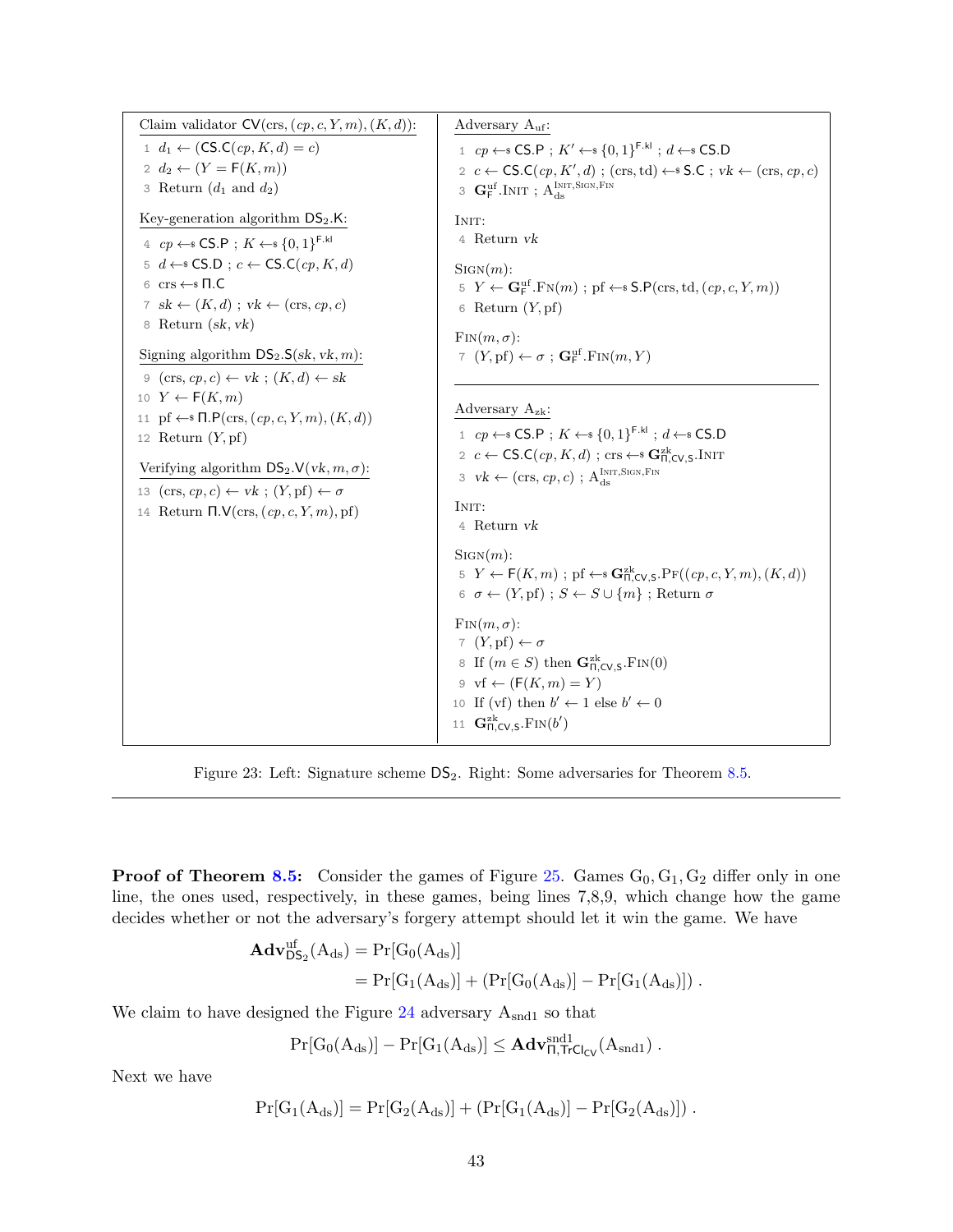**Claim validator** $\mathsf{CV}(\text{crs}, (cp, c, Y, m), (K, d))$:

```
1  d_1 ← (CS.C(cp, K, d) = c)
2  d_2 ← (Y = F(K, m))
3  Return (d_1 and d_2)
```

**Key-generation algorithm** $\mathsf{DS}_2.\mathsf{K}$:

```
4  cp ←$ CS.P ; K ←$ {0,1}^{F.kl}
5  d ←$ CS.D ; c ← CS.C(cp, K, d)
6  crs ←$ Π.C
7  sk ← (K, d) ; vk ← (crs, cp, c)
8  Return (sk, vk)
```

**Signing algorithm** $\mathsf{DS}_2.\mathsf{S}(sk, vk, m)$:

```
9  (crs, cp, c) ← vk ; (K, d) ← sk
10 Y ← F(K, m)
11 pf ←$ Π.P(crs, (cp, c, Y, m), (K, d))
12 Return (Y, pf)
```

**Verifying algorithm** $\mathsf{DS}_2.\mathsf{V}(vk, m, \sigma)$:

```
13 (crs, cp, c) ← vk ; (Y, pf) ← σ
14 Return Π.V(crs, (cp, c, Y, m), pf)
```

**Adversary** $\mathrm{A}_{\mathrm{uf}}$:

```
1  cp ←$ CS.P ; K' ←$ {0,1}^{F.kl} ; d ←$ CS.D
2  c ← CS.C(cp, K', d) ; (crs, td) ←$ S.C ; vk ← (crs, cp, c)
3  G^uf_F.Init ; A_ds^{Init,Sign,Fin}
```

Init:

```
4  Return vk
```

Sign($m$):

```
5  Y ← G^uf_F.Fn(m) ; pf ←$ S.P(crs, td, (cp, c, Y, m))
6  Return (Y, pf)
```

Fin($m, \sigma$):

```
7  (Y, pf) ← σ ; G^uf_F.Fin(m, Y)
```

**Adversary** $\mathrm{A}_{\mathrm{zk}}$:

```
1  cp ←$ CS.P ; K ←$ {0,1}^{F.kl} ; d ←$ CS.D
2  c ← CS.C(cp, K, d) ; crs ←$ G^zk_{Π,CV,S}.Init
3  vk ← (crs, cp, c) ; A_ds^{Init,Sign,Fin}
```

Init:

```
4  Return vk
```

Sign($m$):

```
5  Y ← F(K, m) ; pf ←$ G^zk_{Π,CV,S}.Pf((cp, c, Y, m), (K, d))
6  σ ← (Y, pf) ; S ← S ∪ {m} ; Return σ
```

Fin($m, \sigma$):

```
7  (Y, pf) ← σ
8  If (m ∈ S) then G^zk_{Π,CV,S}.Fin(0)
9  vf ← (F(K, m) = Y)
10 If (vf) then b' ← 1 else b' ← 0
11 G^zk_{Π,CV,S}.Fin(b')
```

Figure 23: Left: Signature scheme $\mathsf{DS}_2$. Right: Some adversaries for Theorem 8.5.

---

**Proof of Theorem 8.5:** Consider the games of Figure 25. Games $\mathrm{G}_0, \mathrm{G}_1, \mathrm{G}_2$ differ only in one line, the ones used, respectively, in these games, being lines 7,8,9, which change how the game decides whether or not the adversary's forgery attempt should let it win the game. We have

$$
\begin{aligned}
\mathbf{Adv}^{\mathrm{uf}}_{\mathsf{DS}_2}(\mathrm{A}_{\mathrm{ds}}) &= \Pr[\mathrm{G}_0(\mathrm{A}_{\mathrm{ds}})] \\
&= \Pr[\mathrm{G}_1(\mathrm{A}_{\mathrm{ds}})] + (\Pr[\mathrm{G}_0(\mathrm{A}_{\mathrm{ds}})] - \Pr[\mathrm{G}_1(\mathrm{A}_{\mathrm{ds}})])\ .
\end{aligned}
$$

We claim to have designed the Figure 24 adversary $\mathrm{A}_{\mathrm{snd1}}$ so that

$$
\Pr[\mathrm{G}_0(\mathrm{A}_{\mathrm{ds}})] - \Pr[\mathrm{G}_1(\mathrm{A}_{\mathrm{ds}})] \le \mathbf{Adv}^{\mathrm{snd1}}_{\Pi,\mathsf{TrCl}_{\mathsf{CV}}}(\mathrm{A}_{\mathrm{snd1}})\ .
$$

Next we have

$$
\Pr[\mathrm{G}_1(\mathrm{A}_{\mathrm{ds}})] = \Pr[\mathrm{G}_2(\mathrm{A}_{\mathrm{ds}})] + (\Pr[\mathrm{G}_1(\mathrm{A}_{\mathrm{ds}})] - \Pr[\mathrm{G}_2(\mathrm{A}_{\mathrm{ds}})])\ .
$$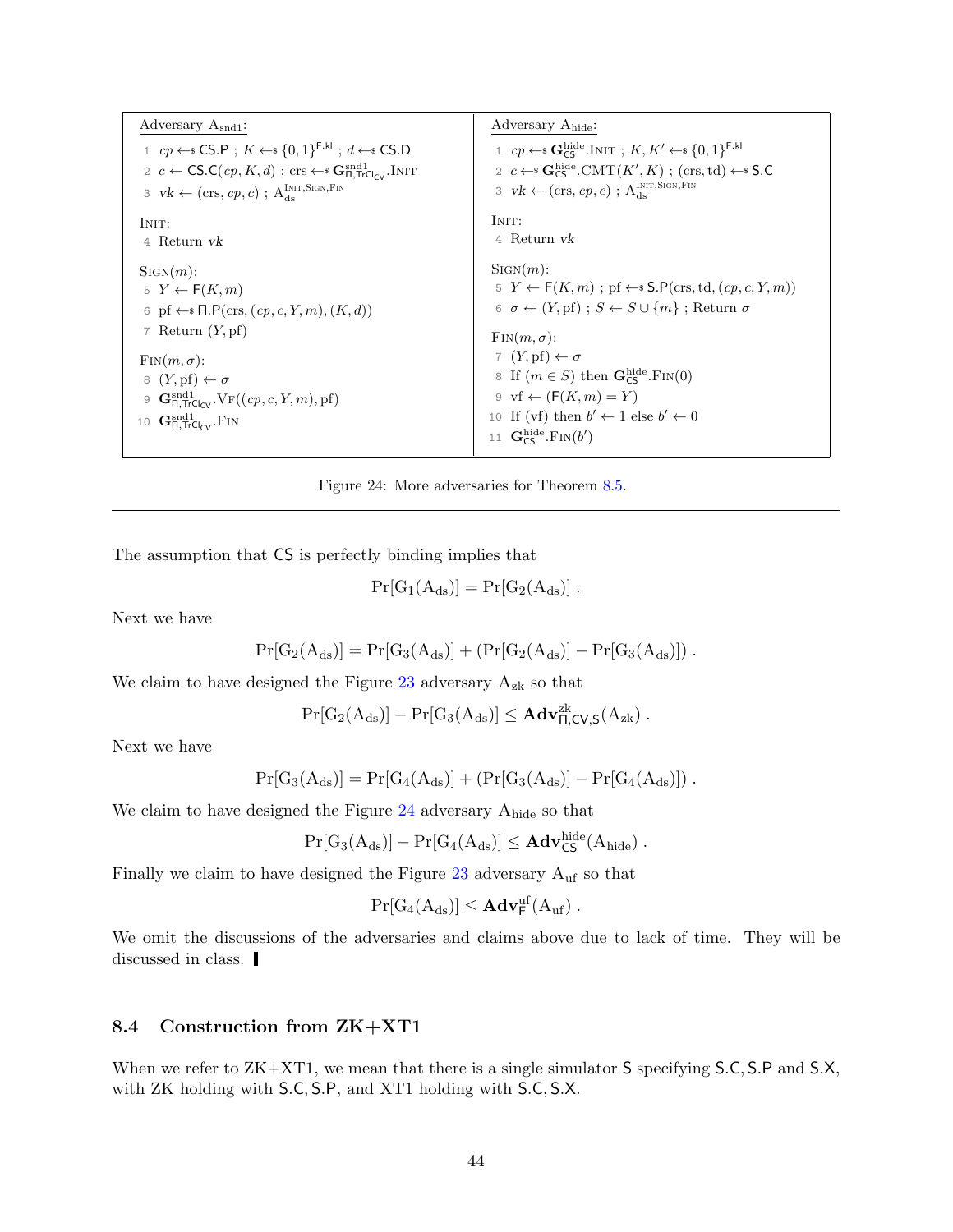| Adversary $\mathrm{A}_{\mathrm{snd1}}$: | Adversary $\mathrm{A}_{\mathrm{hide}}$: |
| --- | --- |
| 1 $cp \leftarrow\!\!\$\ \mathsf{CS.P}$ ; $K \leftarrow\!\!\$\ \{0,1\}^{\mathsf{F.kl}}$ ; $d \leftarrow\!\!\$\ \mathsf{CS.D}$ | 1 $cp \leftarrow\!\!\$\ \mathbf{G}^{\mathrm{hide}}_{\mathsf{CS}}.\mathrm{INIT}$ ; $K, K' \leftarrow\!\!\$\ \{0,1\}^{\mathsf{F.kl}}$ |
| 2 $c \leftarrow \mathsf{CS.C}(cp, K, d)$ ; crs $\leftarrow\!\!\$\ \mathbf{G}^{\mathrm{snd1}}_{\Pi,\mathsf{TrCl}_{\mathsf{CV}}}.\mathrm{INIT}$ | 2 $c \leftarrow\!\!\$\ \mathbf{G}^{\mathrm{hide}}_{\mathsf{CS}}.\mathrm{CMT}(K', K)$ ; $(\mathrm{crs}, \mathrm{td}) \leftarrow\!\!\$\ \mathsf{S.C}$ |
| 3 $vk \leftarrow (\mathrm{crs}, cp, c)$ ; $\mathrm{A}_{\mathrm{ds}}^{\mathrm{INIT,SIGN,FIN}}$ | 3 $vk \leftarrow (\mathrm{crs}, cp, c)$ ; $\mathrm{A}_{\mathrm{ds}}^{\mathrm{INIT,SIGN,FIN}}$ |
| INIT: | INIT: |
| 4 Return $vk$ | 4 Return $vk$ |
| SIGN($m$): | SIGN($m$): |
| 5 $Y \leftarrow \mathsf{F}(K, m)$ | 5 $Y \leftarrow \mathsf{F}(K, m)$ ; pf $\leftarrow\!\!\$\ \mathsf{S.P}(\mathrm{crs}, \mathrm{td}, (cp, c, Y, m))$ |
| 6 pf $\leftarrow\!\!\$\ \Pi.\mathsf{P}(\mathrm{crs}, (cp, c, Y, m), (K, d))$ | 6 $\sigma \leftarrow (Y, \mathrm{pf})$ ; $S \leftarrow S \cup \{m\}$ ; Return $\sigma$ |
| 7 Return $(Y, \mathrm{pf})$ | FIN($m, \sigma$): |
| FIN($m, \sigma$): | 7 $(Y, \mathrm{pf}) \leftarrow \sigma$ |
| 8 $(Y, \mathrm{pf}) \leftarrow \sigma$ | 8 If $(m \in S)$ then $\mathbf{G}^{\mathrm{hide}}_{\mathsf{CS}}.\mathrm{FIN}(0)$ |
| 9 $\mathbf{G}^{\mathrm{snd1}}_{\Pi,\mathsf{TrCl}_{\mathsf{CV}}}.\mathrm{VF}((cp, c, Y, m), \mathrm{pf})$ | 9 vf $\leftarrow (\mathsf{F}(K, m) = Y)$ |
| 10 $\mathbf{G}^{\mathrm{snd1}}_{\Pi,\mathsf{TrCl}_{\mathsf{CV}}}.\mathrm{FIN}$ | 10 If (vf) then $b' \leftarrow 1$ else $b' \leftarrow 0$ |
| | 11 $\mathbf{G}^{\mathrm{hide}}_{\mathsf{CS}}.\mathrm{FIN}(b')$ |

Figure 24: More adversaries for Theorem 8.5.

The assumption that $\mathsf{CS}$ is perfectly binding implies that

$$\Pr[\mathrm{G}_1(\mathrm{A}_{\mathrm{ds}})] = \Pr[\mathrm{G}_2(\mathrm{A}_{\mathrm{ds}})] \, .$$

Next we have

$$\Pr[\mathrm{G}_2(\mathrm{A}_{\mathrm{ds}})] = \Pr[\mathrm{G}_3(\mathrm{A}_{\mathrm{ds}})] + (\Pr[\mathrm{G}_2(\mathrm{A}_{\mathrm{ds}})] - \Pr[\mathrm{G}_3(\mathrm{A}_{\mathrm{ds}})]) \, .$$

We claim to have designed the Figure 23 adversary $\mathrm{A}_{\mathrm{zk}}$ so that

$$\Pr[\mathrm{G}_2(\mathrm{A}_{\mathrm{ds}})] - \Pr[\mathrm{G}_3(\mathrm{A}_{\mathrm{ds}})] \leq \mathbf{Adv}^{\mathrm{zk}}_{\Pi,\mathsf{CV},\mathsf{S}}(\mathrm{A}_{\mathrm{zk}}) \, .$$

Next we have

$$\Pr[\mathrm{G}_3(\mathrm{A}_{\mathrm{ds}})] = \Pr[\mathrm{G}_4(\mathrm{A}_{\mathrm{ds}})] + (\Pr[\mathrm{G}_3(\mathrm{A}_{\mathrm{ds}})] - \Pr[\mathrm{G}_4(\mathrm{A}_{\mathrm{ds}})]) \, .$$

We claim to have designed the Figure 24 adversary $\mathrm{A}_{\mathrm{hide}}$ so that

$$\Pr[\mathrm{G}_3(\mathrm{A}_{\mathrm{ds}})] - \Pr[\mathrm{G}_4(\mathrm{A}_{\mathrm{ds}})] \leq \mathbf{Adv}^{\mathrm{hide}}_{\mathsf{CS}}(\mathrm{A}_{\mathrm{hide}}) \, .$$

Finally we claim to have designed the Figure 23 adversary $\mathrm{A}_{\mathrm{uf}}$ so that

$$\Pr[\mathrm{G}_4(\mathrm{A}_{\mathrm{ds}})] \leq \mathbf{Adv}^{\mathrm{uf}}_{\mathsf{F}}(\mathrm{A}_{\mathrm{uf}}) \, .$$

We omit the discussions of the adversaries and claims above due to lack of time. They will be discussed in class. ▌

## 8.4 Construction from ZK+XT1

When we refer to ZK+XT1, we mean that there is a single simulator $\mathsf{S}$ specifying $\mathsf{S.C}, \mathsf{S.P}$ and $\mathsf{S.X}$, with ZK holding with $\mathsf{S.C}, \mathsf{S.P}$, and XT1 holding with $\mathsf{S.C}, \mathsf{S.X}$.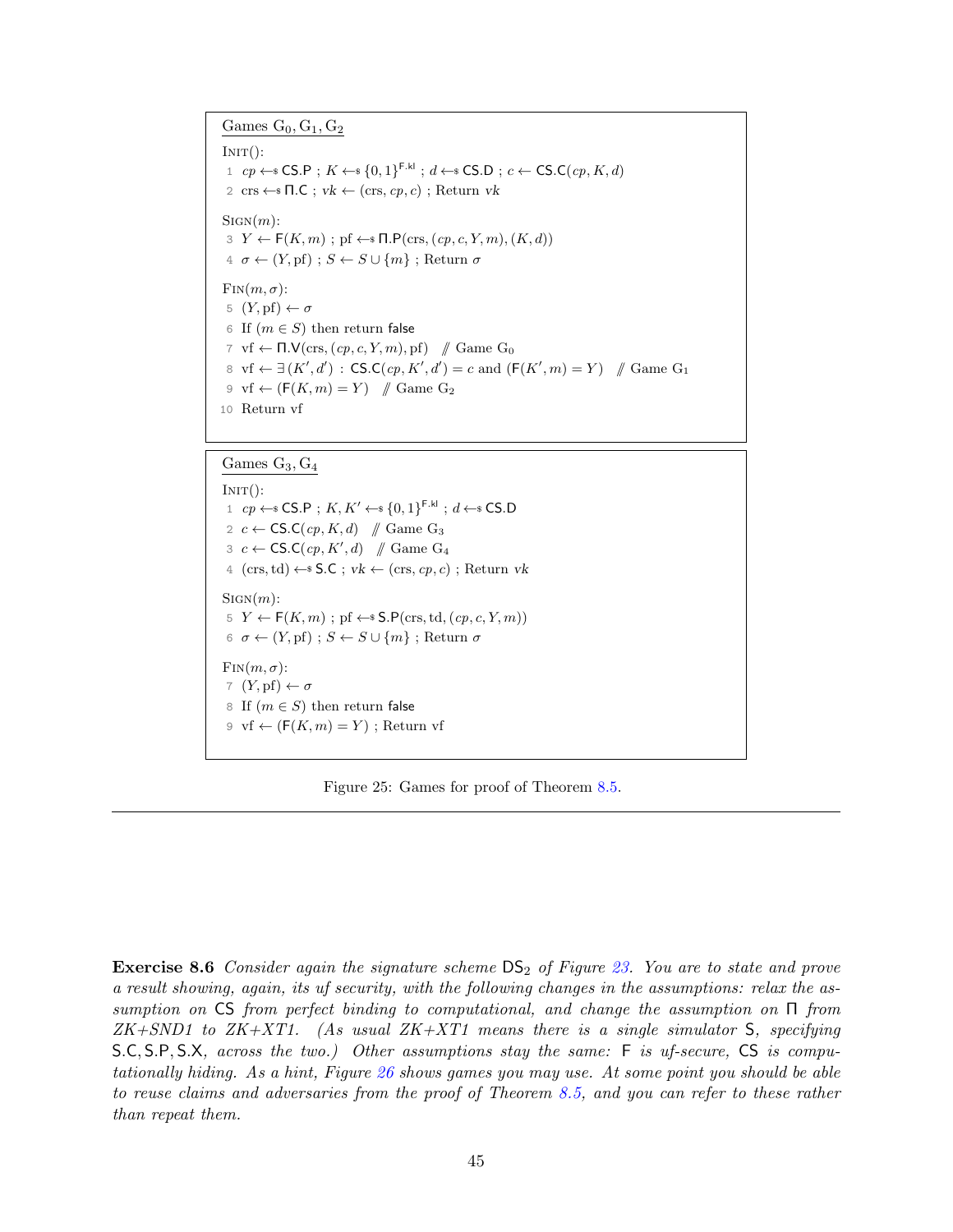**Games $G_0, G_1, G_2$**

```
INIT():
 1  cp ←$ CS.P ; K ←$ {0,1}^{F.kl} ; d ←$ CS.D ; c ← CS.C(cp, K, d)
 2  crs ←$ Π.C ; vk ← (crs, cp, c) ; Return vk

SIGN(m):
 3  Y ← F(K, m) ; pf ←$ Π.P(crs, (cp, c, Y, m), (K, d))
 4  σ ← (Y, pf) ; S ← S ∪ {m} ; Return σ

FIN(m, σ):
 5  (Y, pf) ← σ
 6  If (m ∈ S) then return false
 7  vf ← Π.V(crs, (cp, c, Y, m), pf)   // Game G0
 8  vf ← ∃(K', d') : CS.C(cp, K', d') = c and (F(K', m) = Y)   // Game G1
 9  vf ← (F(K, m) = Y)   // Game G2
10  Return vf
```

**Games $G_3, G_4$**

```
INIT():
 1  cp ←$ CS.P ; K, K' ←$ {0,1}^{F.kl} ; d ←$ CS.D
 2  c ← CS.C(cp, K, d)   // Game G3
 3  c ← CS.C(cp, K', d)   // Game G4
 4  (crs, td) ←$ S.C ; vk ← (crs, cp, c) ; Return vk

SIGN(m):
 5  Y ← F(K, m) ; pf ←$ S.P(crs, td, (cp, c, Y, m))
 6  σ ← (Y, pf) ; S ← S ∪ {m} ; Return σ

FIN(m, σ):
 7  (Y, pf) ← σ
 8  If (m ∈ S) then return false
 9  vf ← (F(K, m) = Y) ; Return vf
```

Figure 25: Games for proof of Theorem 8.5.

---

**Exercise 8.6** *Consider again the signature scheme $\mathsf{DS}_2$ of Figure 23. You are to state and prove a result showing, again, its uf security, with the following changes in the assumptions: relax the assumption on $\mathsf{CS}$ from perfect binding to computational, and change the assumption on $\Pi$ from ZK+SND1 to ZK+XT1. (As usual ZK+XT1 means there is a single simulator $\mathsf{S}$, specifying $\mathsf{S.C}, \mathsf{S.P}, \mathsf{S.X}$, across the two.) Other assumptions stay the same: $\mathsf{F}$ is uf-secure, $\mathsf{CS}$ is computationally hiding. As a hint, Figure 26 shows games you may use. At some point you should be able to reuse claims and adversaries from the proof of Theorem 8.5, and you can refer to these rather than repeat them.*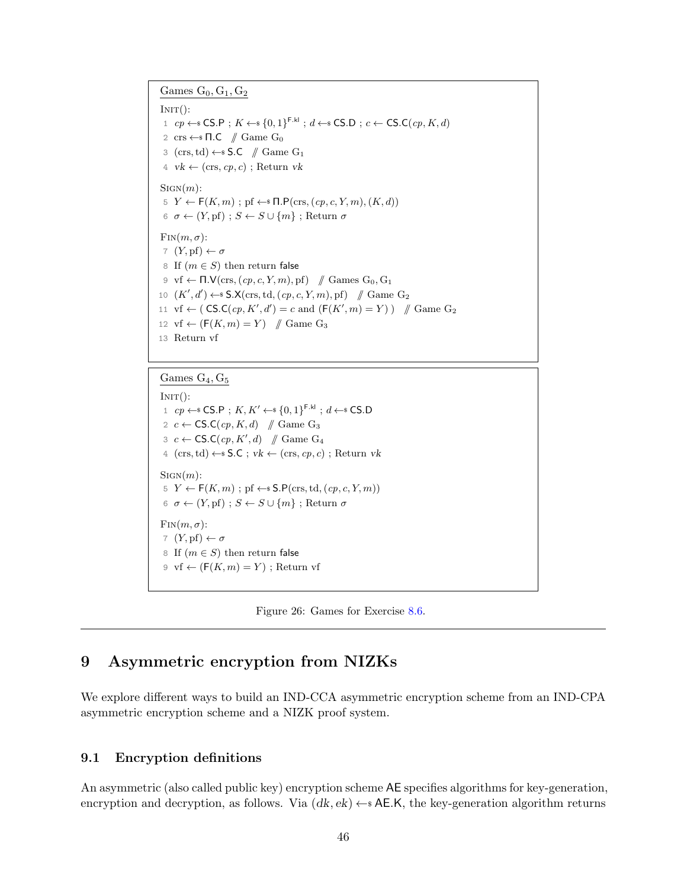```
Games G_0, G_1, G_2

Init():
 1  cp ←$ CS.P ; K ←$ {0,1}^{F.kl} ; d ←$ CS.D ; c ← CS.C(cp, K, d)
 2  crs ←$ Π.C   // Game G_0
 3  (crs, td) ←$ S.C   // Game G_1
 4  vk ← (crs, cp, c) ; Return vk

Sign(m):
 5  Y ← F(K, m) ; pf ←$ Π.P(crs, (cp, c, Y, m), (K, d))
 6  σ ← (Y, pf) ; S ← S ∪ {m} ; Return σ

Fin(m, σ):
 7  (Y, pf) ← σ
 8  If (m ∈ S) then return false
 9  vf ← Π.V(crs, (cp, c, Y, m), pf)   // Games G_0, G_1
10  (K', d') ←$ S.X(crs, td, (cp, c, Y, m), pf)   // Game G_2
11  vf ← ( CS.C(cp, K', d') = c and (F(K', m) = Y) )   // Game G_2
12  vf ← (F(K, m) = Y)   // Game G_3
13  Return vf
```

```
Games G_4, G_5

Init():
 1  cp ←$ CS.P ; K, K' ←$ {0,1}^{F.kl} ; d ←$ CS.D
 2  c ← CS.C(cp, K, d)   // Game G_3
 3  c ← CS.C(cp, K', d)   // Game G_4
 4  (crs, td) ←$ S.C ; vk ← (crs, cp, c) ; Return vk

Sign(m):
 5  Y ← F(K, m) ; pf ←$ S.P(crs, td, (cp, c, Y, m))
 6  σ ← (Y, pf) ; S ← S ∪ {m} ; Return σ

Fin(m, σ):
 7  (Y, pf) ← σ
 8  If (m ∈ S) then return false
 9  vf ← (F(K, m) = Y) ; Return vf
```

Figure 26: Games for Exercise 8.6.

# 9 Asymmetric encryption from NIZKs

We explore different ways to build an IND-CCA asymmetric encryption scheme from an IND-CPA asymmetric encryption scheme and a NIZK proof system.

## 9.1 Encryption definitions

An asymmetric (also called public key) encryption scheme AE specifies algorithms for key-generation, encryption and decryption, as follows. Via $(dk, ek) \leftarrow\$ \ \mathsf{AE.K}$, the key-generation algorithm returns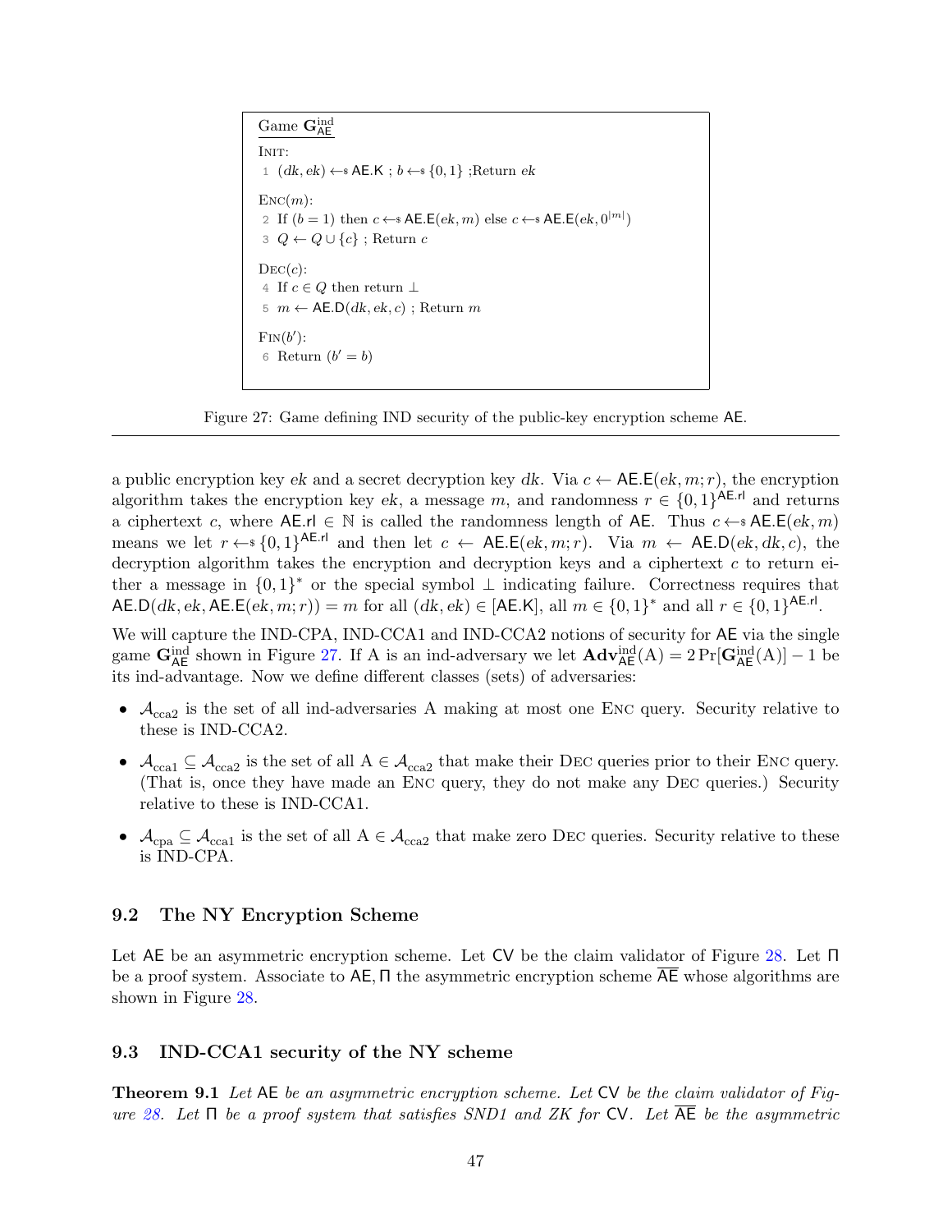Game $\mathbf{G}^{\mathrm{ind}}_{\mathsf{AE}}$

INIT:
1 $(dk, ek) \leftarrow\$ \mathsf{AE.K}$ ; $b \leftarrow\$ \{0,1\}$ ;Return $ek$

ENC($m$):
2 If $(b = 1)$ then $c \leftarrow\$ \mathsf{AE.E}(ek, m)$ else $c \leftarrow\$ \mathsf{AE.E}(ek, 0^{|m|})$
3 $Q \leftarrow Q \cup \{c\}$ ; Return $c$

DEC($c$):
4 If $c \in Q$ then return $\perp$
5 $m \leftarrow \mathsf{AE.D}(dk, ek, c)$ ; Return $m$

FIN($b'$):
6 Return $(b' = b)$

Figure 27: Game defining IND security of the public-key encryption scheme AE.

a public encryption key $ek$ and a secret decryption key $dk$. Via $c \leftarrow \mathsf{AE.E}(ek, m; r)$, the encryption algorithm takes the encryption key $ek$, a message $m$, and randomness $r \in \{0,1\}^{\mathsf{AE.rl}}$ and returns a ciphertext $c$, where $\mathsf{AE.rl} \in \mathbb{N}$ is called the randomness length of AE. Thus $c \leftarrow\$ \mathsf{AE.E}(ek, m)$ means we let $r \leftarrow\$ \{0,1\}^{\mathsf{AE.rl}}$ and then let $c \leftarrow \mathsf{AE.E}(ek, m; r)$. Via $m \leftarrow \mathsf{AE.D}(ek, dk, c)$, the decryption algorithm takes the encryption and decryption keys and a ciphertext $c$ to return either a message in $\{0,1\}^*$ or the special symbol $\perp$ indicating failure. Correctness requires that $\mathsf{AE.D}(dk, ek, \mathsf{AE.E}(ek, m; r)) = m$ for all $(dk, ek) \in [\mathsf{AE.K}]$, all $m \in \{0,1\}^*$ and all $r \in \{0,1\}^{\mathsf{AE.rl}}$.

We will capture the IND-CPA, IND-CCA1 and IND-CCA2 notions of security for AE via the single game $\mathbf{G}^{\mathrm{ind}}_{\mathsf{AE}}$ shown in Figure 27. If A is an ind-adversary we let $\mathbf{Adv}^{\mathrm{ind}}_{\mathsf{AE}}(\mathrm{A}) = 2\Pr[\mathbf{G}^{\mathrm{ind}}_{\mathsf{AE}}(\mathrm{A})] - 1$ be its ind-advantage. Now we define different classes (sets) of adversaries:

- $\mathcal{A}_{\mathrm{cca2}}$ is the set of all ind-adversaries A making at most one ENC query. Security relative to these is IND-CCA2.
- $\mathcal{A}_{\mathrm{cca1}} \subseteq \mathcal{A}_{\mathrm{cca2}}$ is the set of all $\mathrm{A} \in \mathcal{A}_{\mathrm{cca2}}$ that make their DEC queries prior to their ENC query. (That is, once they have made an ENC query, they do not make any DEC queries.) Security relative to these is IND-CCA1.
- $\mathcal{A}_{\mathrm{cpa}} \subseteq \mathcal{A}_{\mathrm{cca1}}$ is the set of all $\mathrm{A} \in \mathcal{A}_{\mathrm{cca2}}$ that make zero DEC queries. Security relative to these is IND-CPA.

### 9.2 The NY Encryption Scheme

Let AE be an asymmetric encryption scheme. Let CV be the claim validator of Figure 28. Let $\Pi$ be a proof system. Associate to AE, $\Pi$ the asymmetric encryption scheme $\overline{\mathsf{AE}}$ whose algorithms are shown in Figure 28.

### 9.3 IND-CCA1 security of the NY scheme

**Theorem 9.1** *Let* AE *be an asymmetric encryption scheme. Let* CV *be the claim validator of Figure 28. Let* $\Pi$ *be a proof system that satisfies SND1 and ZK for* CV*. Let* $\overline{\mathsf{AE}}$ *be the asymmetric*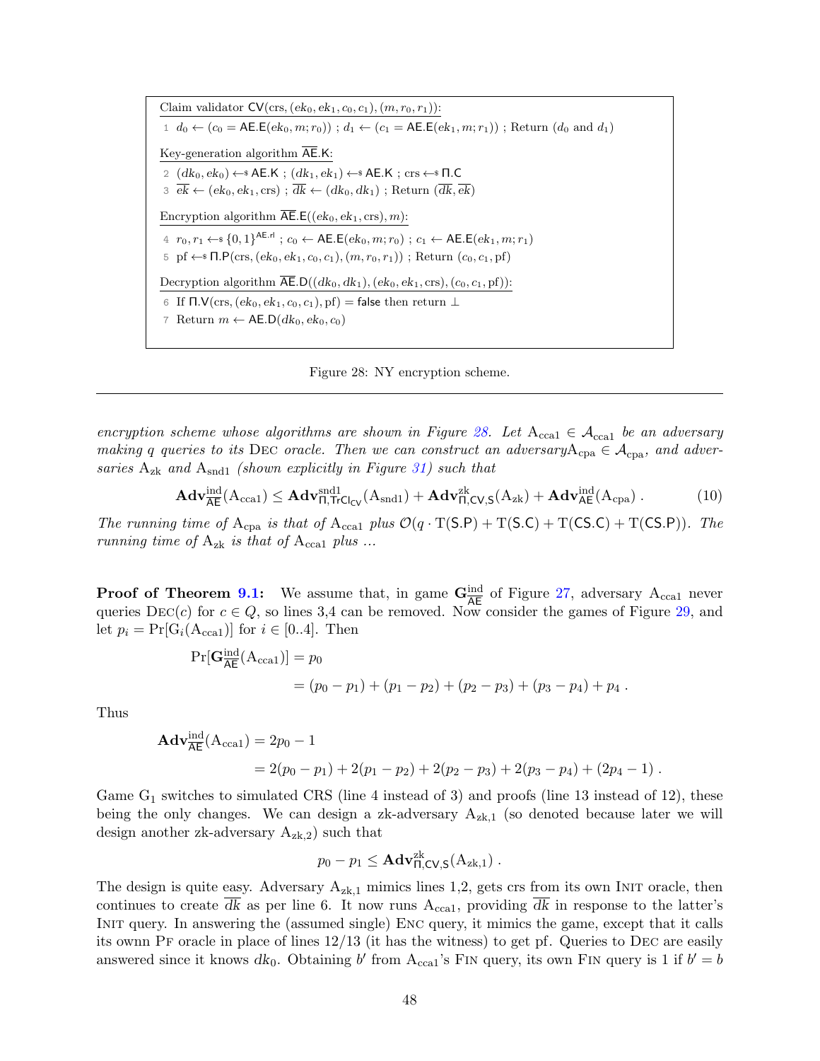Claim validator $\mathsf{CV}(\mathrm{crs}, (ek_0, ek_1, c_0, c_1), (m, r_0, r_1))$:

```
1  d0 ← (c0 = AE.E(ek0, m; r0)) ; d1 ← (c1 = AE.E(ek1, m; r1)) ; Return (d0 and d1)
```

Key-generation algorithm $\overline{\mathsf{AE}}.\mathsf{K}$:

```
2  (dk0, ek0) ←$ AE.K ; (dk1, ek1) ←$ AE.K ; crs ←$ Π.C
3  ek̄ ← (ek0, ek1, crs) ; dk̄ ← (dk0, dk1) ; Return (dk̄, ek̄)
```

Encryption algorithm $\overline{\mathsf{AE}}.\mathsf{E}((ek_0, ek_1, \mathrm{crs}), m)$:

```
4  r0, r1 ←$ {0,1}^AE.rl ; c0 ← AE.E(ek0, m; r0) ; c1 ← AE.E(ek1, m; r1)
5  pf ←$ Π.P(crs, (ek0, ek1, c0, c1), (m, r0, r1)) ; Return (c0, c1, pf)
```

Decryption algorithm $\overline{\mathsf{AE}}.\mathsf{D}((dk_0, dk_1), (ek_0, ek_1, \mathrm{crs}), (c_0, c_1, \mathrm{pf}))$:

```
6  If Π.V(crs, (ek0, ek1, c0, c1), pf) = false then return ⊥
7  Return m ← AE.D(dk0, ek0, c0)
```

Figure 28: NY encryption scheme.

---

*encryption scheme whose algorithms are shown in Figure 28. Let $\mathrm{A}_{\mathrm{cca1}} \in \mathcal{A}_{\mathrm{cca1}}$ be an adversary making $q$ queries to its* Dec *oracle. Then we can construct an adversary$\mathrm{A}_{\mathrm{cpa}} \in \mathcal{A}_{\mathrm{cpa}}$, and adversaries $\mathrm{A}_{\mathrm{zk}}$ and $\mathrm{A}_{\mathrm{snd1}}$ (shown explicitly in Figure 31) such that*

$$\mathbf{Adv}^{\mathrm{ind}}_{\overline{\mathsf{AE}}}(\mathrm{A}_{\mathrm{cca1}}) \leq \mathbf{Adv}^{\mathrm{snd1}}_{\Pi,\mathsf{TrCl}_{\mathsf{CV}}}(\mathrm{A}_{\mathrm{snd1}}) + \mathbf{Adv}^{\mathrm{zk}}_{\Pi,\mathsf{CV},\mathsf{S}}(\mathrm{A}_{\mathrm{zk}}) + \mathbf{Adv}^{\mathrm{ind}}_{\mathsf{AE}}(\mathrm{A}_{\mathrm{cpa}})\ . \tag{10}$$

*The running time of $\mathrm{A}_{\mathrm{cpa}}$ is that of $\mathrm{A}_{\mathrm{cca1}}$ plus $\mathcal{O}(q \cdot \mathrm{T}(\mathsf{S.P}) + \mathrm{T}(\mathsf{S.C}) + \mathrm{T}(\mathsf{CS.C}) + \mathrm{T}(\mathsf{CS.P}))$. The running time of $\mathrm{A}_{\mathrm{zk}}$ is that of $\mathrm{A}_{\mathrm{cca1}}$ plus ...*

**Proof of Theorem 9.1:** We assume that, in game $\mathbf{G}^{\mathrm{ind}}_{\overline{\mathsf{AE}}}$ of Figure 27, adversary $\mathrm{A}_{\mathrm{cca1}}$ never queries Dec$(c)$ for $c \in Q$, so lines 3,4 can be removed. Now consider the games of Figure 29, and let $p_i = \Pr[\mathrm{G}_i(\mathrm{A}_{\mathrm{cca1}})]$ for $i \in [0..4]$. Then

$$\begin{aligned}\Pr[\mathbf{G}^{\mathrm{ind}}_{\overline{\mathsf{AE}}}(\mathrm{A}_{\mathrm{cca1}})] &= p_0 \\ &= (p_0 - p_1) + (p_1 - p_2) + (p_2 - p_3) + (p_3 - p_4) + p_4\ .\end{aligned}$$

Thus

$$\begin{aligned}\mathbf{Adv}^{\mathrm{ind}}_{\overline{\mathsf{AE}}}(\mathrm{A}_{\mathrm{cca1}}) &= 2p_0 - 1 \\ &= 2(p_0 - p_1) + 2(p_1 - p_2) + 2(p_2 - p_3) + 2(p_3 - p_4) + (2p_4 - 1)\ .\end{aligned}$$

Game $\mathrm{G}_1$ switches to simulated CRS (line 4 instead of 3) and proofs (line 13 instead of 12), these being the only changes. We can design a zk-adversary $\mathrm{A}_{\mathrm{zk},1}$ (so denoted because later we will design another zk-adversary $\mathrm{A}_{\mathrm{zk},2}$) such that

$$p_0 - p_1 \leq \mathbf{Adv}^{\mathrm{zk}}_{\Pi,\mathsf{CV},\mathsf{S}}(\mathrm{A}_{\mathrm{zk},1})\ .$$

The design is quite easy. Adversary $\mathrm{A}_{\mathrm{zk},1}$ mimics lines 1,2, gets crs from its own Init oracle, then continues to create $\overline{dk}$ as per line 6. It now runs $\mathrm{A}_{\mathrm{cca1}}$, providing $\overline{dk}$ in response to the latter's Init query. In answering the (assumed single) Enc query, it mimics the game, except that it calls its ownn Pf oracle in place of lines 12/13 (it has the witness) to get pf. Queries to Dec are easily answered since it knows $dk_0$. Obtaining $b'$ from $\mathrm{A}_{\mathrm{cca1}}$'s Fin query, its own Fin query is 1 if $b' = b$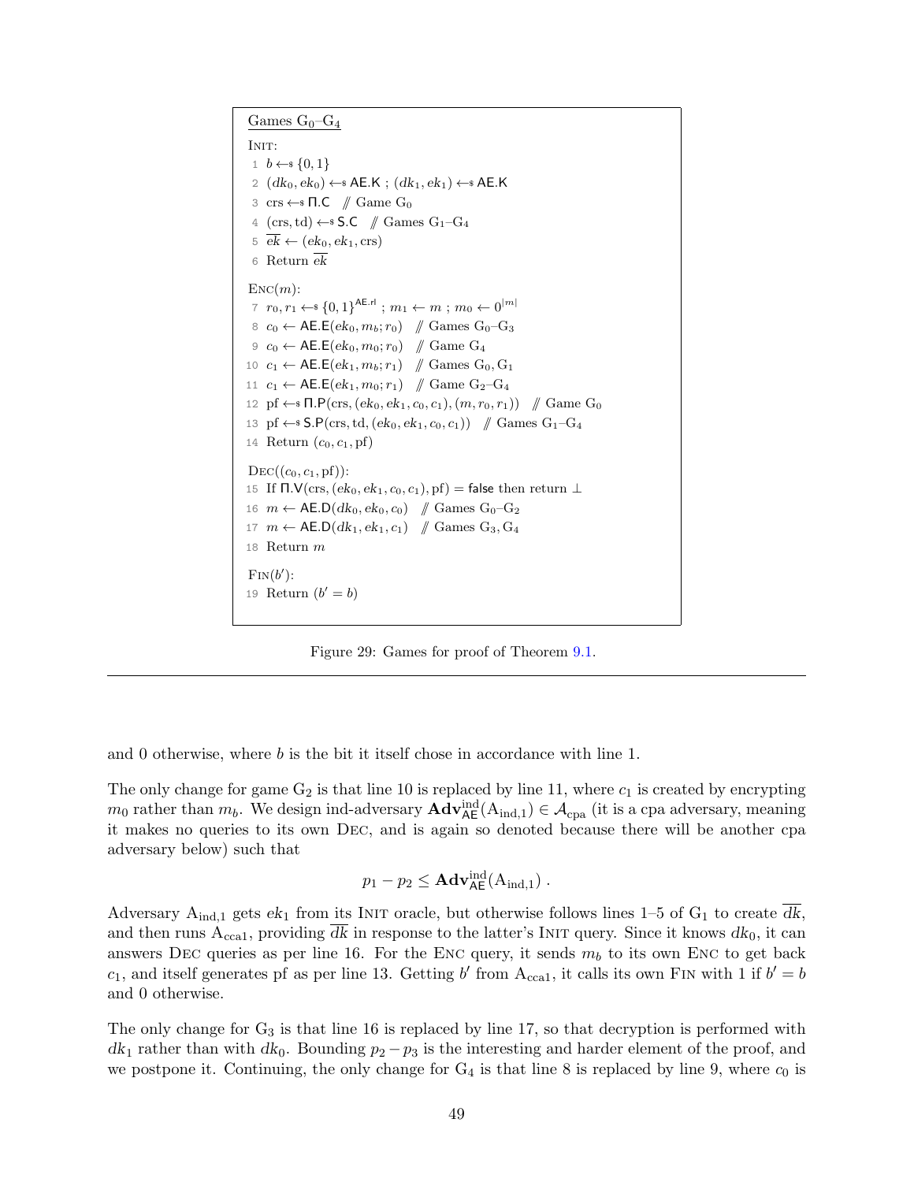**Games $G_0$–$G_4$**

```
INIT:
 1  b ←$ {0,1}
 2  (dk_0, ek_0) ←$ AE.K ; (dk_1, ek_1) ←$ AE.K
 3  crs ←$ Π.C   // Game G_0
 4  (crs, td) ←$ S.C   // Games G_1–G_4
 5  ek‾ ← (ek_0, ek_1, crs)
 6  Return ek‾

ENC(m):
 7  r_0, r_1 ←$ {0,1}^{AE.rl} ; m_1 ← m ; m_0 ← 0^{|m|}
 8  c_0 ← AE.E(ek_0, m_b; r_0)   // Games G_0–G_3
 9  c_0 ← AE.E(ek_0, m_0; r_0)   // Game G_4
10  c_1 ← AE.E(ek_1, m_b; r_1)   // Games G_0, G_1
11  c_1 ← AE.E(ek_1, m_0; r_1)   // Game G_2–G_4
12  pf ←$ Π.P(crs, (ek_0, ek_1, c_0, c_1), (m, r_0, r_1))   // Game G_0
13  pf ←$ S.P(crs, td, (ek_0, ek_1, c_0, c_1))   // Games G_1–G_4
14  Return (c_0, c_1, pf)

DEC((c_0, c_1, pf)):
15  If Π.V(crs, (ek_0, ek_1, c_0, c_1), pf) = false then return ⊥
16  m ← AE.D(dk_0, ek_0, c_0)   // Games G_0–G_2
17  m ← AE.D(dk_1, ek_1, c_1)   // Games G_3, G_4
18  Return m

FIN(b'):
19  Return (b' = b)
```

Figure 29: Games for proof of Theorem 9.1.

---

and 0 otherwise, where $b$ is the bit it itself chose in accordance with line 1.

The only change for game $G_2$ is that line 10 is replaced by line 11, where $c_1$ is created by encrypting $m_0$ rather than $m_b$. We design ind-adversary $\mathbf{Adv}^{\mathrm{ind}}_{\mathsf{AE}}(\mathrm{A}_{\mathrm{ind},1}) \in \mathcal{A}_{\mathrm{cpa}}$ (it is a cpa adversary, meaning it makes no queries to its own DEC, and is again so denoted because there will be another cpa adversary below) such that

$$p_1 - p_2 \leq \mathbf{Adv}^{\mathrm{ind}}_{\mathsf{AE}}(\mathrm{A}_{\mathrm{ind},1}) \; .$$

Adversary $\mathrm{A}_{\mathrm{ind},1}$ gets $ek_1$ from its INIT oracle, but otherwise follows lines 1–5 of $G_1$ to create $\overline{dk}$, and then runs $\mathrm{A}_{\mathrm{cca1}}$, providing $\overline{dk}$ in response to the latter's INIT query. Since it knows $dk_0$, it can answers DEC queries as per line 16. For the ENC query, it sends $m_b$ to its own ENC to get back $c_1$, and itself generates pf as per line 13. Getting $b'$ from $\mathrm{A}_{\mathrm{cca1}}$, it calls its own FIN with 1 if $b' = b$ and 0 otherwise.

The only change for $G_3$ is that line 16 is replaced by line 17, so that decryption is performed with $dk_1$ rather than with $dk_0$. Bounding $p_2 - p_3$ is the interesting and harder element of the proof, and we postpone it. Continuing, the only change for $G_4$ is that line 8 is replaced by line 9, where $c_0$ is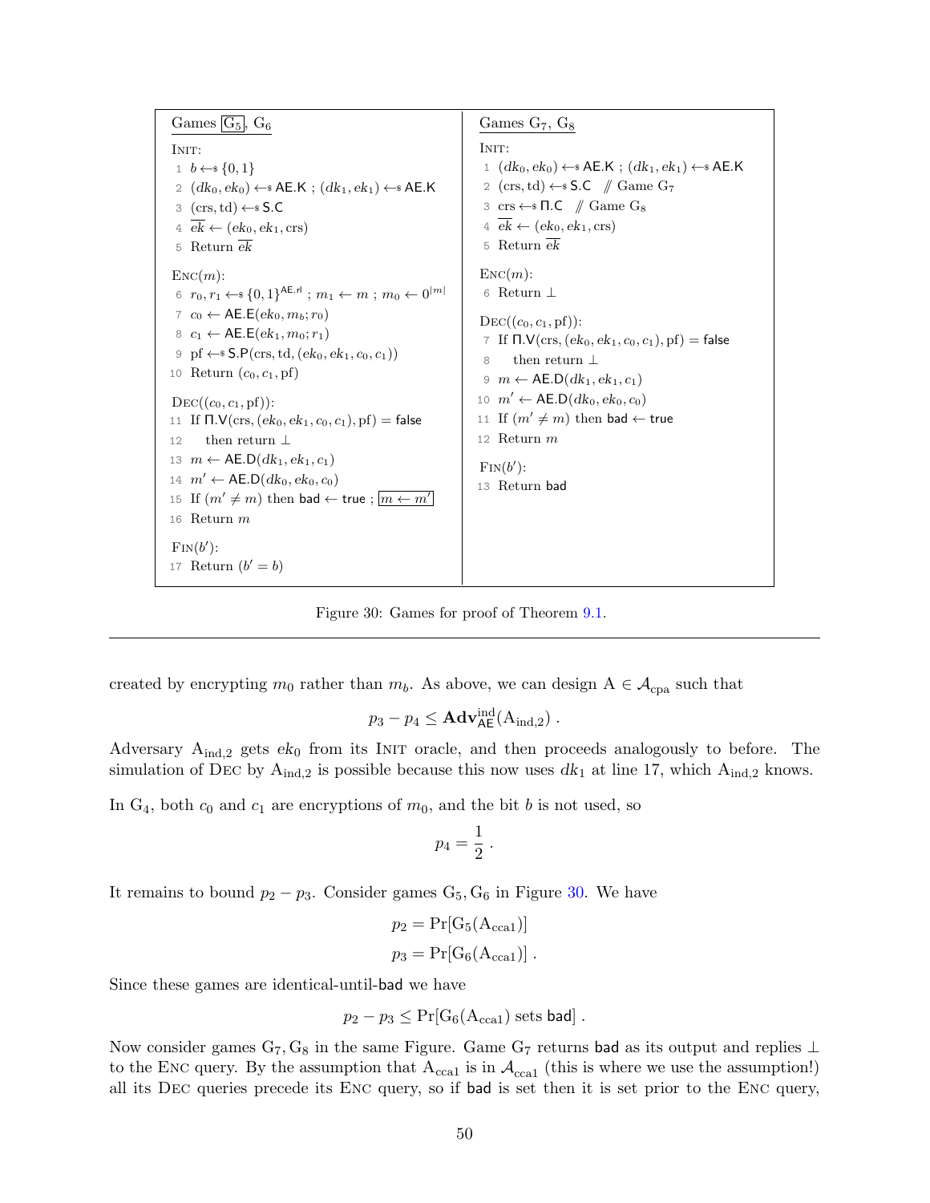```
Games [G5], G6

Init:
 1  b ←$ {0,1}
 2  (dk0, ek0) ←$ AE.K ; (dk1, ek1) ←$ AE.K
 3  (crs, td) ←$ S.C
 4  ek̄ ← (ek0, ek1, crs)
 5  Return ek̄

Enc(m):
 6  r0, r1 ←$ {0,1}^AE.rl ; m1 ← m ; m0 ← 0^|m|
 7  c0 ← AE.E(ek0, mb; r0)
 8  c1 ← AE.E(ek1, m0; r1)
 9  pf ←$ S.P(crs, td, (ek0, ek1, c0, c1))
10  Return (c0, c1, pf)

Dec((c0, c1, pf)):
11  If Π.V(crs, (ek0, ek1, c0, c1), pf) = false
12     then return ⊥
13  m ← AE.D(dk1, ek1, c1)
14  m' ← AE.D(dk0, ek0, c0)
15  If (m' ≠ m) then bad ← true ; [m ← m']
16  Return m

Fin(b'):
17  Return (b' = b)
```

```
Games G7, G8

Init:
 1  (dk0, ek0) ←$ AE.K ; (dk1, ek1) ←$ AE.K
 2  (crs, td) ←$ S.C   // Game G7
 3  crs ←$ Π.C   // Game G8
 4  ek̄ ← (ek0, ek1, crs)
 5  Return ek̄

Enc(m):
 6  Return ⊥

Dec((c0, c1, pf)):
 7  If Π.V(crs, (ek0, ek1, c0, c1), pf) = false
 8     then return ⊥
 9  m ← AE.D(dk1, ek1, c1)
10  m' ← AE.D(dk0, ek0, c0)
11  If (m' ≠ m) then bad ← true
12  Return m

Fin(b'):
13  Return bad
```

Figure 30: Games for proof of Theorem 9.1.

created by encrypting $m_0$ rather than $m_b$. As above, we can design $\mathrm{A} \in \mathcal{A}_{\mathrm{cpa}}$ such that

$$p_3 - p_4 \leq \mathbf{Adv}^{\mathrm{ind}}_{\mathsf{AE}}(\mathrm{A}_{\mathrm{ind},2}) \ .$$

Adversary $\mathrm{A}_{\mathrm{ind},2}$ gets $ek_0$ from its Init oracle, and then proceeds analogously to before. The simulation of Dec by $\mathrm{A}_{\mathrm{ind},2}$ is possible because this now uses $dk_1$ at line 17, which $\mathrm{A}_{\mathrm{ind},2}$ knows.

In $\mathrm{G}_4$, both $c_0$ and $c_1$ are encryptions of $m_0$, and the bit $b$ is not used, so

$$p_4 = \frac{1}{2} \ .$$

It remains to bound $p_2 - p_3$. Consider games $\mathrm{G}_5, \mathrm{G}_6$ in Figure 30. We have

$$p_2 = \Pr[\mathrm{G}_5(\mathrm{A}_{\mathrm{cca1}})]$$
$$p_3 = \Pr[\mathrm{G}_6(\mathrm{A}_{\mathrm{cca1}})] \ .$$

Since these games are identical-until-bad we have

$$p_2 - p_3 \leq \Pr[\mathrm{G}_6(\mathrm{A}_{\mathrm{cca1}}) \text{ sets } \mathsf{bad}] \ .$$

Now consider games $\mathrm{G}_7, \mathrm{G}_8$ in the same Figure. Game $\mathrm{G}_7$ returns bad as its output and replies $\perp$ to the Enc query. By the assumption that $\mathrm{A}_{\mathrm{cca1}}$ is in $\mathcal{A}_{\mathrm{cca1}}$ (this is where we use the assumption!) all its Dec queries precede its Enc query, so if bad is set then it is set prior to the Enc query,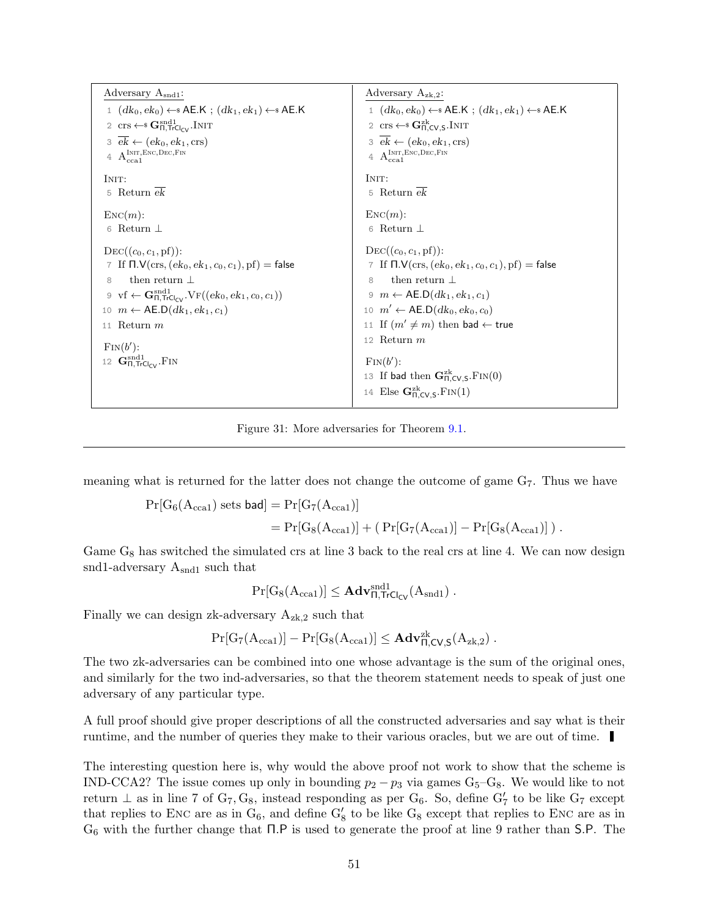| Adversary $\mathrm{A}_{\mathrm{snd1}}$: | Adversary $\mathrm{A}_{\mathrm{zk},2}$: |
|---|---|
| 1 $(dk_0, ek_0) \leftarrow\$ \mathsf{AE.K}$ ; $(dk_1, ek_1) \leftarrow\$ \mathsf{AE.K}$ | 1 $(dk_0, ek_0) \leftarrow\$ \mathsf{AE.K}$ ; $(dk_1, ek_1) \leftarrow\$ \mathsf{AE.K}$ |
| 2 $\mathrm{crs} \leftarrow\$ \mathbf{G}^{\mathrm{snd1}}_{\Pi,\mathsf{TrCl}_{\mathsf{CV}}}.\mathrm{INIT}$ | 2 $\mathrm{crs} \leftarrow\$ \mathbf{G}^{\mathrm{zk}}_{\Pi,\mathsf{CV},\mathsf{S}}.\mathrm{INIT}$ |
| 3 $\overline{ek} \leftarrow (ek_0, ek_1, \mathrm{crs})$ | 3 $\overline{ek} \leftarrow (ek_0, ek_1, \mathrm{crs})$ |
| 4 $\mathrm{A}_{\mathrm{cca1}}^{\mathrm{INIT,ENC,DEC,FIN}}$ | 4 $\mathrm{A}_{\mathrm{cca1}}^{\mathrm{INIT,ENC,DEC,FIN}}$ |
| INIT: | INIT: |
| 5 Return $\overline{ek}$ | 5 Return $\overline{ek}$ |
| ENC($m$): | ENC($m$): |
| 6 Return $\bot$ | 6 Return $\bot$ |
| DEC($(c_0, c_1, \mathrm{pf})$): | DEC($(c_0, c_1, \mathrm{pf})$): |
| 7 If $\Pi.\mathsf{V}(\mathrm{crs}, (ek_0, ek_1, c_0, c_1), \mathrm{pf}) = \mathsf{false}$ | 7 If $\Pi.\mathsf{V}(\mathrm{crs}, (ek_0, ek_1, c_0, c_1), \mathrm{pf}) = \mathsf{false}$ |
| 8 then return $\bot$ | 8 then return $\bot$ |
| 9 $\mathrm{vf} \leftarrow \mathbf{G}^{\mathrm{snd1}}_{\Pi,\mathsf{TrCl}_{\mathsf{CV}}}.\mathrm{VF}((ek_0, ek_1, c_0, c_1))$ | 9 $m \leftarrow \mathsf{AE.D}(dk_1, ek_1, c_1)$ |
| 10 $m \leftarrow \mathsf{AE.D}(dk_1, ek_1, c_1)$ | 10 $m' \leftarrow \mathsf{AE.D}(dk_0, ek_0, c_0)$ |
| 11 Return $m$ | 11 If $(m' \neq m)$ then $\mathsf{bad} \leftarrow \mathsf{true}$ |
| | 12 Return $m$ |
| FIN($b'$): | FIN($b'$): |
| 12 $\mathbf{G}^{\mathrm{snd1}}_{\Pi,\mathsf{TrCl}_{\mathsf{CV}}}.\mathrm{FIN}$ | 13 If $\mathsf{bad}$ then $\mathbf{G}^{\mathrm{zk}}_{\Pi,\mathsf{CV},\mathsf{S}}.\mathrm{FIN}(0)$ |
| | 14 Else $\mathbf{G}^{\mathrm{zk}}_{\Pi,\mathsf{CV},\mathsf{S}}.\mathrm{FIN}(1)$ |

Figure 31: More adversaries for Theorem 9.1.

meaning what is returned for the latter does not change the outcome of game $\mathrm{G}_7$. Thus we have

$$\Pr[\mathrm{G}_6(\mathrm{A}_{\mathrm{cca1}}) \text{ sets } \mathsf{bad}] = \Pr[\mathrm{G}_7(\mathrm{A}_{\mathrm{cca1}})]$$
$$= \Pr[\mathrm{G}_8(\mathrm{A}_{\mathrm{cca1}})] + (\,\Pr[\mathrm{G}_7(\mathrm{A}_{\mathrm{cca1}})] - \Pr[\mathrm{G}_8(\mathrm{A}_{\mathrm{cca1}})]\,)\,.$$

Game $\mathrm{G}_8$ has switched the simulated crs at line 3 back to the real crs at line 4. We can now design snd1-adversary $\mathrm{A}_{\mathrm{snd1}}$ such that

$$\Pr[\mathrm{G}_8(\mathrm{A}_{\mathrm{cca1}})] \leq \mathbf{Adv}^{\mathrm{snd1}}_{\Pi,\mathsf{TrCl}_{\mathsf{CV}}}(\mathrm{A}_{\mathrm{snd1}})\,.$$

Finally we can design zk-adversary $\mathrm{A}_{\mathrm{zk},2}$ such that

$$\Pr[\mathrm{G}_7(\mathrm{A}_{\mathrm{cca1}})] - \Pr[\mathrm{G}_8(\mathrm{A}_{\mathrm{cca1}})] \leq \mathbf{Adv}^{\mathrm{zk}}_{\Pi,\mathsf{CV},\mathsf{S}}(\mathrm{A}_{\mathrm{zk},2})\,.$$

The two zk-adversaries can be combined into one whose advantage is the sum of the original ones, and similarly for the two ind-adversaries, so that the theorem statement needs to speak of just one adversary of any particular type.

A full proof should give proper descriptions of all the constructed adversaries and say what is their runtime, and the number of queries they make to their various oracles, but we are out of time. ∎

The interesting question here is, why would the above proof not work to show that the scheme is IND-CCA2? The issue comes up only in bounding $p_2 - p_3$ via games $\mathrm{G}_5$–$\mathrm{G}_8$. We would like to not return $\bot$ as in line 7 of $\mathrm{G}_7, \mathrm{G}_8$, instead responding as per $\mathrm{G}_6$. So, define $\mathrm{G}_7'$ to be like $\mathrm{G}_7$ except that replies to ENC are as in $\mathrm{G}_6$, and define $\mathrm{G}_8'$ to be like $\mathrm{G}_8$ except that replies to ENC are as in $\mathrm{G}_6$ with the further change that $\Pi.\mathsf{P}$ is used to generate the proof at line 9 rather than $\mathsf{S.P}$. The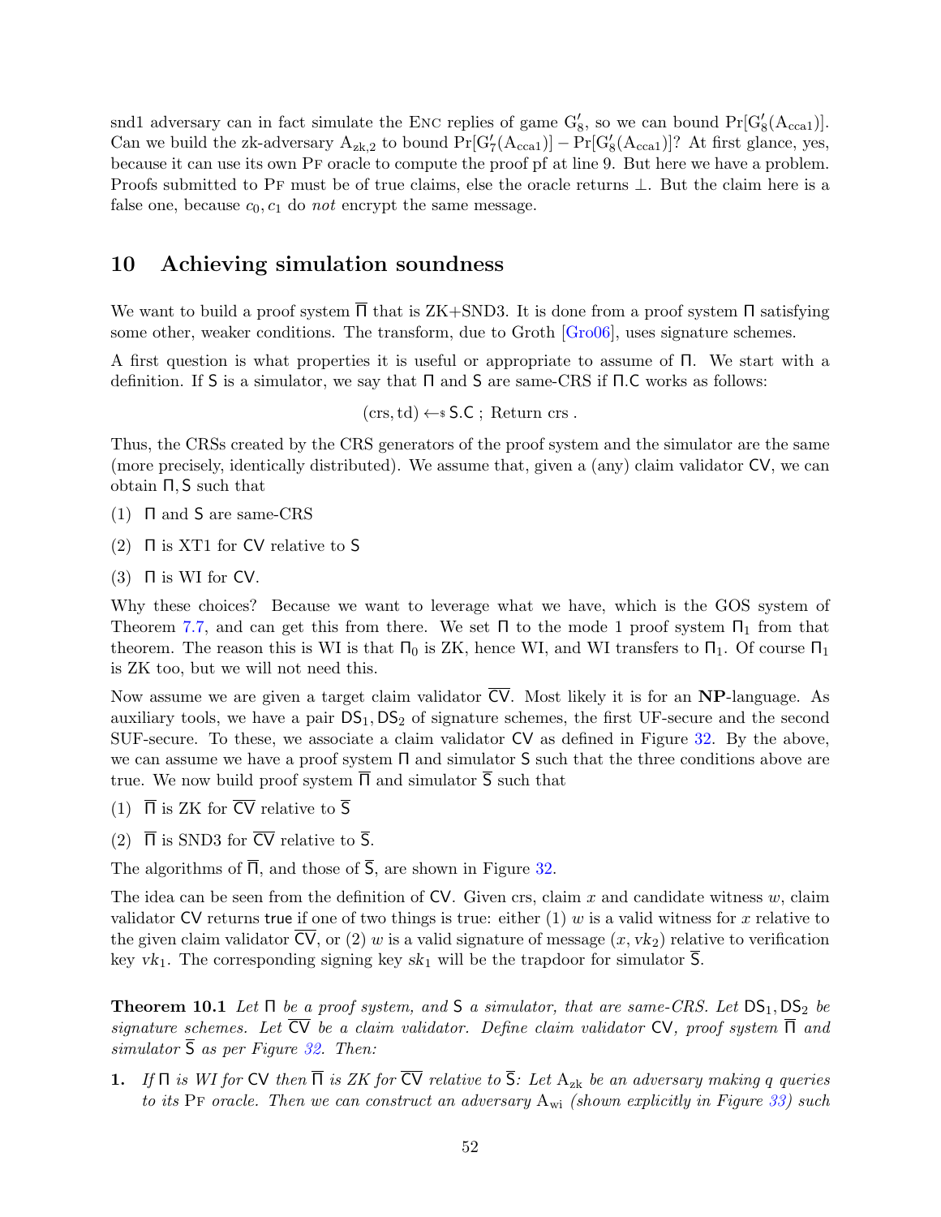snd1 adversary can in fact simulate the Enc replies of game $G'_8$, so we can bound $\Pr[G'_8(A_{cca1})]$. Can we build the zk-adversary $A_{zk,2}$ to bound $\Pr[G'_7(A_{cca1})] - \Pr[G'_8(A_{cca1})]$? At first glance, yes, because it can use its own Pf oracle to compute the proof pf at line 9. But here we have a problem. Proofs submitted to Pf must be of true claims, else the oracle returns $\bot$. But the claim here is a false one, because $c_0, c_1$ do *not* encrypt the same message.

## 10 Achieving simulation soundness

We want to build a proof system $\overline{\Pi}$ that is ZK+SND3. It is done from a proof system $\Pi$ satisfying some other, weaker conditions. The transform, due to Groth [Gro06], uses signature schemes.

A first question is what properties it is useful or appropriate to assume of $\Pi$. We start with a definition. If $\mathsf{S}$ is a simulator, we say that $\Pi$ and $\mathsf{S}$ are same-CRS if $\Pi.\mathsf{C}$ works as follows:

$$(\text{crs}, \text{td}) \leftarrow\!\!\$\ \mathsf{S.C}\ ;\ \text{Return crs}\ .$$

Thus, the CRSs created by the CRS generators of the proof system and the simulator are the same (more precisely, identically distributed). We assume that, given a (any) claim validator $\mathsf{CV}$, we can obtain $\Pi, \mathsf{S}$ such that

(1) $\Pi$ and $\mathsf{S}$ are same-CRS

(2) $\Pi$ is XT1 for $\mathsf{CV}$ relative to $\mathsf{S}$

(3) $\Pi$ is WI for $\mathsf{CV}$.

Why these choices? Because we want to leverage what we have, which is the GOS system of Theorem 7.7, and can get this from there. We set $\Pi$ to the mode 1 proof system $\Pi_1$ from that theorem. The reason this is WI is that $\Pi_0$ is ZK, hence WI, and WI transfers to $\Pi_1$. Of course $\Pi_1$ is ZK too, but we will not need this.

Now assume we are given a target claim validator $\overline{\mathsf{CV}}$. Most likely it is for an **NP**-language. As auxiliary tools, we have a pair $\mathsf{DS}_1, \mathsf{DS}_2$ of signature schemes, the first UF-secure and the second SUF-secure. To these, we associate a claim validator $\mathsf{CV}$ as defined in Figure 32. By the above, we can assume we have a proof system $\Pi$ and simulator $\mathsf{S}$ such that the three conditions above are true. We now build proof system $\overline{\Pi}$ and simulator $\overline{\mathsf{S}}$ such that

(1) $\overline{\Pi}$ is ZK for $\overline{\mathsf{CV}}$ relative to $\overline{\mathsf{S}}$

(2) $\overline{\Pi}$ is SND3 for $\overline{\mathsf{CV}}$ relative to $\overline{\mathsf{S}}$.

The algorithms of $\overline{\Pi}$, and those of $\overline{\mathsf{S}}$, are shown in Figure 32.

The idea can be seen from the definition of $\mathsf{CV}$. Given crs, claim $x$ and candidate witness $w$, claim validator $\mathsf{CV}$ returns $\mathsf{true}$ if one of two things is true: either (1) $w$ is a valid witness for $x$ relative to the given claim validator $\overline{\mathsf{CV}}$, or (2) $w$ is a valid signature of message $(x, vk_2)$ relative to verification key $vk_1$. The corresponding signing key $sk_1$ will be the trapdoor for simulator $\overline{\mathsf{S}}$.

**Theorem 10.1** *Let $\Pi$ be a proof system, and $\mathsf{S}$ a simulator, that are same-CRS. Let $\mathsf{DS}_1, \mathsf{DS}_2$ be signature schemes. Let $\overline{\mathsf{CV}}$ be a claim validator. Define claim validator $\mathsf{CV}$, proof system $\overline{\Pi}$ and simulator $\overline{\mathsf{S}}$ as per Figure 32. Then:*

**1.** *If $\Pi$ is WI for $\mathsf{CV}$ then $\overline{\Pi}$ is ZK for $\overline{\mathsf{CV}}$ relative to $\overline{\mathsf{S}}$: Let $A_{zk}$ be an adversary making $q$ queries to its Pf oracle. Then we can construct an adversary $A_{wi}$ (shown explicitly in Figure 33) such*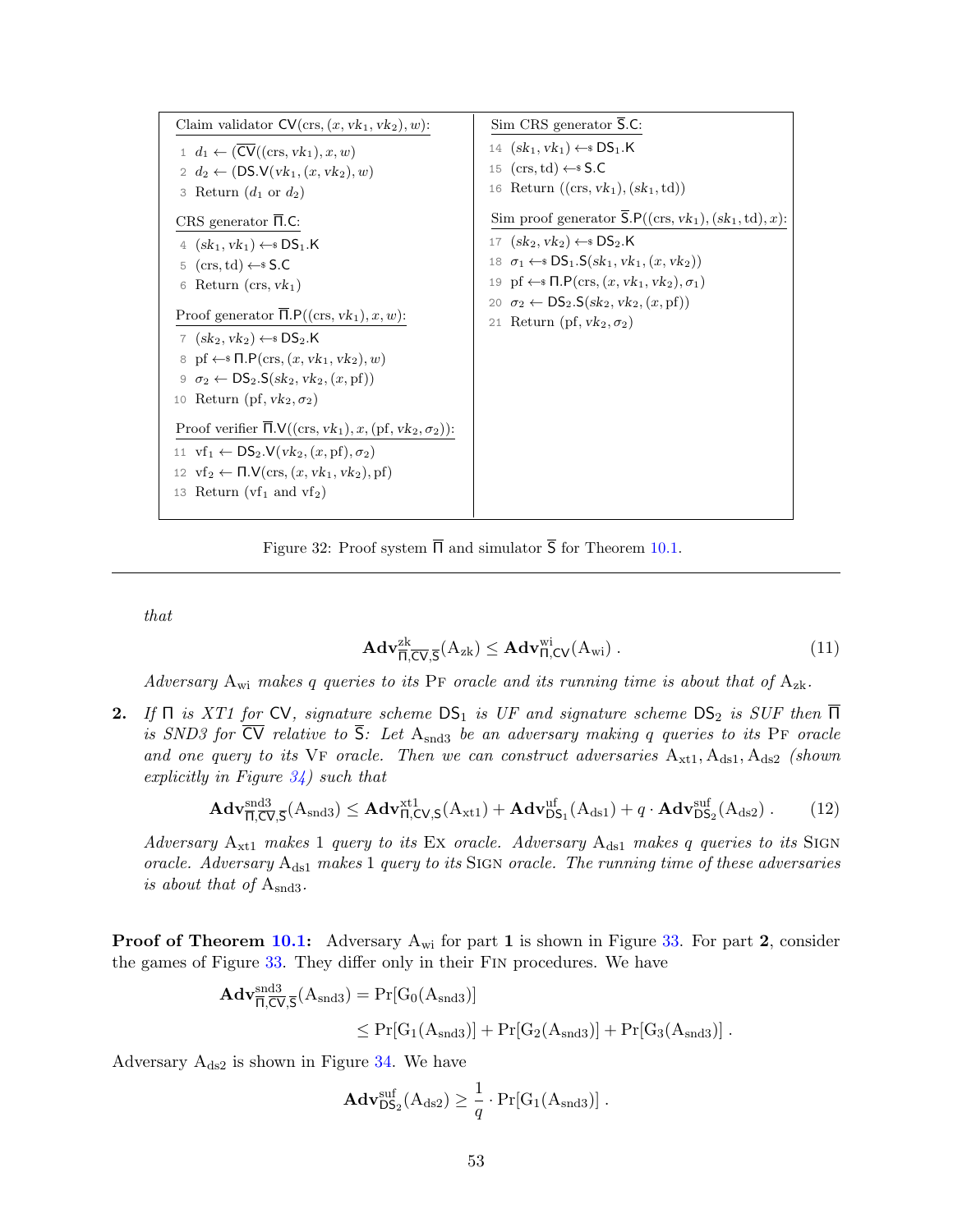```
Claim validator CV̄(crs, (x, vk1, vk2), w):
1  d1 ← (CV̄((crs, vk1), x, w)
2  d2 ← (DS.V(vk1, (x, vk2), w)
3  Return (d1 or d2)

CRS generator Π̄.C:
4  (sk1, vk1) ←$ DS1.K
5  (crs, td) ←$ S.C
6  Return (crs, vk1)

Proof generator Π̄.P((crs, vk1), x, w):
7  (sk2, vk2) ←$ DS2.K
8  pf ←$ Π.P(crs, (x, vk1, vk2), w)
9  σ2 ← DS2.S(sk2, vk2, (x, pf))
10 Return (pf, vk2, σ2)

Proof verifier Π̄.V((crs, vk1), x, (pf, vk2, σ2)):
11 vf1 ← DS2.V(vk2, (x, pf), σ2)
12 vf2 ← Π.V(crs, (x, vk1, vk2), pf)
13 Return (vf1 and vf2)

Sim CRS generator S̄.C:
14 (sk1, vk1) ←$ DS1.K
15 (crs, td) ←$ S.C
16 Return ((crs, vk1), (sk1, td))

Sim proof generator S̄.P((crs, vk1), (sk1, td), x):
17 (sk2, vk2) ←$ DS2.K
18 σ1 ←$ DS1.S(sk1, vk1, (x, vk2))
19 pf ←$ Π.P(crs, (x, vk1, vk2), σ1)
20 σ2 ← DS2.S(sk2, vk2, (x, pf))
21 Return (pf, vk2, σ2)
```

Figure 32: Proof system $\overline{\Pi}$ and simulator $\overline{\mathsf{S}}$ for Theorem 10.1.

*that*

$$\mathbf{Adv}^{\mathrm{zk}}_{\overline{\Pi},\overline{\mathsf{CV}},\overline{\mathsf{S}}}(\mathrm{A}_{\mathrm{zk}}) \leq \mathbf{Adv}^{\mathrm{wi}}_{\Pi,\mathsf{CV}}(\mathrm{A}_{\mathrm{wi}}) \,. \tag{11}$$

*Adversary $\mathrm{A}_{\mathrm{wi}}$ makes $q$ queries to its* Pf *oracle and its running time is about that of $\mathrm{A}_{\mathrm{zk}}$.*

**2.** *If $\Pi$ is XT1 for $\mathsf{CV}$, signature scheme $\mathsf{DS}_1$ is UF and signature scheme $\mathsf{DS}_2$ is SUF then $\overline{\Pi}$ is SND3 for $\overline{\mathsf{CV}}$ relative to $\overline{\mathsf{S}}$: Let $\mathrm{A}_{\mathrm{snd3}}$ be an adversary making $q$ queries to its* Pf *oracle and one query to its* Vf *oracle. Then we can construct adversaries $\mathrm{A}_{\mathrm{xt1}}, \mathrm{A}_{\mathrm{ds1}}, \mathrm{A}_{\mathrm{ds2}}$ (shown explicitly in Figure 34) such that*

$$\mathbf{Adv}^{\mathrm{snd3}}_{\overline{\Pi},\overline{\mathsf{CV}},\overline{\mathsf{S}}}(\mathrm{A}_{\mathrm{snd3}}) \leq \mathbf{Adv}^{\mathrm{xt1}}_{\Pi,\mathsf{CV},\mathsf{S}}(\mathrm{A}_{\mathrm{xt1}}) + \mathbf{Adv}^{\mathrm{uf}}_{\mathsf{DS}_1}(\mathrm{A}_{\mathrm{ds1}}) + q \cdot \mathbf{Adv}^{\mathrm{suf}}_{\mathsf{DS}_2}(\mathrm{A}_{\mathrm{ds2}}) \,. \tag{12}$$

*Adversary $\mathrm{A}_{\mathrm{xt1}}$ makes 1 query to its* Ex *oracle. Adversary $\mathrm{A}_{\mathrm{ds1}}$ makes $q$ queries to its* Sign *oracle. Adversary $\mathrm{A}_{\mathrm{ds1}}$ makes 1 query to its* Sign *oracle. The running time of these adversaries is about that of $\mathrm{A}_{\mathrm{snd3}}$.*

**Proof of Theorem 10.1:** Adversary $\mathrm{A}_{\mathrm{wi}}$ for part **1** is shown in Figure 33. For part **2**, consider the games of Figure 33. They differ only in their Fin procedures. We have

$$\begin{aligned}
\mathbf{Adv}^{\mathrm{snd3}}_{\overline{\Pi},\overline{\mathsf{CV}},\overline{\mathsf{S}}}(\mathrm{A}_{\mathrm{snd3}}) &= \Pr[\mathrm{G}_0(\mathrm{A}_{\mathrm{snd3}})] \\
&\leq \Pr[\mathrm{G}_1(\mathrm{A}_{\mathrm{snd3}})] + \Pr[\mathrm{G}_2(\mathrm{A}_{\mathrm{snd3}})] + \Pr[\mathrm{G}_3(\mathrm{A}_{\mathrm{snd3}})] \,.
\end{aligned}$$

Adversary $\mathrm{A}_{\mathrm{ds2}}$ is shown in Figure 34. We have

$$\mathbf{Adv}^{\mathrm{suf}}_{\mathsf{DS}_2}(\mathrm{A}_{\mathrm{ds2}}) \geq \frac{1}{q} \cdot \Pr[\mathrm{G}_1(\mathrm{A}_{\mathrm{snd3}})] \,.$$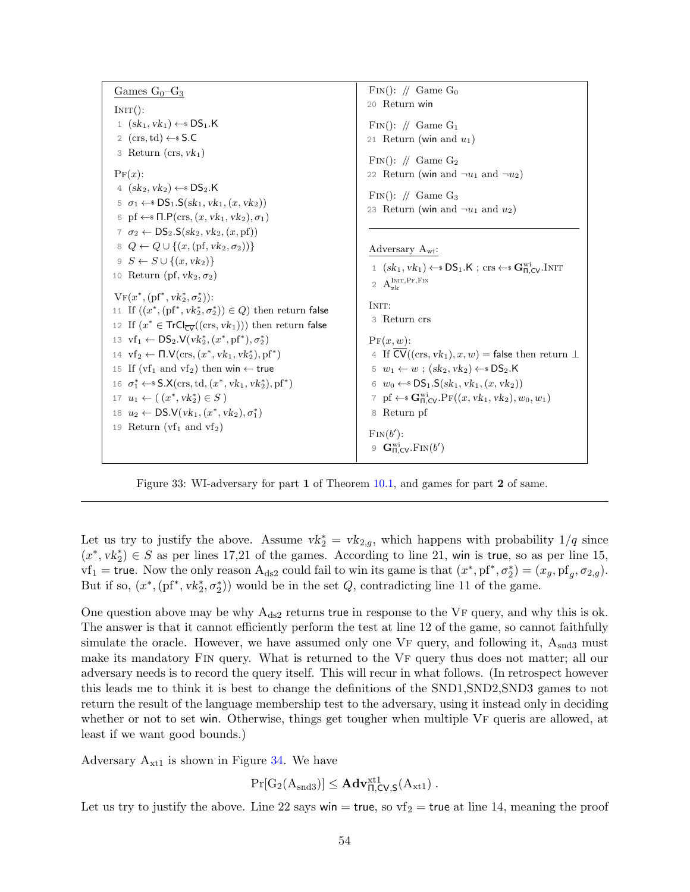| Games $G_0$–$G_3$ | |
|---|---|
| INIT(): | FIN(): // Game $G_0$ |
| 1 $(sk_1, vk_1) \leftarrow\$ \mathsf{DS}_1.\mathsf{K}$ | 20 Return win |
| 2 $(\mathrm{crs}, \mathrm{td}) \leftarrow\$ \mathsf{S.C}$ | FIN(): // Game $G_1$ |
| 3 Return $(\mathrm{crs}, vk_1)$ | 21 Return (win and $u_1$) |
| PF($x$): | FIN(): // Game $G_2$ |
| 4 $(sk_2, vk_2) \leftarrow\$ \mathsf{DS}_2.\mathsf{K}$ | 22 Return (win and $\neg u_1$ and $\neg u_2$) |
| 5 $\sigma_1 \leftarrow\$ \mathsf{DS}_1.\mathsf{S}(sk_1, vk_1, (x, vk_2))$ | FIN(): // Game $G_3$ |
| 6 $\mathrm{pf} \leftarrow\$ \mathsf{\Pi.P}(\mathrm{crs}, (x, vk_1, vk_2), \sigma_1)$ | 23 Return (win and $\neg u_1$ and $u_2$) |
| 7 $\sigma_2 \leftarrow \mathsf{DS}_2.\mathsf{S}(sk_2, vk_2, (x, \mathrm{pf}))$ | |
| 8 $Q \leftarrow Q \cup \{(x, (\mathrm{pf}, vk_2, \sigma_2))\}$ | Adversary $A_{\mathrm{wi}}$: |
| 9 $S \leftarrow S \cup \{(x, vk_2)\}$ | 1 $(sk_1, vk_1) \leftarrow\$ \mathsf{DS}_1.\mathsf{K}$ ; $\mathrm{crs} \leftarrow\$ \mathbf{G}^{\mathrm{wi}}_{\mathsf{\Pi,CV}}.\mathrm{INIT}$ |
| 10 Return $(\mathrm{pf}, vk_2, \sigma_2)$ | 2 $A_{\mathrm{zk}}^{\mathrm{INIT,PF,FIN}}$ |
| VF($x^*, (\mathrm{pf}^*, vk_2^*, \sigma_2^*)$): | INIT: |
| 11 If $((x^*, (\mathrm{pf}^*, vk_2^*, \sigma_2^*)) \in Q)$ then return false | 3 Return crs |
| 12 If $(x^* \in \mathsf{TrCl}_{\overline{\mathsf{CV}}}((\mathrm{crs}, vk_1)))$ then return false | PF($x, w$): |
| 13 $\mathrm{vf}_1 \leftarrow \mathsf{DS}_2.\mathsf{V}(vk_2^*, (x^*, \mathrm{pf}^*), \sigma_2^*)$ | 4 If $\overline{\mathsf{CV}}((\mathrm{crs}, vk_1), x, w) = $ false then return $\bot$ |
| 14 $\mathrm{vf}_2 \leftarrow \mathsf{\Pi.V}(\mathrm{crs}, (x^*, vk_1, vk_2^*), \mathrm{pf}^*)$ | 5 $w_1 \leftarrow w$ ; $(sk_2, vk_2) \leftarrow\$ \mathsf{DS}_2.\mathsf{K}$ |
| 15 If ($\mathrm{vf}_1$ and $\mathrm{vf}_2$) then win $\leftarrow$ true | 6 $w_0 \leftarrow\$ \mathsf{DS}_1.\mathsf{S}(sk_1, vk_1, (x, vk_2))$ |
| 16 $\sigma_1^* \leftarrow\$ \mathsf{S.X}(\mathrm{crs}, \mathrm{td}, (x^*, vk_1, vk_2^*), \mathrm{pf}^*)$ | 7 $\mathrm{pf} \leftarrow\$ \mathbf{G}^{\mathrm{wi}}_{\mathsf{\Pi,CV}}.\mathrm{PF}((x, vk_1, vk_2), w_0, w_1)$ |
| 17 $u_1 \leftarrow ((x^*, vk_2^*) \in S)$ | 8 Return pf |
| 18 $u_2 \leftarrow \mathsf{DS.V}(vk_1, (x^*, vk_2), \sigma_1^*)$ | FIN($b'$): |
| 19 Return ($\mathrm{vf}_1$ and $\mathrm{vf}_2$) | 9 $\mathbf{G}^{\mathrm{wi}}_{\mathsf{\Pi,CV}}.\mathrm{FIN}(b')$ |

Figure 33: WI-adversary for part **1** of Theorem 10.1, and games for part **2** of same.

Let us try to justify the above. Assume $vk_2^* = vk_{2,g}$, which happens with probability $1/q$ since $(x^*, vk_2^*) \in S$ as per lines 17,21 of the games. According to line 21, win is true, so as per line 15, $\mathrm{vf}_1 = $ true. Now the only reason $A_{\mathrm{ds2}}$ could fail to win its game is that $(x^*, \mathrm{pf}^*, \sigma_2^*) = (x_g, \mathrm{pf}_g, \sigma_{2,g})$. But if so, $(x^*, (\mathrm{pf}^*, vk_2^*, \sigma_2^*))$ would be in the set $Q$, contradicting line 11 of the game.

One question above may be why $A_{\mathrm{ds2}}$ returns true in response to the VF query, and why this is ok. The answer is that it cannot efficiently perform the test at line 12 of the game, so cannot faithfully simulate the oracle. However, we have assumed only one VF query, and following it, $A_{\mathrm{snd3}}$ must make its mandatory FIN query. What is returned to the VF query thus does not matter; all our adversary needs is to record the query itself. This will recur in what follows. (In retrospect however this leads me to think it is best to change the definitions of the SND1,SND2,SND3 games to not return the result of the language membership test to the adversary, using it instead only in deciding whether or not to set win. Otherwise, things get tougher when multiple VF queris are allowed, at least if we want good bounds.)

Adversary $A_{\mathrm{xt1}}$ is shown in Figure 34. We have

$$\Pr[G_2(A_{\mathrm{snd3}})] \leq \mathbf{Adv}^{\mathrm{xt1}}_{\mathsf{\Pi,CV,S}}(A_{\mathrm{xt1}}) .$$

Let us try to justify the above. Line 22 says win = true, so $\mathrm{vf}_2 = $ true at line 14, meaning the proof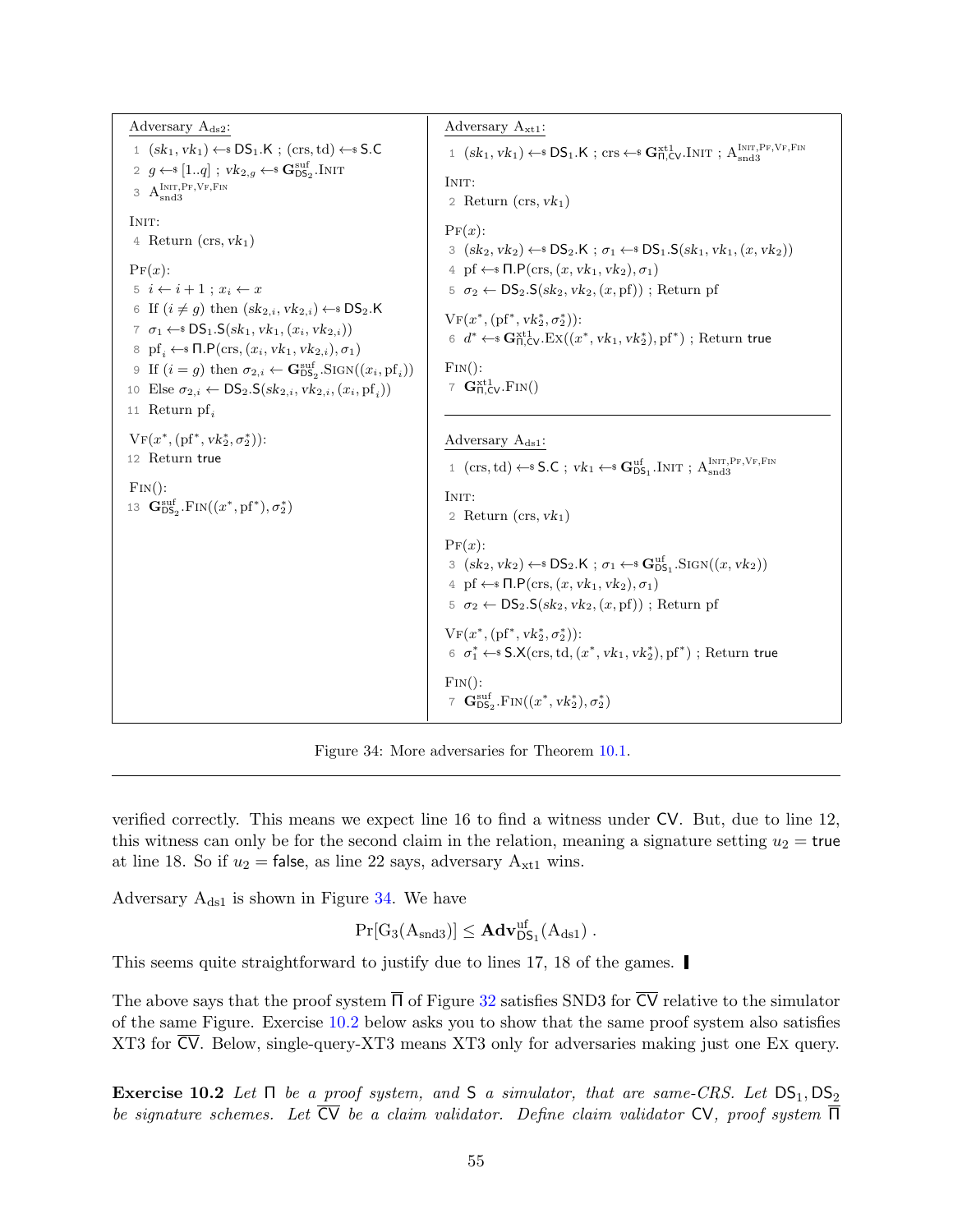```
Adversary A_ds2:
1  (sk_1, vk_1) ←$ DS_1.K ; (crs, td) ←$ S.C
2  g ←$ [1..q] ; vk_{2,g} ←$ G^suf_{DS_2}.Init
3  A_snd3^{Init,Pf,Vf,Fin}

Init:
4  Return (crs, vk_1)

Pf(x):
5  i ← i + 1 ; x_i ← x
6  If (i ≠ g) then (sk_{2,i}, vk_{2,i}) ←$ DS_2.K
7  σ_1 ←$ DS_1.S(sk_1, vk_1, (x_i, vk_{2,i}))
8  pf_i ←$ Π.P(crs, (x_i, vk_1, vk_{2,i}), σ_1)
9  If (i = g) then σ_{2,i} ← G^suf_{DS_2}.Sign((x_i, pf_i))
10 Else σ_{2,i} ← DS_2.S(sk_{2,i}, vk_{2,i}, (x_i, pf_i))
11 Return pf_i

Vf(x*, (pf*, vk_2*, σ_2*)):
12 Return true

Fin():
13 G^suf_{DS_2}.Fin((x*, pf*), σ_2*)
```

```
Adversary A_xt1:
1  (sk_1, vk_1) ←$ DS_1.K ; crs ←$ G^xt1_{Π,CV}.Init ; A_snd3^{Init,Pf,Vf,Fin}

Init:
2  Return (crs, vk_1)

Pf(x):
3  (sk_2, vk_2) ←$ DS_2.K ; σ_1 ←$ DS_1.S(sk_1, vk_1, (x, vk_2))
4  pf ←$ Π.P(crs, (x, vk_1, vk_2), σ_1)
5  σ_2 ← DS_2.S(sk_2, vk_2, (x, pf)) ; Return pf

Vf(x*, (pf*, vk_2*, σ_2*)):
6  d* ←$ G^xt1_{Π,CV}.Ex((x*, vk_1, vk_2*), pf*) ; Return true

Fin():
7  G^xt1_{Π,CV}.Fin()
```

```
Adversary A_ds1:
1  (crs, td) ←$ S.C ; vk_1 ←$ G^uf_{DS_1}.Init ; A_snd3^{Init,Pf,Vf,Fin}

Init:
2  Return (crs, vk_1)

Pf(x):
3  (sk_2, vk_2) ←$ DS_2.K ; σ_1 ←$ G^uf_{DS_1}.Sign((x, vk_2))
4  pf ←$ Π.P(crs, (x, vk_1, vk_2), σ_1)
5  σ_2 ← DS_2.S(sk_2, vk_2, (x, pf)) ; Return pf

Vf(x*, (pf*, vk_2*, σ_2*)):
6  σ_1* ←$ S.X(crs, td, (x*, vk_1, vk_2*), pf*) ; Return true

Fin():
7  G^suf_{DS_2}.Fin((x*, vk_2*), σ_2*)
```

Figure 34: More adversaries for Theorem 10.1.

verified correctly. This means we expect line 16 to find a witness under $\mathsf{CV}$. But, due to line 12, this witness can only be for the second claim in the relation, meaning a signature setting $u_2 = \mathsf{true}$ at line 18. So if $u_2 = \mathsf{false}$, as line 22 says, adversary $\mathrm{A}_{\mathrm{xt1}}$ wins.

Adversary $\mathrm{A}_{\mathrm{ds1}}$ is shown in Figure 34. We have

$$\Pr[\mathrm{G}_3(\mathrm{A}_{\mathrm{snd3}})] \leq \mathbf{Adv}^{\mathrm{uf}}_{\mathsf{DS}_1}(\mathrm{A}_{\mathrm{ds1}}) \ .$$

This seems quite straightforward to justify due to lines 17, 18 of the games. ▌

The above says that the proof system $\overline{\Pi}$ of Figure 32 satisfies SND3 for $\overline{\mathsf{CV}}$ relative to the simulator of the same Figure. Exercise 10.2 below asks you to show that the same proof system also satisfies XT3 for $\overline{\mathsf{CV}}$. Below, single-query-XT3 means XT3 only for adversaries making just one Ex query.

**Exercise 10.2** *Let $\Pi$ be a proof system, and $\mathsf{S}$ a simulator, that are same-CRS. Let $\mathsf{DS}_1, \mathsf{DS}_2$ be signature schemes. Let $\overline{\mathsf{CV}}$ be a claim validator. Define claim validator $\mathsf{CV}$, proof system $\overline{\Pi}$*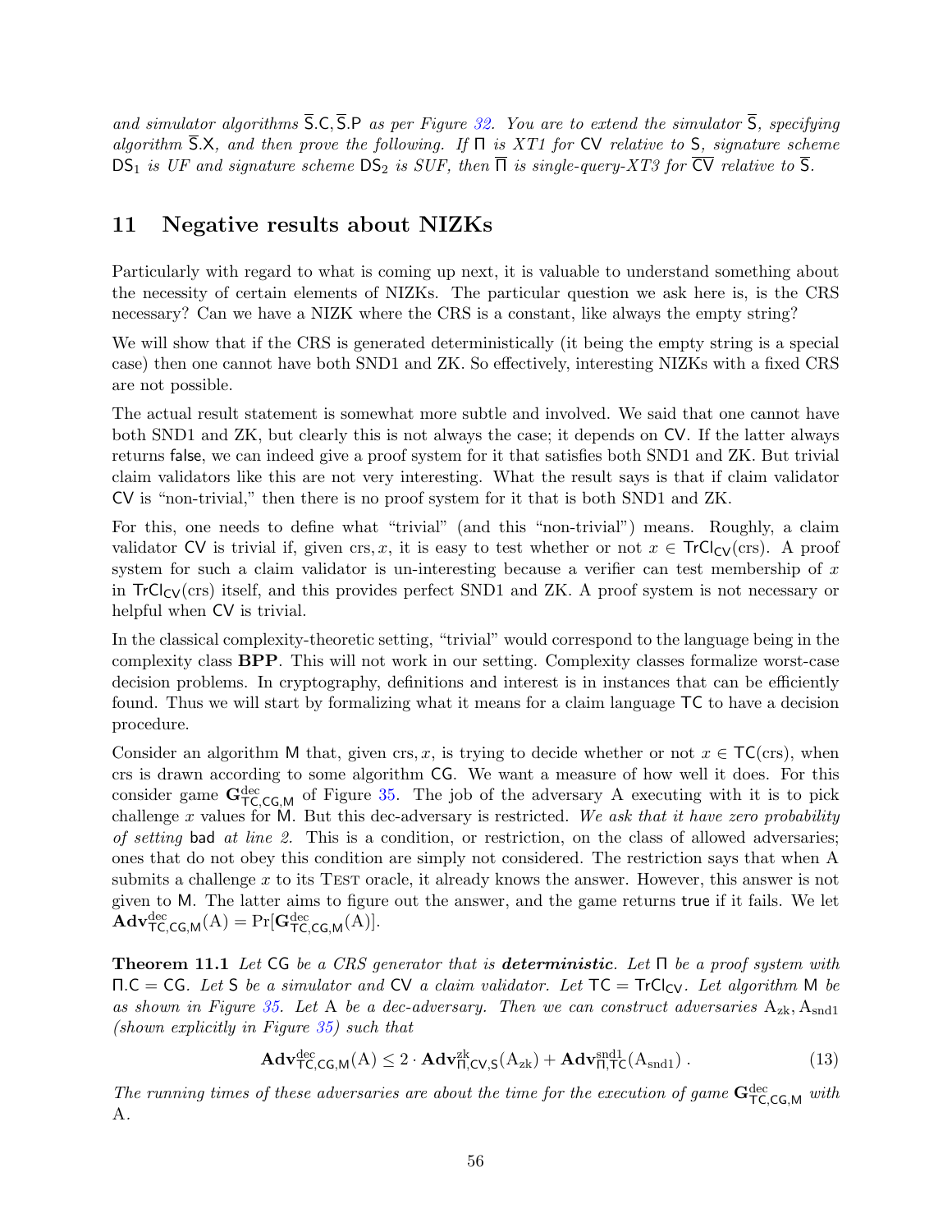*and simulator algorithms $\overline{\mathsf{S}}.\mathsf{C}, \overline{\mathsf{S}}.\mathsf{P}$ as per Figure 32. You are to extend the simulator $\overline{\mathsf{S}}$, specifying algorithm $\overline{\mathsf{S}}.\mathsf{X}$, and then prove the following. If $\Pi$ is XT1 for $\mathsf{CV}$ relative to $\mathsf{S}$, signature scheme $\mathsf{DS}_1$ is UF and signature scheme $\mathsf{DS}_2$ is SUF, then $\overline{\Pi}$ is single-query-XT3 for $\overline{\mathsf{CV}}$ relative to $\overline{\mathsf{S}}$.*

## 11 Negative results about NIZKs

Particularly with regard to what is coming up next, it is valuable to understand something about the necessity of certain elements of NIZKs. The particular question we ask here is, is the CRS necessary? Can we have a NIZK where the CRS is a constant, like always the empty string?

We will show that if the CRS is generated deterministically (it being the empty string is a special case) then one cannot have both SND1 and ZK. So effectively, interesting NIZKs with a fixed CRS are not possible.

The actual result statement is somewhat more subtle and involved. We said that one cannot have both SND1 and ZK, but clearly this is not always the case; it depends on $\mathsf{CV}$. If the latter always returns false, we can indeed give a proof system for it that satisfies both SND1 and ZK. But trivial claim validators like this are not very interesting. What the result says is that if claim validator $\mathsf{CV}$ is "non-trivial," then there is no proof system for it that is both SND1 and ZK.

For this, one needs to define what "trivial" (and this "non-trivial") means. Roughly, a claim validator $\mathsf{CV}$ is trivial if, given crs, $x$, it is easy to test whether or not $x \in \mathsf{TrCl}_{\mathsf{CV}}(\text{crs})$. A proof system for such a claim validator is un-interesting because a verifier can test membership of $x$ in $\mathsf{TrCl}_{\mathsf{CV}}(\text{crs})$ itself, and this provides perfect SND1 and ZK. A proof system is not necessary or helpful when $\mathsf{CV}$ is trivial.

In the classical complexity-theoretic setting, "trivial" would correspond to the language being in the complexity class **BPP**. This will not work in our setting. Complexity classes formalize worst-case decision problems. In cryptography, definitions and interest is in instances that can be efficiently found. Thus we will start by formalizing what it means for a claim language $\mathsf{TC}$ to have a decision procedure.

Consider an algorithm $\mathsf{M}$ that, given crs, $x$, is trying to decide whether or not $x \in \mathsf{TC}(\text{crs})$, when crs is drawn according to some algorithm $\mathsf{CG}$. We want a measure of how well it does. For this consider game $\mathbf{G}^{\text{dec}}_{\mathsf{TC},\mathsf{CG},\mathsf{M}}$ of Figure 35. The job of the adversary A executing with it is to pick challenge $x$ values for $\mathsf{M}$. But this dec-adversary is restricted. *We ask that it have zero probability of setting* bad *at line 2.* This is a condition, or restriction, on the class of allowed adversaries; ones that do not obey this condition are simply not considered. The restriction says that when A submits a challenge $x$ to its TEST oracle, it already knows the answer. However, this answer is not given to $\mathsf{M}$. The latter aims to figure out the answer, and the game returns true if it fails. We let $\mathbf{Adv}^{\text{dec}}_{\mathsf{TC},\mathsf{CG},\mathsf{M}}(\mathrm{A}) = \Pr[\mathbf{G}^{\text{dec}}_{\mathsf{TC},\mathsf{CG},\mathsf{M}}(\mathrm{A})]$.

**Theorem 11.1** *Let $\mathsf{CG}$ be a CRS generator that is* ***deterministic****. Let $\Pi$ be a proof system with $\Pi.\mathsf{C} = \mathsf{CG}$. Let $\mathsf{S}$ be a simulator and $\mathsf{CV}$ a claim validator. Let $\mathsf{TC} = \mathsf{TrCl}_{\mathsf{CV}}$. Let algorithm $\mathsf{M}$ be as shown in Figure 35. Let A be a dec-adversary. Then we can construct adversaries $\mathrm{A}_{\text{zk}}, \mathrm{A}_{\text{snd1}}$ (shown explicitly in Figure 35) such that*

$$\mathbf{Adv}^{\text{dec}}_{\mathsf{TC},\mathsf{CG},\mathsf{M}}(\mathrm{A}) \leq 2 \cdot \mathbf{Adv}^{\text{zk}}_{\Pi,\mathsf{CV},\mathsf{S}}(\mathrm{A}_{\text{zk}}) + \mathbf{Adv}^{\text{snd1}}_{\Pi,\mathsf{TC}}(\mathrm{A}_{\text{snd1}}) \,. \tag{13}$$

*The running times of these adversaries are about the time for the execution of game $\mathbf{G}^{\text{dec}}_{\mathsf{TC},\mathsf{CG},\mathsf{M}}$ with A.*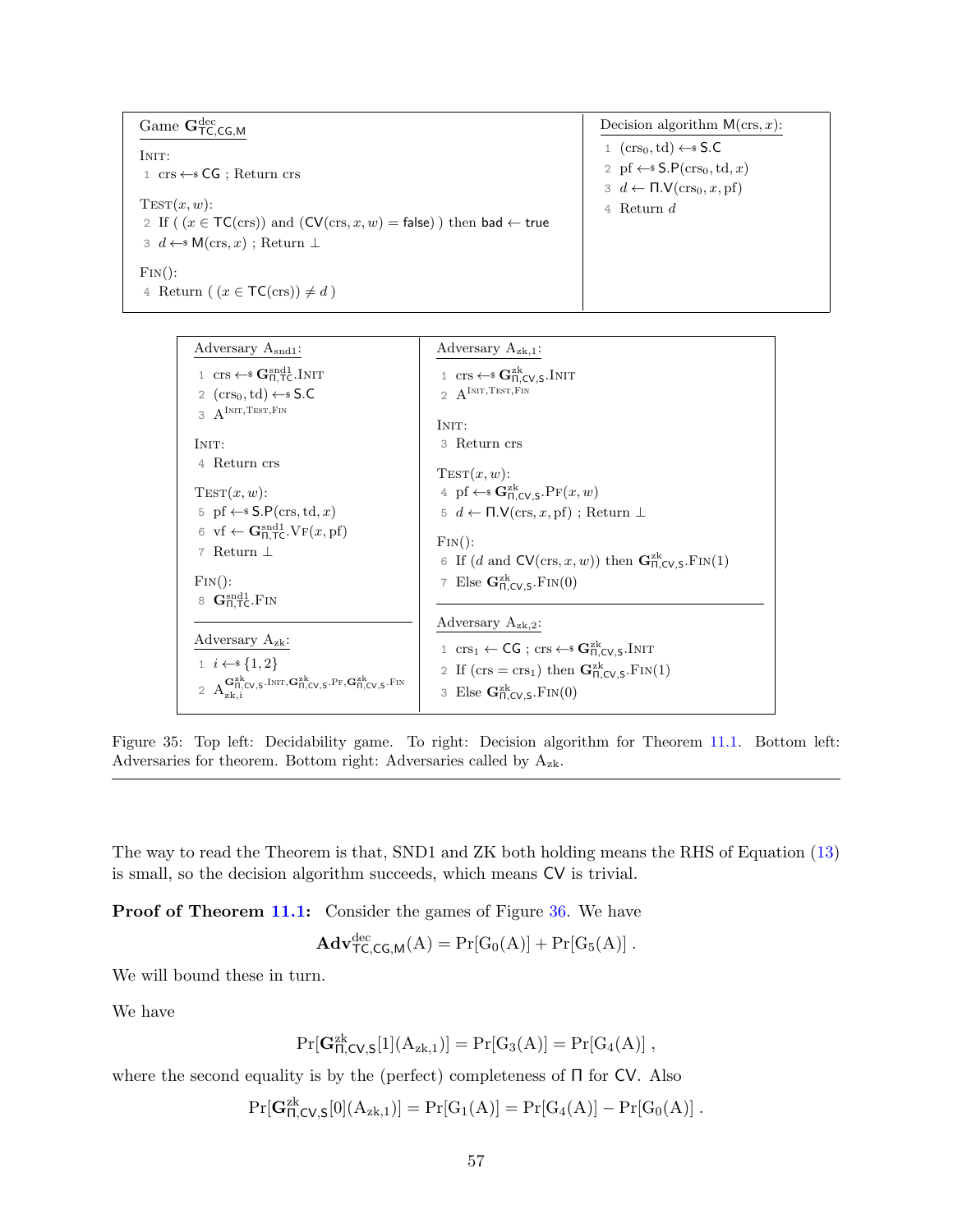**Game $\mathbf{G}^{\mathrm{dec}}_{\mathsf{TC},\mathsf{CG},\mathsf{M}}$**

```
INIT:
1  crs ←$ CG ; Return crs

TEST(x, w):
2  If ( (x ∈ TC(crs)) and (CV(crs, x, w) = false) ) then bad ← true
3  d ←$ M(crs, x) ; Return ⊥

FIN():
4  Return ( (x ∈ TC(crs)) ≠ d )
```

**Decision algorithm $\mathsf{M}(\mathrm{crs}, x)$:**

```
1  (crs_0, td) ←$ S.C
2  pf ←$ S.P(crs_0, td, x)
3  d ← Π.V(crs_0, x, pf)
4  Return d
```

**Adversary $\mathrm{A}_{\mathrm{snd1}}$:**

```
1  crs ←$ G^snd1_{Π,TC}.INIT
2  (crs_0, td) ←$ S.C
3  A^{INIT,TEST,FIN}

INIT:
4  Return crs

TEST(x, w):
5  pf ←$ S.P(crs, td, x)
6  vf ← G^snd1_{Π,TC}.VF(x, pf)
7  Return ⊥

FIN():
8  G^snd1_{Π,TC}.FIN
```

**Adversary $\mathrm{A}_{\mathrm{zk}}$:**

```
1  i ←$ {1, 2}
2  A_{zk,i}^{G^zk_{Π,CV,S}.INIT, G^zk_{Π,CV,S}.PF, G^zk_{Π,CV,S}.FIN}
```

**Adversary $\mathrm{A}_{\mathrm{zk},1}$:**

```
1  crs ←$ G^zk_{Π,CV,S}.INIT
2  A^{INIT,TEST,FIN}

INIT:
3  Return crs

TEST(x, w):
4  pf ←$ G^zk_{Π,CV,S}.PF(x, w)
5  d ← Π.V(crs, x, pf) ; Return ⊥

FIN():
6  If (d and CV(crs, x, w)) then G^zk_{Π,CV,S}.FIN(1)
7  Else G^zk_{Π,CV,S}.FIN(0)
```

**Adversary $\mathrm{A}_{\mathrm{zk},2}$:**

```
1  crs_1 ← CG ; crs ←$ G^zk_{Π,CV,S}.INIT
2  If (crs = crs_1) then G^zk_{Π,CV,S}.FIN(1)
3  Else G^zk_{Π,CV,S}.FIN(0)
```

Figure 35: Top left: Decidability game. To right: Decision algorithm for Theorem 11.1. Bottom left: Adversaries for theorem. Bottom right: Adversaries called by $\mathrm{A}_{\mathrm{zk}}$.

The way to read the Theorem is that, SND1 and ZK both holding means the RHS of Equation (13) is small, so the decision algorithm succeeds, which means $\mathsf{CV}$ is trivial.

**Proof of Theorem 11.1:** Consider the games of Figure 36. We have

$$\mathbf{Adv}^{\mathrm{dec}}_{\mathsf{TC},\mathsf{CG},\mathsf{M}}(\mathrm{A}) = \Pr[\mathrm{G}_0(\mathrm{A})] + \Pr[\mathrm{G}_5(\mathrm{A})] .$$

We will bound these in turn.

We have

$$\Pr[\mathbf{G}^{\mathrm{zk}}_{\Pi,\mathsf{CV},\mathsf{S}}[1](\mathrm{A}_{\mathrm{zk},1})] = \Pr[\mathrm{G}_3(\mathrm{A})] = \Pr[\mathrm{G}_4(\mathrm{A})] ,$$

where the second equality is by the (perfect) completeness of $\Pi$ for $\mathsf{CV}$. Also

$$\Pr[\mathbf{G}^{\mathrm{zk}}_{\Pi,\mathsf{CV},\mathsf{S}}[0](\mathrm{A}_{\mathrm{zk},1})] = \Pr[\mathrm{G}_1(\mathrm{A})] = \Pr[\mathrm{G}_4(\mathrm{A})] - \Pr[\mathrm{G}_0(\mathrm{A})] .$$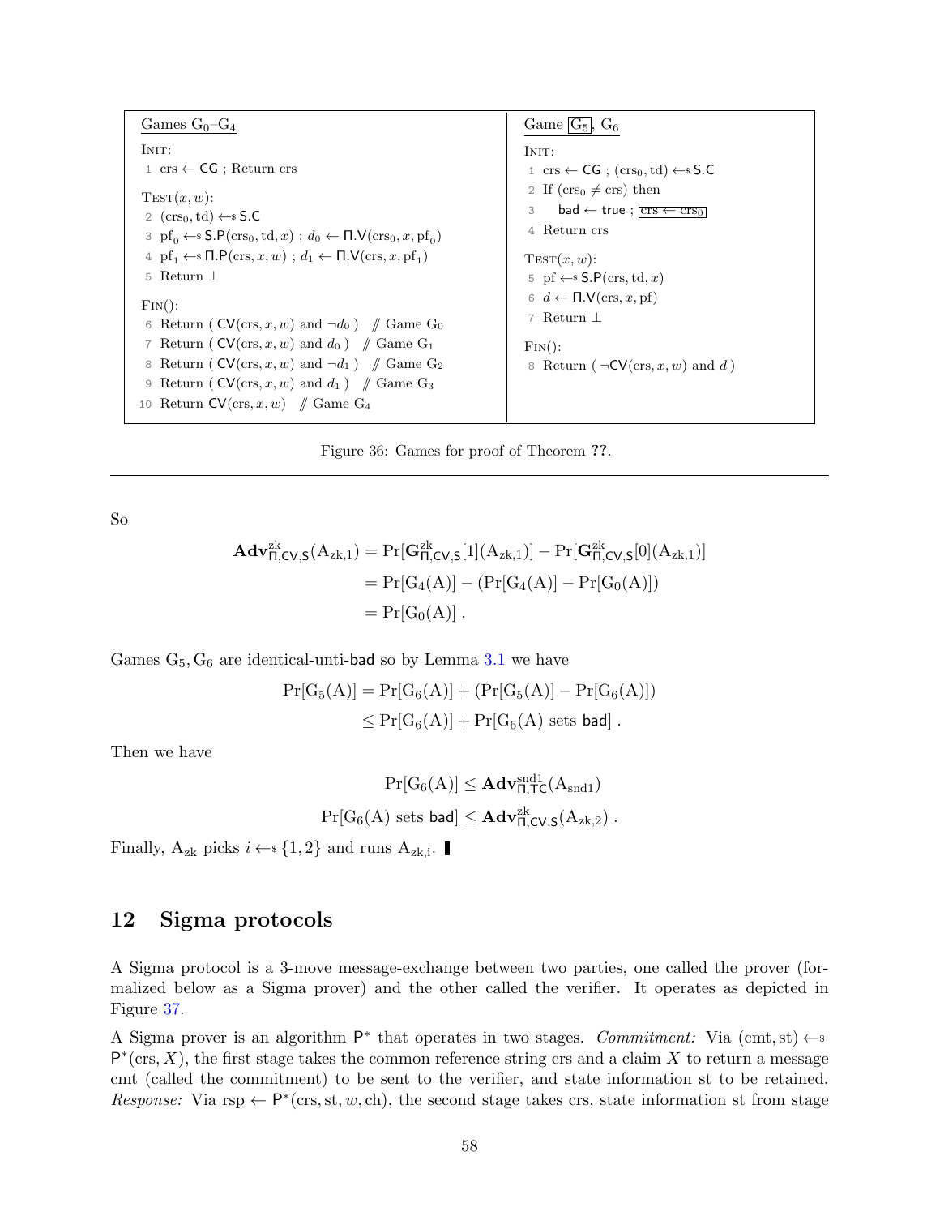| Games $G_0$–$G_4$ | Game $\boxed{G_5}$, $G_6$ |
|---|---|
| INIT: | INIT: |
| 1 crs ← CG ; Return crs | 1 crs ← CG ; (crs$_0$, td) ←$ S.C |
| TEST$(x, w)$: | 2 If (crs$_0$ ≠ crs) then |
| 2 (crs$_0$, td) ←$ S.C | 3 bad ← true ; $\boxed{\text{crs} \leftarrow \text{crs}_0}$ |
| 3 pf$_0$ ←$ S.P(crs$_0$, td, $x$) ; $d_0$ ← Π.V(crs$_0$, $x$, pf$_0$) | 4 Return crs |
| 4 pf$_1$ ←$ Π.P(crs, $x$, $w$) ; $d_1$ ← Π.V(crs, $x$, pf$_1$) | TEST$(x, w)$: |
| 5 Return ⊥ | 5 pf ←$ S.P(crs, td, $x$) |
| FIN(): | 6 $d$ ← Π.V(crs, $x$, pf) |
| 6 Return ( CV(crs, $x$, $w$) and ¬$d_0$ ) // Game $G_0$ | 7 Return ⊥ |
| 7 Return ( CV(crs, $x$, $w$) and $d_0$ ) // Game $G_1$ | FIN(): |
| 8 Return ( CV(crs, $x$, $w$) and ¬$d_1$ ) // Game $G_2$ | 8 Return ( ¬CV(crs, $x$, $w$) and $d$ ) |
| 9 Return ( CV(crs, $x$, $w$) and $d_1$ ) // Game $G_3$ | |
| 10 Return CV(crs, $x$, $w$) // Game $G_4$ | |

Figure 36: Games for proof of Theorem **??**.

So

$$\begin{aligned}
\mathbf{Adv}^{\mathrm{zk}}_{\Pi,\mathsf{CV},\mathsf{S}}(\mathrm{A}_{\mathrm{zk},1}) &= \Pr[\mathbf{G}^{\mathrm{zk}}_{\Pi,\mathsf{CV},\mathsf{S}}[1](\mathrm{A}_{\mathrm{zk},1})] - \Pr[\mathbf{G}^{\mathrm{zk}}_{\Pi,\mathsf{CV},\mathsf{S}}[0](\mathrm{A}_{\mathrm{zk},1})] \\
&= \Pr[\mathrm{G}_4(\mathrm{A})] - (\Pr[\mathrm{G}_4(\mathrm{A})] - \Pr[\mathrm{G}_0(\mathrm{A})]) \\
&= \Pr[\mathrm{G}_0(\mathrm{A})] .
\end{aligned}$$

Games $\mathrm{G}_5, \mathrm{G}_6$ are identical-unti-bad so by Lemma 3.1 we have

$$\begin{aligned}
\Pr[\mathrm{G}_5(\mathrm{A})] &= \Pr[\mathrm{G}_6(\mathrm{A})] + (\Pr[\mathrm{G}_5(\mathrm{A})] - \Pr[\mathrm{G}_6(\mathrm{A})]) \\
&\leq \Pr[\mathrm{G}_6(\mathrm{A})] + \Pr[\mathrm{G}_6(\mathrm{A}) \text{ sets bad}] .
\end{aligned}$$

Then we have

$$\Pr[\mathrm{G}_6(\mathrm{A})] \leq \mathbf{Adv}^{\mathrm{snd1}}_{\Pi,\mathsf{TC}}(\mathrm{A}_{\mathrm{snd1}})$$

$$\Pr[\mathrm{G}_6(\mathrm{A}) \text{ sets bad}] \leq \mathbf{Adv}^{\mathrm{zk}}_{\Pi,\mathsf{CV},\mathsf{S}}(\mathrm{A}_{\mathrm{zk},2}) .$$

Finally, $\mathrm{A}_{\mathrm{zk}}$ picks $i \leftarrow\$ \{1, 2\}$ and runs $\mathrm{A}_{\mathrm{zk,i}}$. ∎

## 12 Sigma protocols

A Sigma protocol is a 3-move message-exchange between two parties, one called the prover (formalized below as a Sigma prover) and the other called the verifier. It operates as depicted in Figure 37.

A Sigma prover is an algorithm $\mathsf{P}^*$ that operates in two stages. *Commitment:* Via $(\mathrm{cmt}, \mathrm{st}) \leftarrow\$ \mathsf{P}^*(\mathrm{crs}, X)$, the first stage takes the common reference string crs and a claim $X$ to return a message cmt (called the commitment) to be sent to the verifier, and state information st to be retained. *Response:* Via $\mathrm{rsp} \leftarrow \mathsf{P}^*(\mathrm{crs}, \mathrm{st}, w, \mathrm{ch})$, the second stage takes crs, state information st from stage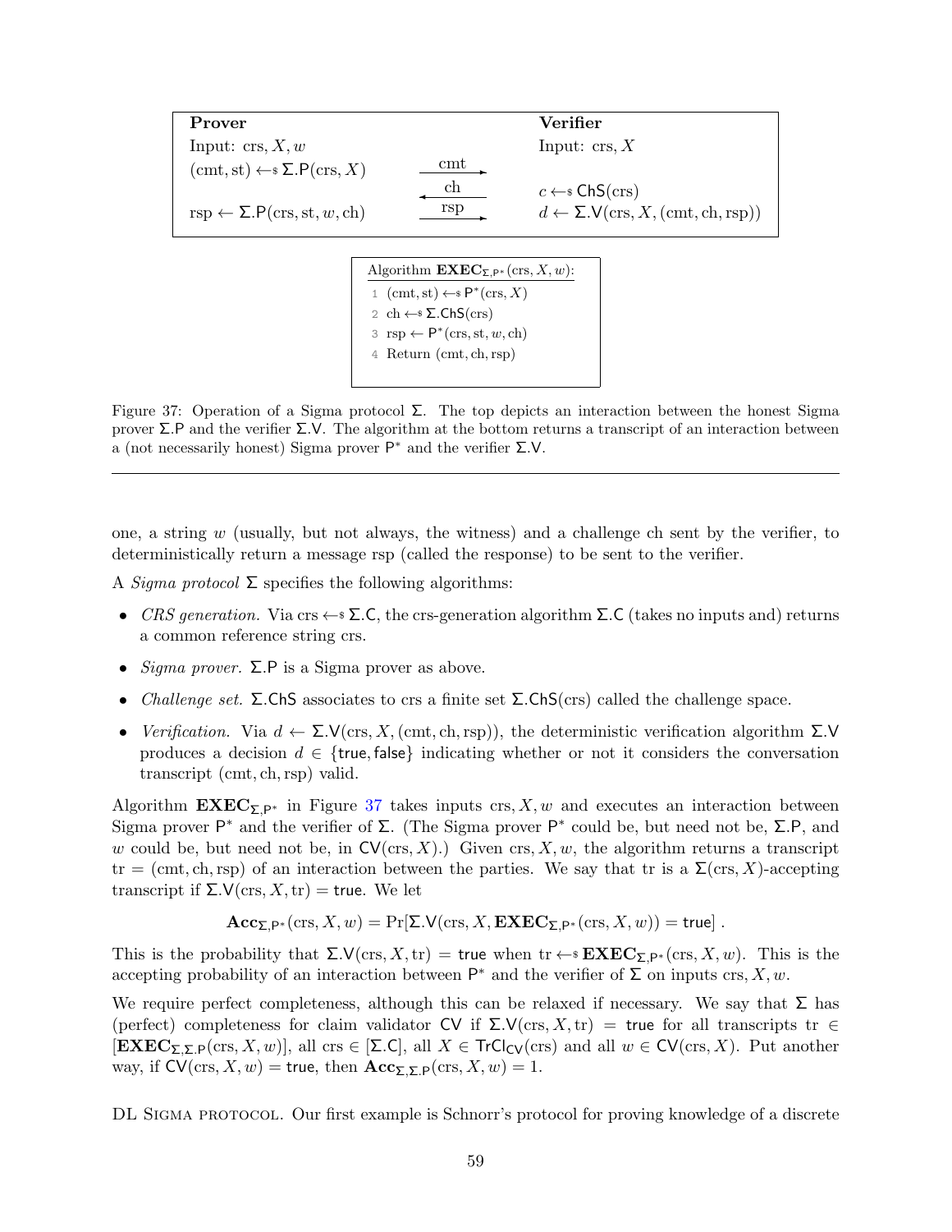| **Prover** | | **Verifier** |
|---|---|---|
| Input: crs, $X, w$ | | Input: crs, $X$ |
| $(\mathrm{cmt}, \mathrm{st}) \leftarrow\!\!\$\ \Sigma.\mathsf{P}(\mathrm{crs}, X)$ | $\xrightarrow{\mathrm{cmt}}$ | |
| | $\xleftarrow{\mathrm{ch}}$ | $c \leftarrow\!\!\$\ \mathsf{ChS}(\mathrm{crs})$ |
| $\mathrm{rsp} \leftarrow \Sigma.\mathsf{P}(\mathrm{crs}, \mathrm{st}, w, \mathrm{ch})$ | $\xrightarrow{\mathrm{rsp}}$ | $d \leftarrow \Sigma.\mathsf{V}(\mathrm{crs}, X, (\mathrm{cmt}, \mathrm{ch}, \mathrm{rsp}))$ |

```
Algorithm EXEC_{Σ,P*}(crs, X, w):
1  (cmt, st) ←$ P*(crs, X)
2  ch ←$ Σ.ChS(crs)
3  rsp ← P*(crs, st, w, ch)
4  Return (cmt, ch, rsp)
```

Figure 37: Operation of a Sigma protocol $\Sigma$. The top depicts an interaction between the honest Sigma prover $\Sigma.\mathsf{P}$ and the verifier $\Sigma.\mathsf{V}$. The algorithm at the bottom returns a transcript of an interaction between a (not necessarily honest) Sigma prover $\mathsf{P}^*$ and the verifier $\Sigma.\mathsf{V}$.

---

one, a string $w$ (usually, but not always, the witness) and a challenge ch sent by the verifier, to deterministically return a message rsp (called the response) to be sent to the verifier.

A *Sigma protocol* $\Sigma$ specifies the following algorithms:

- *CRS generation.* Via $\mathrm{crs} \leftarrow\!\!\$\ \Sigma.\mathsf{C}$, the crs-generation algorithm $\Sigma.\mathsf{C}$ (takes no inputs and) returns a common reference string crs.
- *Sigma prover.* $\Sigma.\mathsf{P}$ is a Sigma prover as above.
- *Challenge set.* $\Sigma.\mathsf{ChS}$ associates to crs a finite set $\Sigma.\mathsf{ChS}(\mathrm{crs})$ called the challenge space.
- *Verification.* Via $d \leftarrow \Sigma.\mathsf{V}(\mathrm{crs}, X, (\mathrm{cmt}, \mathrm{ch}, \mathrm{rsp}))$, the deterministic verification algorithm $\Sigma.\mathsf{V}$ produces a decision $d \in \{\mathsf{true}, \mathsf{false}\}$ indicating whether or not it considers the conversation transcript $(\mathrm{cmt}, \mathrm{ch}, \mathrm{rsp})$ valid.

Algorithm $\mathbf{EXEC}_{\Sigma,\mathsf{P}^*}$ in Figure 37 takes inputs $\mathrm{crs}, X, w$ and executes an interaction between Sigma prover $\mathsf{P}^*$ and the verifier of $\Sigma$. (The Sigma prover $\mathsf{P}^*$ could be, but need not be, $\Sigma.\mathsf{P}$, and $w$ could be, but need not be, in $\mathsf{CV}(\mathrm{crs}, X)$.) Given $\mathrm{crs}, X, w$, the algorithm returns a transcript $\mathrm{tr} = (\mathrm{cmt}, \mathrm{ch}, \mathrm{rsp})$ of an interaction between the parties. We say that tr is a $\Sigma(\mathrm{crs}, X)$-accepting transcript if $\Sigma.\mathsf{V}(\mathrm{crs}, X, \mathrm{tr}) = \mathsf{true}$. We let

$$\mathbf{Acc}_{\Sigma,\mathsf{P}^*}(\mathrm{crs}, X, w) = \Pr[\Sigma.\mathsf{V}(\mathrm{crs}, X, \mathbf{EXEC}_{\Sigma,\mathsf{P}^*}(\mathrm{crs}, X, w)) = \mathsf{true}] \ .$$

This is the probability that $\Sigma.\mathsf{V}(\mathrm{crs}, X, \mathrm{tr}) = \mathsf{true}$ when $\mathrm{tr} \leftarrow\!\!\$\ \mathbf{EXEC}_{\Sigma,\mathsf{P}^*}(\mathrm{crs}, X, w)$. This is the accepting probability of an interaction between $\mathsf{P}^*$ and the verifier of $\Sigma$ on inputs $\mathrm{crs}, X, w$.

We require perfect completeness, although this can be relaxed if necessary. We say that $\Sigma$ has (perfect) completeness for claim validator $\mathsf{CV}$ if $\Sigma.\mathsf{V}(\mathrm{crs}, X, \mathrm{tr}) = \mathsf{true}$ for all transcripts $\mathrm{tr} \in [\mathbf{EXEC}_{\Sigma,\Sigma.\mathsf{P}}(\mathrm{crs}, X, w)]$, all $\mathrm{crs} \in [\Sigma.\mathsf{C}]$, all $X \in \mathsf{TrCl}_{\mathsf{CV}}(\mathrm{crs})$ and all $w \in \mathsf{CV}(\mathrm{crs}, X)$. Put another way, if $\mathsf{CV}(\mathrm{crs}, X, w) = \mathsf{true}$, then $\mathbf{Acc}_{\Sigma,\Sigma.\mathsf{P}}(\mathrm{crs}, X, w) = 1$.

DL Sigma protocol. Our first example is Schnorr's protocol for proving knowledge of a discrete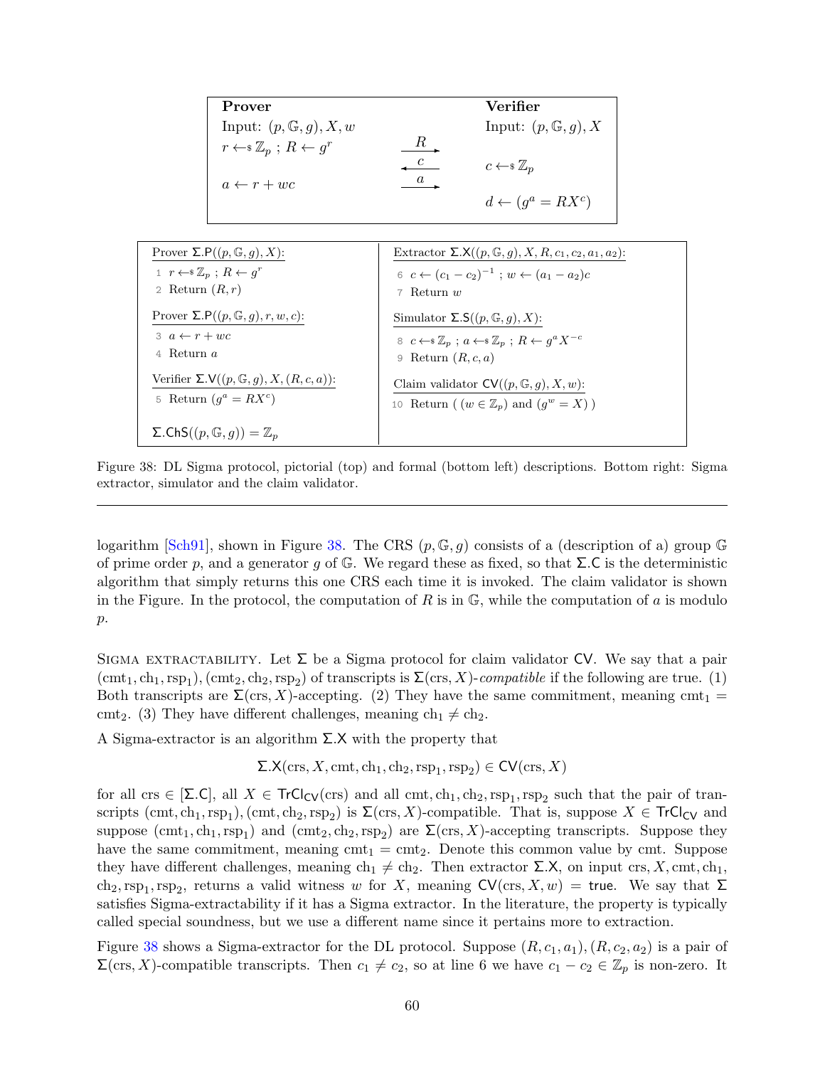| **Prover** | | **Verifier** |
|---|---|---|
| Input: $(p, \mathbb{G}, g), X, w$ | | Input: $(p, \mathbb{G}, g), X$ |
| $r \leftarrow\$ \mathbb{Z}_p$ ; $R \leftarrow g^r$ | $\xrightarrow{R}$ | |
| | $\xleftarrow{c}$ | $c \leftarrow\$ \mathbb{Z}_p$ |
| $a \leftarrow r + wc$ | $\xrightarrow{a}$ | |
| | | $d \leftarrow (g^a = RX^c)$ |

Prover $\Sigma.\mathsf{P}((p, \mathbb{G}, g), X)$:

```
1  r ←$ Z_p ; R ← g^r
2  Return (R, r)
```

Prover $\Sigma.\mathsf{P}((p, \mathbb{G}, g), r, w, c)$:

```
3  a ← r + wc
4  Return a
```

Verifier $\Sigma.\mathsf{V}((p, \mathbb{G}, g), X, (R, c, a))$:

```
5  Return (g^a = RX^c)
```

$\Sigma.\mathsf{ChS}((p, \mathbb{G}, g)) = \mathbb{Z}_p$

Extractor $\Sigma.\mathsf{X}((p, \mathbb{G}, g), X, R, c_1, c_2, a_1, a_2)$:

```
6  c ← (c_1 − c_2)^{-1} ; w ← (a_1 − a_2)c
7  Return w
```

Simulator $\Sigma.\mathsf{S}((p, \mathbb{G}, g), X)$:

```
8  c ←$ Z_p ; a ←$ Z_p ; R ← g^a X^{-c}
9  Return (R, c, a)
```

Claim validator $\mathsf{CV}((p, \mathbb{G}, g), X, w)$:

```
10 Return ( (w ∈ Z_p) and (g^w = X) )
```

Figure 38: DL Sigma protocol, pictorial (top) and formal (bottom left) descriptions. Bottom right: Sigma extractor, simulator and the claim validator.

---

logarithm [Sch91], shown in Figure 38. The CRS $(p, \mathbb{G}, g)$ consists of a (description of a) group $\mathbb{G}$ of prime order $p$, and a generator $g$ of $\mathbb{G}$. We regard these as fixed, so that $\Sigma.\mathsf{C}$ is the deterministic algorithm that simply returns this one CRS each time it is invoked. The claim validator is shown in the Figure. In the protocol, the computation of $R$ is in $\mathbb{G}$, while the computation of $a$ is modulo $p$.

Sigma extractability. Let $\Sigma$ be a Sigma protocol for claim validator $\mathsf{CV}$. We say that a pair $(\text{cmt}_1, \text{ch}_1, \text{rsp}_1), (\text{cmt}_2, \text{ch}_2, \text{rsp}_2)$ of transcripts is $\Sigma(\text{crs}, X)$-*compatible* if the following are true. (1) Both transcripts are $\Sigma(\text{crs}, X)$-accepting. (2) They have the same commitment, meaning $\text{cmt}_1 = \text{cmt}_2$. (3) They have different challenges, meaning $\text{ch}_1 \neq \text{ch}_2$.

A Sigma-extractor is an algorithm $\Sigma.\mathsf{X}$ with the property that

$$\Sigma.\mathsf{X}(\text{crs}, X, \text{cmt}, \text{ch}_1, \text{ch}_2, \text{rsp}_1, \text{rsp}_2) \in \mathsf{CV}(\text{crs}, X)$$

for all $\text{crs} \in [\Sigma.\mathsf{C}]$, all $X \in \mathsf{TrCl}_{\mathsf{CV}}(\text{crs})$ and all $\text{cmt}, \text{ch}_1, \text{ch}_2, \text{rsp}_1, \text{rsp}_2$ such that the pair of transcripts $(\text{cmt}, \text{ch}_1, \text{rsp}_1), (\text{cmt}, \text{ch}_2, \text{rsp}_2)$ is $\Sigma(\text{crs}, X)$-compatible. That is, suppose $X \in \mathsf{TrCl}_{\mathsf{CV}}$ and suppose $(\text{cmt}_1, \text{ch}_1, \text{rsp}_1)$ and $(\text{cmt}_2, \text{ch}_2, \text{rsp}_2)$ are $\Sigma(\text{crs}, X)$-accepting transcripts. Suppose they have the same commitment, meaning $\text{cmt}_1 = \text{cmt}_2$. Denote this common value by cmt. Suppose they have different challenges, meaning $\text{ch}_1 \neq \text{ch}_2$. Then extractor $\Sigma.\mathsf{X}$, on input crs, $X$, cmt, $\text{ch}_1$, $\text{ch}_2, \text{rsp}_1, \text{rsp}_2$, returns a valid witness $w$ for $X$, meaning $\mathsf{CV}(\text{crs}, X, w) = \mathsf{true}$. We say that $\Sigma$ satisfies Sigma-extractability if it has a Sigma extractor. In the literature, the property is typically called special soundness, but we use a different name since it pertains more to extraction.

Figure 38 shows a Sigma-extractor for the DL protocol. Suppose $(R, c_1, a_1), (R, c_2, a_2)$ is a pair of $\Sigma(\text{crs}, X)$-compatible transcripts. Then $c_1 \neq c_2$, so at line 6 we have $c_1 - c_2 \in \mathbb{Z}_p$ is non-zero. It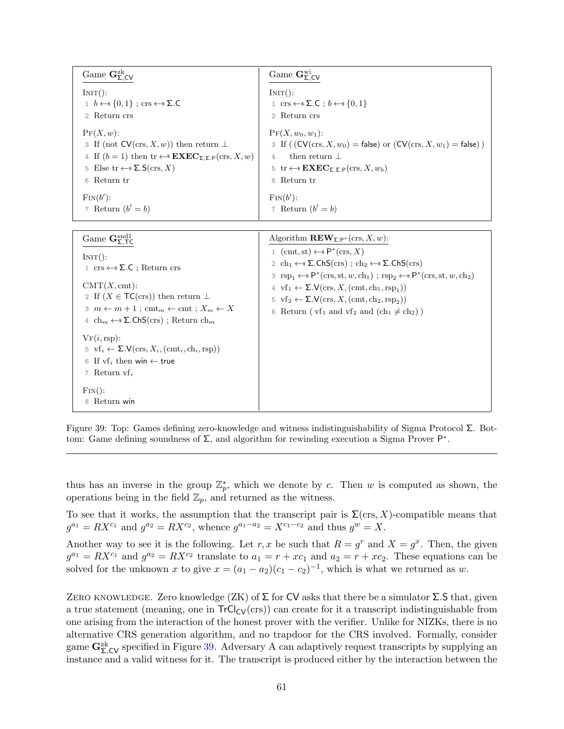**Game $\mathbf{G}^{\rm zk}_{\Sigma,\mathsf{CV}}$**

```
INIT():
 1  b ←$ {0,1} ; crs ←$ Σ.C
 2  Return crs

PF(X, w):
 3  If (not CV(crs, X, w)) then return ⊥
 4  If (b = 1) then tr ←$ EXEC_{Σ,Σ.P}(crs, X, w)
 5  Else tr ←$ Σ.S(crs, X)
 6  Return tr

FIN(b'):
 7  Return (b' = b)
```

**Game $\mathbf{G}^{\rm wi}_{\Sigma,\mathsf{CV}}$**

```
INIT():
 1  crs ←$ Σ.C ; b ←$ {0,1}
 2  Return crs

PF(X, w_0, w_1):
 3  If ( (CV(crs, X, w_0) = false) or (CV(crs, X, w_1) = false) )
 4      then return ⊥
 5  tr ←$ EXEC_{Σ,Σ.P}(crs, X, w_b)
 6  Return tr

FIN(b'):
 7  Return (b' = b)
```

**Game $\mathbf{G}^{\rm snd1}_{\Sigma,\mathsf{TC}}$**

```
INIT():
 1  crs ←$ Σ.C ; Return crs

CMT(X, cmt):
 2  If (X ∈ TC(crs)) then return ⊥
 3  m ← m + 1 ; cmt_m ← cmt ; X_m ← X
 4  ch_m ←$ Σ.ChS(crs) ; Return ch_m

VF(i, rsp):
 5  vf_i ← Σ.V(crs, X_i, (cmt_i, ch_i, rsp))
 6  If vf_i then win ← true
 7  Return vf_i

FIN():
 8  Return win
```

**Algorithm $\mathbf{REW}_{\Sigma,\mathsf{P}^*}(\text{crs}, X, w)$:**

```
 1  (cmt, st) ←$ P*(crs, X)
 2  ch_1 ←$ Σ.ChS(crs) ; ch_2 ←$ Σ.ChS(crs)
 3  rsp_1 ←$ P*(crs, st, w, ch_1) ; rsp_2 ←$ P*(crs, st, w, ch_2)
 4  vf_1 ← Σ.V(crs, X, (cmt, ch_1, rsp_1))
 5  vf_2 ← Σ.V(crs, X, (cmt, ch_2, rsp_2))
 6  Return ( vf_1 and vf_2 and (ch_1 ≠ ch_2) )
```

Figure 39: Top: Games defining zero-knowledge and witness indistinguishability of Sigma Protocol $\Sigma$. Bottom: Game defining soundness of $\Sigma$, and algorithm for rewinding execution a Sigma Prover $\mathsf{P}^*$.

---

thus has an inverse in the group $\mathbb{Z}_p^*$, which we denote by $c$. Then $w$ is computed as shown, the operations being in the field $\mathbb{Z}_p$, and returned as the witness.

To see that it works, the assumption that the transcript pair is $\Sigma(\text{crs}, X)$-compatible means that $g^{a_1} = RX^{c_1}$ and $g^{a_2} = RX^{c_2}$, whence $g^{a_1-a_2} = X^{c_1-c_2}$ and thus $g^w = X$.

Another way to see it is the following. Let $r, x$ be such that $R = g^r$ and $X = g^x$. Then, the given $g^{a_1} = RX^{c_1}$ and $g^{a_2} = RX^{c_2}$ translate to $a_1 = r + xc_1$ and $a_2 = r + xc_2$. These equations can be solved for the unknown $x$ to give $x = (a_1 - a_2)(c_1 - c_2)^{-1}$, which is what we returned as $w$.

Zero knowledge. Zero knowledge (ZK) of $\Sigma$ for $\mathsf{CV}$ asks that there be a simulator $\Sigma.\mathsf{S}$ that, given a true statement (meaning, one in $\mathsf{TrCl}_{\mathsf{CV}}(\text{crs})$) can create for it a transcript indistinguishable from one arising from the interaction of the honest prover with the verifier. Unlike for NIZKs, there is no alternative CRS generation algorithm, and no trapdoor for the CRS involved. Formally, consider game $\mathbf{G}^{\rm zk}_{\Sigma,\mathsf{CV}}$ specified in Figure 39. Adversary A can adaptively request transcripts by supplying an instance and a valid witness for it. The transcript is produced either by the interaction between the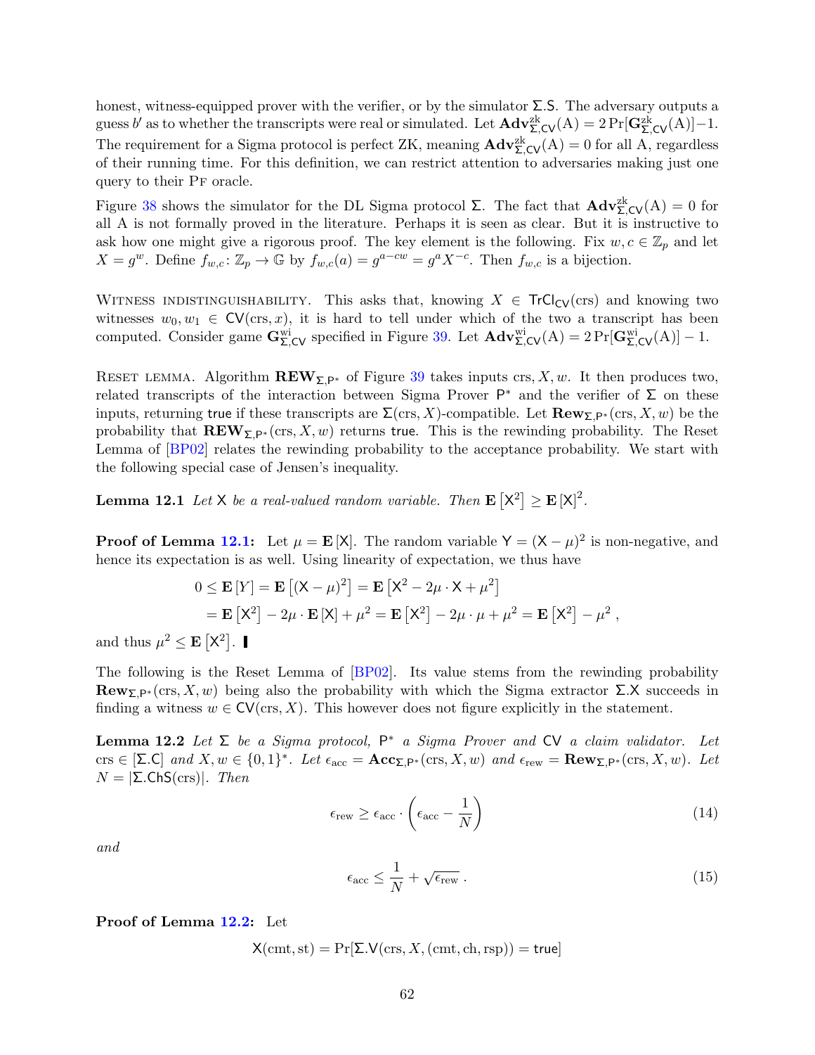honest, witness-equipped prover with the verifier, or by the simulator $\Sigma.\mathsf{S}$. The adversary outputs a guess $b'$ as to whether the transcripts were real or simulated. Let $\mathbf{Adv}^{\mathrm{zk}}_{\Sigma,\mathsf{CV}}(\mathrm{A}) = 2\Pr[\mathbf{G}^{\mathrm{zk}}_{\Sigma,\mathsf{CV}}(\mathrm{A})]-1$. The requirement for a Sigma protocol is perfect ZK, meaning $\mathbf{Adv}^{\mathrm{zk}}_{\Sigma,\mathsf{CV}}(\mathrm{A}) = 0$ for all A, regardless of their running time. For this definition, we can restrict attention to adversaries making just one query to their PF oracle.

Figure 38 shows the simulator for the DL Sigma protocol $\Sigma$. The fact that $\mathbf{Adv}^{\mathrm{zk}}_{\Sigma,\mathsf{CV}}(\mathrm{A}) = 0$ for all A is not formally proved in the literature. Perhaps it is seen as clear. But it is instructive to ask how one might give a rigorous proof. The key element is the following. Fix $w, c \in \mathbb{Z}_p$ and let $X = g^w$. Define $f_{w,c} \colon \mathbb{Z}_p \to \mathbb{G}$ by $f_{w,c}(a) = g^{a-cw} = g^a X^{-c}$. Then $f_{w,c}$ is a bijection.

Witness indistinguishability. This asks that, knowing $X \in \mathsf{TrCl}_{\mathsf{CV}}(\mathrm{crs})$ and knowing two witnesses $w_0, w_1 \in \mathsf{CV}(\mathrm{crs}, x)$, it is hard to tell under which of the two a transcript has been computed. Consider game $\mathbf{G}^{\mathrm{wi}}_{\Sigma,\mathsf{CV}}$ specified in Figure 39. Let $\mathbf{Adv}^{\mathrm{wi}}_{\Sigma,\mathsf{CV}}(\mathrm{A}) = 2\Pr[\mathbf{G}^{\mathrm{wi}}_{\Sigma,\mathsf{CV}}(\mathrm{A})] - 1$.

Reset lemma. Algorithm $\mathbf{REW}_{\Sigma,\mathsf{P}^*}$ of Figure 39 takes inputs crs, $X, w$. It then produces two, related transcripts of the interaction between Sigma Prover $\mathsf{P}^*$ and the verifier of $\Sigma$ on these inputs, returning true if these transcripts are $\Sigma(\mathrm{crs}, X)$-compatible. Let $\mathbf{Rew}_{\Sigma,\mathsf{P}^*}(\mathrm{crs}, X, w)$ be the probability that $\mathbf{REW}_{\Sigma,\mathsf{P}^*}(\mathrm{crs}, X, w)$ returns true. This is the rewinding probability. The Reset Lemma of [BP02] relates the rewinding probability to the acceptance probability. We start with the following special case of Jensen's inequality.

**Lemma 12.1** *Let $\mathsf{X}$ be a real-valued random variable. Then $\mathbf{E}[\mathsf{X}^2] \geq \mathbf{E}[\mathsf{X}]^2$.*

**Proof of Lemma 12.1:** Let $\mu = \mathbf{E}[\mathsf{X}]$. The random variable $\mathsf{Y} = (\mathsf{X} - \mu)^2$ is non-negative, and hence its expectation is as well. Using linearity of expectation, we thus have

$$
\begin{aligned}
0 \leq \mathbf{E}[Y] &= \mathbf{E}\left[(\mathsf{X} - \mu)^2\right] = \mathbf{E}\left[\mathsf{X}^2 - 2\mu \cdot \mathsf{X} + \mu^2\right] \\
&= \mathbf{E}\left[\mathsf{X}^2\right] - 2\mu \cdot \mathbf{E}[\mathsf{X}] + \mu^2 = \mathbf{E}\left[\mathsf{X}^2\right] - 2\mu \cdot \mu + \mu^2 = \mathbf{E}\left[\mathsf{X}^2\right] - \mu^2 ,
\end{aligned}
$$

and thus $\mu^2 \leq \mathbf{E}[\mathsf{X}^2]$. ∎

The following is the Reset Lemma of [BP02]. Its value stems from the rewinding probability $\mathbf{Rew}_{\Sigma,\mathsf{P}^*}(\mathrm{crs}, X, w)$ being also the probability with which the Sigma extractor $\Sigma.\mathsf{X}$ succeeds in finding a witness $w \in \mathsf{CV}(\mathrm{crs}, X)$. This however does not figure explicitly in the statement.

**Lemma 12.2** *Let $\Sigma$ be a Sigma protocol, $\mathsf{P}^*$ a Sigma Prover and $\mathsf{CV}$ a claim validator. Let $\mathrm{crs} \in [\Sigma.\mathsf{C}]$ and $X, w \in \{0,1\}^*$. Let $\epsilon_{\mathrm{acc}} = \mathbf{Acc}_{\Sigma,\mathsf{P}^*}(\mathrm{crs}, X, w)$ and $\epsilon_{\mathrm{rew}} = \mathbf{Rew}_{\Sigma,\mathsf{P}^*}(\mathrm{crs}, X, w)$. Let $N = |\Sigma.\mathsf{ChS}(\mathrm{crs})|$. Then*

$$
\epsilon_{\mathrm{rew}} \geq \epsilon_{\mathrm{acc}} \cdot \left(\epsilon_{\mathrm{acc}} - \frac{1}{N}\right) \tag{14}
$$

*and*

$$
\epsilon_{\mathrm{acc}} \leq \frac{1}{N} + \sqrt{\epsilon_{\mathrm{rew}}} \,. \tag{15}
$$

**Proof of Lemma 12.2:** Let

$$
\mathsf{X}(\mathrm{cmt}, \mathrm{st}) = \Pr[\Sigma.\mathsf{V}(\mathrm{crs}, X, (\mathrm{cmt}, \mathrm{ch}, \mathrm{rsp})) = \mathsf{true}]
$$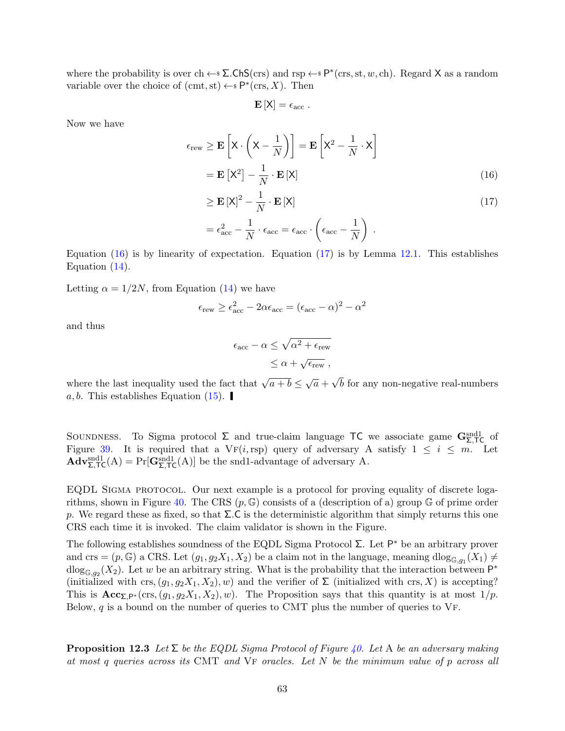where the probability is over $\text{ch} \leftarrow\$ \, \Sigma.\mathsf{ChS}(\text{crs})$ and $\text{rsp} \leftarrow\$ \, \mathsf{P}^*(\text{crs}, \text{st}, w, \text{ch})$. Regard $\mathsf{X}$ as a random variable over the choice of $(\text{cmt}, \text{st}) \leftarrow\$ \, \mathsf{P}^*(\text{crs}, X)$. Then

$$\mathbf{E}[\mathsf{X}] = \epsilon_{\text{acc}} \ .$$

Now we have

$$\begin{aligned}
\epsilon_{\text{rew}} &\geq \mathbf{E}\left[\mathsf{X} \cdot \left(\mathsf{X} - \frac{1}{N}\right)\right] = \mathbf{E}\left[\mathsf{X}^2 - \frac{1}{N} \cdot \mathsf{X}\right] \\
&= \mathbf{E}\left[\mathsf{X}^2\right] - \frac{1}{N} \cdot \mathbf{E}[\mathsf{X}] \qquad (16) \\
&\geq \mathbf{E}[\mathsf{X}]^2 - \frac{1}{N} \cdot \mathbf{E}[\mathsf{X}] \qquad (17) \\
&= \epsilon_{\text{acc}}^2 - \frac{1}{N} \cdot \epsilon_{\text{acc}} = \epsilon_{\text{acc}} \cdot \left(\epsilon_{\text{acc}} - \frac{1}{N}\right) \ .
\end{aligned}$$

Equation (16) is by linearity of expectation. Equation (17) is by Lemma 12.1. This establishes Equation (14).

Letting $\alpha = 1/2N$, from Equation (14) we have

$$\epsilon_{\text{rew}} \geq \epsilon_{\text{acc}}^2 - 2\alpha\epsilon_{\text{acc}} = (\epsilon_{\text{acc}} - \alpha)^2 - \alpha^2$$

and thus

$$\begin{aligned}
\epsilon_{\text{acc}} - \alpha &\leq \sqrt{\alpha^2 + \epsilon_{\text{rew}}} \\
&\leq \alpha + \sqrt{\epsilon_{\text{rew}}} \ ,
\end{aligned}$$

where the last inequality used the fact that $\sqrt{a+b} \leq \sqrt{a} + \sqrt{b}$ for any non-negative real-numbers $a, b$. This establishes Equation (15). ∎

Soundness. To Sigma protocol $\Sigma$ and true-claim language $\mathsf{TC}$ we associate game $\mathbf{G}^{\text{snd1}}_{\Sigma,\mathsf{TC}}$ of Figure 39. It is required that a $\text{VF}(i, \text{rsp})$ query of adversary A satisfy $1 \leq i \leq m$. Let $\mathbf{Adv}^{\text{snd1}}_{\Sigma,\mathsf{TC}}(\text{A}) = \Pr[\mathbf{G}^{\text{snd1}}_{\Sigma,\mathsf{TC}}(\text{A})]$ be the snd1-advantage of adversary A.

EQDL Sigma protocol. Our next example is a protocol for proving equality of discrete logarithms, shown in Figure 40. The CRS $(p, \mathbb{G})$ consists of a (description of a) group $\mathbb{G}$ of prime order $p$. We regard these as fixed, so that $\Sigma.\mathsf{C}$ is the deterministic algorithm that simply returns this one CRS each time it is invoked. The claim validator is shown in the Figure.

The following establishes soundness of the EQDL Sigma Protocol $\Sigma$. Let $\mathsf{P}^*$ be an arbitrary prover and $\text{crs} = (p, \mathbb{G})$ a CRS. Let $(g_1, g_2 X_1, X_2)$ be a claim not in the language, meaning $\text{dlog}_{\mathbb{G},g_1}(X_1) \neq \text{dlog}_{\mathbb{G},g_2}(X_2)$. Let $w$ be an arbitrary string. What is the probability that the interaction between $\mathsf{P}^*$ (initialized with $\text{crs}, (g_1, g_2 X_1, X_2), w$) and the verifier of $\Sigma$ (initialized with $\text{crs}, X$) is accepting? This is $\mathbf{Acc}_{\Sigma,\mathsf{P}^*}(\text{crs}, (g_1, g_2 X_1, X_2), w)$. The Proposition says that this quantity is at most $1/p$. Below, $q$ is a bound on the number of queries to CMT plus the number of queries to VF.

**Proposition 12.3** *Let $\Sigma$ be the EQDL Sigma Protocol of Figure 40. Let A be an adversary making at most $q$ queries across its* CMT *and* VF *oracles. Let $N$ be the minimum value of $p$ across all*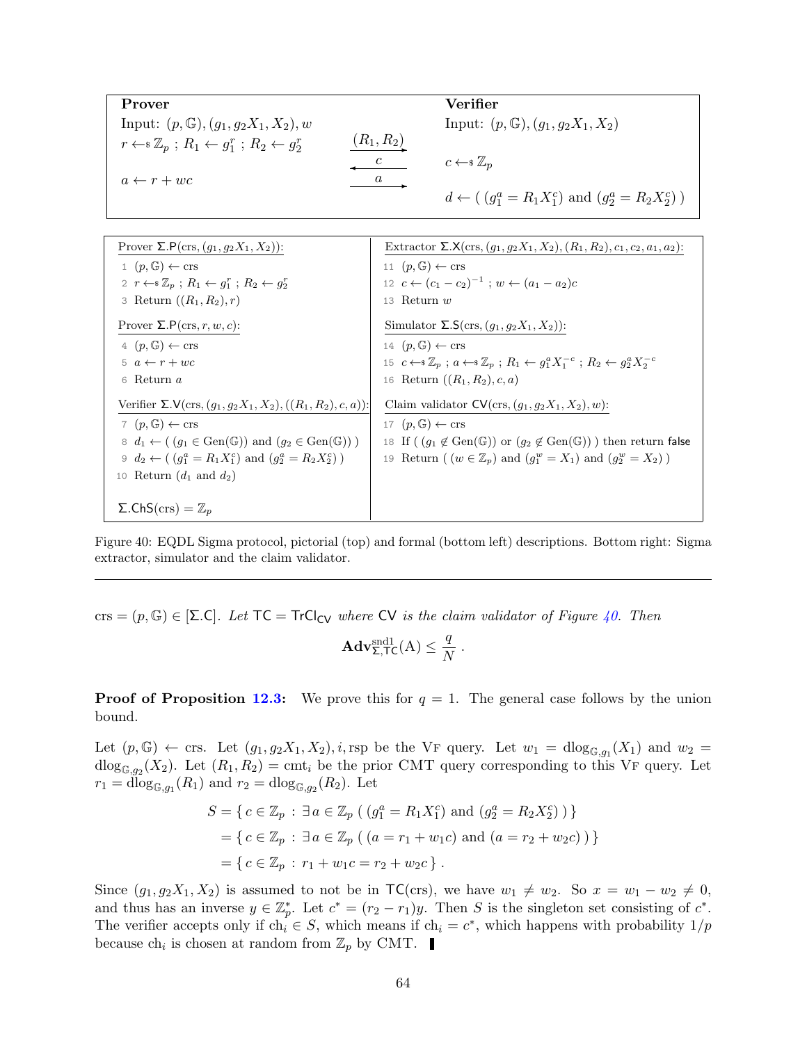**Prover**

Input: $(p, \mathbb{G}), (g_1, g_2 X_1, X_2), w$

$r \leftarrow\$ \mathbb{Z}_p$ ; $R_1 \leftarrow g_1^r$ ; $R_2 \leftarrow g_2^r$ $\xrightarrow{(R_1, R_2)}$

**Verifier**

Input: $(p, \mathbb{G}), (g_1, g_2 X_1, X_2)$

$\xleftarrow{c}$ $c \leftarrow\$ \mathbb{Z}_p$

$a \leftarrow r + wc$ $\xrightarrow{a}$

$d \leftarrow ( (g_1^a = R_1 X_1^c) \text{ and } (g_2^a = R_2 X_2^c) )$

```
Prover Σ.P(crs, (g1, g2X1, X2)):
 1  (p, G) ← crs
 2  r ←$ Z_p ; R1 ← g1^r ; R2 ← g2^r
 3  Return ((R1, R2), r)

Prover Σ.P(crs, r, w, c):
 4  (p, G) ← crs
 5  a ← r + wc
 6  Return a

Verifier Σ.V(crs, (g1, g2X1, X2), ((R1, R2), c, a)):
 7  (p, G) ← crs
 8  d1 ← ( (g1 ∈ Gen(G)) and (g2 ∈ Gen(G)) )
 9  d2 ← ( (g1^a = R1 X1^c) and (g2^a = R2 X2^c) )
 10 Return (d1 and d2)

Σ.ChS(crs) = Z_p

Extractor Σ.X(crs, (g1, g2X1, X2), (R1, R2), c1, c2, a1, a2):
 11 (p, G) ← crs
 12 c ← (c1 − c2)^{-1} ; w ← (a1 − a2)c
 13 Return w

Simulator Σ.S(crs, (g1, g2X1, X2)):
 14 (p, G) ← crs
 15 c ←$ Z_p ; a ←$ Z_p ; R1 ← g1^a X1^{-c} ; R2 ← g2^a X2^{-c}
 16 Return ((R1, R2), c, a)

Claim validator CV(crs, (g1, g2X1, X2), w):
 17 (p, G) ← crs
 18 If ( (g1 ∉ Gen(G)) or (g2 ∉ Gen(G)) ) then return false
 19 Return ( (w ∈ Z_p) and (g1^w = X1) and (g2^w = X2) )
```

Figure 40: EQDL Sigma protocol, pictorial (top) and formal (bottom left) descriptions. Bottom right: Sigma extractor, simulator and the claim validator.

---

$\text{crs} = (p, \mathbb{G}) \in [\Sigma.\mathsf{C}]$. *Let* $\mathsf{TC} = \mathsf{TrCl}_{\mathsf{CV}}$ *where* $\mathsf{CV}$ *is the claim validator of Figure 40. Then*

$$\mathbf{Adv}^{\mathrm{snd1}}_{\Sigma,\mathsf{TC}}(\mathrm{A}) \leq \frac{q}{N} .$$

**Proof of Proposition 12.3:** We prove this for $q = 1$. The general case follows by the union bound.

Let $(p, \mathbb{G}) \leftarrow \text{crs}$. Let $(g_1, g_2 X_1, X_2), i, \text{rsp}$ be the VF query. Let $w_1 = \text{dlog}_{\mathbb{G},g_1}(X_1)$ and $w_2 = \text{dlog}_{\mathbb{G},g_2}(X_2)$. Let $(R_1, R_2) = \text{cmt}_i$ be the prior CMT query corresponding to this VF query. Let $r_1 = \text{dlog}_{\mathbb{G},g_1}(R_1)$ and $r_2 = \text{dlog}_{\mathbb{G},g_2}(R_2)$. Let

$$\begin{aligned} S &= \{\, c \in \mathbb{Z}_p \,:\, \exists a \in \mathbb{Z}_p \;(\, (g_1^a = R_1 X_1^c) \text{ and } (g_2^a = R_2 X_2^c) \,)\,\} \\ &= \{\, c \in \mathbb{Z}_p \,:\, \exists a \in \mathbb{Z}_p \;(\, (a = r_1 + w_1 c) \text{ and } (a = r_2 + w_2 c) \,)\,\} \\ &= \{\, c \in \mathbb{Z}_p \,:\, r_1 + w_1 c = r_2 + w_2 c \,\} . \end{aligned}$$

Since $(g_1, g_2 X_1, X_2)$ is assumed to not be in $\mathsf{TC}(\text{crs})$, we have $w_1 \neq w_2$. So $x = w_1 - w_2 \neq 0$, and thus has an inverse $y \in \mathbb{Z}_p^*$. Let $c^* = (r_2 - r_1)y$. Then $S$ is the singleton set consisting of $c^*$. The verifier accepts only if $\text{ch}_i \in S$, which means if $\text{ch}_i = c^*$, which happens with probability $1/p$ because $\text{ch}_i$ is chosen at random from $\mathbb{Z}_p$ by CMT. ∎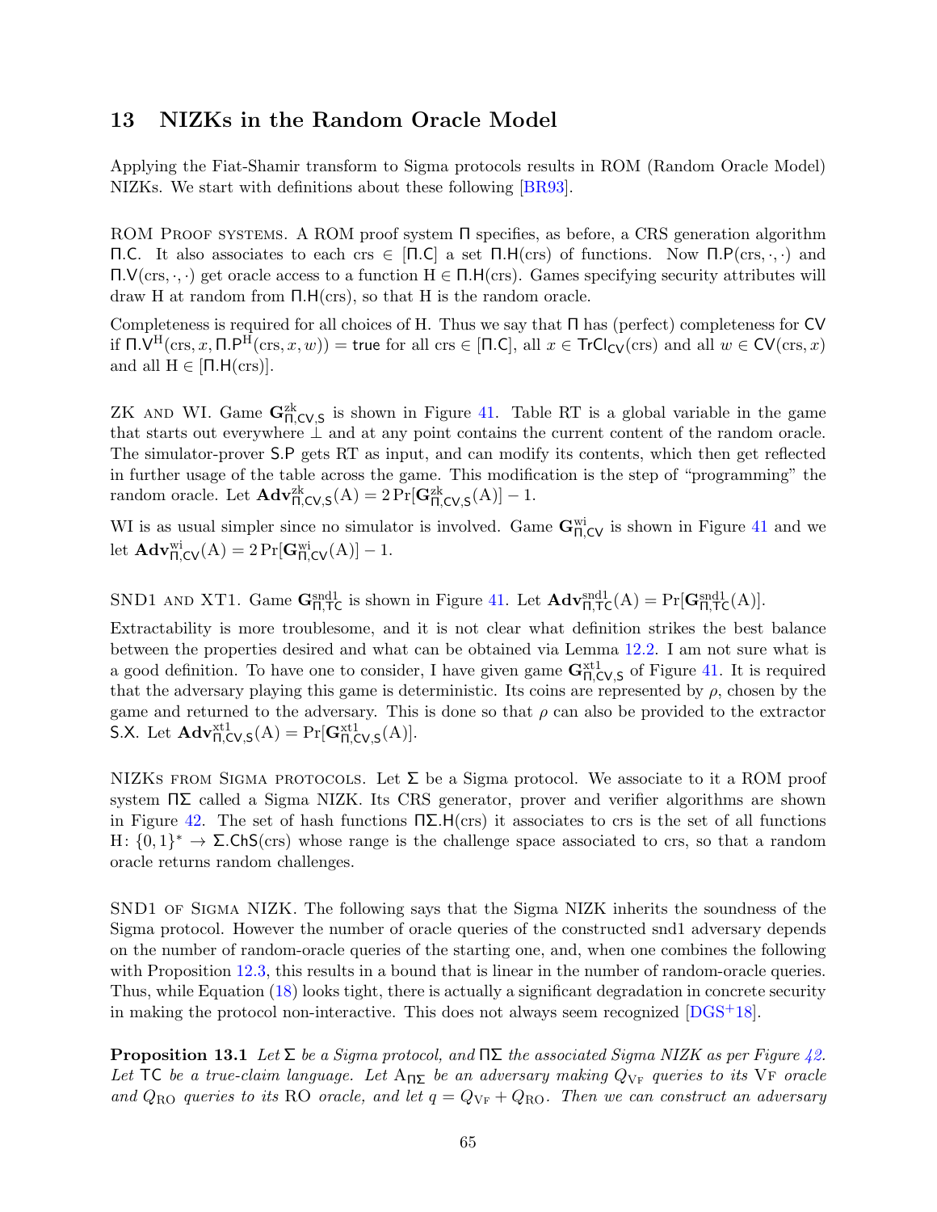# 13 NIZKs in the Random Oracle Model

Applying the Fiat-Shamir transform to Sigma protocols results in ROM (Random Oracle Model) NIZKs. We start with definitions about these following [BR93].

ROM PROOF SYSTEMS. A ROM proof system $\mathsf{\Pi}$ specifies, as before, a CRS generation algorithm $\mathsf{\Pi.C}$. It also associates to each crs $\in [\mathsf{\Pi.C}]$ a set $\mathsf{\Pi.H}(\text{crs})$ of functions. Now $\mathsf{\Pi.P}(\text{crs}, \cdot, \cdot)$ and $\mathsf{\Pi.V}(\text{crs}, \cdot, \cdot)$ get oracle access to a function $\mathrm{H} \in \mathsf{\Pi.H}(\text{crs})$. Games specifying security attributes will draw H at random from $\mathsf{\Pi.H}(\text{crs})$, so that H is the random oracle.

Completeness is required for all choices of H. Thus we say that $\mathsf{\Pi}$ has (perfect) completeness for $\mathsf{CV}$ if $\mathsf{\Pi.V}^{\mathrm{H}}(\text{crs}, x, \mathsf{\Pi.P}^{\mathrm{H}}(\text{crs}, x, w)) = \mathsf{true}$ for all crs $\in [\mathsf{\Pi.C}]$, all $x \in \mathsf{TrCl}_{\mathsf{CV}}(\text{crs})$ and all $w \in \mathsf{CV}(\text{crs}, x)$ and all $\mathrm{H} \in [\mathsf{\Pi.H}(\text{crs})]$.

ZK AND WI. Game $\mathbf{G}^{\text{zk}}_{\mathsf{\Pi},\mathsf{CV},\mathsf{S}}$ is shown in Figure 41. Table RT is a global variable in the game that starts out everywhere $\perp$ and at any point contains the current content of the random oracle. The simulator-prover $\mathsf{S.P}$ gets RT as input, and can modify its contents, which then get reflected in further usage of the table across the game. This modification is the step of "programming" the random oracle. Let $\mathbf{Adv}^{\text{zk}}_{\mathsf{\Pi},\mathsf{CV},\mathsf{S}}(\mathrm{A}) = 2\Pr[\mathbf{G}^{\text{zk}}_{\mathsf{\Pi},\mathsf{CV},\mathsf{S}}(\mathrm{A})] - 1$.

WI is as usual simpler since no simulator is involved. Game $\mathbf{G}^{\text{wi}}_{\mathsf{\Pi},\mathsf{CV}}$ is shown in Figure 41 and we let $\mathbf{Adv}^{\text{wi}}_{\mathsf{\Pi},\mathsf{CV}}(\mathrm{A}) = 2\Pr[\mathbf{G}^{\text{wi}}_{\mathsf{\Pi},\mathsf{CV}}(\mathrm{A})] - 1$.

SND1 AND XT1. Game $\mathbf{G}^{\text{snd1}}_{\mathsf{\Pi},\mathsf{TC}}$ is shown in Figure 41. Let $\mathbf{Adv}^{\text{snd1}}_{\mathsf{\Pi},\mathsf{TC}}(\mathrm{A}) = \Pr[\mathbf{G}^{\text{snd1}}_{\mathsf{\Pi},\mathsf{TC}}(\mathrm{A})]$.

Extractability is more troublesome, and it is not clear what definition strikes the best balance between the properties desired and what can be obtained via Lemma 12.2. I am not sure what is a good definition. To have one to consider, I have given game $\mathbf{G}^{\text{xt1}}_{\mathsf{\Pi},\mathsf{CV},\mathsf{S}}$ of Figure 41. It is required that the adversary playing this game is deterministic. Its coins are represented by $\rho$, chosen by the game and returned to the adversary. This is done so that $\rho$ can also be provided to the extractor $\mathsf{S.X}$. Let $\mathbf{Adv}^{\text{xt1}}_{\mathsf{\Pi},\mathsf{CV},\mathsf{S}}(\mathrm{A}) = \Pr[\mathbf{G}^{\text{xt1}}_{\mathsf{\Pi},\mathsf{CV},\mathsf{S}}(\mathrm{A})]$.

NIZKS FROM SIGMA PROTOCOLS. Let $\mathsf{\Sigma}$ be a Sigma protocol. We associate to it a ROM proof system $\mathsf{\Pi\Sigma}$ called a Sigma NIZK. Its CRS generator, prover and verifier algorithms are shown in Figure 42. The set of hash functions $\mathsf{\Pi\Sigma.H}(\text{crs})$ it associates to crs is the set of all functions $\mathrm{H}\colon \{0,1\}^* \to \mathsf{\Sigma.ChS}(\text{crs})$ whose range is the challenge space associated to crs, so that a random oracle returns random challenges.

SND1 OF SIGMA NIZK. The following says that the Sigma NIZK inherits the soundness of the Sigma protocol. However the number of oracle queries of the constructed snd1 adversary depends on the number of random-oracle queries of the starting one, and, when one combines the following with Proposition 12.3, this results in a bound that is linear in the number of random-oracle queries. Thus, while Equation (18) looks tight, there is actually a significant degradation in concrete security in making the protocol non-interactive. This does not always seem recognized [DGS+18].

**Proposition 13.1** *Let $\mathsf{\Sigma}$ be a Sigma protocol, and $\mathsf{\Pi\Sigma}$ the associated Sigma NIZK as per Figure 42. Let $\mathsf{TC}$ be a true-claim language. Let $\mathrm{A}_{\mathsf{\Pi\Sigma}}$ be an adversary making $Q_{\mathrm{VF}}$ queries to its* VF *oracle and $Q_{\mathrm{RO}}$ queries to its* RO *oracle, and let $q = Q_{\mathrm{VF}} + Q_{\mathrm{RO}}$. Then we can construct an adversary*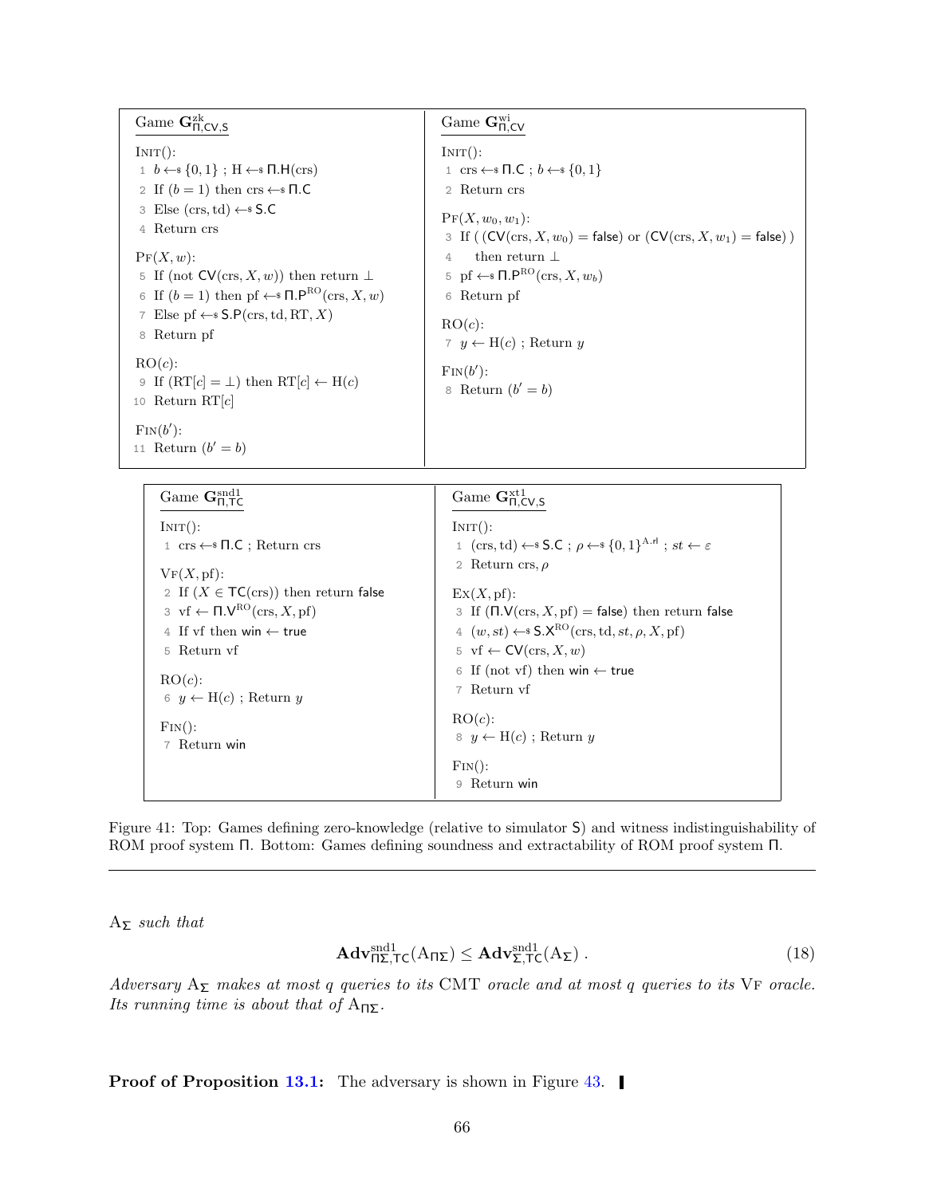Game $\mathbf{G}^{\mathrm{zk}}_{\Pi,\mathsf{CV},\mathsf{S}}$

```
INIT():
 1  b ←$ {0,1} ; H ←$ Π.H(crs)
 2  If (b = 1) then crs ←$ Π.C
 3  Else (crs, td) ←$ S.C
 4  Return crs

PF(X, w):
 5  If (not CV(crs, X, w)) then return ⊥
 6  If (b = 1) then pf ←$ Π.P^RO(crs, X, w)
 7  Else pf ←$ S.P(crs, td, RT, X)
 8  Return pf

RO(c):
 9  If (RT[c] = ⊥) then RT[c] ← H(c)
10  Return RT[c]

FIN(b'):
11  Return (b' = b)
```

Game $\mathbf{G}^{\mathrm{wi}}_{\Pi,\mathsf{CV}}$

```
INIT():
 1  crs ←$ Π.C ; b ←$ {0,1}
 2  Return crs

PF(X, w_0, w_1):
 3  If ( (CV(crs, X, w_0) = false) or (CV(crs, X, w_1) = false) )
 4     then return ⊥
 5  pf ←$ Π.P^RO(crs, X, w_b)
 6  Return pf

RO(c):
 7  y ← H(c) ; Return y

FIN(b'):
 8  Return (b' = b)
```

Game $\mathbf{G}^{\mathrm{snd1}}_{\Pi,\mathsf{TC}}$

```
INIT():
 1  crs ←$ Π.C ; Return crs

VF(X, pf):
 2  If (X ∈ TC(crs)) then return false
 3  vf ← Π.V^RO(crs, X, pf)
 4  If vf then win ← true
 5  Return vf

RO(c):
 6  y ← H(c) ; Return y

FIN():
 7  Return win
```

Game $\mathbf{G}^{\mathrm{xt1}}_{\Pi,\mathsf{CV},\mathsf{S}}$

```
INIT():
 1  (crs, td) ←$ S.C ; ρ ←$ {0,1}^{A.rl} ; st ← ε
 2  Return crs, ρ

EX(X, pf):
 3  If (Π.V(crs, X, pf) = false) then return false
 4  (w, st) ←$ S.X^RO(crs, td, st, ρ, X, pf)
 5  vf ← CV(crs, X, w)
 6  If (not vf) then win ← true
 7  Return vf

RO(c):
 8  y ← H(c) ; Return y

FIN():
 9  Return win
```

Figure 41: Top: Games defining zero-knowledge (relative to simulator $\mathsf{S}$) and witness indistinguishability of ROM proof system $\Pi$. Bottom: Games defining soundness and extractability of ROM proof system $\Pi$.

---

$\mathrm{A}_{\Sigma}$ *such that*

$$\mathbf{Adv}^{\mathrm{snd1}}_{\Pi\Sigma,\mathsf{TC}}(\mathrm{A}_{\Pi\Sigma}) \leq \mathbf{Adv}^{\mathrm{snd1}}_{\Sigma,\mathsf{TC}}(\mathrm{A}_{\Sigma}) \; . \tag{18}$$

*Adversary* $\mathrm{A}_{\Sigma}$ *makes at most* $q$ *queries to its* CMT *oracle and at most* $q$ *queries to its* VF *oracle. Its running time is about that of* $\mathrm{A}_{\Pi\Sigma}$.

**Proof of Proposition 13.1:** The adversary is shown in Figure 43. ∎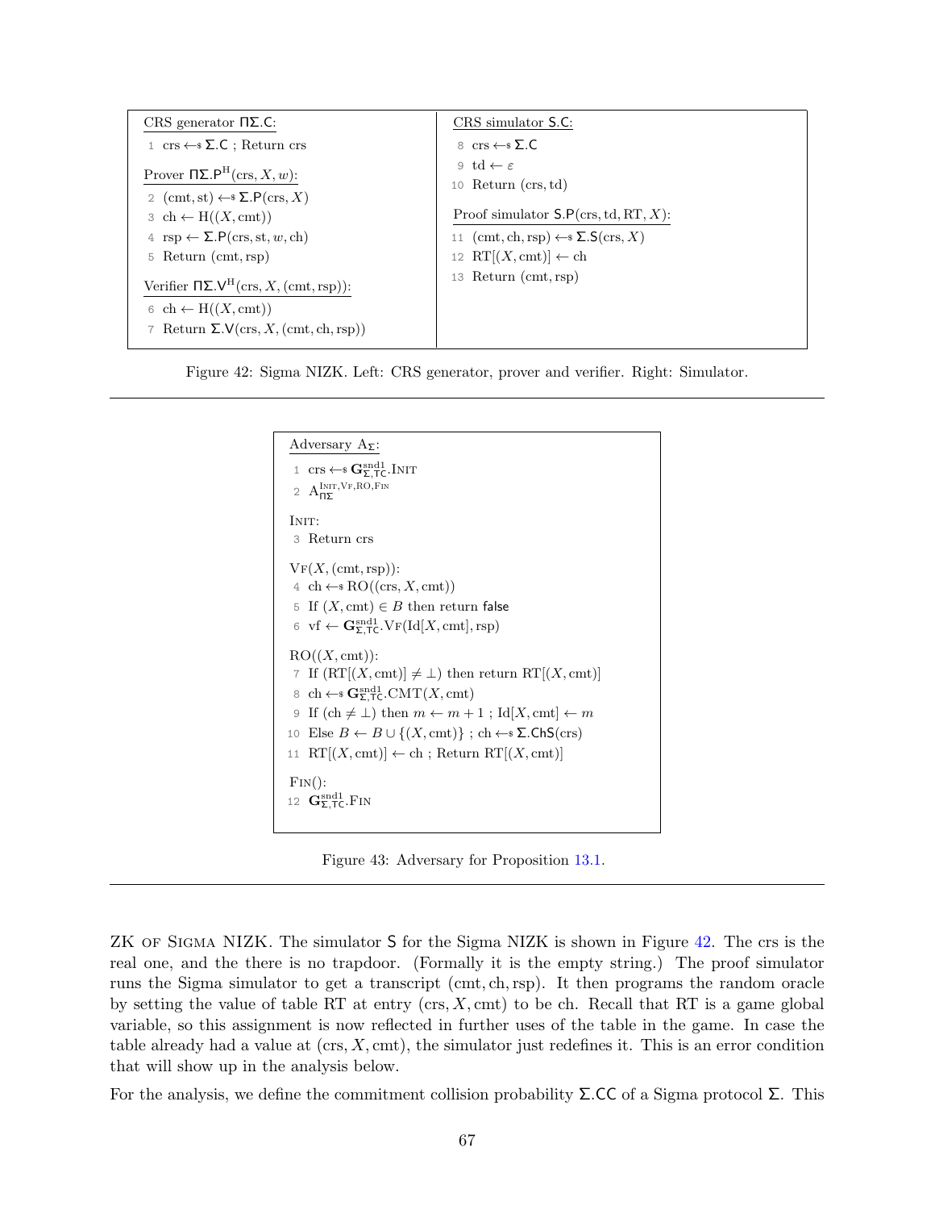**CRS generator $\mathsf{\Pi\Sigma.C}$:**

```
1  crs ←$ Σ.C ; Return crs
```

**Prover $\mathsf{\Pi\Sigma.P}^{\mathrm{H}}(\mathrm{crs}, X, w)$:**

```
2  (cmt, st) ←$ Σ.P(crs, X)
3  ch ← H((X, cmt))
4  rsp ← Σ.P(crs, st, w, ch)
5  Return (cmt, rsp)
```

**Verifier $\mathsf{\Pi\Sigma.V}^{\mathrm{H}}(\mathrm{crs}, X, (\mathrm{cmt}, \mathrm{rsp}))$:**

```
6  ch ← H((X, cmt))
7  Return Σ.V(crs, X, (cmt, ch, rsp))
```

**CRS simulator $\mathsf{S.C}$:**

```
8  crs ←$ Σ.C
9  td ← ε
10 Return (crs, td)
```

**Proof simulator $\mathsf{S.P}(\mathrm{crs}, \mathrm{td}, \mathrm{RT}, X)$:**

```
11 (cmt, ch, rsp) ←$ Σ.S(crs, X)
12 RT[(X, cmt)] ← ch
13 Return (cmt, rsp)
```

Figure 42: Sigma NIZK. Left: CRS generator, prover and verifier. Right: Simulator.

**Adversary $\mathrm{A}_{\mathsf{\Sigma}}$:**

```
1  crs ←$ G^{snd1}_{Σ,TC}.Init
2  A_{ΠΣ}^{Init,Vf,RO,Fin}
```

**Init:**

```
3  Return crs
```

**Vf$(X, (\mathrm{cmt}, \mathrm{rsp}))$:**

```
4  ch ←$ RO((crs, X, cmt))
5  If (X, cmt) ∈ B then return false
6  vf ← G^{snd1}_{Σ,TC}.Vf(Id[X, cmt], rsp)
```

**RO$((X, \mathrm{cmt}))$:**

```
7  If (RT[(X, cmt)] ≠ ⊥) then return RT[(X, cmt)]
8  ch ←$ G^{snd1}_{Σ,TC}.Cmt(X, cmt)
9  If (ch ≠ ⊥) then m ← m + 1 ; Id[X, cmt] ← m
10 Else B ← B ∪ {(X, cmt)} ; ch ←$ Σ.ChS(crs)
11 RT[(X, cmt)] ← ch ; Return RT[(X, cmt)]
```

**Fin():**

```
12 G^{snd1}_{Σ,TC}.Fin
```

Figure 43: Adversary for Proposition 13.1.

ZK of Sigma NIZK. The simulator $\mathsf{S}$ for the Sigma NIZK is shown in Figure 42. The crs is the real one, and the there is no trapdoor. (Formally it is the empty string.) The proof simulator runs the Sigma simulator to get a transcript $(\mathrm{cmt}, \mathrm{ch}, \mathrm{rsp})$. It then programs the random oracle by setting the value of table RT at entry $(\mathrm{crs}, X, \mathrm{cmt})$ to be ch. Recall that RT is a game global variable, so this assignment is now reflected in further uses of the table in the game. In case the table already had a value at $(\mathrm{crs}, X, \mathrm{cmt})$, the simulator just redefines it. This is an error condition that will show up in the analysis below.

For the analysis, we define the commitment collision probability $\mathsf{\Sigma.CC}$ of a Sigma protocol $\mathsf{\Sigma}$. This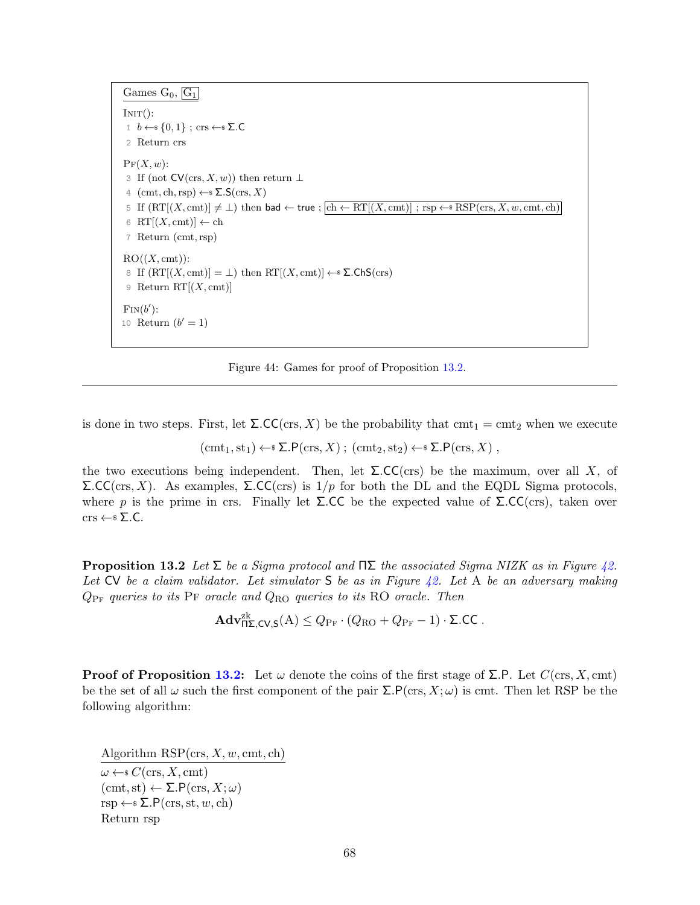```
Games G_0, [G_1]

INIT():
 1  b ←$ {0,1} ; crs ←$ Σ.C
 2  Return crs

PF(X, w):
 3  If (not CV(crs, X, w)) then return ⊥
 4  (cmt, ch, rsp) ←$ Σ.S(crs, X)
 5  If (RT[(X, cmt)] ≠ ⊥) then bad ← true ; [ch ← RT[(X, cmt)] ; rsp ←$ RSP(crs, X, w, cmt, ch)]
 6  RT[(X, cmt)] ← ch
 7  Return (cmt, rsp)

RO((X, cmt)):
 8  If (RT[(X, cmt)] = ⊥) then RT[(X, cmt)] ←$ Σ.ChS(crs)
 9  Return RT[(X, cmt)]

FIN(b'):
10  Return (b' = 1)
```

Figure 44: Games for proof of Proposition 13.2.

is done in two steps. First, let $\Sigma.\mathsf{CC}(\mathrm{crs}, X)$ be the probability that $\mathrm{cmt}_1 = \mathrm{cmt}_2$ when we execute

$$(\mathrm{cmt}_1, \mathrm{st}_1) \leftarrow\!\$\ \Sigma.\mathsf{P}(\mathrm{crs}, X)\ ;\ (\mathrm{cmt}_2, \mathrm{st}_2) \leftarrow\!\$\ \Sigma.\mathsf{P}(\mathrm{crs}, X)\ ,$$

the two executions being independent. Then, let $\Sigma.\mathsf{CC}(\mathrm{crs})$ be the maximum, over all $X$, of $\Sigma.\mathsf{CC}(\mathrm{crs}, X)$. As examples, $\Sigma.\mathsf{CC}(\mathrm{crs})$ is $1/p$ for both the DL and the EQDL Sigma protocols, where $p$ is the prime in crs. Finally let $\Sigma.\mathsf{CC}$ be the expected value of $\Sigma.\mathsf{CC}(\mathrm{crs})$, taken over $\mathrm{crs} \leftarrow\!\$\ \Sigma.\mathsf{C}$.

**Proposition 13.2** *Let $\Sigma$ be a Sigma protocol and $\Pi\Sigma$ the associated Sigma NIZK as in Figure 42. Let $\mathsf{CV}$ be a claim validator. Let simulator $\mathsf{S}$ be as in Figure 42. Let A be an adversary making $Q_{\mathrm{PF}}$ queries to its PF oracle and $Q_{\mathrm{RO}}$ queries to its RO oracle. Then*

$$\mathbf{Adv}^{\mathrm{zk}}_{\Pi\Sigma,\mathsf{CV},\mathsf{S}}(\mathrm{A}) \leq Q_{\mathrm{PF}} \cdot (Q_{\mathrm{RO}} + Q_{\mathrm{PF}} - 1) \cdot \Sigma.\mathsf{CC}\ .$$

**Proof of Proposition 13.2:** Let $\omega$ denote the coins of the first stage of $\Sigma.\mathsf{P}$. Let $C(\mathrm{crs}, X, \mathrm{cmt})$ be the set of all $\omega$ such the first component of the pair $\Sigma.\mathsf{P}(\mathrm{crs}, X; \omega)$ is cmt. Then let RSP be the following algorithm:

```
Algorithm RSP(crs, X, w, cmt, ch)
ω ←$ C(crs, X, cmt)
(cmt, st) ← Σ.P(crs, X; ω)
rsp ←$ Σ.P(crs, st, w, ch)
Return rsp
```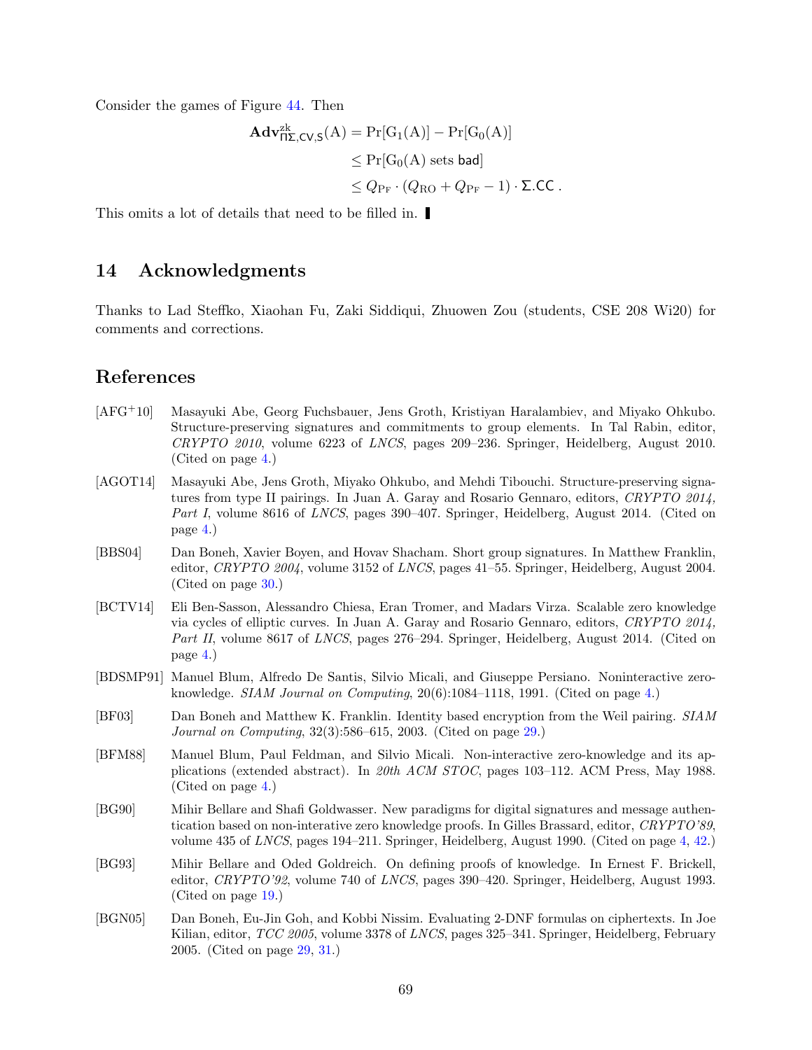Consider the games of Figure 44. Then

$$
\begin{aligned}
\mathbf{Adv}^{\mathrm{zk}}_{\Pi\Sigma,\mathsf{CV},\mathsf{S}}(\mathrm{A}) &= \Pr[\mathrm{G}_1(\mathrm{A})] - \Pr[\mathrm{G}_0(\mathrm{A})] \\
&\leq \Pr[\mathrm{G}_0(\mathrm{A}) \text{ sets } \mathsf{bad}] \\
&\leq Q_{\mathrm{PF}} \cdot (Q_{\mathrm{RO}} + Q_{\mathrm{PF}} - 1) \cdot \Sigma.\mathsf{CC} \; .
\end{aligned}
$$

This omits a lot of details that need to be filled in. ▮

## 14 Acknowledgments

Thanks to Lad Steffko, Xiaohan Fu, Zaki Siddiqui, Zhuowen Zou (students, CSE 208 Wi20) for comments and corrections.

## References

[AFG+10] Masayuki Abe, Georg Fuchsbauer, Jens Groth, Kristiyan Haralambiev, and Miyako Ohkubo. Structure-preserving signatures and commitments to group elements. In Tal Rabin, editor, *CRYPTO 2010*, volume 6223 of *LNCS*, pages 209–236. Springer, Heidelberg, August 2010. (Cited on page 4.)

[AGOT14] Masayuki Abe, Jens Groth, Miyako Ohkubo, and Mehdi Tibouchi. Structure-preserving signatures from type II pairings. In Juan A. Garay and Rosario Gennaro, editors, *CRYPTO 2014, Part I*, volume 8616 of *LNCS*, pages 390–407. Springer, Heidelberg, August 2014. (Cited on page 4.)

[BBS04] Dan Boneh, Xavier Boyen, and Hovav Shacham. Short group signatures. In Matthew Franklin, editor, *CRYPTO 2004*, volume 3152 of *LNCS*, pages 41–55. Springer, Heidelberg, August 2004. (Cited on page 30.)

[BCTV14] Eli Ben-Sasson, Alessandro Chiesa, Eran Tromer, and Madars Virza. Scalable zero knowledge via cycles of elliptic curves. In Juan A. Garay and Rosario Gennaro, editors, *CRYPTO 2014, Part II*, volume 8617 of *LNCS*, pages 276–294. Springer, Heidelberg, August 2014. (Cited on page 4.)

[BDSMP91] Manuel Blum, Alfredo De Santis, Silvio Micali, and Giuseppe Persiano. Noninteractive zero-knowledge. *SIAM Journal on Computing*, 20(6):1084–1118, 1991. (Cited on page 4.)

[BF03] Dan Boneh and Matthew K. Franklin. Identity based encryption from the Weil pairing. *SIAM Journal on Computing*, 32(3):586–615, 2003. (Cited on page 29.)

[BFM88] Manuel Blum, Paul Feldman, and Silvio Micali. Non-interactive zero-knowledge and its applications (extended abstract). In *20th ACM STOC*, pages 103–112. ACM Press, May 1988. (Cited on page 4.)

[BG90] Mihir Bellare and Shafi Goldwasser. New paradigms for digital signatures and message authentication based on non-interative zero knowledge proofs. In Gilles Brassard, editor, *CRYPTO'89*, volume 435 of *LNCS*, pages 194–211. Springer, Heidelberg, August 1990. (Cited on page 4, 42.)

[BG93] Mihir Bellare and Oded Goldreich. On defining proofs of knowledge. In Ernest F. Brickell, editor, *CRYPTO'92*, volume 740 of *LNCS*, pages 390–420. Springer, Heidelberg, August 1993. (Cited on page 19.)

[BGN05] Dan Boneh, Eu-Jin Goh, and Kobbi Nissim. Evaluating 2-DNF formulas on ciphertexts. In Joe Kilian, editor, *TCC 2005*, volume 3378 of *LNCS*, pages 325–341. Springer, Heidelberg, February 2005. (Cited on page 29, 31.)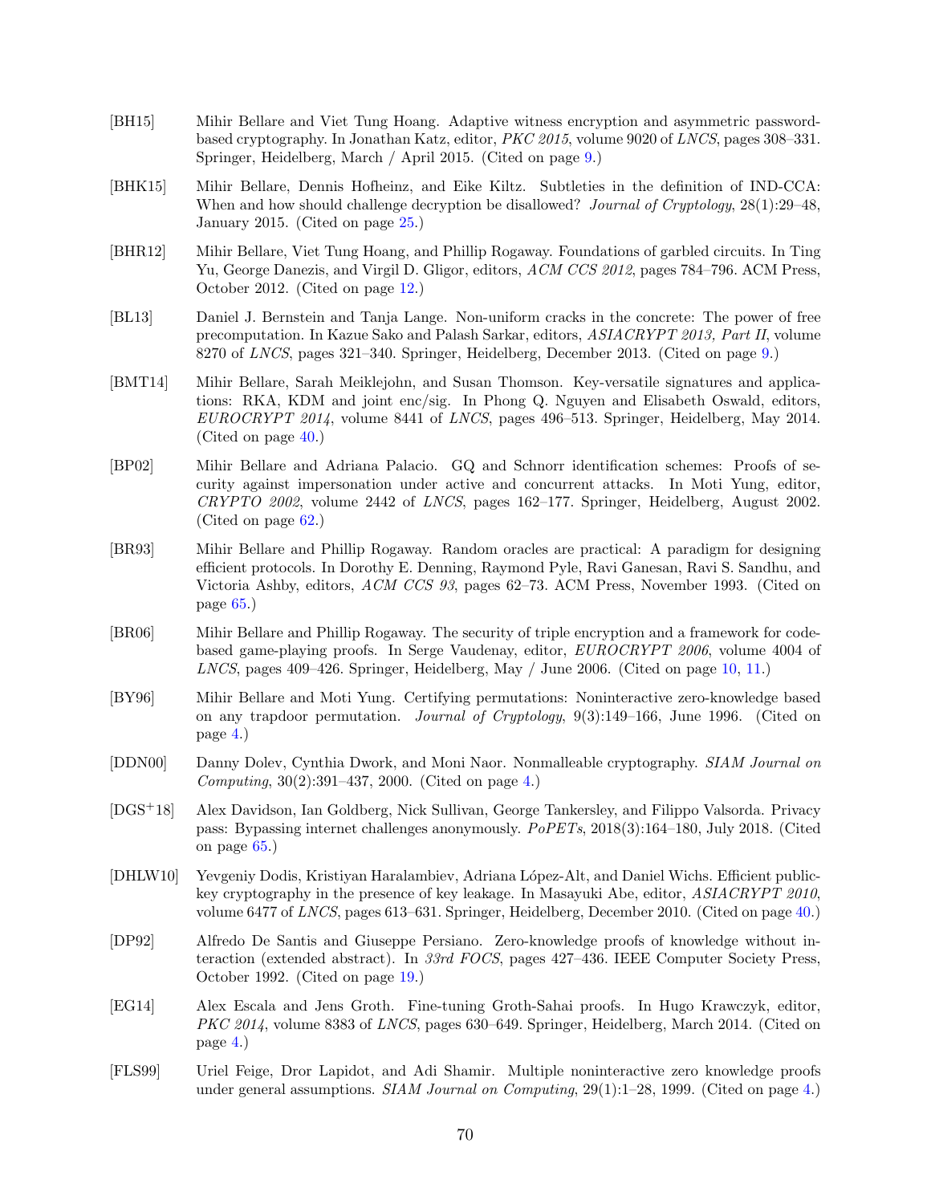[BH15] Mihir Bellare and Viet Tung Hoang. Adaptive witness encryption and asymmetric password-based cryptography. In Jonathan Katz, editor, *PKC 2015*, volume 9020 of *LNCS*, pages 308–331. Springer, Heidelberg, March / April 2015. (Cited on page 9.)

[BHK15] Mihir Bellare, Dennis Hofheinz, and Eike Kiltz. Subtleties in the definition of IND-CCA: When and how should challenge decryption be disallowed? *Journal of Cryptology*, 28(1):29–48, January 2015. (Cited on page 25.)

[BHR12] Mihir Bellare, Viet Tung Hoang, and Phillip Rogaway. Foundations of garbled circuits. In Ting Yu, George Danezis, and Virgil D. Gligor, editors, *ACM CCS 2012*, pages 784–796. ACM Press, October 2012. (Cited on page 12.)

[BL13] Daniel J. Bernstein and Tanja Lange. Non-uniform cracks in the concrete: The power of free precomputation. In Kazue Sako and Palash Sarkar, editors, *ASIACRYPT 2013, Part II*, volume 8270 of *LNCS*, pages 321–340. Springer, Heidelberg, December 2013. (Cited on page 9.)

[BMT14] Mihir Bellare, Sarah Meiklejohn, and Susan Thomson. Key-versatile signatures and applications: RKA, KDM and joint enc/sig. In Phong Q. Nguyen and Elisabeth Oswald, editors, *EUROCRYPT 2014*, volume 8441 of *LNCS*, pages 496–513. Springer, Heidelberg, May 2014. (Cited on page 40.)

[BP02] Mihir Bellare and Adriana Palacio. GQ and Schnorr identification schemes: Proofs of security against impersonation under active and concurrent attacks. In Moti Yung, editor, *CRYPTO 2002*, volume 2442 of *LNCS*, pages 162–177. Springer, Heidelberg, August 2002. (Cited on page 62.)

[BR93] Mihir Bellare and Phillip Rogaway. Random oracles are practical: A paradigm for designing efficient protocols. In Dorothy E. Denning, Raymond Pyle, Ravi Ganesan, Ravi S. Sandhu, and Victoria Ashby, editors, *ACM CCS 93*, pages 62–73. ACM Press, November 1993. (Cited on page 65.)

[BR06] Mihir Bellare and Phillip Rogaway. The security of triple encryption and a framework for code-based game-playing proofs. In Serge Vaudenay, editor, *EUROCRYPT 2006*, volume 4004 of *LNCS*, pages 409–426. Springer, Heidelberg, May / June 2006. (Cited on page 10, 11.)

[BY96] Mihir Bellare and Moti Yung. Certifying permutations: Noninteractive zero-knowledge based on any trapdoor permutation. *Journal of Cryptology*, 9(3):149–166, June 1996. (Cited on page 4.)

[DDN00] Danny Dolev, Cynthia Dwork, and Moni Naor. Nonmalleable cryptography. *SIAM Journal on Computing*, 30(2):391–437, 2000. (Cited on page 4.)

[DGS+18] Alex Davidson, Ian Goldberg, Nick Sullivan, George Tankersley, and Filippo Valsorda. Privacy pass: Bypassing internet challenges anonymously. *PoPETs*, 2018(3):164–180, July 2018. (Cited on page 65.)

[DHLW10] Yevgeniy Dodis, Kristiyan Haralambiev, Adriana López-Alt, and Daniel Wichs. Efficient public-key cryptography in the presence of key leakage. In Masayuki Abe, editor, *ASIACRYPT 2010*, volume 6477 of *LNCS*, pages 613–631. Springer, Heidelberg, December 2010. (Cited on page 40.)

[DP92] Alfredo De Santis and Giuseppe Persiano. Zero-knowledge proofs of knowledge without interaction (extended abstract). In *33rd FOCS*, pages 427–436. IEEE Computer Society Press, October 1992. (Cited on page 19.)

[EG14] Alex Escala and Jens Groth. Fine-tuning Groth-Sahai proofs. In Hugo Krawczyk, editor, *PKC 2014*, volume 8383 of *LNCS*, pages 630–649. Springer, Heidelberg, March 2014. (Cited on page 4.)

[FLS99] Uriel Feige, Dror Lapidot, and Adi Shamir. Multiple noninteractive zero knowledge proofs under general assumptions. *SIAM Journal on Computing*, 29(1):1–28, 1999. (Cited on page 4.)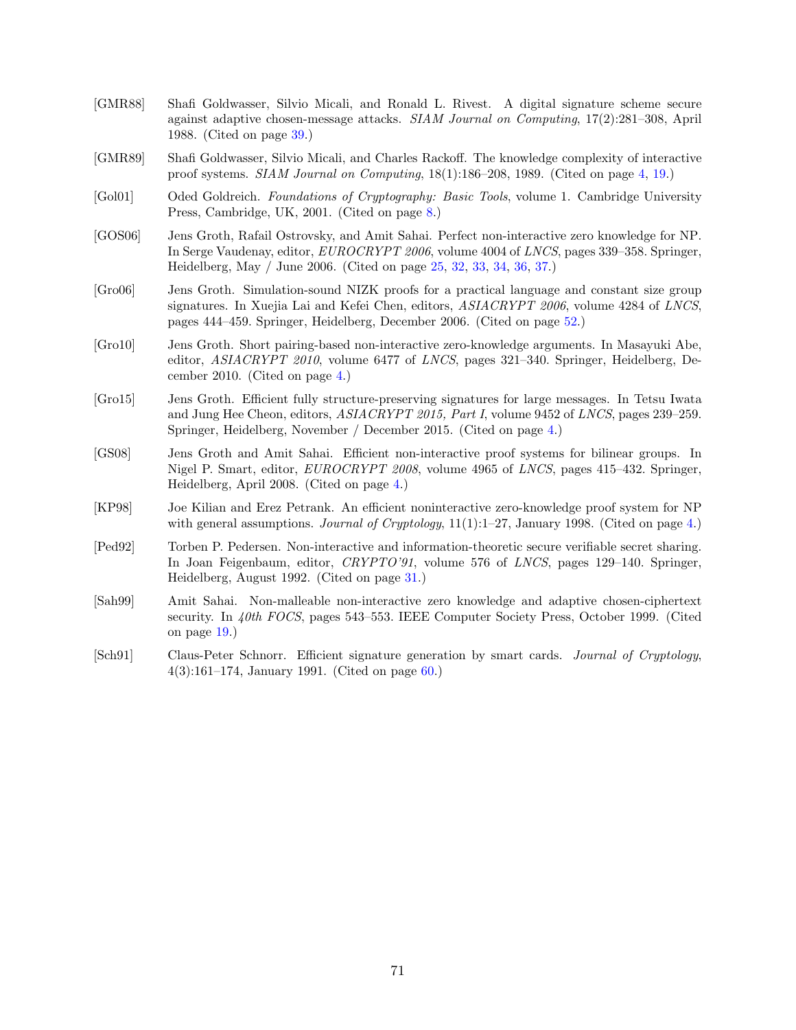[GMR88] Shafi Goldwasser, Silvio Micali, and Ronald L. Rivest. A digital signature scheme secure against adaptive chosen-message attacks. *SIAM Journal on Computing*, 17(2):281–308, April 1988. (Cited on page 39.)

[GMR89] Shafi Goldwasser, Silvio Micali, and Charles Rackoff. The knowledge complexity of interactive proof systems. *SIAM Journal on Computing*, 18(1):186–208, 1989. (Cited on page 4, 19.)

[Gol01] Oded Goldreich. *Foundations of Cryptography: Basic Tools*, volume 1. Cambridge University Press, Cambridge, UK, 2001. (Cited on page 8.)

[GOS06] Jens Groth, Rafail Ostrovsky, and Amit Sahai. Perfect non-interactive zero knowledge for NP. In Serge Vaudenay, editor, *EUROCRYPT 2006*, volume 4004 of *LNCS*, pages 339–358. Springer, Heidelberg, May / June 2006. (Cited on page 25, 32, 33, 34, 36, 37.)

[Gro06] Jens Groth. Simulation-sound NIZK proofs for a practical language and constant size group signatures. In Xuejia Lai and Kefei Chen, editors, *ASIACRYPT 2006*, volume 4284 of *LNCS*, pages 444–459. Springer, Heidelberg, December 2006. (Cited on page 52.)

[Gro10] Jens Groth. Short pairing-based non-interactive zero-knowledge arguments. In Masayuki Abe, editor, *ASIACRYPT 2010*, volume 6477 of *LNCS*, pages 321–340. Springer, Heidelberg, December 2010. (Cited on page 4.)

[Gro15] Jens Groth. Efficient fully structure-preserving signatures for large messages. In Tetsu Iwata and Jung Hee Cheon, editors, *ASIACRYPT 2015, Part I*, volume 9452 of *LNCS*, pages 239–259. Springer, Heidelberg, November / December 2015. (Cited on page 4.)

[GS08] Jens Groth and Amit Sahai. Efficient non-interactive proof systems for bilinear groups. In Nigel P. Smart, editor, *EUROCRYPT 2008*, volume 4965 of *LNCS*, pages 415–432. Springer, Heidelberg, April 2008. (Cited on page 4.)

[KP98] Joe Kilian and Erez Petrank. An efficient noninteractive zero-knowledge proof system for NP with general assumptions. *Journal of Cryptology*, 11(1):1–27, January 1998. (Cited on page 4.)

[Ped92] Torben P. Pedersen. Non-interactive and information-theoretic secure verifiable secret sharing. In Joan Feigenbaum, editor, *CRYPTO'91*, volume 576 of *LNCS*, pages 129–140. Springer, Heidelberg, August 1992. (Cited on page 31.)

[Sah99] Amit Sahai. Non-malleable non-interactive zero knowledge and adaptive chosen-ciphertext security. In *40th FOCS*, pages 543–553. IEEE Computer Society Press, October 1999. (Cited on page 19.)

[Sch91] Claus-Peter Schnorr. Efficient signature generation by smart cards. *Journal of Cryptology*, 4(3):161–174, January 1991. (Cited on page 60.)